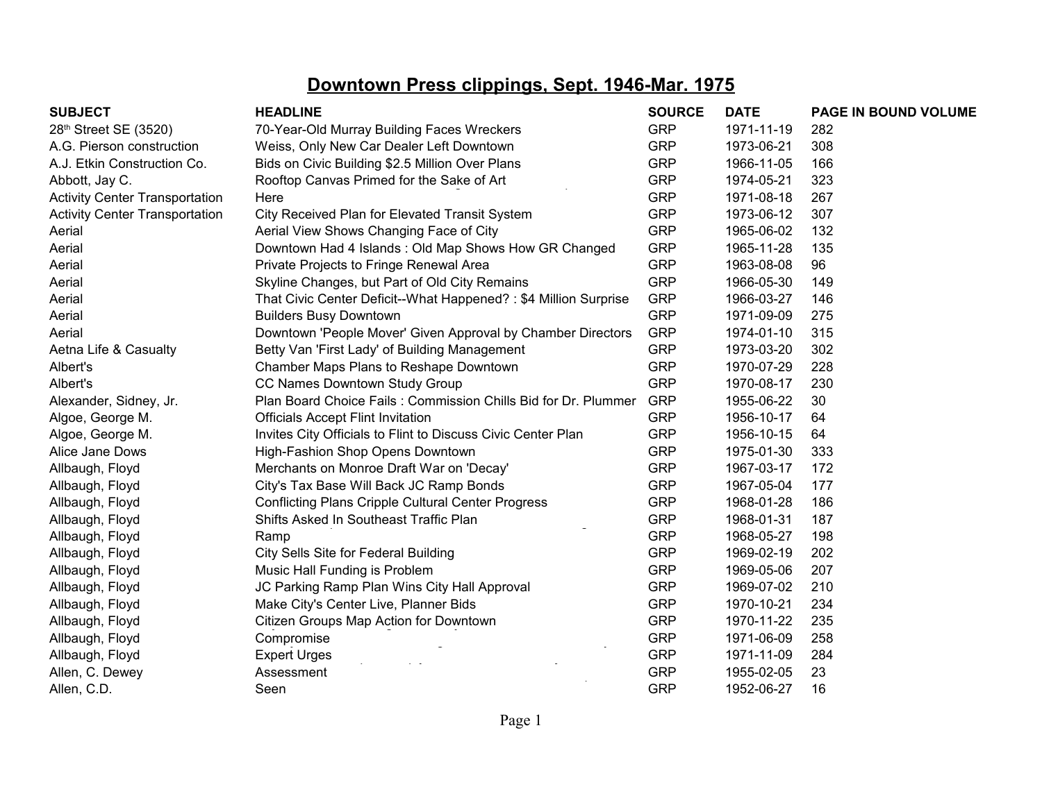# Downtown Press clippings, Sept. 1946-Mar. 1975

| SUBJECT | HEADLINE | SOURCE | DATE | PAGE IN BOUND VOLUME |
|---|---|---|---|---|
| 28th Street SE (3520) | 70-Year-Old Murray Building Faces Wreckers | GRP | 1971-11-19 | 282 |
| A.G. Pierson construction | Weiss, Only New Car Dealer Left Downtown | GRP | 1973-06-21 | 308 |
| A.J. Etkin Construction Co. | Bids on Civic Building $2.5 Million Over Plans | GRP | 1966-11-05 | 166 |
| Abbott, Jay C. | Rooftop Canvas Primed for the Sake of Art | GRP | 1974-05-21 | 323 |
| Activity Center Transportation | Here | GRP | 1971-08-18 | 267 |
| Activity Center Transportation | City Received Plan for Elevated Transit System | GRP | 1973-06-12 | 307 |
| Aerial | Aerial View Shows Changing Face of City | GRP | 1965-06-02 | 132 |
| Aerial | Downtown Had 4 Islands : Old Map Shows How GR Changed | GRP | 1965-11-28 | 135 |
| Aerial | Private Projects to Fringe Renewal Area | GRP | 1963-08-08 | 96 |
| Aerial | Skyline Changes, but Part of Old City Remains | GRP | 1966-05-30 | 149 |
| Aerial | That Civic Center Deficit--What Happened? : $4 Million Surprise | GRP | 1966-03-27 | 146 |
| Aerial | Builders Busy Downtown | GRP | 1971-09-09 | 275 |
| Aerial | Downtown 'People Mover' Given Approval by Chamber Directors | GRP | 1974-01-10 | 315 |
| Aetna Life & Casualty | Betty Van 'First Lady' of Building Management | GRP | 1973-03-20 | 302 |
| Albert's | Chamber Maps Plans to Reshape Downtown | GRP | 1970-07-29 | 228 |
| Albert's | CC Names Downtown Study Group | GRP | 1970-08-17 | 230 |
| Alexander, Sidney, Jr. | Plan Board Choice Fails : Commission Chills Bid for Dr. Plummer | GRP | 1955-06-22 | 30 |
| Algoe, George M. | Officials Accept Flint Invitation | GRP | 1956-10-17 | 64 |
| Algoe, George M. | Invites City Officials to Flint to Discuss Civic Center Plan | GRP | 1956-10-15 | 64 |
| Alice Jane Dows | High-Fashion Shop Opens Downtown | GRP | 1975-01-30 | 333 |
| Allbaugh, Floyd | Merchants on Monroe Draft War on 'Decay' | GRP | 1967-03-17 | 172 |
| Allbaugh, Floyd | City's Tax Base Will Back JC Ramp Bonds | GRP | 1967-05-04 | 177 |
| Allbaugh, Floyd | Conflicting Plans Cripple Cultural Center Progress | GRP | 1968-01-28 | 186 |
| Allbaugh, Floyd | Shifts Asked In Southeast Traffic Plan | GRP | 1968-01-31 | 187 |
| Allbaugh, Floyd | Ramp | GRP | 1968-05-27 | 198 |
| Allbaugh, Floyd | City Sells Site for Federal Building | GRP | 1969-02-19 | 202 |
| Allbaugh, Floyd | Music Hall Funding is Problem | GRP | 1969-05-06 | 207 |
| Allbaugh, Floyd | JC Parking Ramp Plan Wins City Hall Approval | GRP | 1969-07-02 | 210 |
| Allbaugh, Floyd | Make City's Center Live, Planner Bids | GRP | 1970-10-21 | 234 |
| Allbaugh, Floyd | Citizen Groups Map Action for Downtown | GRP | 1970-11-22 | 235 |
| Allbaugh, Floyd | Compromise | GRP | 1971-06-09 | 258 |
| Allbaugh, Floyd | Expert Urges | GRP | 1971-11-09 | 284 |
| Allen, C. Dewey | Assessment | GRP | 1955-02-05 | 23 |
| Allen, C.D. | Seen | GRP | 1952-06-27 | 16 |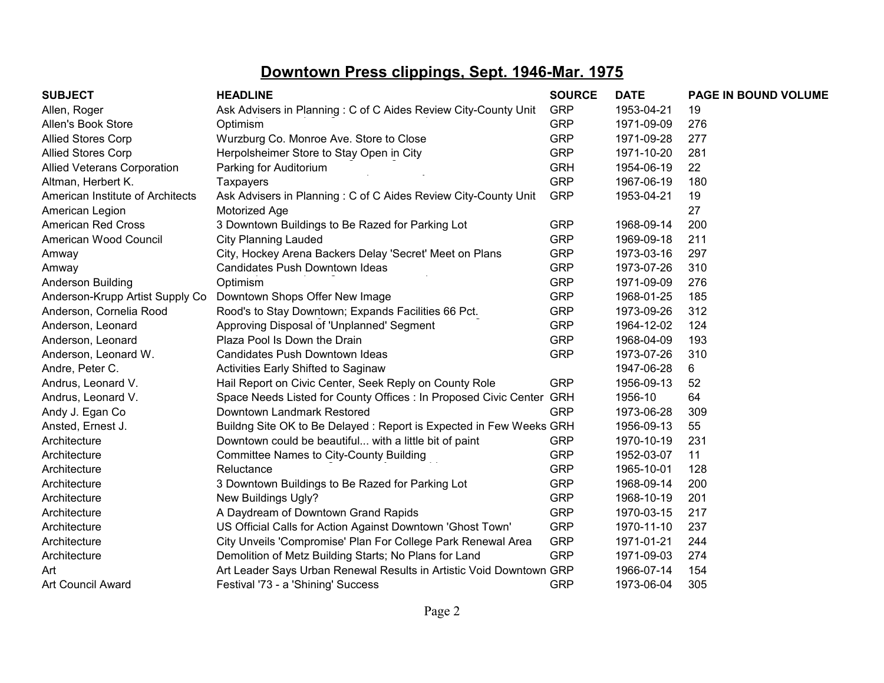# Downtown Press clippings, Sept. 1946-Mar. 1975

| SUBJECT | HEADLINE | SOURCE | DATE | PAGE IN BOUND VOLUME |
|---|---|---|---|---|
| Allen, Roger | Ask Advisers in Planning : C of C Aides Review City-County Unit | GRP | 1953-04-21 | 19 |
| Allen's Book Store | Optimism | GRP | 1971-09-09 | 276 |
| Allied Stores Corp | Wurzburg Co. Monroe Ave. Store to Close | GRP | 1971-09-28 | 277 |
| Allied Stores Corp | Herpolsheimer Store to Stay Open in City | GRP | 1971-10-20 | 281 |
| Allied Veterans Corporation | Parking for Auditorium | GRH | 1954-06-19 | 22 |
| Altman, Herbert K. | Taxpayers | GRP | 1967-06-19 | 180 |
| American Institute of Architects | Ask Advisers in Planning : C of C Aides Review City-County Unit | GRP | 1953-04-21 | 19 |
| American Legion | Motorized Age | | | 27 |
| American Red Cross | 3 Downtown Buildings to Be Razed for Parking Lot | GRP | 1968-09-14 | 200 |
| American Wood Council | City Planning Lauded | GRP | 1969-09-18 | 211 |
| Amway | City, Hockey Arena Backers Delay 'Secret' Meet on Plans | GRP | 1973-03-16 | 297 |
| Amway | Candidates Push Downtown Ideas | GRP | 1973-07-26 | 310 |
| Anderson Building | Optimism | GRP | 1971-09-09 | 276 |
| Anderson-Krupp Artist Supply Co | Downtown Shops Offer New Image | GRP | 1968-01-25 | 185 |
| Anderson, Cornelia Rood | Rood's to Stay Downtown; Expands Facilities 66 Pct. | GRP | 1973-09-26 | 312 |
| Anderson, Leonard | Approving Disposal of 'Unplanned' Segment | GRP | 1964-12-02 | 124 |
| Anderson, Leonard | Plaza Pool Is Down the Drain | GRP | 1968-04-09 | 193 |
| Anderson, Leonard W. | Candidates Push Downtown Ideas | GRP | 1973-07-26 | 310 |
| Andre, Peter C. | Activities Early Shifted to Saginaw | | 1947-06-28 | 6 |
| Andrus, Leonard V. | Hail Report on Civic Center, Seek Reply on County Role | GRP | 1956-09-13 | 52 |
| Andrus, Leonard V. | Space Needs Listed for County Offices : In Proposed Civic Center | GRH | 1956-10 | 64 |
| Andy J. Egan Co | Downtown Landmark Restored | GRP | 1973-06-28 | 309 |
| Ansted, Ernest J. | Buildng Site OK to Be Delayed : Report is Expected in Few Weeks | GRH | 1956-09-13 | 55 |
| Architecture | Downtown could be beautiful... with a little bit of paint | GRP | 1970-10-19 | 231 |
| Architecture | Committee Names to City-County Building | GRP | 1952-03-07 | 11 |
| Architecture | Reluctance | GRP | 1965-10-01 | 128 |
| Architecture | 3 Downtown Buildings to Be Razed for Parking Lot | GRP | 1968-09-14 | 200 |
| Architecture | New Buildings Ugly? | GRP | 1968-10-19 | 201 |
| Architecture | A Daydream of Downtown Grand Rapids | GRP | 1970-03-15 | 217 |
| Architecture | US Official Calls for Action Against Downtown 'Ghost Town' | GRP | 1970-11-10 | 237 |
| Architecture | City Unveils 'Compromise' Plan For College Park Renewal Area | GRP | 1971-01-21 | 244 |
| Architecture | Demolition of Metz Building Starts; No Plans for Land | GRP | 1971-09-03 | 274 |
| Art | Art Leader Says Urban Renewal Results in Artistic Void Downtown | GRP | 1966-07-14 | 154 |
| Art Council Award | Festival '73 - a 'Shining' Success | GRP | 1973-06-04 | 305 |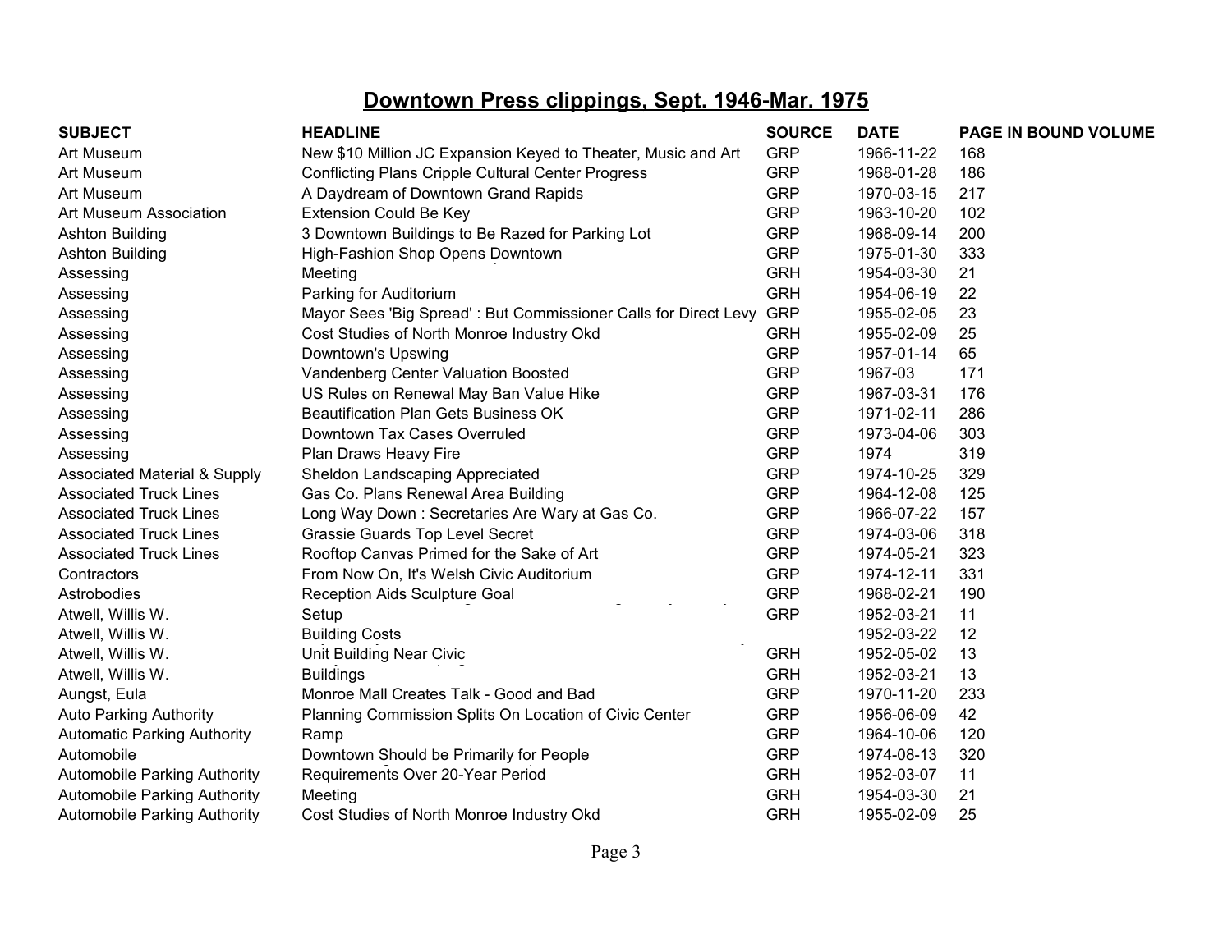# Downtown Press clippings, Sept. 1946-Mar. 1975

| SUBJECT | HEADLINE | SOURCE | DATE | PAGE IN BOUND VOLUME |
|---|---|---|---|---|
| Art Museum | New $10 Million JC Expansion Keyed to Theater, Music and Art | GRP | 1966-11-22 | 168 |
| Art Museum | Conflicting Plans Cripple Cultural Center Progress | GRP | 1968-01-28 | 186 |
| Art Museum | A Daydream of Downtown Grand Rapids | GRP | 1970-03-15 | 217 |
| Art Museum Association | Extension Could Be Key | GRP | 1963-10-20 | 102 |
| Ashton Building | 3 Downtown Buildings to Be Razed for Parking Lot | GRP | 1968-09-14 | 200 |
| Ashton Building | High-Fashion Shop Opens Downtown | GRP | 1975-01-30 | 333 |
| Assessing | Meeting | GRH | 1954-03-30 | 21 |
| Assessing | Parking for Auditorium | GRH | 1954-06-19 | 22 |
| Assessing | Mayor Sees 'Big Spread' : But Commissioner Calls for Direct Levy | GRP | 1955-02-05 | 23 |
| Assessing | Cost Studies of North Monroe Industry Okd | GRH | 1955-02-09 | 25 |
| Assessing | Downtown's Upswing | GRP | 1957-01-14 | 65 |
| Assessing | Vandenberg Center Valuation Boosted | GRP | 1967-03 | 171 |
| Assessing | US Rules on Renewal May Ban Value Hike | GRP | 1967-03-31 | 176 |
| Assessing | Beautification Plan Gets Business OK | GRP | 1971-02-11 | 286 |
| Assessing | Downtown Tax Cases Overruled | GRP | 1973-04-06 | 303 |
| Assessing | Plan Draws Heavy Fire | GRP | 1974 | 319 |
| Associated Material & Supply | Sheldon Landscaping Appreciated | GRP | 1974-10-25 | 329 |
| Associated Truck Lines | Gas Co. Plans Renewal Area Building | GRP | 1964-12-08 | 125 |
| Associated Truck Lines | Long Way Down : Secretaries Are Wary at Gas Co. | GRP | 1966-07-22 | 157 |
| Associated Truck Lines | Grassie Guards Top Level Secret | GRP | 1974-03-06 | 318 |
| Associated Truck Lines | Rooftop Canvas Primed for the Sake of Art | GRP | 1974-05-21 | 323 |
| Contractors | From Now On, It's Welsh Civic Auditorium | GRP | 1974-12-11 | 331 |
| Astrobodies | Reception Aids Sculpture Goal | GRP | 1968-02-21 | 190 |
| Atwell, Willis W. | Setup | GRP | 1952-03-21 | 11 |
| Atwell, Willis W. | Building Costs | | 1952-03-22 | 12 |
| Atwell, Willis W. | Unit Building Near Civic | GRH | 1952-05-02 | 13 |
| Atwell, Willis W. | Buildings | GRH | 1952-03-21 | 13 |
| Aungst, Eula | Monroe Mall Creates Talk - Good and Bad | GRP | 1970-11-20 | 233 |
| Auto Parking Authority | Planning Commission Splits On Location of Civic Center | GRP | 1956-06-09 | 42 |
| Automatic Parking Authority | Ramp | GRP | 1964-10-06 | 120 |
| Automobile | Downtown Should be Primarily for People | GRP | 1974-08-13 | 320 |
| Automobile Parking Authority | Requirements Over 20-Year Period | GRH | 1952-03-07 | 11 |
| Automobile Parking Authority | Meeting | GRH | 1954-03-30 | 21 |
| Automobile Parking Authority | Cost Studies of North Monroe Industry Okd | GRH | 1955-02-09 | 25 |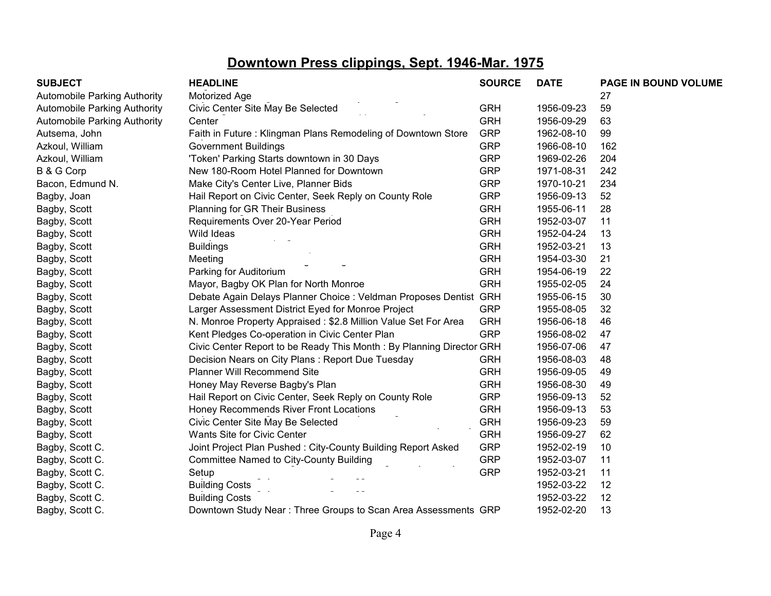## Downtown Press clippings, Sept. 1946-Mar. 1975

| SUBJECT | HEADLINE | SOURCE | DATE | PAGE IN BOUND VOLUME |
|---|---|---|---|---|
| Automobile Parking Authority | Motorized Age | | | 27 |
| Automobile Parking Authority | Civic Center Site May Be Selected | GRH | 1956-09-23 | 59 |
| Automobile Parking Authority | Center | GRH | 1956-09-29 | 63 |
| Autsema, John | Faith in Future : Klingman Plans Remodeling of Downtown Store | GRP | 1962-08-10 | 99 |
| Azkoul, William | Government Buildings | GRP | 1966-08-10 | 162 |
| Azkoul, William | 'Token' Parking Starts downtown in 30 Days | GRP | 1969-02-26 | 204 |
| B & G Corp | New 180-Room Hotel Planned for Downtown | GRP | 1971-08-31 | 242 |
| Bacon, Edmund N. | Make City's Center Live, Planner Bids | GRP | 1970-10-21 | 234 |
| Bagby, Joan | Hail Report on Civic Center, Seek Reply on County Role | GRP | 1956-09-13 | 52 |
| Bagby, Scott | Planning for GR Their Business | GRH | 1955-06-11 | 28 |
| Bagby, Scott | Requirements Over 20-Year Period | GRH | 1952-03-07 | 11 |
| Bagby, Scott | Wild Ideas | GRH | 1952-04-24 | 13 |
| Bagby, Scott | Buildings | GRH | 1952-03-21 | 13 |
| Bagby, Scott | Meeting | GRH | 1954-03-30 | 21 |
| Bagby, Scott | Parking for Auditorium | GRH | 1954-06-19 | 22 |
| Bagby, Scott | Mayor, Bagby OK Plan for North Monroe | GRH | 1955-02-05 | 24 |
| Bagby, Scott | Debate Again Delays Planner Choice : Veldman Proposes Dentist | GRH | 1955-06-15 | 30 |
| Bagby, Scott | Larger Assessment District Eyed for Monroe Project | GRP | 1955-08-05 | 32 |
| Bagby, Scott | N. Monroe Property Appraised : $2.8 Million Value Set For Area | GRH | 1956-06-18 | 46 |
| Bagby, Scott | Kent Pledges Co-operation in Civic Center Plan | GRP | 1956-08-02 | 47 |
| Bagby, Scott | Civic Center Report to be Ready This Month : By Planning Director | GRH | 1956-07-06 | 47 |
| Bagby, Scott | Decision Nears on City Plans : Report Due Tuesday | GRH | 1956-08-03 | 48 |
| Bagby, Scott | Planner Will Recommend Site | GRH | 1956-09-05 | 49 |
| Bagby, Scott | Honey May Reverse Bagby's Plan | GRH | 1956-08-30 | 49 |
| Bagby, Scott | Hail Report on Civic Center, Seek Reply on County Role | GRP | 1956-09-13 | 52 |
| Bagby, Scott | Honey Recommends River Front Locations | GRH | 1956-09-13 | 53 |
| Bagby, Scott | Civic Center Site May Be Selected | GRH | 1956-09-23 | 59 |
| Bagby, Scott | Wants Site for Civic Center | GRH | 1956-09-27 | 62 |
| Bagby, Scott C. | Joint Project Plan Pushed : City-County Building Report Asked | GRP | 1952-02-19 | 10 |
| Bagby, Scott C. | Committee Named to City-County Building | GRP | 1952-03-07 | 11 |
| Bagby, Scott C. | Setup | GRP | 1952-03-21 | 11 |
| Bagby, Scott C. | Building Costs | | 1952-03-22 | 12 |
| Bagby, Scott C. | Building Costs | | 1952-03-22 | 12 |
| Bagby, Scott C. | Downtown Study Near : Three Groups to Scan Area Assessments | GRP | 1952-02-20 | 13 |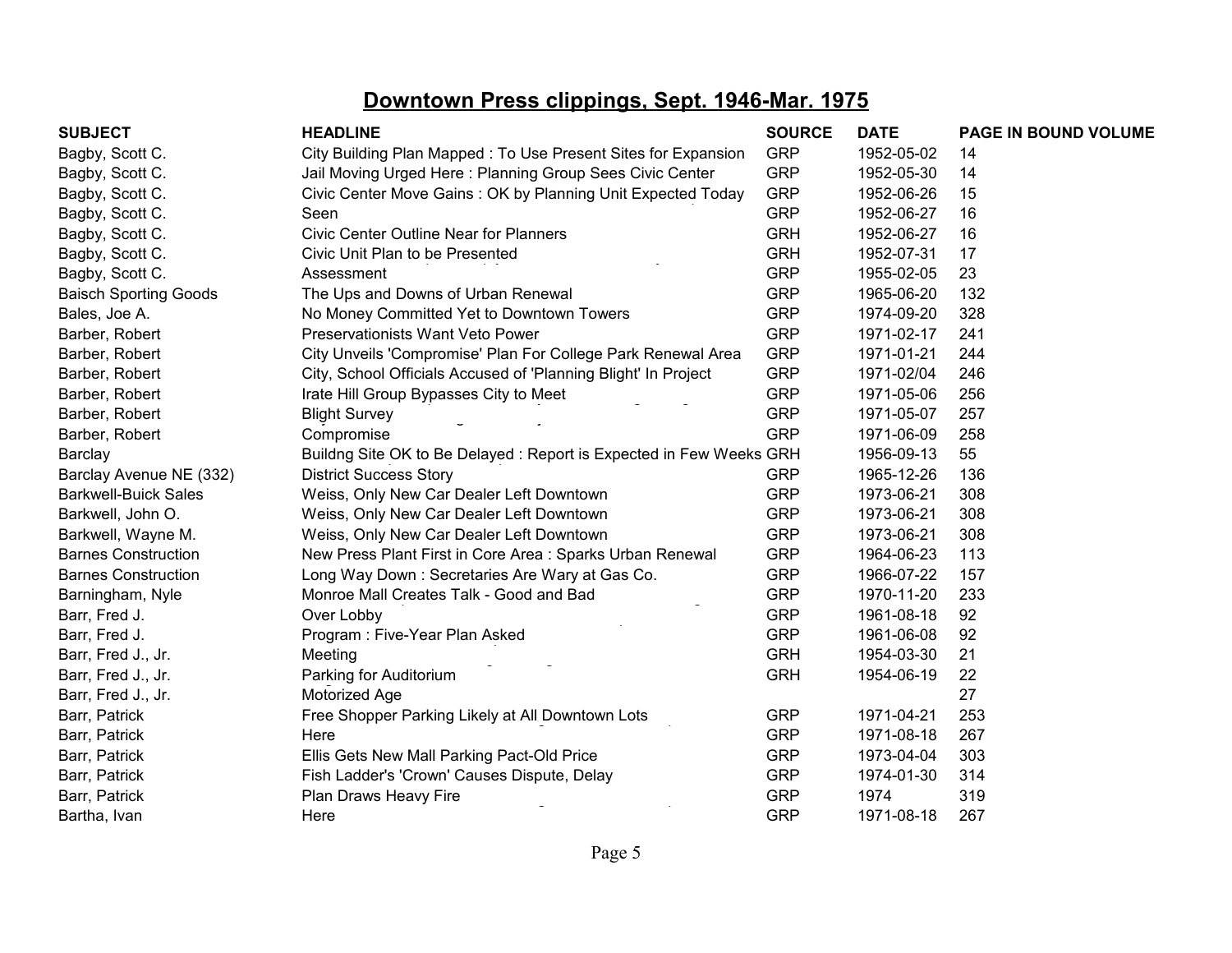# Downtown Press clippings, Sept. 1946-Mar. 1975

| SUBJECT | HEADLINE | SOURCE | DATE | PAGE IN BOUND VOLUME |
|---|---|---|---|---|
| Bagby, Scott C. | City Building Plan Mapped : To Use Present Sites for Expansion | GRP | 1952-05-02 | 14 |
| Bagby, Scott C. | Jail Moving Urged Here : Planning Group Sees Civic Center | GRP | 1952-05-30 | 14 |
| Bagby, Scott C. | Civic Center Move Gains : OK by Planning Unit Expected Today | GRP | 1952-06-26 | 15 |
| Bagby, Scott C. | Seen | GRP | 1952-06-27 | 16 |
| Bagby, Scott C. | Civic Center Outline Near for Planners | GRH | 1952-06-27 | 16 |
| Bagby, Scott C. | Civic Unit Plan to be Presented | GRH | 1952-07-31 | 17 |
| Bagby, Scott C. | Assessment | GRP | 1955-02-05 | 23 |
| Baisch Sporting Goods | The Ups and Downs of Urban Renewal | GRP | 1965-06-20 | 132 |
| Bales, Joe A. | No Money Committed Yet to Downtown Towers | GRP | 1974-09-20 | 328 |
| Barber, Robert | Preservationists Want Veto Power | GRP | 1971-02-17 | 241 |
| Barber, Robert | City Unveils 'Compromise' Plan For College Park Renewal Area | GRP | 1971-01-21 | 244 |
| Barber, Robert | City, School Officials Accused of 'Planning Blight' In Project | GRP | 1971-02/04 | 246 |
| Barber, Robert | Irate Hill Group Bypasses City to Meet | GRP | 1971-05-06 | 256 |
| Barber, Robert | Blight Survey | GRP | 1971-05-07 | 257 |
| Barber, Robert | Compromise | GRP | 1971-06-09 | 258 |
| Barclay | Buildng Site OK to Be Delayed : Report is Expected in Few Weeks | GRH | 1956-09-13 | 55 |
| Barclay Avenue NE (332) | District Success Story | GRP | 1965-12-26 | 136 |
| Barkwell-Buick Sales | Weiss, Only New Car Dealer Left Downtown | GRP | 1973-06-21 | 308 |
| Barkwell, John O. | Weiss, Only New Car Dealer Left Downtown | GRP | 1973-06-21 | 308 |
| Barkwell, Wayne M. | Weiss, Only New Car Dealer Left Downtown | GRP | 1973-06-21 | 308 |
| Barnes Construction | New Press Plant First in Core Area : Sparks Urban Renewal | GRP | 1964-06-23 | 113 |
| Barnes Construction | Long Way Down : Secretaries Are Wary at Gas Co. | GRP | 1966-07-22 | 157 |
| Barningham, Nyle | Monroe Mall Creates Talk - Good and Bad | GRP | 1970-11-20 | 233 |
| Barr, Fred J. | Over Lobby | GRP | 1961-08-18 | 92 |
| Barr, Fred J. | Program : Five-Year Plan Asked | GRP | 1961-06-08 | 92 |
| Barr, Fred J., Jr. | Meeting | GRH | 1954-03-30 | 21 |
| Barr, Fred J., Jr. | Parking for Auditorium | GRH | 1954-06-19 | 22 |
| Barr, Fred J., Jr. | Motorized Age | | | 27 |
| Barr, Patrick | Free Shopper Parking Likely at All Downtown Lots | GRP | 1971-04-21 | 253 |
| Barr, Patrick | Here | GRP | 1971-08-18 | 267 |
| Barr, Patrick | Ellis Gets New Mall Parking Pact-Old Price | GRP | 1973-04-04 | 303 |
| Barr, Patrick | Fish Ladder's 'Crown' Causes Dispute, Delay | GRP | 1974-01-30 | 314 |
| Barr, Patrick | Plan Draws Heavy Fire | GRP | 1974 | 319 |
| Bartha, Ivan | Here | GRP | 1971-08-18 | 267 |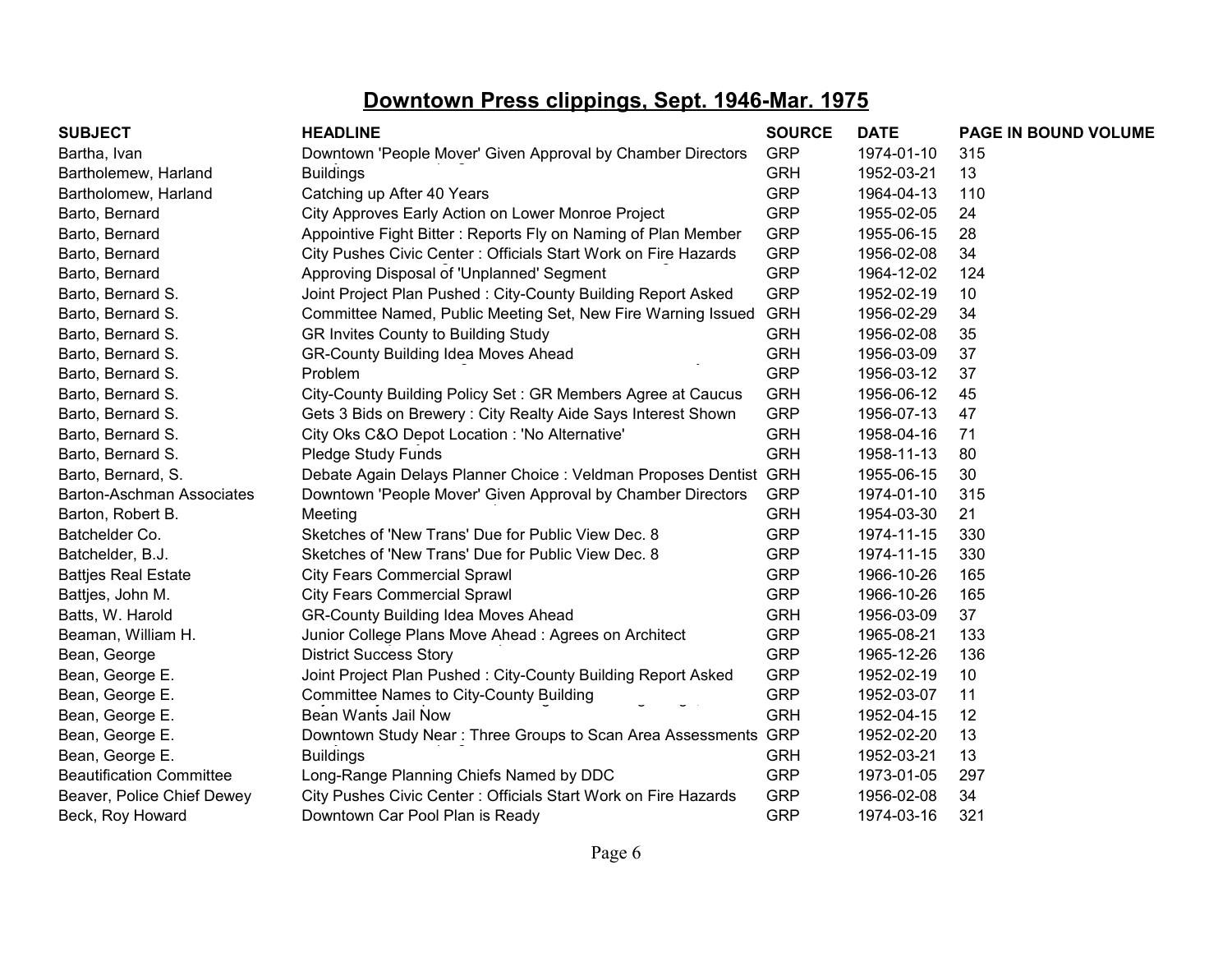## Downtown Press clippings, Sept. 1946-Mar. 1975

| SUBJECT | HEADLINE | SOURCE | DATE | PAGE IN BOUND VOLUME |
|---|---|---|---|---|
| Bartha, Ivan | Downtown 'People Mover' Given Approval by Chamber Directors | GRP | 1974-01-10 | 315 |
| Bartholemew, Harland | Buildings | GRH | 1952-03-21 | 13 |
| Bartholomew, Harland | Catching up After 40 Years | GRP | 1964-04-13 | 110 |
| Barto, Bernard | City Approves Early Action on Lower Monroe Project | GRP | 1955-02-05 | 24 |
| Barto, Bernard | Appointive Fight Bitter : Reports Fly on Naming of Plan Member | GRP | 1955-06-15 | 28 |
| Barto, Bernard | City Pushes Civic Center : Officials Start Work on Fire Hazards | GRP | 1956-02-08 | 34 |
| Barto, Bernard | Approving Disposal of 'Unplanned' Segment | GRP | 1964-12-02 | 124 |
| Barto, Bernard S. | Joint Project Plan Pushed : City-County Building Report Asked | GRP | 1952-02-19 | 10 |
| Barto, Bernard S. | Committee Named, Public Meeting Set, New Fire Warning Issued | GRH | 1956-02-29 | 34 |
| Barto, Bernard S. | GR Invites County to Building Study | GRH | 1956-02-08 | 35 |
| Barto, Bernard S. | GR-County Building Idea Moves Ahead | GRH | 1956-03-09 | 37 |
| Barto, Bernard S. | Problem | GRP | 1956-03-12 | 37 |
| Barto, Bernard S. | City-County Building Policy Set : GR Members Agree at Caucus | GRH | 1956-06-12 | 45 |
| Barto, Bernard S. | Gets 3 Bids on Brewery : City Realty Aide Says Interest Shown | GRP | 1956-07-13 | 47 |
| Barto, Bernard S. | City Oks C&O Depot Location : 'No Alternative' | GRH | 1958-04-16 | 71 |
| Barto, Bernard S. | Pledge Study Funds | GRH | 1958-11-13 | 80 |
| Barto, Bernard, S. | Debate Again Delays Planner Choice : Veldman Proposes Dentist | GRH | 1955-06-15 | 30 |
| Barton-Aschman Associates | Downtown 'People Mover' Given Approval by Chamber Directors | GRP | 1974-01-10 | 315 |
| Barton, Robert B. | Meeting | GRH | 1954-03-30 | 21 |
| Batchelder Co. | Sketches of 'New Trans' Due for Public View Dec. 8 | GRP | 1974-11-15 | 330 |
| Batchelder, B.J. | Sketches of 'New Trans' Due for Public View Dec. 8 | GRP | 1974-11-15 | 330 |
| Battjes Real Estate | City Fears Commercial Sprawl | GRP | 1966-10-26 | 165 |
| Battjes, John M. | City Fears Commercial Sprawl | GRP | 1966-10-26 | 165 |
| Batts, W. Harold | GR-County Building Idea Moves Ahead | GRH | 1956-03-09 | 37 |
| Beaman, William H. | Junior College Plans Move Ahead : Agrees on Architect | GRP | 1965-08-21 | 133 |
| Bean, George | District Success Story | GRP | 1965-12-26 | 136 |
| Bean, George E. | Joint Project Plan Pushed : City-County Building Report Asked | GRP | 1952-02-19 | 10 |
| Bean, George E. | Committee Names to City-County Building | GRP | 1952-03-07 | 11 |
| Bean, George E. | Bean Wants Jail Now | GRH | 1952-04-15 | 12 |
| Bean, George E. | Downtown Study Near : Three Groups to Scan Area Assessments | GRP | 1952-02-20 | 13 |
| Bean, George E. | Buildings | GRH | 1952-03-21 | 13 |
| Beautification Committee | Long-Range Planning Chiefs Named by DDC | GRP | 1973-01-05 | 297 |
| Beaver, Police Chief Dewey | City Pushes Civic Center : Officials Start Work on Fire Hazards | GRP | 1956-02-08 | 34 |
| Beck, Roy Howard | Downtown Car Pool Plan is Ready | GRP | 1974-03-16 | 321 |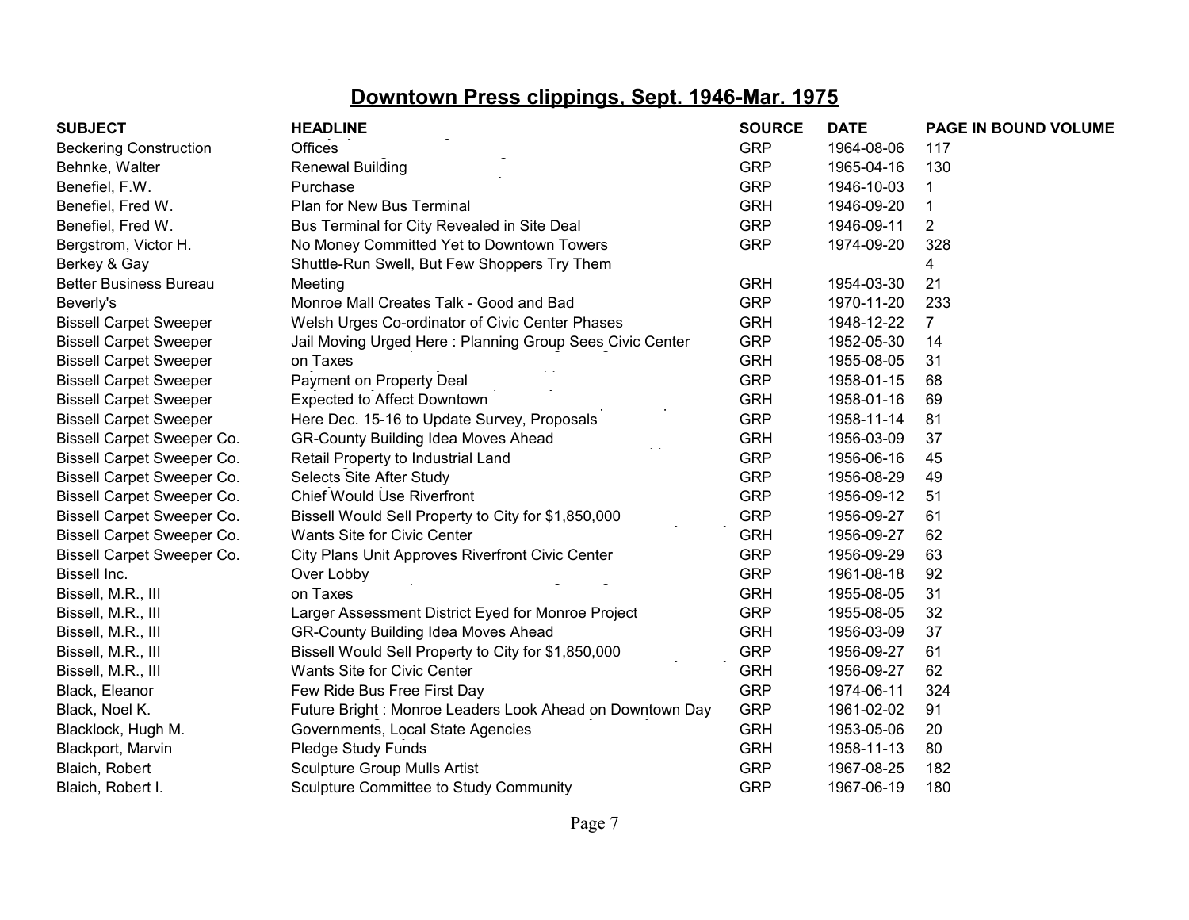# Downtown Press clippings, Sept. 1946-Mar. 1975

| SUBJECT | HEADLINE | SOURCE | DATE | PAGE IN BOUND VOLUME |
|---|---|---|---|---|
| Beckering Construction | Offices | GRP | 1964-08-06 | 117 |
| Behnke, Walter | Renewal Building | GRP | 1965-04-16 | 130 |
| Benefiel, F.W. | Purchase | GRP | 1946-10-03 | 1 |
| Benefiel, Fred W. | Plan for New Bus Terminal | GRH | 1946-09-20 | 1 |
| Benefiel, Fred W. | Bus Terminal for City Revealed in Site Deal | GRP | 1946-09-11 | 2 |
| Bergstrom, Victor H. | No Money Committed Yet to Downtown Towers | GRP | 1974-09-20 | 328 |
| Berkey & Gay | Shuttle-Run Swell, But Few Shoppers Try Them | | | 4 |
| Better Business Bureau | Meeting | GRH | 1954-03-30 | 21 |
| Beverly's | Monroe Mall Creates Talk - Good and Bad | GRP | 1970-11-20 | 233 |
| Bissell Carpet Sweeper | Welsh Urges Co-ordinator of Civic Center Phases | GRH | 1948-12-22 | 7 |
| Bissell Carpet Sweeper | Jail Moving Urged Here : Planning Group Sees Civic Center | GRP | 1952-05-30 | 14 |
| Bissell Carpet Sweeper | on Taxes | GRH | 1955-08-05 | 31 |
| Bissell Carpet Sweeper | Payment on Property Deal | GRP | 1958-01-15 | 68 |
| Bissell Carpet Sweeper | Expected to Affect Downtown | GRH | 1958-01-16 | 69 |
| Bissell Carpet Sweeper | Here Dec. 15-16 to Update Survey, Proposals | GRP | 1958-11-14 | 81 |
| Bissell Carpet Sweeper Co. | GR-County Building Idea Moves Ahead | GRH | 1956-03-09 | 37 |
| Bissell Carpet Sweeper Co. | Retail Property to Industrial Land | GRP | 1956-06-16 | 45 |
| Bissell Carpet Sweeper Co. | Selects Site After Study | GRP | 1956-08-29 | 49 |
| Bissell Carpet Sweeper Co. | Chief Would Use Riverfront | GRP | 1956-09-12 | 51 |
| Bissell Carpet Sweeper Co. | Bissell Would Sell Property to City for $1,850,000 | GRP | 1956-09-27 | 61 |
| Bissell Carpet Sweeper Co. | Wants Site for Civic Center | GRH | 1956-09-27 | 62 |
| Bissell Carpet Sweeper Co. | City Plans Unit Approves Riverfront Civic Center | GRP | 1956-09-29 | 63 |
| Bissell Inc. | Over Lobby | GRP | 1961-08-18 | 92 |
| Bissell, M.R., III | on Taxes | GRH | 1955-08-05 | 31 |
| Bissell, M.R., III | Larger Assessment District Eyed for Monroe Project | GRP | 1955-08-05 | 32 |
| Bissell, M.R., III | GR-County Building Idea Moves Ahead | GRH | 1956-03-09 | 37 |
| Bissell, M.R., III | Bissell Would Sell Property to City for $1,850,000 | GRP | 1956-09-27 | 61 |
| Bissell, M.R., III | Wants Site for Civic Center | GRH | 1956-09-27 | 62 |
| Black, Eleanor | Few Ride Bus Free First Day | GRP | 1974-06-11 | 324 |
| Black, Noel K. | Future Bright : Monroe Leaders Look Ahead on Downtown Day | GRP | 1961-02-02 | 91 |
| Blacklock, Hugh M. | Governments, Local State Agencies | GRH | 1953-05-06 | 20 |
| Blackport, Marvin | Pledge Study Funds | GRH | 1958-11-13 | 80 |
| Blaich, Robert | Sculpture Group Mulls Artist | GRP | 1967-08-25 | 182 |
| Blaich, Robert I. | Sculpture Committee to Study Community | GRP | 1967-06-19 | 180 |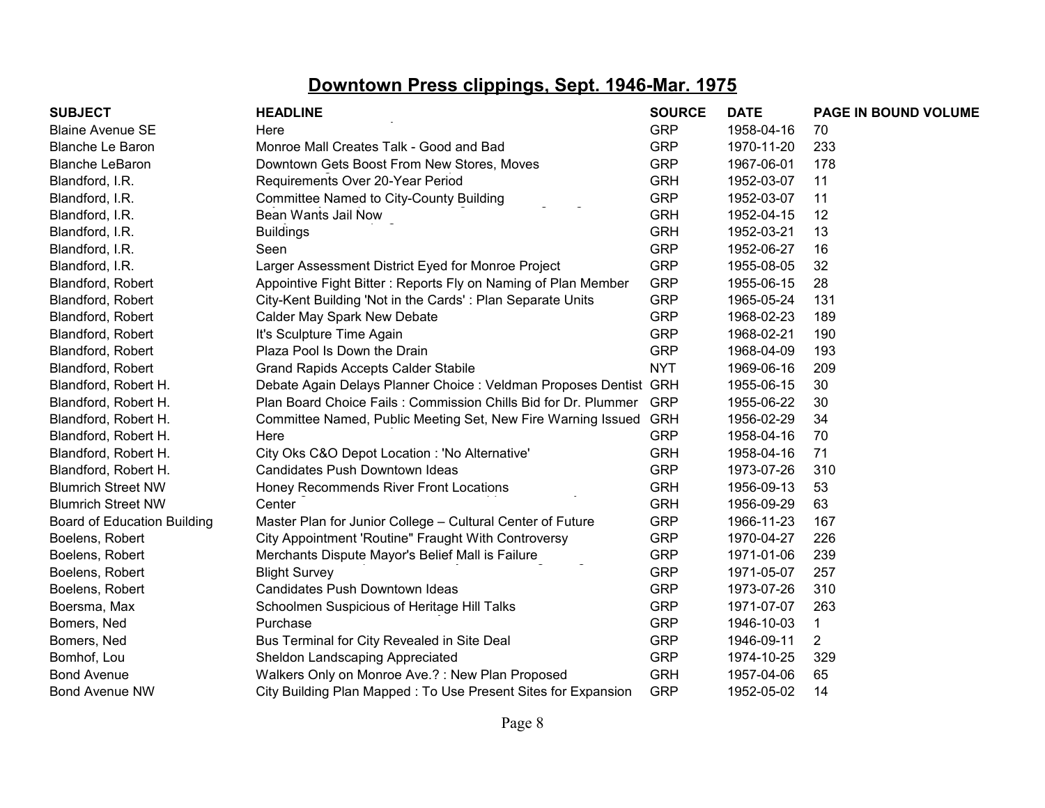# Downtown Press clippings, Sept. 1946-Mar. 1975

| SUBJECT | HEADLINE | SOURCE | DATE | PAGE IN BOUND VOLUME |
|---|---|---|---|---|
| Blaine Avenue SE | Here | GRP | 1958-04-16 | 70 |
| Blanche Le Baron | Monroe Mall Creates Talk - Good and Bad | GRP | 1970-11-20 | 233 |
| Blanche LeBaron | Downtown Gets Boost From New Stores, Moves | GRP | 1967-06-01 | 178 |
| Blandford, I.R. | Requirements Over 20-Year Period | GRH | 1952-03-07 | 11 |
| Blandford, I.R. | Committee Named to City-County Building | GRP | 1952-03-07 | 11 |
| Blandford, I.R. | Bean Wants Jail Now | GRH | 1952-04-15 | 12 |
| Blandford, I.R. | Buildings | GRH | 1952-03-21 | 13 |
| Blandford, I.R. | Seen | GRP | 1952-06-27 | 16 |
| Blandford, I.R. | Larger Assessment District Eyed for Monroe Project | GRP | 1955-08-05 | 32 |
| Blandford, Robert | Appointive Fight Bitter : Reports Fly on Naming of Plan Member | GRP | 1955-06-15 | 28 |
| Blandford, Robert | City-Kent Building 'Not in the Cards' : Plan Separate Units | GRP | 1965-05-24 | 131 |
| Blandford, Robert | Calder May Spark New Debate | GRP | 1968-02-23 | 189 |
| Blandford, Robert | It's Sculpture Time Again | GRP | 1968-02-21 | 190 |
| Blandford, Robert | Plaza Pool Is Down the Drain | GRP | 1968-04-09 | 193 |
| Blandford, Robert | Grand Rapids Accepts Calder Stabile | NYT | 1969-06-16 | 209 |
| Blandford, Robert H. | Debate Again Delays Planner Choice : Veldman Proposes Dentist | GRH | 1955-06-15 | 30 |
| Blandford, Robert H. | Plan Board Choice Fails : Commission Chills Bid for Dr. Plummer | GRP | 1955-06-22 | 30 |
| Blandford, Robert H. | Committee Named, Public Meeting Set, New Fire Warning Issued | GRH | 1956-02-29 | 34 |
| Blandford, Robert H. | Here | GRP | 1958-04-16 | 70 |
| Blandford, Robert H. | City Oks C&O Depot Location : 'No Alternative' | GRH | 1958-04-16 | 71 |
| Blandford, Robert H. | Candidates Push Downtown Ideas | GRP | 1973-07-26 | 310 |
| Blumrich Street NW | Honey Recommends River Front Locations | GRH | 1956-09-13 | 53 |
| Blumrich Street NW | Center | GRH | 1956-09-29 | 63 |
| Board of Education Building | Master Plan for Junior College – Cultural Center of Future | GRP | 1966-11-23 | 167 |
| Boelens, Robert | City Appointment 'Routine" Fraught With Controversy | GRP | 1970-04-27 | 226 |
| Boelens, Robert | Merchants Dispute Mayor's Belief Mall is Failure | GRP | 1971-01-06 | 239 |
| Boelens, Robert | Blight Survey | GRP | 1971-05-07 | 257 |
| Boelens, Robert | Candidates Push Downtown Ideas | GRP | 1973-07-26 | 310 |
| Boersma, Max | Schoolmen Suspicious of Heritage Hill Talks | GRP | 1971-07-07 | 263 |
| Bomers, Ned | Purchase | GRP | 1946-10-03 | 1 |
| Bomers, Ned | Bus Terminal for City Revealed in Site Deal | GRP | 1946-09-11 | 2 |
| Bomhof, Lou | Sheldon Landscaping Appreciated | GRP | 1974-10-25 | 329 |
| Bond Avenue | Walkers Only on Monroe Ave.? : New Plan Proposed | GRH | 1957-04-06 | 65 |
| Bond Avenue NW | City Building Plan Mapped : To Use Present Sites for Expansion | GRP | 1952-05-02 | 14 |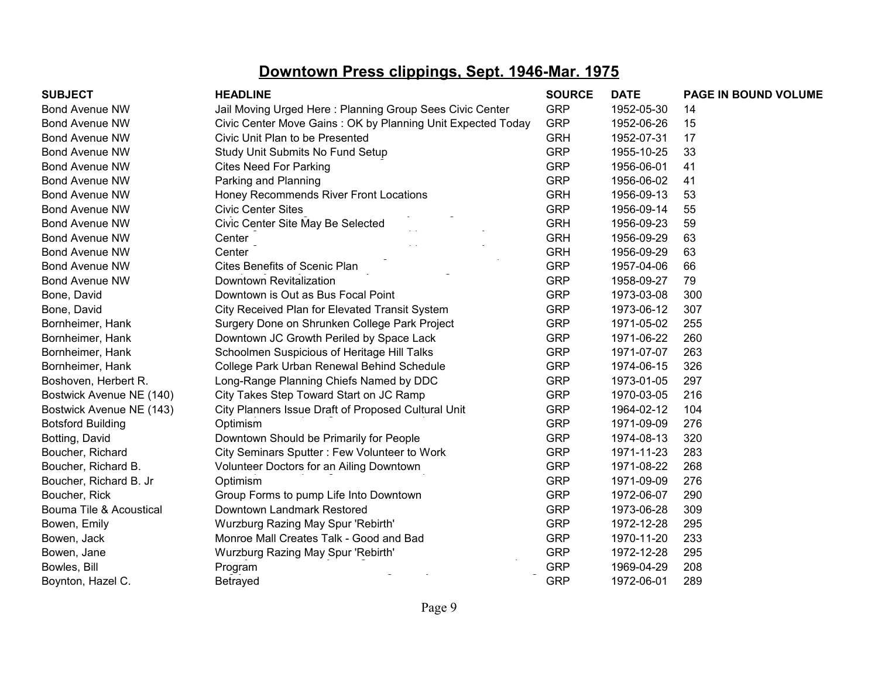# Downtown Press clippings, Sept. 1946-Mar. 1975

| SUBJECT | HEADLINE | SOURCE | DATE | PAGE IN BOUND VOLUME |
|---|---|---|---|---|
| Bond Avenue NW | Jail Moving Urged Here : Planning Group Sees Civic Center | GRP | 1952-05-30 | 14 |
| Bond Avenue NW | Civic Center Move Gains : OK by Planning Unit Expected Today | GRP | 1952-06-26 | 15 |
| Bond Avenue NW | Civic Unit Plan to be Presented | GRH | 1952-07-31 | 17 |
| Bond Avenue NW | Study Unit Submits No Fund Setup | GRP | 1955-10-25 | 33 |
| Bond Avenue NW | Cites Need For Parking | GRP | 1956-06-01 | 41 |
| Bond Avenue NW | Parking and Planning | GRP | 1956-06-02 | 41 |
| Bond Avenue NW | Honey Recommends River Front Locations | GRH | 1956-09-13 | 53 |
| Bond Avenue NW | Civic Center Sites | GRP | 1956-09-14 | 55 |
| Bond Avenue NW | Civic Center Site May Be Selected | GRH | 1956-09-23 | 59 |
| Bond Avenue NW | Center | GRH | 1956-09-29 | 63 |
| Bond Avenue NW | Center | GRH | 1956-09-29 | 63 |
| Bond Avenue NW | Cites Benefits of Scenic Plan | GRP | 1957-04-06 | 66 |
| Bond Avenue NW | Downtown Revitalization | GRP | 1958-09-27 | 79 |
| Bone, David | Downtown is Out as Bus Focal Point | GRP | 1973-03-08 | 300 |
| Bone, David | City Received Plan for Elevated Transit System | GRP | 1973-06-12 | 307 |
| Bornheimer, Hank | Surgery Done on Shrunken College Park Project | GRP | 1971-05-02 | 255 |
| Bornheimer, Hank | Downtown JC Growth Periled by Space Lack | GRP | 1971-06-22 | 260 |
| Bornheimer, Hank | Schoolmen Suspicious of Heritage Hill Talks | GRP | 1971-07-07 | 263 |
| Bornheimer, Hank | College Park Urban Renewal Behind Schedule | GRP | 1974-06-15 | 326 |
| Boshoven, Herbert R. | Long-Range Planning Chiefs Named by DDC | GRP | 1973-01-05 | 297 |
| Bostwick Avenue NE (140) | City Takes Step Toward Start on JC Ramp | GRP | 1970-03-05 | 216 |
| Bostwick Avenue NE (143) | City Planners Issue Draft of Proposed Cultural Unit | GRP | 1964-02-12 | 104 |
| Botsford Building | Optimism | GRP | 1971-09-09 | 276 |
| Botting, David | Downtown Should be Primarily for People | GRP | 1974-08-13 | 320 |
| Boucher, Richard | City Seminars Sputter : Few Volunteer to Work | GRP | 1971-11-23 | 283 |
| Boucher, Richard B. | Volunteer Doctors for an Ailing Downtown | GRP | 1971-08-22 | 268 |
| Boucher, Richard B. Jr | Optimism | GRP | 1971-09-09 | 276 |
| Boucher, Rick | Group Forms to pump Life Into Downtown | GRP | 1972-06-07 | 290 |
| Bouma Tile & Acoustical | Downtown Landmark Restored | GRP | 1973-06-28 | 309 |
| Bowen, Emily | Wurzburg Razing May Spur 'Rebirth' | GRP | 1972-12-28 | 295 |
| Bowen, Jack | Monroe Mall Creates Talk - Good and Bad | GRP | 1970-11-20 | 233 |
| Bowen, Jane | Wurzburg Razing May Spur 'Rebirth' | GRP | 1972-12-28 | 295 |
| Bowles, Bill | Program | GRP | 1969-04-29 | 208 |
| Boynton, Hazel C. | Betrayed | GRP | 1972-06-01 | 289 |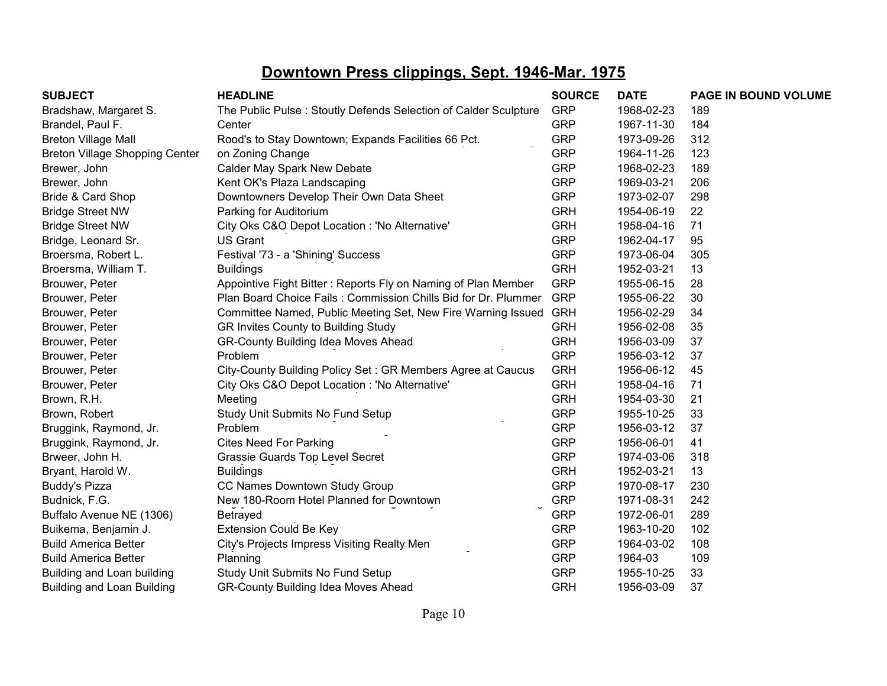# Downtown Press clippings, Sept. 1946-Mar. 1975

| SUBJECT | HEADLINE | SOURCE | DATE | PAGE IN BOUND VOLUME |
|---|---|---|---|---|
| Bradshaw, Margaret S. | The Public Pulse : Stoutly Defends Selection of Calder Sculpture | GRP | 1968-02-23 | 189 |
| Brandel, Paul F. | Center | GRP | 1967-11-30 | 184 |
| Breton Village Mall | Rood's to Stay Downtown; Expands Facilities 66 Pct. | GRP | 1973-09-26 | 312 |
| Breton Village Shopping Center | on Zoning Change | GRP | 1964-11-26 | 123 |
| Brewer, John | Calder May Spark New Debate | GRP | 1968-02-23 | 189 |
| Brewer, John | Kent OK's Plaza Landscaping | GRP | 1969-03-21 | 206 |
| Bride & Card Shop | Downtowners Develop Their Own Data Sheet | GRP | 1973-02-07 | 298 |
| Bridge Street NW | Parking for Auditorium | GRH | 1954-06-19 | 22 |
| Bridge Street NW | City Oks C&O Depot Location : 'No Alternative' | GRH | 1958-04-16 | 71 |
| Bridge, Leonard Sr. | US Grant | GRP | 1962-04-17 | 95 |
| Broersma, Robert L. | Festival '73 - a 'Shining' Success | GRP | 1973-06-04 | 305 |
| Broersma, William T. | Buildings | GRH | 1952-03-21 | 13 |
| Brouwer, Peter | Appointive Fight Bitter : Reports Fly on Naming of Plan Member | GRP | 1955-06-15 | 28 |
| Brouwer, Peter | Plan Board Choice Fails : Commission Chills Bid for Dr. Plummer | GRP | 1955-06-22 | 30 |
| Brouwer, Peter | Committee Named, Public Meeting Set, New Fire Warning Issued | GRH | 1956-02-29 | 34 |
| Brouwer, Peter | GR Invites County to Building Study | GRH | 1956-02-08 | 35 |
| Brouwer, Peter | GR-County Building Idea Moves Ahead | GRH | 1956-03-09 | 37 |
| Brouwer, Peter | Problem | GRP | 1956-03-12 | 37 |
| Brouwer, Peter | City-County Building Policy Set : GR Members Agree at Caucus | GRH | 1956-06-12 | 45 |
| Brouwer, Peter | City Oks C&O Depot Location : 'No Alternative' | GRH | 1958-04-16 | 71 |
| Brown, R.H. | Meeting | GRH | 1954-03-30 | 21 |
| Brown, Robert | Study Unit Submits No Fund Setup | GRP | 1955-10-25 | 33 |
| Bruggink, Raymond, Jr. | Problem | GRP | 1956-03-12 | 37 |
| Bruggink, Raymond, Jr. | Cites Need For Parking | GRP | 1956-06-01 | 41 |
| Brweer, John H. | Grassie Guards Top Level Secret | GRP | 1974-03-06 | 318 |
| Bryant, Harold W. | Buildings | GRH | 1952-03-21 | 13 |
| Buddy's Pizza | CC Names Downtown Study Group | GRP | 1970-08-17 | 230 |
| Budnick, F.G. | New 180-Room Hotel Planned for Downtown | GRP | 1971-08-31 | 242 |
| Buffalo Avenue NE (1306) | Betrayed | GRP | 1972-06-01 | 289 |
| Buikema, Benjamin J. | Extension Could Be Key | GRP | 1963-10-20 | 102 |
| Build America Better | City's Projects Impress Visiting Realty Men | GRP | 1964-03-02 | 108 |
| Build America Better | Planning | GRP | 1964-03 | 109 |
| Building and Loan building | Study Unit Submits No Fund Setup | GRP | 1955-10-25 | 33 |
| Building and Loan Building | GR-County Building Idea Moves Ahead | GRH | 1956-03-09 | 37 |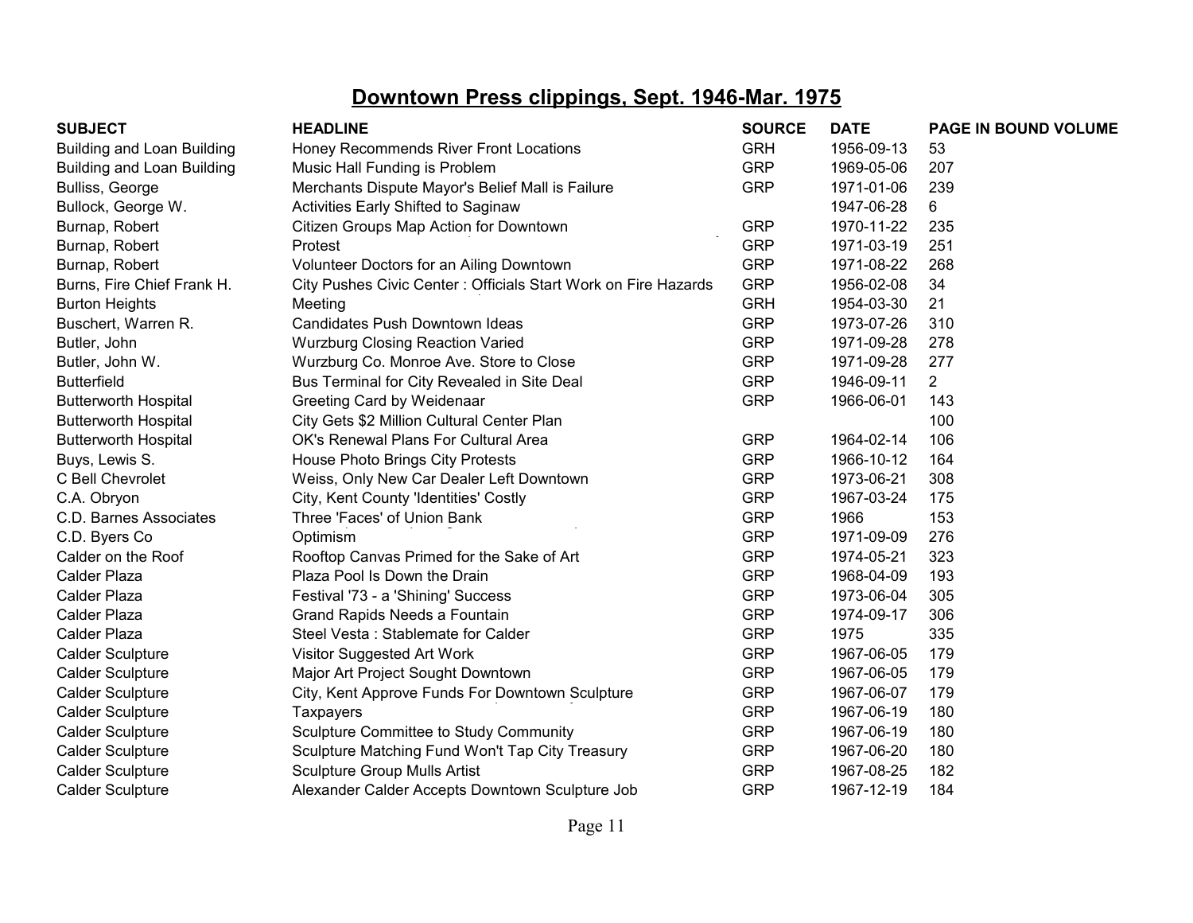# Downtown Press clippings, Sept. 1946-Mar. 1975

| SUBJECT | HEADLINE | SOURCE | DATE | PAGE IN BOUND VOLUME |
|---|---|---|---|---|
| Building and Loan Building | Honey Recommends River Front Locations | GRH | 1956-09-13 | 53 |
| Building and Loan Building | Music Hall Funding is Problem | GRP | 1969-05-06 | 207 |
| Bulliss, George | Merchants Dispute Mayor's Belief Mall is Failure | GRP | 1971-01-06 | 239 |
| Bullock, George W. | Activities Early Shifted to Saginaw | | 1947-06-28 | 6 |
| Burnap, Robert | Citizen Groups Map Action for Downtown | GRP | 1970-11-22 | 235 |
| Burnap, Robert | Protest | GRP | 1971-03-19 | 251 |
| Burnap, Robert | Volunteer Doctors for an Ailing Downtown | GRP | 1971-08-22 | 268 |
| Burns, Fire Chief Frank H. | City Pushes Civic Center : Officials Start Work on Fire Hazards | GRP | 1956-02-08 | 34 |
| Burton Heights | Meeting | GRH | 1954-03-30 | 21 |
| Buschert, Warren R. | Candidates Push Downtown Ideas | GRP | 1973-07-26 | 310 |
| Butler, John | Wurzburg Closing Reaction Varied | GRP | 1971-09-28 | 278 |
| Butler, John W. | Wurzburg Co. Monroe Ave. Store to Close | GRP | 1971-09-28 | 277 |
| Butterfield | Bus Terminal for City Revealed in Site Deal | GRP | 1946-09-11 | 2 |
| Butterworth Hospital | Greeting Card by Weidenaar | GRP | 1966-06-01 | 143 |
| Butterworth Hospital | City Gets $2 Million Cultural Center Plan | | | 100 |
| Butterworth Hospital | OK's Renewal Plans For Cultural Area | GRP | 1964-02-14 | 106 |
| Buys, Lewis S. | House Photo Brings City Protests | GRP | 1966-10-12 | 164 |
| C Bell Chevrolet | Weiss, Only New Car Dealer Left Downtown | GRP | 1973-06-21 | 308 |
| C.A. Obryon | City, Kent County 'Identities' Costly | GRP | 1967-03-24 | 175 |
| C.D. Barnes Associates | Three 'Faces' of Union Bank | GRP | 1966 | 153 |
| C.D. Byers Co | Optimism | GRP | 1971-09-09 | 276 |
| Calder on the Roof | Rooftop Canvas Primed for the Sake of Art | GRP | 1974-05-21 | 323 |
| Calder Plaza | Plaza Pool Is Down the Drain | GRP | 1968-04-09 | 193 |
| Calder Plaza | Festival '73 - a 'Shining' Success | GRP | 1973-06-04 | 305 |
| Calder Plaza | Grand Rapids Needs a Fountain | GRP | 1974-09-17 | 306 |
| Calder Plaza | Steel Vesta : Stablemate for Calder | GRP | 1975 | 335 |
| Calder Sculpture | Visitor Suggested Art Work | GRP | 1967-06-05 | 179 |
| Calder Sculpture | Major Art Project Sought Downtown | GRP | 1967-06-05 | 179 |
| Calder Sculpture | City, Kent Approve Funds For Downtown Sculpture | GRP | 1967-06-07 | 179 |
| Calder Sculpture | Taxpayers | GRP | 1967-06-19 | 180 |
| Calder Sculpture | Sculpture Committee to Study Community | GRP | 1967-06-19 | 180 |
| Calder Sculpture | Sculpture Matching Fund Won't Tap City Treasury | GRP | 1967-06-20 | 180 |
| Calder Sculpture | Sculpture Group Mulls Artist | GRP | 1967-08-25 | 182 |
| Calder Sculpture | Alexander Calder Accepts Downtown Sculpture Job | GRP | 1967-12-19 | 184 |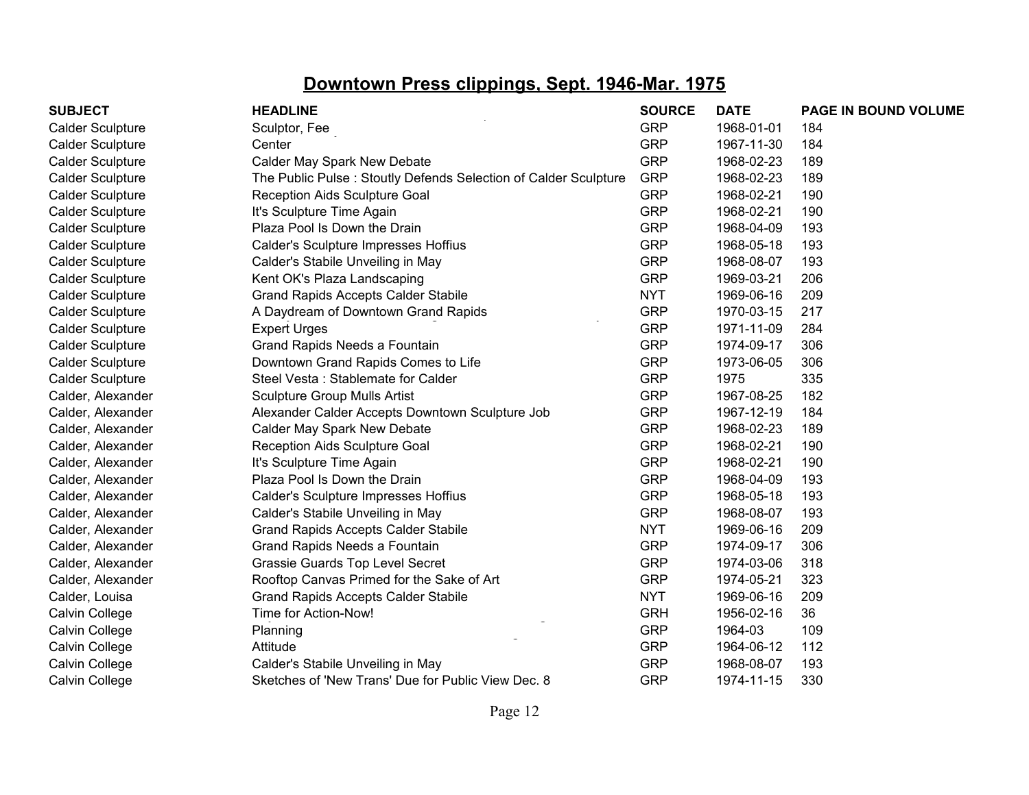# Downtown Press clippings, Sept. 1946-Mar. 1975

| SUBJECT | HEADLINE | SOURCE | DATE | PAGE IN BOUND VOLUME |
|---|---|---|---|---|
| Calder Sculpture | Sculptor, Fee | GRP | 1968-01-01 | 184 |
| Calder Sculpture | Center | GRP | 1967-11-30 | 184 |
| Calder Sculpture | Calder May Spark New Debate | GRP | 1968-02-23 | 189 |
| Calder Sculpture | The Public Pulse : Stoutly Defends Selection of Calder Sculpture | GRP | 1968-02-23 | 189 |
| Calder Sculpture | Reception Aids Sculpture Goal | GRP | 1968-02-21 | 190 |
| Calder Sculpture | It's Sculpture Time Again | GRP | 1968-02-21 | 190 |
| Calder Sculpture | Plaza Pool Is Down the Drain | GRP | 1968-04-09 | 193 |
| Calder Sculpture | Calder's Sculpture Impresses Hoffius | GRP | 1968-05-18 | 193 |
| Calder Sculpture | Calder's Stabile Unveiling in May | GRP | 1968-08-07 | 193 |
| Calder Sculpture | Kent OK's Plaza Landscaping | GRP | 1969-03-21 | 206 |
| Calder Sculpture | Grand Rapids Accepts Calder Stabile | NYT | 1969-06-16 | 209 |
| Calder Sculpture | A Daydream of Downtown Grand Rapids | GRP | 1970-03-15 | 217 |
| Calder Sculpture | Expert Urges | GRP | 1971-11-09 | 284 |
| Calder Sculpture | Grand Rapids Needs a Fountain | GRP | 1974-09-17 | 306 |
| Calder Sculpture | Downtown Grand Rapids Comes to Life | GRP | 1973-06-05 | 306 |
| Calder Sculpture | Steel Vesta : Stablemate for Calder | GRP | 1975 | 335 |
| Calder, Alexander | Sculpture Group Mulls Artist | GRP | 1967-08-25 | 182 |
| Calder, Alexander | Alexander Calder Accepts Downtown Sculpture Job | GRP | 1967-12-19 | 184 |
| Calder, Alexander | Calder May Spark New Debate | GRP | 1968-02-23 | 189 |
| Calder, Alexander | Reception Aids Sculpture Goal | GRP | 1968-02-21 | 190 |
| Calder, Alexander | It's Sculpture Time Again | GRP | 1968-02-21 | 190 |
| Calder, Alexander | Plaza Pool Is Down the Drain | GRP | 1968-04-09 | 193 |
| Calder, Alexander | Calder's Sculpture Impresses Hoffius | GRP | 1968-05-18 | 193 |
| Calder, Alexander | Calder's Stabile Unveiling in May | GRP | 1968-08-07 | 193 |
| Calder, Alexander | Grand Rapids Accepts Calder Stabile | NYT | 1969-06-16 | 209 |
| Calder, Alexander | Grand Rapids Needs a Fountain | GRP | 1974-09-17 | 306 |
| Calder, Alexander | Grassie Guards Top Level Secret | GRP | 1974-03-06 | 318 |
| Calder, Alexander | Rooftop Canvas Primed for the Sake of Art | GRP | 1974-05-21 | 323 |
| Calder, Louisa | Grand Rapids Accepts Calder Stabile | NYT | 1969-06-16 | 209 |
| Calvin College | Time for Action-Now! | GRH | 1956-02-16 | 36 |
| Calvin College | Planning | GRP | 1964-03 | 109 |
| Calvin College | Attitude | GRP | 1964-06-12 | 112 |
| Calvin College | Calder's Stabile Unveiling in May | GRP | 1968-08-07 | 193 |
| Calvin College | Sketches of 'New Trans' Due for Public View Dec. 8 | GRP | 1974-11-15 | 330 |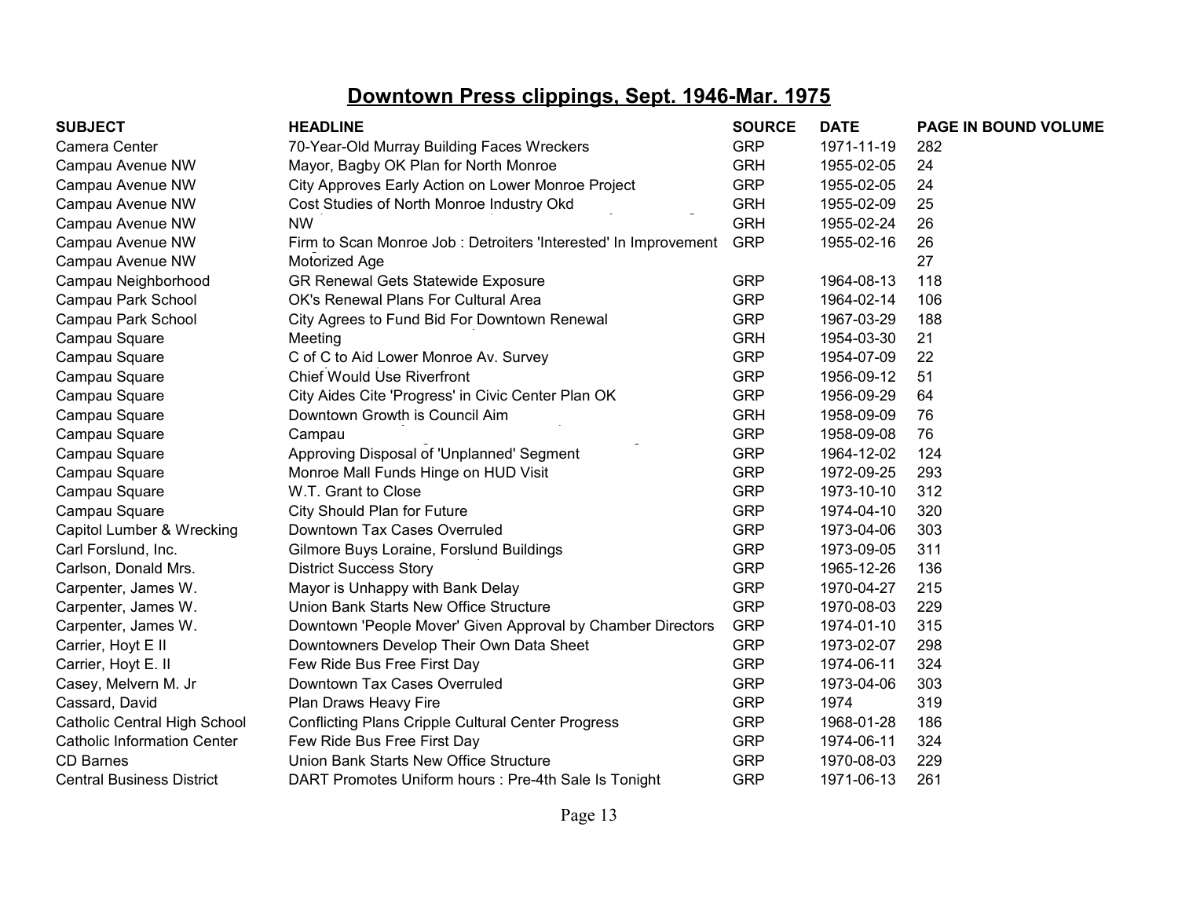# Downtown Press clippings, Sept. 1946-Mar. 1975

| SUBJECT | HEADLINE | SOURCE | DATE | PAGE IN BOUND VOLUME |
|---|---|---|---|---|
| Camera Center | 70-Year-Old Murray Building Faces Wreckers | GRP | 1971-11-19 | 282 |
| Campau Avenue NW | Mayor, Bagby OK Plan for North Monroe | GRH | 1955-02-05 | 24 |
| Campau Avenue NW | City Approves Early Action on Lower Monroe Project | GRP | 1955-02-05 | 24 |
| Campau Avenue NW | Cost Studies of North Monroe Industry Okd | GRH | 1955-02-09 | 25 |
| Campau Avenue NW | NW | GRH | 1955-02-24 | 26 |
| Campau Avenue NW | Firm to Scan Monroe Job : Detroiters 'Interested' In Improvement | GRP | 1955-02-16 | 26 |
| Campau Avenue NW | Motorized Age | | | 27 |
| Campau Neighborhood | GR Renewal Gets Statewide Exposure | GRP | 1964-08-13 | 118 |
| Campau Park School | OK's Renewal Plans For Cultural Area | GRP | 1964-02-14 | 106 |
| Campau Park School | City Agrees to Fund Bid For Downtown Renewal | GRP | 1967-03-29 | 188 |
| Campau Square | Meeting | GRH | 1954-03-30 | 21 |
| Campau Square | C of C to Aid Lower Monroe Av. Survey | GRP | 1954-07-09 | 22 |
| Campau Square | Chief Would Use Riverfront | GRP | 1956-09-12 | 51 |
| Campau Square | City Aides Cite 'Progress' in Civic Center Plan OK | GRP | 1956-09-29 | 64 |
| Campau Square | Downtown Growth is Council Aim | GRH | 1958-09-09 | 76 |
| Campau Square | Campau | GRP | 1958-09-08 | 76 |
| Campau Square | Approving Disposal of 'Unplanned' Segment | GRP | 1964-12-02 | 124 |
| Campau Square | Monroe Mall Funds Hinge on HUD Visit | GRP | 1972-09-25 | 293 |
| Campau Square | W.T. Grant to Close | GRP | 1973-10-10 | 312 |
| Campau Square | City Should Plan for Future | GRP | 1974-04-10 | 320 |
| Capitol Lumber & Wrecking | Downtown Tax Cases Overruled | GRP | 1973-04-06 | 303 |
| Carl Forslund, Inc. | Gilmore Buys Loraine, Forslund Buildings | GRP | 1973-09-05 | 311 |
| Carlson, Donald Mrs. | District Success Story | GRP | 1965-12-26 | 136 |
| Carpenter, James W. | Mayor is Unhappy with Bank Delay | GRP | 1970-04-27 | 215 |
| Carpenter, James W. | Union Bank Starts New Office Structure | GRP | 1970-08-03 | 229 |
| Carpenter, James W. | Downtown 'People Mover' Given Approval by Chamber Directors | GRP | 1974-01-10 | 315 |
| Carrier, Hoyt E II | Downtowners Develop Their Own Data Sheet | GRP | 1973-02-07 | 298 |
| Carrier, Hoyt E. II | Few Ride Bus Free First Day | GRP | 1974-06-11 | 324 |
| Casey, Melvern M. Jr | Downtown Tax Cases Overruled | GRP | 1973-04-06 | 303 |
| Cassard, David | Plan Draws Heavy Fire | GRP | 1974 | 319 |
| Catholic Central High School | Conflicting Plans Cripple Cultural Center Progress | GRP | 1968-01-28 | 186 |
| Catholic Information Center | Few Ride Bus Free First Day | GRP | 1974-06-11 | 324 |
| CD Barnes | Union Bank Starts New Office Structure | GRP | 1970-08-03 | 229 |
| Central Business District | DART Promotes Uniform hours : Pre-4th Sale Is Tonight | GRP | 1971-06-13 | 261 |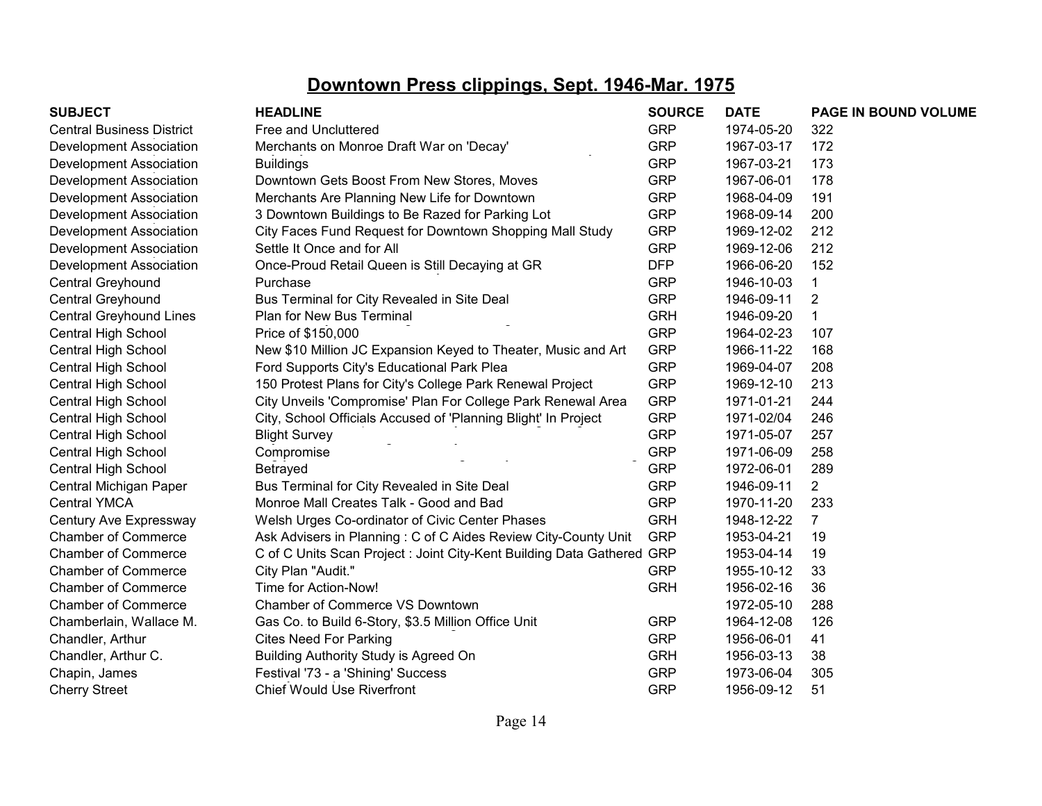# Downtown Press clippings, Sept. 1946-Mar. 1975

| SUBJECT | HEADLINE | SOURCE | DATE | PAGE IN BOUND VOLUME |
|---|---|---|---|---|
| Central Business District | Free and Uncluttered | GRP | 1974-05-20 | 322 |
| Development Association | Merchants on Monroe Draft War on 'Decay' | GRP | 1967-03-17 | 172 |
| Development Association | Buildings | GRP | 1967-03-21 | 173 |
| Development Association | Downtown Gets Boost From New Stores, Moves | GRP | 1967-06-01 | 178 |
| Development Association | Merchants Are Planning New Life for Downtown | GRP | 1968-04-09 | 191 |
| Development Association | 3 Downtown Buildings to Be Razed for Parking Lot | GRP | 1968-09-14 | 200 |
| Development Association | City Faces Fund Request for Downtown Shopping Mall Study | GRP | 1969-12-02 | 212 |
| Development Association | Settle It Once and for All | GRP | 1969-12-06 | 212 |
| Development Association | Once-Proud Retail Queen is Still Decaying at GR | DFP | 1966-06-20 | 152 |
| Central Greyhound | Purchase | GRP | 1946-10-03 | 1 |
| Central Greyhound | Bus Terminal for City Revealed in Site Deal | GRP | 1946-09-11 | 2 |
| Central Greyhound Lines | Plan for New Bus Terminal | GRH | 1946-09-20 | 1 |
| Central High School | Price of $150,000 | GRP | 1964-02-23 | 107 |
| Central High School | New $10 Million JC Expansion Keyed to Theater, Music and Art | GRP | 1966-11-22 | 168 |
| Central High School | Ford Supports City's Educational Park Plea | GRP | 1969-04-07 | 208 |
| Central High School | 150 Protest Plans for City's College Park Renewal Project | GRP | 1969-12-10 | 213 |
| Central High School | City Unveils 'Compromise' Plan For College Park Renewal Area | GRP | 1971-01-21 | 244 |
| Central High School | City, School Officials Accused of 'Planning Blight' In Project | GRP | 1971-02/04 | 246 |
| Central High School | Blight Survey | GRP | 1971-05-07 | 257 |
| Central High School | Compromise | GRP | 1971-06-09 | 258 |
| Central High School | Betrayed | GRP | 1972-06-01 | 289 |
| Central Michigan Paper | Bus Terminal for City Revealed in Site Deal | GRP | 1946-09-11 | 2 |
| Central YMCA | Monroe Mall Creates Talk - Good and Bad | GRP | 1970-11-20 | 233 |
| Century Ave Expressway | Welsh Urges Co-ordinator of Civic Center Phases | GRH | 1948-12-22 | 7 |
| Chamber of Commerce | Ask Advisers in Planning : C of C Aides Review City-County Unit | GRP | 1953-04-21 | 19 |
| Chamber of Commerce | C of C Units Scan Project : Joint City-Kent Building Data Gathered | GRP | 1953-04-14 | 19 |
| Chamber of Commerce | City Plan "Audit." | GRP | 1955-10-12 | 33 |
| Chamber of Commerce | Time for Action-Now! | GRH | 1956-02-16 | 36 |
| Chamber of Commerce | Chamber of Commerce VS Downtown | | 1972-05-10 | 288 |
| Chamberlain, Wallace M. | Gas Co. to Build 6-Story, $3.5 Million Office Unit | GRP | 1964-12-08 | 126 |
| Chandler, Arthur | Cites Need For Parking | GRP | 1956-06-01 | 41 |
| Chandler, Arthur C. | Building Authority Study is Agreed On | GRH | 1956-03-13 | 38 |
| Chapin, James | Festival '73 - a 'Shining' Success | GRP | 1973-06-04 | 305 |
| Cherry Street | Chief Would Use Riverfront | GRP | 1956-09-12 | 51 |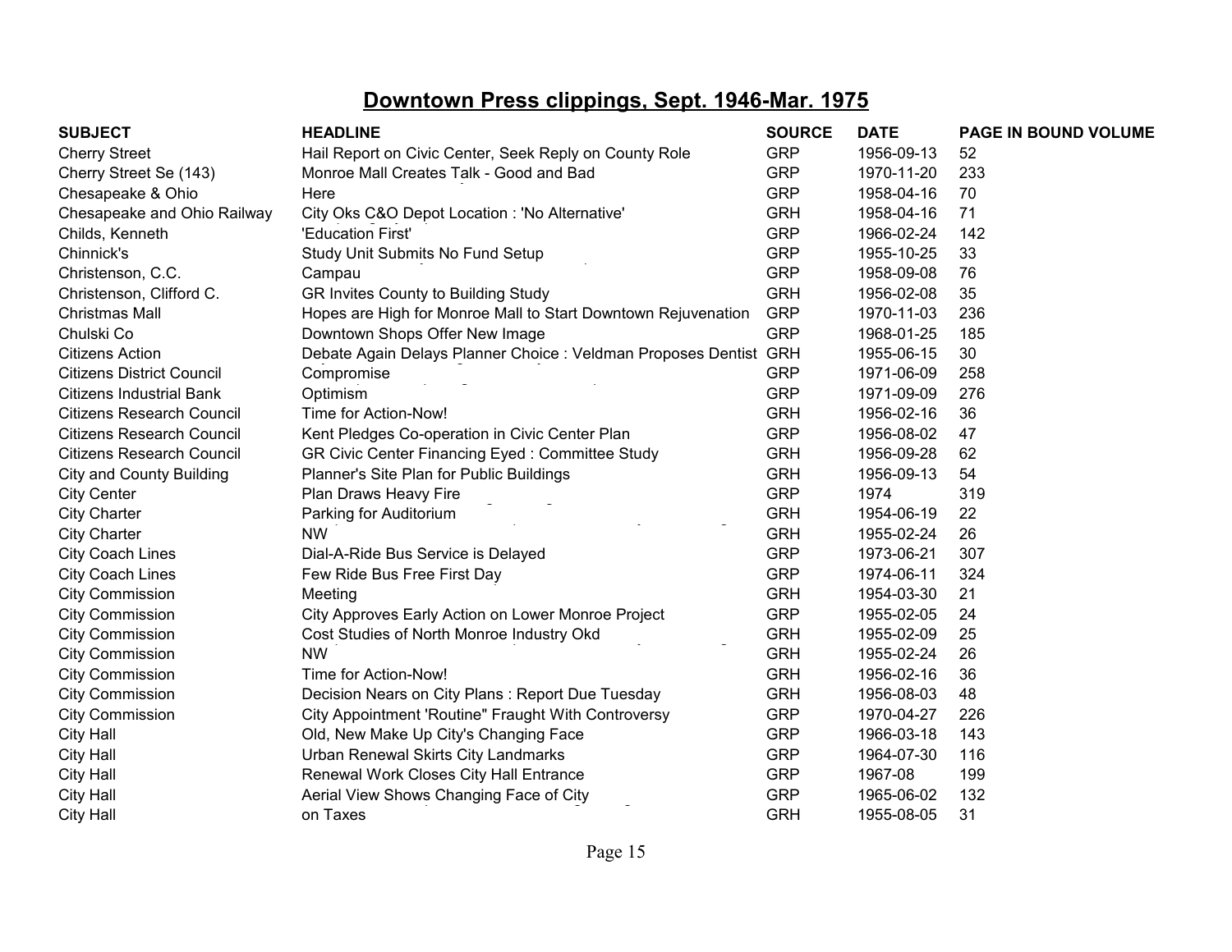## Downtown Press clippings, Sept. 1946-Mar. 1975

| SUBJECT | HEADLINE | SOURCE | DATE | PAGE IN BOUND VOLUME |
|---|---|---|---|---|
| Cherry Street | Hail Report on Civic Center, Seek Reply on County Role | GRP | 1956-09-13 | 52 |
| Cherry Street Se (143) | Monroe Mall Creates Talk - Good and Bad | GRP | 1970-11-20 | 233 |
| Chesapeake & Ohio | Here | GRP | 1958-04-16 | 70 |
| Chesapeake and Ohio Railway | City Oks C&O Depot Location : 'No Alternative' | GRH | 1958-04-16 | 71 |
| Childs, Kenneth | 'Education First' | GRP | 1966-02-24 | 142 |
| Chinnick's | Study Unit Submits No Fund Setup | GRP | 1955-10-25 | 33 |
| Christenson, C.C. | Campau | GRP | 1958-09-08 | 76 |
| Christenson, Clifford C. | GR Invites County to Building Study | GRH | 1956-02-08 | 35 |
| Christmas Mall | Hopes are High for Monroe Mall to Start Downtown Rejuvenation | GRP | 1970-11-03 | 236 |
| Chulski Co | Downtown Shops Offer New Image | GRP | 1968-01-25 | 185 |
| Citizens Action | Debate Again Delays Planner Choice : Veldman Proposes Dentist | GRH | 1955-06-15 | 30 |
| Citizens District Council | Compromise | GRP | 1971-06-09 | 258 |
| Citizens Industrial Bank | Optimism | GRP | 1971-09-09 | 276 |
| Citizens Research Council | Time for Action-Now! | GRH | 1956-02-16 | 36 |
| Citizens Research Council | Kent Pledges Co-operation in Civic Center Plan | GRP | 1956-08-02 | 47 |
| Citizens Research Council | GR Civic Center Financing Eyed : Committee Study | GRH | 1956-09-28 | 62 |
| City and County Building | Planner's Site Plan for Public Buildings | GRH | 1956-09-13 | 54 |
| City Center | Plan Draws Heavy Fire | GRP | 1974 | 319 |
| City Charter | Parking for Auditorium | GRH | 1954-06-19 | 22 |
| City Charter | NW | GRH | 1955-02-24 | 26 |
| City Coach Lines | Dial-A-Ride Bus Service is Delayed | GRP | 1973-06-21 | 307 |
| City Coach Lines | Few Ride Bus Free First Day | GRP | 1974-06-11 | 324 |
| City Commission | Meeting | GRH | 1954-03-30 | 21 |
| City Commission | City Approves Early Action on Lower Monroe Project | GRP | 1955-02-05 | 24 |
| City Commission | Cost Studies of North Monroe Industry Okd | GRH | 1955-02-09 | 25 |
| City Commission | NW | GRH | 1955-02-24 | 26 |
| City Commission | Time for Action-Now! | GRH | 1956-02-16 | 36 |
| City Commission | Decision Nears on City Plans : Report Due Tuesday | GRH | 1956-08-03 | 48 |
| City Commission | City Appointment 'Routine" Fraught With Controversy | GRP | 1970-04-27 | 226 |
| City Hall | Old, New Make Up City's Changing Face | GRP | 1966-03-18 | 143 |
| City Hall | Urban Renewal Skirts City Landmarks | GRP | 1964-07-30 | 116 |
| City Hall | Renewal Work Closes City Hall Entrance | GRP | 1967-08 | 199 |
| City Hall | Aerial View Shows Changing Face of City | GRP | 1965-06-02 | 132 |
| City Hall | on Taxes | GRH | 1955-08-05 | 31 |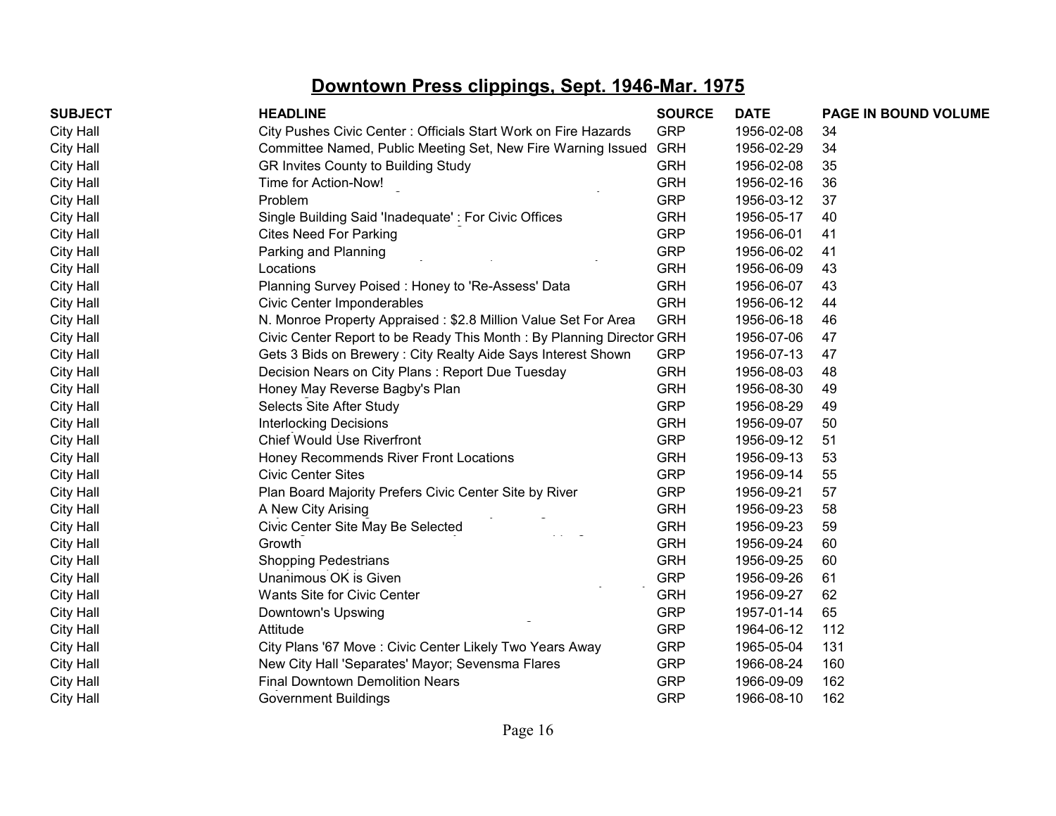# Downtown Press clippings, Sept. 1946-Mar. 1975

| SUBJECT | HEADLINE | SOURCE | DATE | PAGE IN BOUND VOLUME |
|---|---|---|---|---|
| City Hall | City Pushes Civic Center : Officials Start Work on Fire Hazards | GRP | 1956-02-08 | 34 |
| City Hall | Committee Named, Public Meeting Set, New Fire Warning Issued | GRH | 1956-02-29 | 34 |
| City Hall | GR Invites County to Building Study | GRH | 1956-02-08 | 35 |
| City Hall | Time for Action-Now! | GRH | 1956-02-16 | 36 |
| City Hall | Problem | GRP | 1956-03-12 | 37 |
| City Hall | Single Building Said 'Inadequate' : For Civic Offices | GRH | 1956-05-17 | 40 |
| City Hall | Cites Need For Parking | GRP | 1956-06-01 | 41 |
| City Hall | Parking and Planning | GRP | 1956-06-02 | 41 |
| City Hall | Locations | GRH | 1956-06-09 | 43 |
| City Hall | Planning Survey Poised : Honey to 'Re-Assess' Data | GRH | 1956-06-07 | 43 |
| City Hall | Civic Center Imponderables | GRH | 1956-06-12 | 44 |
| City Hall | N. Monroe Property Appraised : $2.8 Million Value Set For Area | GRH | 1956-06-18 | 46 |
| City Hall | Civic Center Report to be Ready This Month : By Planning Director | GRH | 1956-07-06 | 47 |
| City Hall | Gets 3 Bids on Brewery : City Realty Aide Says Interest Shown | GRP | 1956-07-13 | 47 |
| City Hall | Decision Nears on City Plans : Report Due Tuesday | GRH | 1956-08-03 | 48 |
| City Hall | Honey May Reverse Bagby's Plan | GRH | 1956-08-30 | 49 |
| City Hall | Selects Site After Study | GRP | 1956-08-29 | 49 |
| City Hall | Interlocking Decisions | GRH | 1956-09-07 | 50 |
| City Hall | Chief Would Use Riverfront | GRP | 1956-09-12 | 51 |
| City Hall | Honey Recommends River Front Locations | GRH | 1956-09-13 | 53 |
| City Hall | Civic Center Sites | GRP | 1956-09-14 | 55 |
| City Hall | Plan Board Majority Prefers Civic Center Site by River | GRP | 1956-09-21 | 57 |
| City Hall | A New City Arising | GRH | 1956-09-23 | 58 |
| City Hall | Civic Center Site May Be Selected | GRH | 1956-09-23 | 59 |
| City Hall | Growth | GRH | 1956-09-24 | 60 |
| City Hall | Shopping Pedestrians | GRH | 1956-09-25 | 60 |
| City Hall | Unanimous OK is Given | GRP | 1956-09-26 | 61 |
| City Hall | Wants Site for Civic Center | GRH | 1956-09-27 | 62 |
| City Hall | Downtown's Upswing | GRP | 1957-01-14 | 65 |
| City Hall | Attitude | GRP | 1964-06-12 | 112 |
| City Hall | City Plans '67 Move : Civic Center Likely Two Years Away | GRP | 1965-05-04 | 131 |
| City Hall | New City Hall 'Separates' Mayor; Sevensma Flares | GRP | 1966-08-24 | 160 |
| City Hall | Final Downtown Demolition Nears | GRP | 1966-09-09 | 162 |
| City Hall | Government Buildings | GRP | 1966-08-10 | 162 |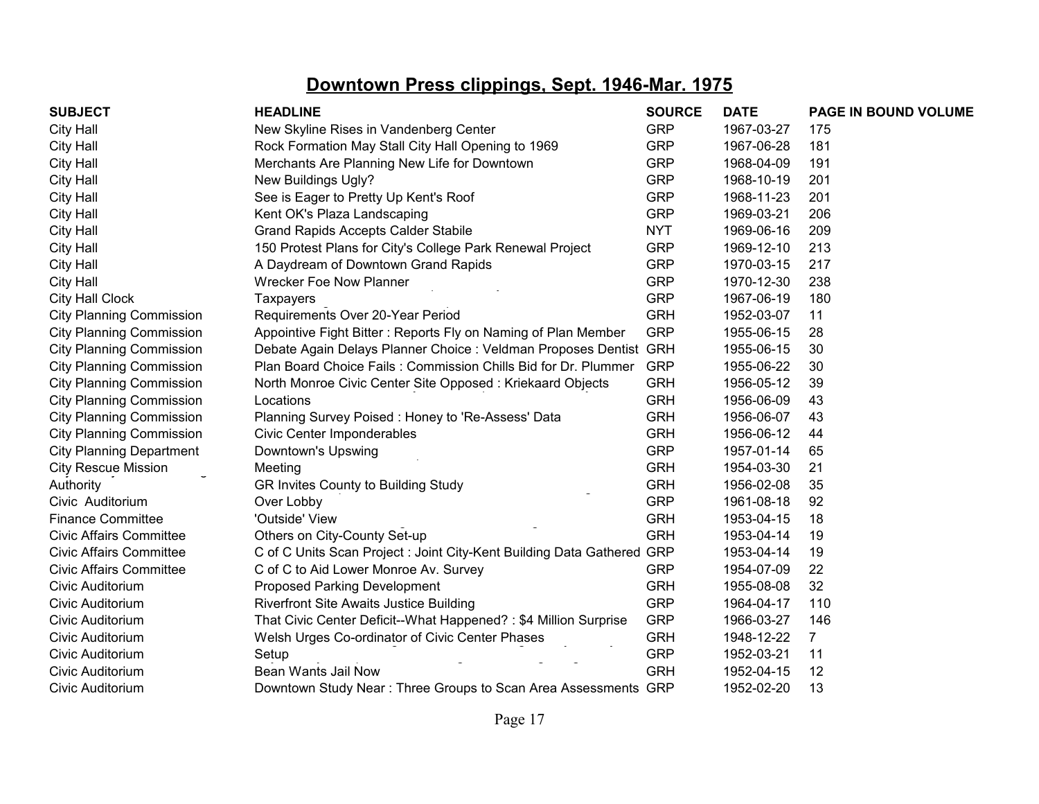# Downtown Press clippings, Sept. 1946-Mar. 1975

| SUBJECT | HEADLINE | SOURCE | DATE | PAGE IN BOUND VOLUME |
|---|---|---|---|---|
| City Hall | New Skyline Rises in Vandenberg Center | GRP | 1967-03-27 | 175 |
| City Hall | Rock Formation May Stall City Hall Opening to 1969 | GRP | 1967-06-28 | 181 |
| City Hall | Merchants Are Planning New Life for Downtown | GRP | 1968-04-09 | 191 |
| City Hall | New Buildings Ugly? | GRP | 1968-10-19 | 201 |
| City Hall | See is Eager to Pretty Up Kent's Roof | GRP | 1968-11-23 | 201 |
| City Hall | Kent OK's Plaza Landscaping | GRP | 1969-03-21 | 206 |
| City Hall | Grand Rapids Accepts Calder Stabile | NYT | 1969-06-16 | 209 |
| City Hall | 150 Protest Plans for City's College Park Renewal Project | GRP | 1969-12-10 | 213 |
| City Hall | A Daydream of Downtown Grand Rapids | GRP | 1970-03-15 | 217 |
| City Hall | Wrecker Foe Now Planner | GRP | 1970-12-30 | 238 |
| City Hall Clock | Taxpayers | GRP | 1967-06-19 | 180 |
| City Planning Commission | Requirements Over 20-Year Period | GRH | 1952-03-07 | 11 |
| City Planning Commission | Appointive Fight Bitter : Reports Fly on Naming of Plan Member | GRP | 1955-06-15 | 28 |
| City Planning Commission | Debate Again Delays Planner Choice : Veldman Proposes Dentist | GRH | 1955-06-15 | 30 |
| City Planning Commission | Plan Board Choice Fails : Commission Chills Bid for Dr. Plummer | GRP | 1955-06-22 | 30 |
| City Planning Commission | North Monroe Civic Center Site Opposed : Kriekaard Objects | GRH | 1956-05-12 | 39 |
| City Planning Commission | Locations | GRH | 1956-06-09 | 43 |
| City Planning Commission | Planning Survey Poised : Honey to 'Re-Assess' Data | GRH | 1956-06-07 | 43 |
| City Planning Commission | Civic Center Imponderables | GRH | 1956-06-12 | 44 |
| City Planning Department | Downtown's Upswing | GRP | 1957-01-14 | 65 |
| City Rescue Mission | Meeting | GRH | 1954-03-30 | 21 |
| Authority | GR Invites County to Building Study | GRH | 1956-02-08 | 35 |
| Civic Auditorium | Over Lobby | GRP | 1961-08-18 | 92 |
| Finance Committee | 'Outside' View | GRH | 1953-04-15 | 18 |
| Civic Affairs Committee | Others on City-County Set-up | GRH | 1953-04-14 | 19 |
| Civic Affairs Committee | C of C Units Scan Project : Joint City-Kent Building Data Gathered | GRP | 1953-04-14 | 19 |
| Civic Affairs Committee | C of C to Aid Lower Monroe Av. Survey | GRP | 1954-07-09 | 22 |
| Civic Auditorium | Proposed Parking Development | GRH | 1955-08-08 | 32 |
| Civic Auditorium | Riverfront Site Awaits Justice Building | GRP | 1964-04-17 | 110 |
| Civic Auditorium | That Civic Center Deficit--What Happened? : $4 Million Surprise | GRP | 1966-03-27 | 146 |
| Civic Auditorium | Welsh Urges Co-ordinator of Civic Center Phases | GRH | 1948-12-22 | 7 |
| Civic Auditorium | Setup | GRP | 1952-03-21 | 11 |
| Civic Auditorium | Bean Wants Jail Now | GRH | 1952-04-15 | 12 |
| Civic Auditorium | Downtown Study Near : Three Groups to Scan Area Assessments | GRP | 1952-02-20 | 13 |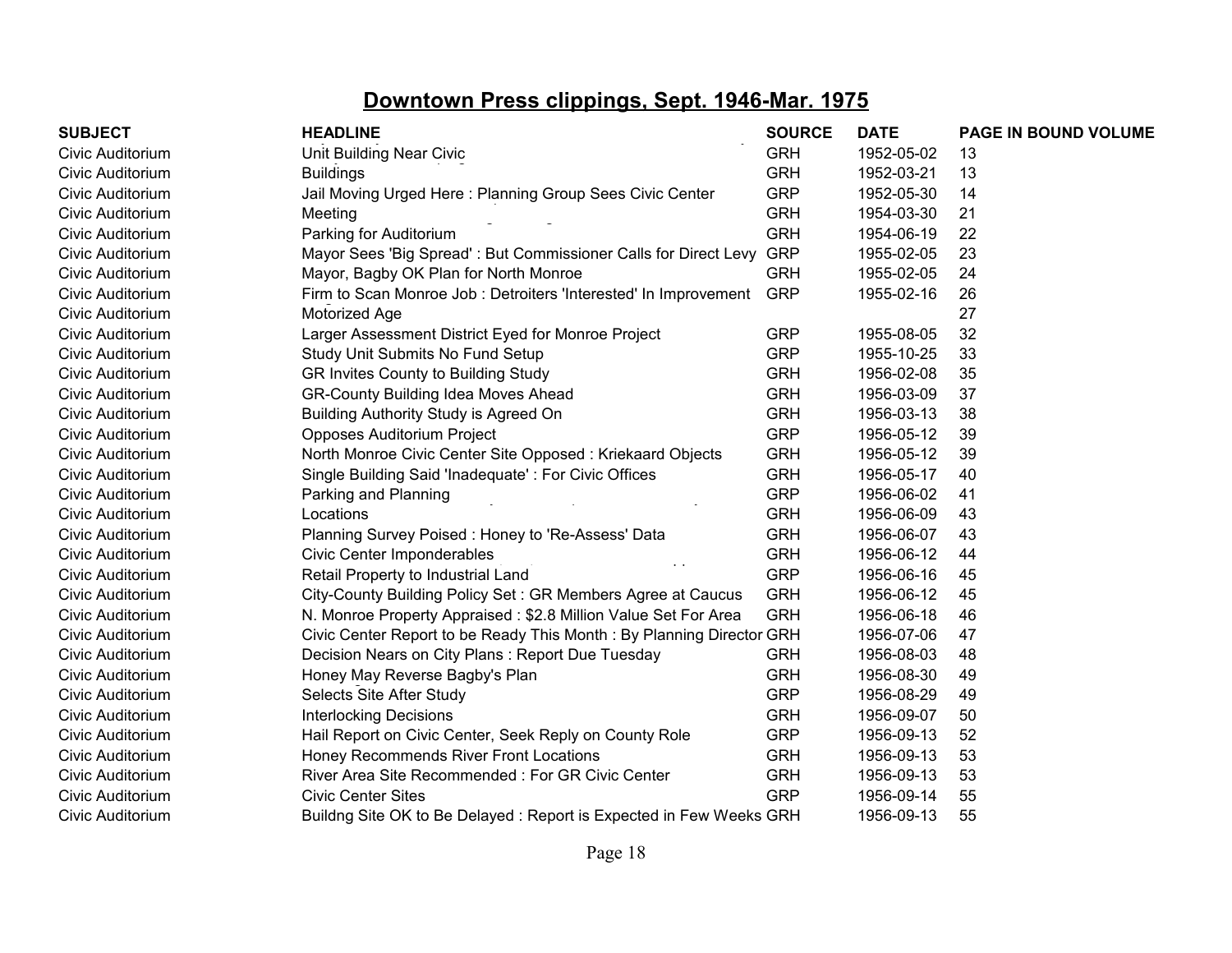# Downtown Press clippings, Sept. 1946-Mar. 1975

| SUBJECT | HEADLINE | SOURCE | DATE | PAGE IN BOUND VOLUME |
|---|---|---|---|---|
| Civic Auditorium | Unit Building Near Civic | GRH | 1952-05-02 | 13 |
| Civic Auditorium | Buildings | GRH | 1952-03-21 | 13 |
| Civic Auditorium | Jail Moving Urged Here : Planning Group Sees Civic Center | GRP | 1952-05-30 | 14 |
| Civic Auditorium | Meeting | GRH | 1954-03-30 | 21 |
| Civic Auditorium | Parking for Auditorium | GRH | 1954-06-19 | 22 |
| Civic Auditorium | Mayor Sees 'Big Spread' : But Commissioner Calls for Direct Levy | GRP | 1955-02-05 | 23 |
| Civic Auditorium | Mayor, Bagby OK Plan for North Monroe | GRH | 1955-02-05 | 24 |
| Civic Auditorium | Firm to Scan Monroe Job : Detroiters 'Interested' In Improvement | GRP | 1955-02-16 | 26 |
| Civic Auditorium | Motorized Age | | | 27 |
| Civic Auditorium | Larger Assessment District Eyed for Monroe Project | GRP | 1955-08-05 | 32 |
| Civic Auditorium | Study Unit Submits No Fund Setup | GRP | 1955-10-25 | 33 |
| Civic Auditorium | GR Invites County to Building Study | GRH | 1956-02-08 | 35 |
| Civic Auditorium | GR-County Building Idea Moves Ahead | GRH | 1956-03-09 | 37 |
| Civic Auditorium | Building Authority Study is Agreed On | GRH | 1956-03-13 | 38 |
| Civic Auditorium | Opposes Auditorium Project | GRP | 1956-05-12 | 39 |
| Civic Auditorium | North Monroe Civic Center Site Opposed : Kriekaard Objects | GRH | 1956-05-12 | 39 |
| Civic Auditorium | Single Building Said 'Inadequate' : For Civic Offices | GRH | 1956-05-17 | 40 |
| Civic Auditorium | Parking and Planning | GRP | 1956-06-02 | 41 |
| Civic Auditorium | Locations | GRH | 1956-06-09 | 43 |
| Civic Auditorium | Planning Survey Poised : Honey to 'Re-Assess' Data | GRH | 1956-06-07 | 43 |
| Civic Auditorium | Civic Center Imponderables | GRH | 1956-06-12 | 44 |
| Civic Auditorium | Retail Property to Industrial Land | GRP | 1956-06-16 | 45 |
| Civic Auditorium | City-County Building Policy Set : GR Members Agree at Caucus | GRH | 1956-06-12 | 45 |
| Civic Auditorium | N. Monroe Property Appraised : $2.8 Million Value Set For Area | GRH | 1956-06-18 | 46 |
| Civic Auditorium | Civic Center Report to be Ready This Month : By Planning Director | GRH | 1956-07-06 | 47 |
| Civic Auditorium | Decision Nears on City Plans : Report Due Tuesday | GRH | 1956-08-03 | 48 |
| Civic Auditorium | Honey May Reverse Bagby's Plan | GRH | 1956-08-30 | 49 |
| Civic Auditorium | Selects Site After Study | GRP | 1956-08-29 | 49 |
| Civic Auditorium | Interlocking Decisions | GRH | 1956-09-07 | 50 |
| Civic Auditorium | Hail Report on Civic Center, Seek Reply on County Role | GRP | 1956-09-13 | 52 |
| Civic Auditorium | Honey Recommends River Front Locations | GRH | 1956-09-13 | 53 |
| Civic Auditorium | River Area Site Recommended : For GR Civic Center | GRH | 1956-09-13 | 53 |
| Civic Auditorium | Civic Center Sites | GRP | 1956-09-14 | 55 |
| Civic Auditorium | Buildng Site OK to Be Delayed : Report is Expected in Few Weeks | GRH | 1956-09-13 | 55 |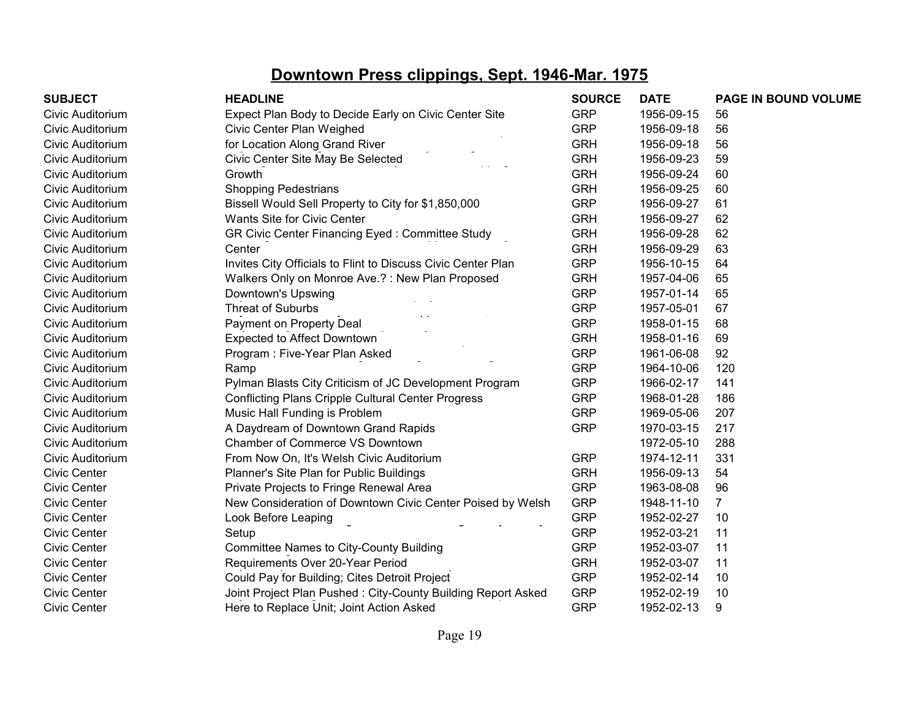## Downtown Press clippings, Sept. 1946-Mar. 1975

| SUBJECT | HEADLINE | SOURCE | DATE | PAGE IN BOUND VOLUME |
|---|---|---|---|---|
| Civic Auditorium | Expect Plan Body to Decide Early on Civic Center Site | GRP | 1956-09-15 | 56 |
| Civic Auditorium | Civic Center Plan Weighed | GRP | 1956-09-18 | 56 |
| Civic Auditorium | for Location Along Grand River | GRH | 1956-09-18 | 56 |
| Civic Auditorium | Civic Center Site May Be Selected | GRH | 1956-09-23 | 59 |
| Civic Auditorium | Growth | GRH | 1956-09-24 | 60 |
| Civic Auditorium | Shopping Pedestrians | GRH | 1956-09-25 | 60 |
| Civic Auditorium | Bissell Would Sell Property to City for $1,850,000 | GRP | 1956-09-27 | 61 |
| Civic Auditorium | Wants Site for Civic Center | GRH | 1956-09-27 | 62 |
| Civic Auditorium | GR Civic Center Financing Eyed : Committee Study | GRH | 1956-09-28 | 62 |
| Civic Auditorium | Center | GRH | 1956-09-29 | 63 |
| Civic Auditorium | Invites City Officials to Flint to Discuss Civic Center Plan | GRP | 1956-10-15 | 64 |
| Civic Auditorium | Walkers Only on Monroe Ave.? : New Plan Proposed | GRH | 1957-04-06 | 65 |
| Civic Auditorium | Downtown's Upswing | GRP | 1957-01-14 | 65 |
| Civic Auditorium | Threat of Suburbs | GRP | 1957-05-01 | 67 |
| Civic Auditorium | Payment on Property Deal | GRP | 1958-01-15 | 68 |
| Civic Auditorium | Expected to Affect Downtown | GRH | 1958-01-16 | 69 |
| Civic Auditorium | Program : Five-Year Plan Asked | GRP | 1961-06-08 | 92 |
| Civic Auditorium | Ramp | GRP | 1964-10-06 | 120 |
| Civic Auditorium | Pylman Blasts City Criticism of JC Development Program | GRP | 1966-02-17 | 141 |
| Civic Auditorium | Conflicting Plans Cripple Cultural Center Progress | GRP | 1968-01-28 | 186 |
| Civic Auditorium | Music Hall Funding is Problem | GRP | 1969-05-06 | 207 |
| Civic Auditorium | A Daydream of Downtown Grand Rapids | GRP | 1970-03-15 | 217 |
| Civic Auditorium | Chamber of Commerce VS Downtown | | 1972-05-10 | 288 |
| Civic Auditorium | From Now On, It's Welsh Civic Auditorium | GRP | 1974-12-11 | 331 |
| Civic Center | Planner's Site Plan for Public Buildings | GRH | 1956-09-13 | 54 |
| Civic Center | Private Projects to Fringe Renewal Area | GRP | 1963-08-08 | 96 |
| Civic Center | New Consideration of Downtown Civic Center Poised by Welsh | GRP | 1948-11-10 | 7 |
| Civic Center | Look Before Leaping | GRP | 1952-02-27 | 10 |
| Civic Center | Setup | GRP | 1952-03-21 | 11 |
| Civic Center | Committee Names to City-County Building | GRP | 1952-03-07 | 11 |
| Civic Center | Requirements Over 20-Year Period | GRH | 1952-03-07 | 11 |
| Civic Center | Could Pay for Building; Cites Detroit Project | GRP | 1952-02-14 | 10 |
| Civic Center | Joint Project Plan Pushed : City-County Building Report Asked | GRP | 1952-02-19 | 10 |
| Civic Center | Here to Replace Unit; Joint Action Asked | GRP | 1952-02-13 | 9 |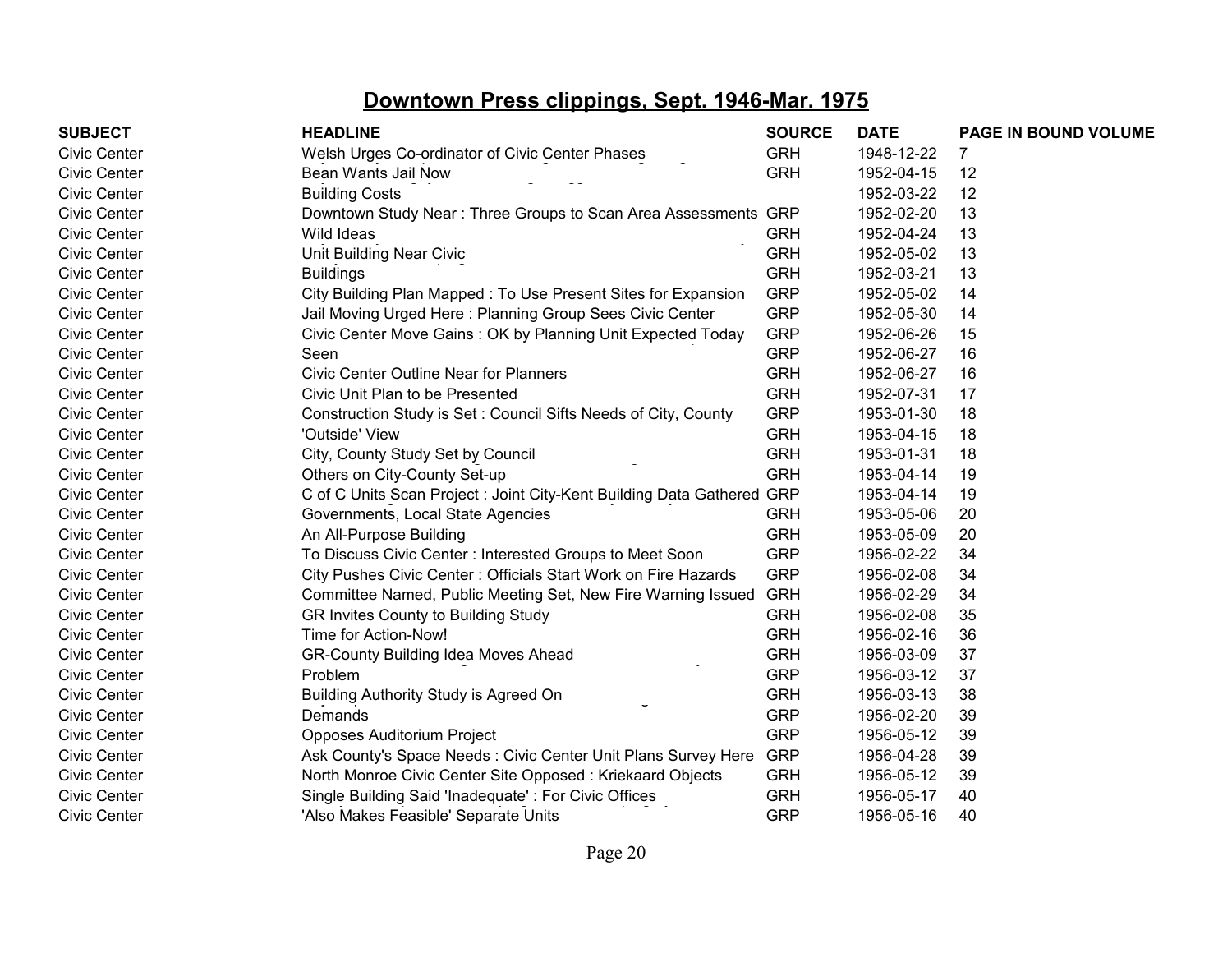# Downtown Press clippings, Sept. 1946-Mar. 1975

| SUBJECT | HEADLINE | SOURCE | DATE | PAGE IN BOUND VOLUME |
|---|---|---|---|---|
| Civic Center | Welsh Urges Co-ordinator of Civic Center Phases | GRH | 1948-12-22 | 7 |
| Civic Center | Bean Wants Jail Now | GRH | 1952-04-15 | 12 |
| Civic Center | Building Costs | | 1952-03-22 | 12 |
| Civic Center | Downtown Study Near : Three Groups to Scan Area Assessments | GRP | 1952-02-20 | 13 |
| Civic Center | Wild Ideas | GRH | 1952-04-24 | 13 |
| Civic Center | Unit Building Near Civic | GRH | 1952-05-02 | 13 |
| Civic Center | Buildings | GRH | 1952-03-21 | 13 |
| Civic Center | City Building Plan Mapped : To Use Present Sites for Expansion | GRP | 1952-05-02 | 14 |
| Civic Center | Jail Moving Urged Here : Planning Group Sees Civic Center | GRP | 1952-05-30 | 14 |
| Civic Center | Civic Center Move Gains : OK by Planning Unit Expected Today | GRP | 1952-06-26 | 15 |
| Civic Center | Seen | GRP | 1952-06-27 | 16 |
| Civic Center | Civic Center Outline Near for Planners | GRH | 1952-06-27 | 16 |
| Civic Center | Civic Unit Plan to be Presented | GRH | 1952-07-31 | 17 |
| Civic Center | Construction Study is Set : Council Sifts Needs of City, County | GRP | 1953-01-30 | 18 |
| Civic Center | 'Outside' View | GRH | 1953-04-15 | 18 |
| Civic Center | City, County Study Set by Council | GRH | 1953-01-31 | 18 |
| Civic Center | Others on City-County Set-up | GRH | 1953-04-14 | 19 |
| Civic Center | C of C Units Scan Project : Joint City-Kent Building Data Gathered | GRP | 1953-04-14 | 19 |
| Civic Center | Governments, Local State Agencies | GRH | 1953-05-06 | 20 |
| Civic Center | An All-Purpose Building | GRH | 1953-05-09 | 20 |
| Civic Center | To Discuss Civic Center : Interested Groups to Meet Soon | GRP | 1956-02-22 | 34 |
| Civic Center | City Pushes Civic Center : Officials Start Work on Fire Hazards | GRP | 1956-02-08 | 34 |
| Civic Center | Committee Named, Public Meeting Set, New Fire Warning Issued | GRH | 1956-02-29 | 34 |
| Civic Center | GR Invites County to Building Study | GRH | 1956-02-08 | 35 |
| Civic Center | Time for Action-Now! | GRH | 1956-02-16 | 36 |
| Civic Center | GR-County Building Idea Moves Ahead | GRH | 1956-03-09 | 37 |
| Civic Center | Problem | GRP | 1956-03-12 | 37 |
| Civic Center | Building Authority Study is Agreed On | GRH | 1956-03-13 | 38 |
| Civic Center | Demands | GRP | 1956-02-20 | 39 |
| Civic Center | Opposes Auditorium Project | GRP | 1956-05-12 | 39 |
| Civic Center | Ask County's Space Needs : Civic Center Unit Plans Survey Here | GRP | 1956-04-28 | 39 |
| Civic Center | North Monroe Civic Center Site Opposed : Kriekaard Objects | GRH | 1956-05-12 | 39 |
| Civic Center | Single Building Said 'Inadequate' : For Civic Offices | GRH | 1956-05-17 | 40 |
| Civic Center | 'Also Makes Feasible' Separate Units | GRP | 1956-05-16 | 40 |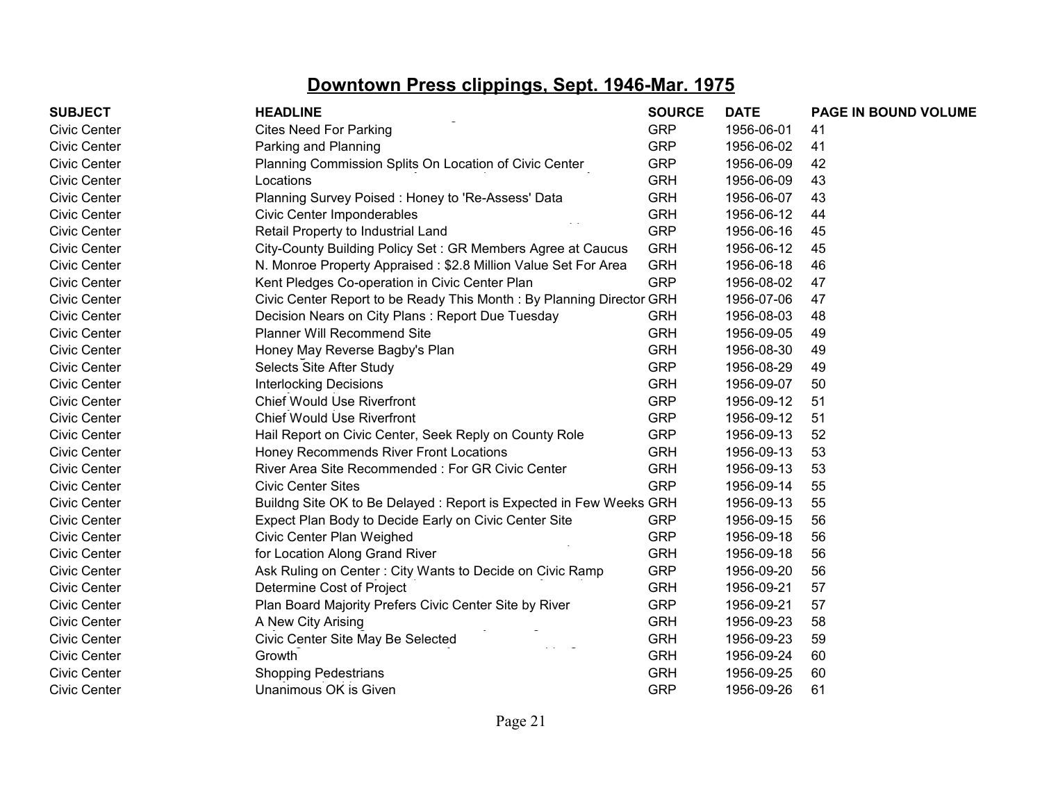## Downtown Press clippings, Sept. 1946-Mar. 1975

| SUBJECT | HEADLINE | SOURCE | DATE | PAGE IN BOUND VOLUME |
|---|---|---|---|---|
| Civic Center | Cites Need For Parking | GRP | 1956-06-01 | 41 |
| Civic Center | Parking and Planning | GRP | 1956-06-02 | 41 |
| Civic Center | Planning Commission Splits On Location of Civic Center | GRP | 1956-06-09 | 42 |
| Civic Center | Locations | GRH | 1956-06-09 | 43 |
| Civic Center | Planning Survey Poised : Honey to 'Re-Assess' Data | GRH | 1956-06-07 | 43 |
| Civic Center | Civic Center Imponderables | GRH | 1956-06-12 | 44 |
| Civic Center | Retail Property to Industrial Land | GRP | 1956-06-16 | 45 |
| Civic Center | City-County Building Policy Set : GR Members Agree at Caucus | GRH | 1956-06-12 | 45 |
| Civic Center | N. Monroe Property Appraised : $2.8 Million Value Set For Area | GRH | 1956-06-18 | 46 |
| Civic Center | Kent Pledges Co-operation in Civic Center Plan | GRP | 1956-08-02 | 47 |
| Civic Center | Civic Center Report to be Ready This Month : By Planning Director | GRH | 1956-07-06 | 47 |
| Civic Center | Decision Nears on City Plans : Report Due Tuesday | GRH | 1956-08-03 | 48 |
| Civic Center | Planner Will Recommend Site | GRH | 1956-09-05 | 49 |
| Civic Center | Honey May Reverse Bagby's Plan | GRH | 1956-08-30 | 49 |
| Civic Center | Selects Site After Study | GRP | 1956-08-29 | 49 |
| Civic Center | Interlocking Decisions | GRH | 1956-09-07 | 50 |
| Civic Center | Chief Would Use Riverfront | GRP | 1956-09-12 | 51 |
| Civic Center | Chief Would Use Riverfront | GRP | 1956-09-12 | 51 |
| Civic Center | Hail Report on Civic Center, Seek Reply on County Role | GRP | 1956-09-13 | 52 |
| Civic Center | Honey Recommends River Front Locations | GRH | 1956-09-13 | 53 |
| Civic Center | River Area Site Recommended : For GR Civic Center | GRH | 1956-09-13 | 53 |
| Civic Center | Civic Center Sites | GRP | 1956-09-14 | 55 |
| Civic Center | Buildng Site OK to Be Delayed : Report is Expected in Few Weeks | GRH | 1956-09-13 | 55 |
| Civic Center | Expect Plan Body to Decide Early on Civic Center Site | GRP | 1956-09-15 | 56 |
| Civic Center | Civic Center Plan Weighed | GRP | 1956-09-18 | 56 |
| Civic Center | for Location Along Grand River | GRH | 1956-09-18 | 56 |
| Civic Center | Ask Ruling on Center : City Wants to Decide on Civic Ramp | GRP | 1956-09-20 | 56 |
| Civic Center | Determine Cost of Project | GRH | 1956-09-21 | 57 |
| Civic Center | Plan Board Majority Prefers Civic Center Site by River | GRP | 1956-09-21 | 57 |
| Civic Center | A New City Arising | GRH | 1956-09-23 | 58 |
| Civic Center | Civic Center Site May Be Selected | GRH | 1956-09-23 | 59 |
| Civic Center | Growth | GRH | 1956-09-24 | 60 |
| Civic Center | Shopping Pedestrians | GRH | 1956-09-25 | 60 |
| Civic Center | Unanimous OK is Given | GRP | 1956-09-26 | 61 |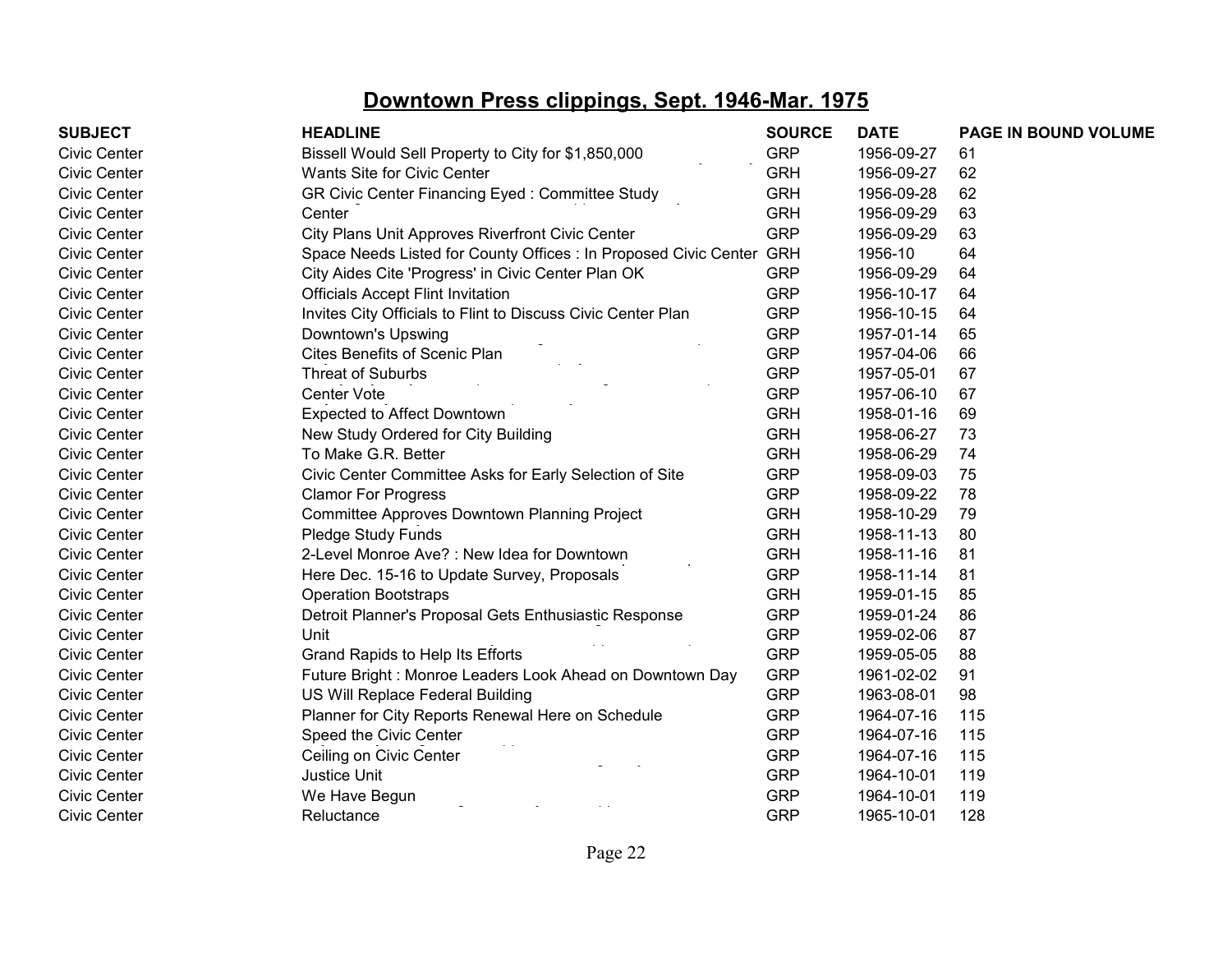# Downtown Press clippings, Sept. 1946-Mar. 1975

| SUBJECT | HEADLINE | SOURCE | DATE | PAGE IN BOUND VOLUME |
|---|---|---|---|---|
| Civic Center | Bissell Would Sell Property to City for $1,850,000 | GRP | 1956-09-27 | 61 |
| Civic Center | Wants Site for Civic Center | GRH | 1956-09-27 | 62 |
| Civic Center | GR Civic Center Financing Eyed : Committee Study | GRH | 1956-09-28 | 62 |
| Civic Center | Center | GRH | 1956-09-29 | 63 |
| Civic Center | City Plans Unit Approves Riverfront Civic Center | GRP | 1956-09-29 | 63 |
| Civic Center | Space Needs Listed for County Offices : In Proposed Civic Center | GRH | 1956-10 | 64 |
| Civic Center | City Aides Cite 'Progress' in Civic Center Plan OK | GRP | 1956-09-29 | 64 |
| Civic Center | Officials Accept Flint Invitation | GRP | 1956-10-17 | 64 |
| Civic Center | Invites City Officials to Flint to Discuss Civic Center Plan | GRP | 1956-10-15 | 64 |
| Civic Center | Downtown's Upswing | GRP | 1957-01-14 | 65 |
| Civic Center | Cites Benefits of Scenic Plan | GRP | 1957-04-06 | 66 |
| Civic Center | Threat of Suburbs | GRP | 1957-05-01 | 67 |
| Civic Center | Center Vote | GRP | 1957-06-10 | 67 |
| Civic Center | Expected to Affect Downtown | GRH | 1958-01-16 | 69 |
| Civic Center | New Study Ordered for City Building | GRH | 1958-06-27 | 73 |
| Civic Center | To Make G.R. Better | GRH | 1958-06-29 | 74 |
| Civic Center | Civic Center Committee Asks for Early Selection of Site | GRP | 1958-09-03 | 75 |
| Civic Center | Clamor For Progress | GRP | 1958-09-22 | 78 |
| Civic Center | Committee Approves Downtown Planning Project | GRH | 1958-10-29 | 79 |
| Civic Center | Pledge Study Funds | GRH | 1958-11-13 | 80 |
| Civic Center | 2-Level Monroe Ave? : New Idea for Downtown | GRH | 1958-11-16 | 81 |
| Civic Center | Here Dec. 15-16 to Update Survey, Proposals | GRP | 1958-11-14 | 81 |
| Civic Center | Operation Bootstraps | GRH | 1959-01-15 | 85 |
| Civic Center | Detroit Planner's Proposal Gets Enthusiastic Response | GRP | 1959-01-24 | 86 |
| Civic Center | Unit | GRP | 1959-02-06 | 87 |
| Civic Center | Grand Rapids to Help Its Efforts | GRP | 1959-05-05 | 88 |
| Civic Center | Future Bright : Monroe Leaders Look Ahead on Downtown Day | GRP | 1961-02-02 | 91 |
| Civic Center | US Will Replace Federal Building | GRP | 1963-08-01 | 98 |
| Civic Center | Planner for City Reports Renewal Here on Schedule | GRP | 1964-07-16 | 115 |
| Civic Center | Speed the Civic Center | GRP | 1964-07-16 | 115 |
| Civic Center | Ceiling on Civic Center | GRP | 1964-07-16 | 115 |
| Civic Center | Justice Unit | GRP | 1964-10-01 | 119 |
| Civic Center | We Have Begun | GRP | 1964-10-01 | 119 |
| Civic Center | Reluctance | GRP | 1965-10-01 | 128 |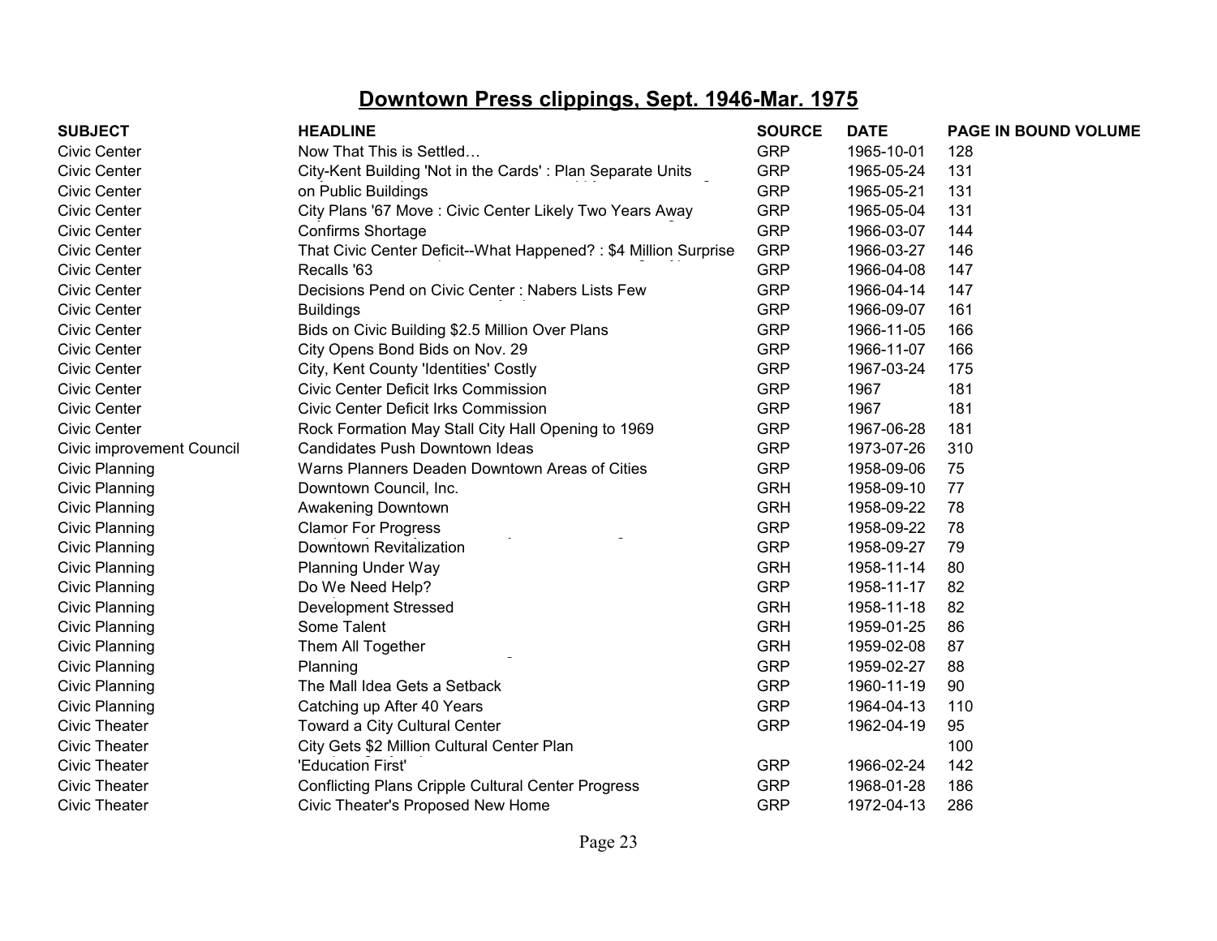## Downtown Press clippings, Sept. 1946-Mar. 1975

| SUBJECT | HEADLINE | SOURCE | DATE | PAGE IN BOUND VOLUME |
|---|---|---|---|---|
| Civic Center | Now That This is Settled… | GRP | 1965-10-01 | 128 |
| Civic Center | City-Kent Building 'Not in the Cards' : Plan Separate Units | GRP | 1965-05-24 | 131 |
| Civic Center | on Public Buildings | GRP | 1965-05-21 | 131 |
| Civic Center | City Plans '67 Move : Civic Center Likely Two Years Away | GRP | 1965-05-04 | 131 |
| Civic Center | Confirms Shortage | GRP | 1966-03-07 | 144 |
| Civic Center | That Civic Center Deficit--What Happened? : $4 Million Surprise | GRP | 1966-03-27 | 146 |
| Civic Center | Recalls '63 | GRP | 1966-04-08 | 147 |
| Civic Center | Decisions Pend on Civic Center : Nabers Lists Few | GRP | 1966-04-14 | 147 |
| Civic Center | Buildings | GRP | 1966-09-07 | 161 |
| Civic Center | Bids on Civic Building $2.5 Million Over Plans | GRP | 1966-11-05 | 166 |
| Civic Center | City Opens Bond Bids on Nov. 29 | GRP | 1966-11-07 | 166 |
| Civic Center | City, Kent County 'Identities' Costly | GRP | 1967-03-24 | 175 |
| Civic Center | Civic Center Deficit Irks Commission | GRP | 1967 | 181 |
| Civic Center | Civic Center Deficit Irks Commission | GRP | 1967 | 181 |
| Civic Center | Rock Formation May Stall City Hall Opening to 1969 | GRP | 1967-06-28 | 181 |
| Civic improvement Council | Candidates Push Downtown Ideas | GRP | 1973-07-26 | 310 |
| Civic Planning | Warns Planners Deaden Downtown Areas of Cities | GRP | 1958-09-06 | 75 |
| Civic Planning | Downtown Council, Inc. | GRH | 1958-09-10 | 77 |
| Civic Planning | Awakening Downtown | GRH | 1958-09-22 | 78 |
| Civic Planning | Clamor For Progress | GRP | 1958-09-22 | 78 |
| Civic Planning | Downtown Revitalization | GRP | 1958-09-27 | 79 |
| Civic Planning | Planning Under Way | GRH | 1958-11-14 | 80 |
| Civic Planning | Do We Need Help? | GRP | 1958-11-17 | 82 |
| Civic Planning | Development Stressed | GRH | 1958-11-18 | 82 |
| Civic Planning | Some Talent | GRH | 1959-01-25 | 86 |
| Civic Planning | Them All Together | GRH | 1959-02-08 | 87 |
| Civic Planning | Planning | GRP | 1959-02-27 | 88 |
| Civic Planning | The Mall Idea Gets a Setback | GRP | 1960-11-19 | 90 |
| Civic Planning | Catching up After 40 Years | GRP | 1964-04-13 | 110 |
| Civic Theater | Toward a City Cultural Center | GRP | 1962-04-19 | 95 |
| Civic Theater | City Gets $2 Million Cultural Center Plan | | | 100 |
| Civic Theater | 'Education First' | GRP | 1966-02-24 | 142 |
| Civic Theater | Conflicting Plans Cripple Cultural Center Progress | GRP | 1968-01-28 | 186 |
| Civic Theater | Civic Theater's Proposed New Home | GRP | 1972-04-13 | 286 |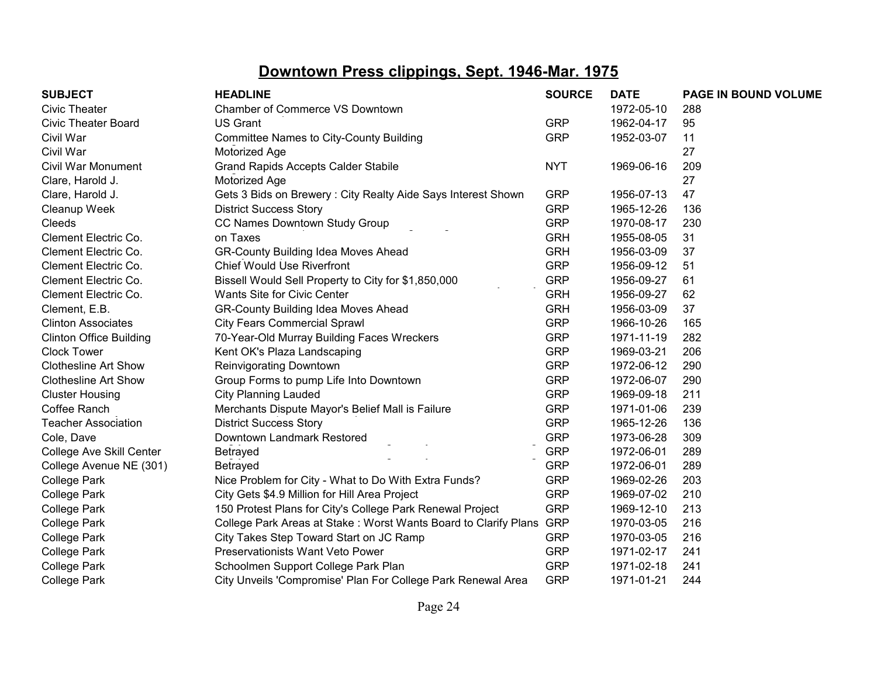# Downtown Press clippings, Sept. 1946-Mar. 1975

| SUBJECT | HEADLINE | SOURCE | DATE | PAGE IN BOUND VOLUME |
|---|---|---|---|---|
| Civic Theater | Chamber of Commerce VS Downtown | | 1972-05-10 | 288 |
| Civic Theater Board | US Grant | GRP | 1962-04-17 | 95 |
| Civil War | Committee Names to City-County Building | GRP | 1952-03-07 | 11 |
| Civil War | Motorized Age | | | 27 |
| Civil War Monument | Grand Rapids Accepts Calder Stabile | NYT | 1969-06-16 | 209 |
| Clare, Harold J. | Motorized Age | | | 27 |
| Clare, Harold J. | Gets 3 Bids on Brewery : City Realty Aide Says Interest Shown | GRP | 1956-07-13 | 47 |
| Cleanup Week | District Success Story | GRP | 1965-12-26 | 136 |
| Cleeds | CC Names Downtown Study Group | GRP | 1970-08-17 | 230 |
| Clement Electric Co. | on Taxes | GRH | 1955-08-05 | 31 |
| Clement Electric Co. | GR-County Building Idea Moves Ahead | GRH | 1956-03-09 | 37 |
| Clement Electric Co. | Chief Would Use Riverfront | GRP | 1956-09-12 | 51 |
| Clement Electric Co. | Bissell Would Sell Property to City for $1,850,000 | GRP | 1956-09-27 | 61 |
| Clement Electric Co. | Wants Site for Civic Center | GRH | 1956-09-27 | 62 |
| Clement, E.B. | GR-County Building Idea Moves Ahead | GRH | 1956-03-09 | 37 |
| Clinton Associates | City Fears Commercial Sprawl | GRP | 1966-10-26 | 165 |
| Clinton Office Building | 70-Year-Old Murray Building Faces Wreckers | GRP | 1971-11-19 | 282 |
| Clock Tower | Kent OK's Plaza Landscaping | GRP | 1969-03-21 | 206 |
| Clothesline Art Show | Reinvigorating Downtown | GRP | 1972-06-12 | 290 |
| Clothesline Art Show | Group Forms to pump Life Into Downtown | GRP | 1972-06-07 | 290 |
| Cluster Housing | City Planning Lauded | GRP | 1969-09-18 | 211 |
| Coffee Ranch | Merchants Dispute Mayor's Belief Mall is Failure | GRP | 1971-01-06 | 239 |
| Teacher Association | District Success Story | GRP | 1965-12-26 | 136 |
| Cole, Dave | Downtown Landmark Restored | GRP | 1973-06-28 | 309 |
| College Ave Skill Center | Betrayed | GRP | 1972-06-01 | 289 |
| College Avenue NE (301) | Betrayed | GRP | 1972-06-01 | 289 |
| College Park | Nice Problem for City - What to Do With Extra Funds? | GRP | 1969-02-26 | 203 |
| College Park | City Gets $4.9 Million for Hill Area Project | GRP | 1969-07-02 | 210 |
| College Park | 150 Protest Plans for City's College Park Renewal Project | GRP | 1969-12-10 | 213 |
| College Park | College Park Areas at Stake : Worst Wants Board to Clarify Plans | GRP | 1970-03-05 | 216 |
| College Park | City Takes Step Toward Start on JC Ramp | GRP | 1970-03-05 | 216 |
| College Park | Preservationists Want Veto Power | GRP | 1971-02-17 | 241 |
| College Park | Schoolmen Support College Park Plan | GRP | 1971-02-18 | 241 |
| College Park | City Unveils 'Compromise' Plan For College Park Renewal Area | GRP | 1971-01-21 | 244 |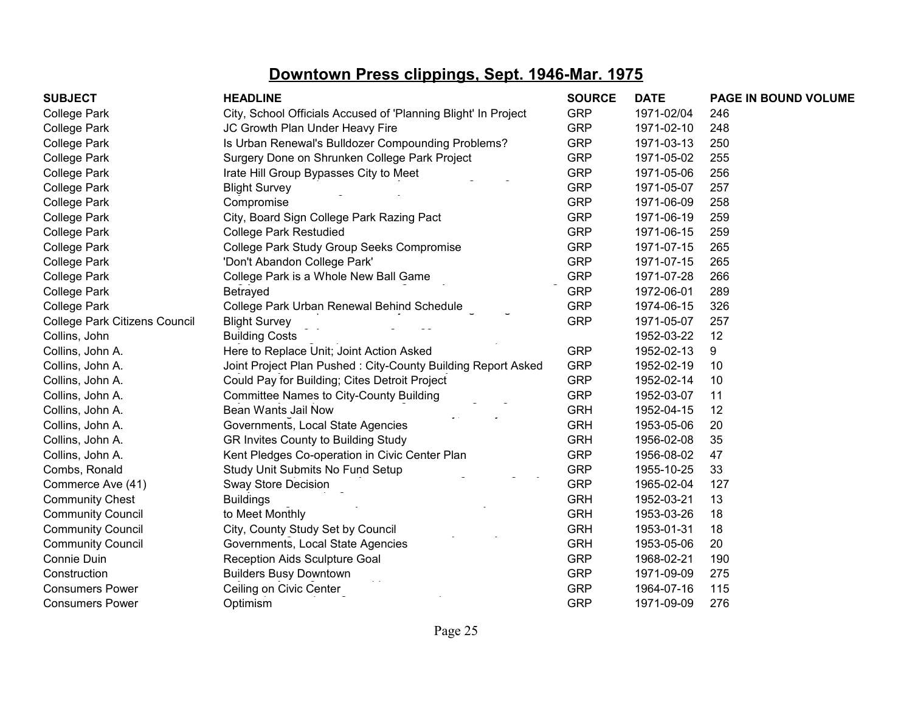# Downtown Press clippings, Sept. 1946-Mar. 1975

| SUBJECT | HEADLINE | SOURCE | DATE | PAGE IN BOUND VOLUME |
|---|---|---|---|---|
| College Park | City, School Officials Accused of 'Planning Blight' In Project | GRP | 1971-02/04 | 246 |
| College Park | JC Growth Plan Under Heavy Fire | GRP | 1971-02-10 | 248 |
| College Park | Is Urban Renewal's Bulldozer Compounding Problems? | GRP | 1971-03-13 | 250 |
| College Park | Surgery Done on Shrunken College Park Project | GRP | 1971-05-02 | 255 |
| College Park | Irate Hill Group Bypasses City to Meet | GRP | 1971-05-06 | 256 |
| College Park | Blight Survey | GRP | 1971-05-07 | 257 |
| College Park | Compromise | GRP | 1971-06-09 | 258 |
| College Park | City, Board Sign College Park Razing Pact | GRP | 1971-06-19 | 259 |
| College Park | College Park Restudied | GRP | 1971-06-15 | 259 |
| College Park | College Park Study Group Seeks Compromise | GRP | 1971-07-15 | 265 |
| College Park | 'Don't Abandon College Park' | GRP | 1971-07-15 | 265 |
| College Park | College Park is a Whole New Ball Game | GRP | 1971-07-28 | 266 |
| College Park | Betrayed | GRP | 1972-06-01 | 289 |
| College Park | College Park Urban Renewal Behind Schedule | GRP | 1974-06-15 | 326 |
| College Park Citizens Council | Blight Survey | GRP | 1971-05-07 | 257 |
| Collins, John | Building Costs | | 1952-03-22 | 12 |
| Collins, John A. | Here to Replace Unit; Joint Action Asked | GRP | 1952-02-13 | 9 |
| Collins, John A. | Joint Project Plan Pushed : City-County Building Report Asked | GRP | 1952-02-19 | 10 |
| Collins, John A. | Could Pay for Building; Cites Detroit Project | GRP | 1952-02-14 | 10 |
| Collins, John A. | Committee Names to City-County Building | GRP | 1952-03-07 | 11 |
| Collins, John A. | Bean Wants Jail Now | GRH | 1952-04-15 | 12 |
| Collins, John A. | Governments, Local State Agencies | GRH | 1953-05-06 | 20 |
| Collins, John A. | GR Invites County to Building Study | GRH | 1956-02-08 | 35 |
| Collins, John A. | Kent Pledges Co-operation in Civic Center Plan | GRP | 1956-08-02 | 47 |
| Combs, Ronald | Study Unit Submits No Fund Setup | GRP | 1955-10-25 | 33 |
| Commerce Ave (41) | Sway Store Decision | GRP | 1965-02-04 | 127 |
| Community Chest | Buildings | GRH | 1952-03-21 | 13 |
| Community Council | to Meet Monthly | GRH | 1953-03-26 | 18 |
| Community Council | City, County Study Set by Council | GRH | 1953-01-31 | 18 |
| Community Council | Governments, Local State Agencies | GRH | 1953-05-06 | 20 |
| Connie Duin | Reception Aids Sculpture Goal | GRP | 1968-02-21 | 190 |
| Construction | Builders Busy Downtown | GRP | 1971-09-09 | 275 |
| Consumers Power | Ceiling on Civic Center | GRP | 1964-07-16 | 115 |
| Consumers Power | Optimism | GRP | 1971-09-09 | 276 |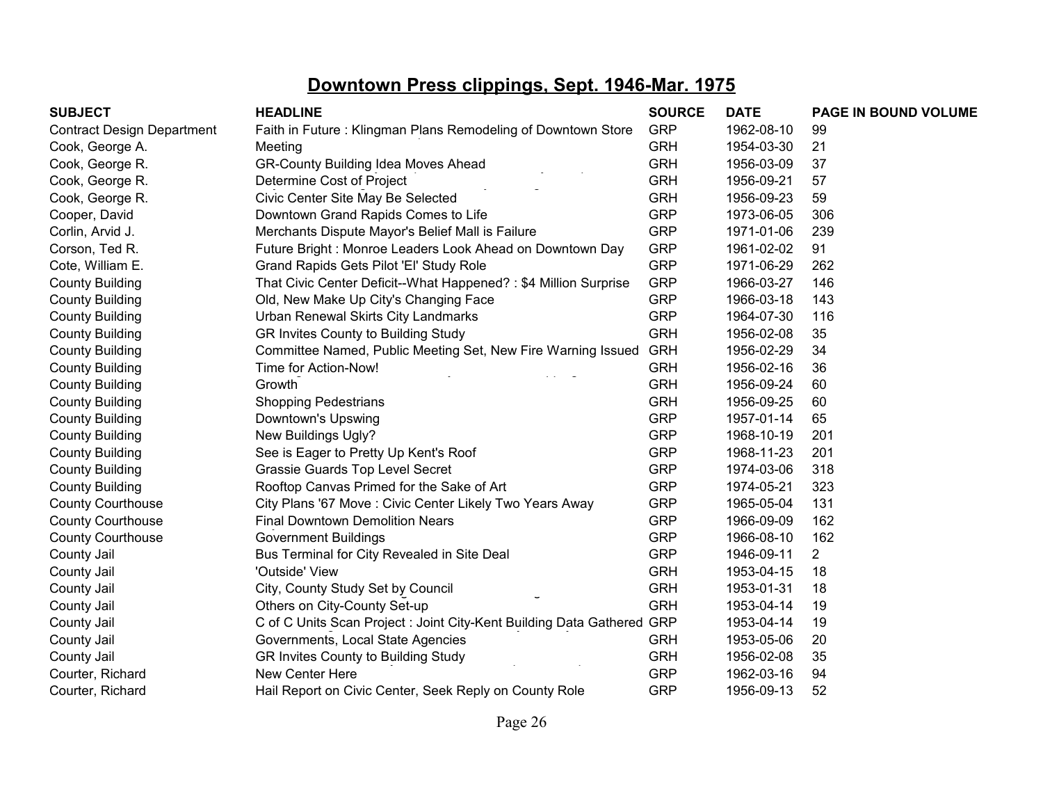## Downtown Press clippings, Sept. 1946-Mar. 1975

| SUBJECT | HEADLINE | SOURCE | DATE | PAGE IN BOUND VOLUME |
|---|---|---|---|---|
| Contract Design Department | Faith in Future : Klingman Plans Remodeling of Downtown Store | GRP | 1962-08-10 | 99 |
| Cook, George A. | Meeting | GRH | 1954-03-30 | 21 |
| Cook, George R. | GR-County Building Idea Moves Ahead | GRH | 1956-03-09 | 37 |
| Cook, George R. | Determine Cost of Project | GRH | 1956-09-21 | 57 |
| Cook, George R. | Civic Center Site May Be Selected | GRH | 1956-09-23 | 59 |
| Cooper, David | Downtown Grand Rapids Comes to Life | GRP | 1973-06-05 | 306 |
| Corlin, Arvid J. | Merchants Dispute Mayor's Belief Mall is Failure | GRP | 1971-01-06 | 239 |
| Corson, Ted R. | Future Bright : Monroe Leaders Look Ahead on Downtown Day | GRP | 1961-02-02 | 91 |
| Cote, William E. | Grand Rapids Gets Pilot 'El' Study Role | GRP | 1971-06-29 | 262 |
| County Building | That Civic Center Deficit--What Happened? : $4 Million Surprise | GRP | 1966-03-27 | 146 |
| County Building | Old, New Make Up City's Changing Face | GRP | 1966-03-18 | 143 |
| County Building | Urban Renewal Skirts City Landmarks | GRP | 1964-07-30 | 116 |
| County Building | GR Invites County to Building Study | GRH | 1956-02-08 | 35 |
| County Building | Committee Named, Public Meeting Set, New Fire Warning Issued | GRH | 1956-02-29 | 34 |
| County Building | Time for Action-Now! | GRH | 1956-02-16 | 36 |
| County Building | Growth | GRH | 1956-09-24 | 60 |
| County Building | Shopping Pedestrians | GRH | 1956-09-25 | 60 |
| County Building | Downtown's Upswing | GRP | 1957-01-14 | 65 |
| County Building | New Buildings Ugly? | GRP | 1968-10-19 | 201 |
| County Building | See is Eager to Pretty Up Kent's Roof | GRP | 1968-11-23 | 201 |
| County Building | Grassie Guards Top Level Secret | GRP | 1974-03-06 | 318 |
| County Building | Rooftop Canvas Primed for the Sake of Art | GRP | 1974-05-21 | 323 |
| County Courthouse | City Plans '67 Move : Civic Center Likely Two Years Away | GRP | 1965-05-04 | 131 |
| County Courthouse | Final Downtown Demolition Nears | GRP | 1966-09-09 | 162 |
| County Courthouse | Government Buildings | GRP | 1966-08-10 | 162 |
| County Jail | Bus Terminal for City Revealed in Site Deal | GRP | 1946-09-11 | 2 |
| County Jail | 'Outside' View | GRH | 1953-04-15 | 18 |
| County Jail | City, County Study Set by Council | GRH | 1953-01-31 | 18 |
| County Jail | Others on City-County Set-up | GRH | 1953-04-14 | 19 |
| County Jail | C of C Units Scan Project : Joint City-Kent Building Data Gathered | GRP | 1953-04-14 | 19 |
| County Jail | Governments, Local State Agencies | GRH | 1953-05-06 | 20 |
| County Jail | GR Invites County to Building Study | GRH | 1956-02-08 | 35 |
| Courter, Richard | New Center Here | GRP | 1962-03-16 | 94 |
| Courter, Richard | Hail Report on Civic Center, Seek Reply on County Role | GRP | 1956-09-13 | 52 |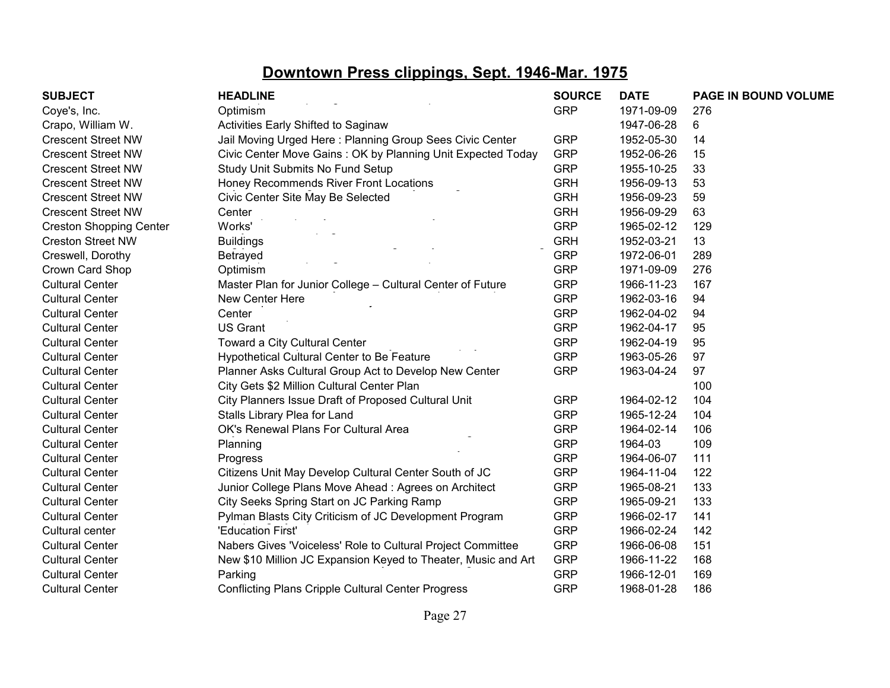# Downtown Press clippings, Sept. 1946-Mar. 1975

| SUBJECT | HEADLINE | SOURCE | DATE | PAGE IN BOUND VOLUME |
|---|---|---|---|---|
| Coye's, Inc. | Optimism | GRP | 1971-09-09 | 276 |
| Crapo, William W. | Activities Early Shifted to Saginaw | | 1947-06-28 | 6 |
| Crescent Street NW | Jail Moving Urged Here : Planning Group Sees Civic Center | GRP | 1952-05-30 | 14 |
| Crescent Street NW | Civic Center Move Gains : OK by Planning Unit Expected Today | GRP | 1952-06-26 | 15 |
| Crescent Street NW | Study Unit Submits No Fund Setup | GRP | 1955-10-25 | 33 |
| Crescent Street NW | Honey Recommends River Front Locations | GRH | 1956-09-13 | 53 |
| Crescent Street NW | Civic Center Site May Be Selected | GRH | 1956-09-23 | 59 |
| Crescent Street NW | Center | GRH | 1956-09-29 | 63 |
| Creston Shopping Center | Works' | GRP | 1965-02-12 | 129 |
| Creston Street NW | Buildings | GRH | 1952-03-21 | 13 |
| Creswell, Dorothy | Betrayed | GRP | 1972-06-01 | 289 |
| Crown Card Shop | Optimism | GRP | 1971-09-09 | 276 |
| Cultural Center | Master Plan for Junior College – Cultural Center of Future | GRP | 1966-11-23 | 167 |
| Cultural Center | New Center Here | GRP | 1962-03-16 | 94 |
| Cultural Center | Center | GRP | 1962-04-02 | 94 |
| Cultural Center | US Grant | GRP | 1962-04-17 | 95 |
| Cultural Center | Toward a City Cultural Center | GRP | 1962-04-19 | 95 |
| Cultural Center | Hypothetical Cultural Center to Be Feature | GRP | 1963-05-26 | 97 |
| Cultural Center | Planner Asks Cultural Group Act to Develop New Center | GRP | 1963-04-24 | 97 |
| Cultural Center | City Gets $2 Million Cultural Center Plan | | | 100 |
| Cultural Center | City Planners Issue Draft of Proposed Cultural Unit | GRP | 1964-02-12 | 104 |
| Cultural Center | Stalls Library Plea for Land | GRP | 1965-12-24 | 104 |
| Cultural Center | OK's Renewal Plans For Cultural Area | GRP | 1964-02-14 | 106 |
| Cultural Center | Planning | GRP | 1964-03 | 109 |
| Cultural Center | Progress | GRP | 1964-06-07 | 111 |
| Cultural Center | Citizens Unit May Develop Cultural Center South of JC | GRP | 1964-11-04 | 122 |
| Cultural Center | Junior College Plans Move Ahead : Agrees on Architect | GRP | 1965-08-21 | 133 |
| Cultural Center | City Seeks Spring Start on JC Parking Ramp | GRP | 1965-09-21 | 133 |
| Cultural Center | Pylman Blasts City Criticism of JC Development Program | GRP | 1966-02-17 | 141 |
| Cultural center | 'Education First' | GRP | 1966-02-24 | 142 |
| Cultural Center | Nabers Gives 'Voiceless' Role to Cultural Project Committee | GRP | 1966-06-08 | 151 |
| Cultural Center | New $10 Million JC Expansion Keyed to Theater, Music and Art | GRP | 1966-11-22 | 168 |
| Cultural Center | Parking | GRP | 1966-12-01 | 169 |
| Cultural Center | Conflicting Plans Cripple Cultural Center Progress | GRP | 1968-01-28 | 186 |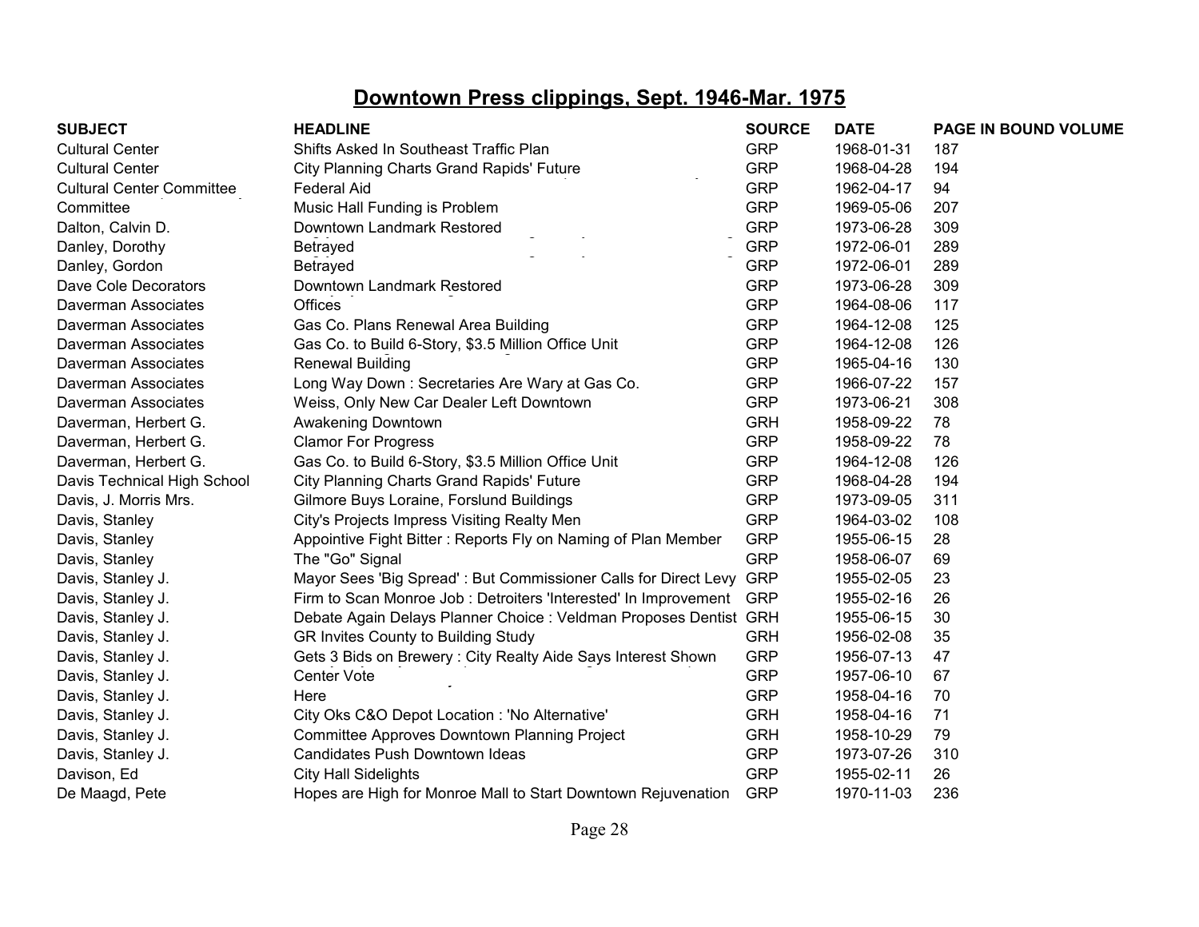# Downtown Press clippings, Sept. 1946-Mar. 1975

| SUBJECT | HEADLINE | SOURCE | DATE | PAGE IN BOUND VOLUME |
|---|---|---|---|---|
| Cultural Center | Shifts Asked In Southeast Traffic Plan | GRP | 1968-01-31 | 187 |
| Cultural Center | City Planning Charts Grand Rapids' Future | GRP | 1968-04-28 | 194 |
| Cultural Center Committee | Federal Aid | GRP | 1962-04-17 | 94 |
| Committee | Music Hall Funding is Problem | GRP | 1969-05-06 | 207 |
| Dalton, Calvin D. | Downtown Landmark Restored | GRP | 1973-06-28 | 309 |
| Danley, Dorothy | Betrayed | GRP | 1972-06-01 | 289 |
| Danley, Gordon | Betrayed | GRP | 1972-06-01 | 289 |
| Dave Cole Decorators | Downtown Landmark Restored | GRP | 1973-06-28 | 309 |
| Daverman Associates | Offices | GRP | 1964-08-06 | 117 |
| Daverman Associates | Gas Co. Plans Renewal Area Building | GRP | 1964-12-08 | 125 |
| Daverman Associates | Gas Co. to Build 6-Story, $3.5 Million Office Unit | GRP | 1964-12-08 | 126 |
| Daverman Associates | Renewal Building | GRP | 1965-04-16 | 130 |
| Daverman Associates | Long Way Down : Secretaries Are Wary at Gas Co. | GRP | 1966-07-22 | 157 |
| Daverman Associates | Weiss, Only New Car Dealer Left Downtown | GRP | 1973-06-21 | 308 |
| Daverman, Herbert G. | Awakening Downtown | GRH | 1958-09-22 | 78 |
| Daverman, Herbert G. | Clamor For Progress | GRP | 1958-09-22 | 78 |
| Daverman, Herbert G. | Gas Co. to Build 6-Story, $3.5 Million Office Unit | GRP | 1964-12-08 | 126 |
| Davis Technical High School | City Planning Charts Grand Rapids' Future | GRP | 1968-04-28 | 194 |
| Davis, J. Morris Mrs. | Gilmore Buys Loraine, Forslund Buildings | GRP | 1973-09-05 | 311 |
| Davis, Stanley | City's Projects Impress Visiting Realty Men | GRP | 1964-03-02 | 108 |
| Davis, Stanley | Appointive Fight Bitter : Reports Fly on Naming of Plan Member | GRP | 1955-06-15 | 28 |
| Davis, Stanley | The "Go" Signal | GRP | 1958-06-07 | 69 |
| Davis, Stanley J. | Mayor Sees 'Big Spread' : But Commissioner Calls for Direct Levy | GRP | 1955-02-05 | 23 |
| Davis, Stanley J. | Firm to Scan Monroe Job : Detroiters 'Interested' In Improvement | GRP | 1955-02-16 | 26 |
| Davis, Stanley J. | Debate Again Delays Planner Choice : Veldman Proposes Dentist | GRH | 1955-06-15 | 30 |
| Davis, Stanley J. | GR Invites County to Building Study | GRH | 1956-02-08 | 35 |
| Davis, Stanley J. | Gets 3 Bids on Brewery : City Realty Aide Says Interest Shown | GRP | 1956-07-13 | 47 |
| Davis, Stanley J. | Center Vote | GRP | 1957-06-10 | 67 |
| Davis, Stanley J. | Here | GRP | 1958-04-16 | 70 |
| Davis, Stanley J. | City Oks C&O Depot Location : 'No Alternative' | GRH | 1958-04-16 | 71 |
| Davis, Stanley J. | Committee Approves Downtown Planning Project | GRH | 1958-10-29 | 79 |
| Davis, Stanley J. | Candidates Push Downtown Ideas | GRP | 1973-07-26 | 310 |
| Davison, Ed | City Hall Sidelights | GRP | 1955-02-11 | 26 |
| De Maagd, Pete | Hopes are High for Monroe Mall to Start Downtown Rejuvenation | GRP | 1970-11-03 | 236 |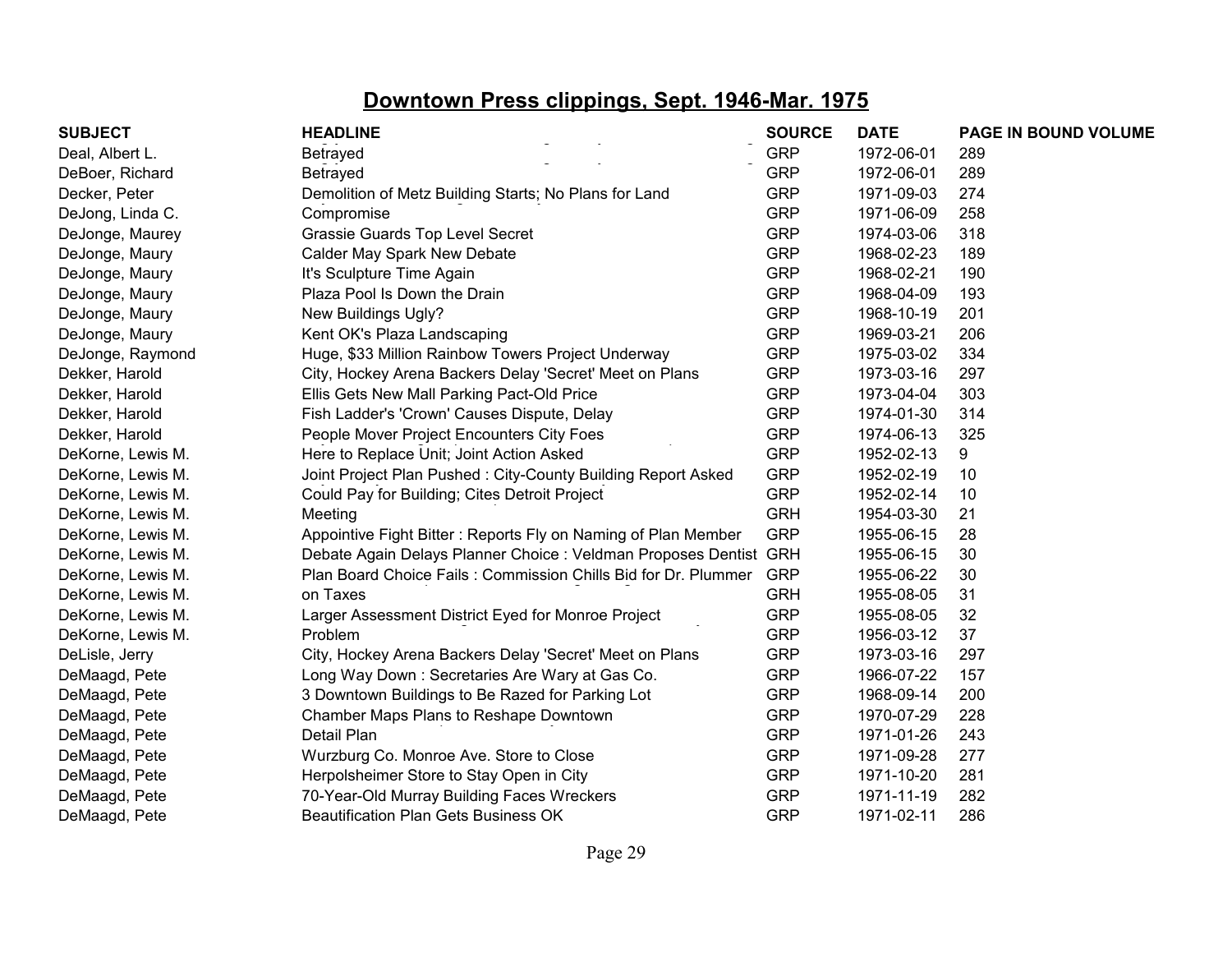# Downtown Press clippings, Sept. 1946-Mar. 1975

| SUBJECT | HEADLINE | SOURCE | DATE | PAGE IN BOUND VOLUME |
|---|---|---|---|---|
| Deal, Albert L. | Betrayed | GRP | 1972-06-01 | 289 |
| DeBoer, Richard | Betrayed | GRP | 1972-06-01 | 289 |
| Decker, Peter | Demolition of Metz Building Starts; No Plans for Land | GRP | 1971-09-03 | 274 |
| DeJong, Linda C. | Compromise | GRP | 1971-06-09 | 258 |
| DeJonge, Maurey | Grassie Guards Top Level Secret | GRP | 1974-03-06 | 318 |
| DeJonge, Maury | Calder May Spark New Debate | GRP | 1968-02-23 | 189 |
| DeJonge, Maury | It's Sculpture Time Again | GRP | 1968-02-21 | 190 |
| DeJonge, Maury | Plaza Pool Is Down the Drain | GRP | 1968-04-09 | 193 |
| DeJonge, Maury | New Buildings Ugly? | GRP | 1968-10-19 | 201 |
| DeJonge, Maury | Kent OK's Plaza Landscaping | GRP | 1969-03-21 | 206 |
| DeJonge, Raymond | Huge, $33 Million Rainbow Towers Project Underway | GRP | 1975-03-02 | 334 |
| Dekker, Harold | City, Hockey Arena Backers Delay 'Secret' Meet on Plans | GRP | 1973-03-16 | 297 |
| Dekker, Harold | Ellis Gets New Mall Parking Pact-Old Price | GRP | 1973-04-04 | 303 |
| Dekker, Harold | Fish Ladder's 'Crown' Causes Dispute, Delay | GRP | 1974-01-30 | 314 |
| Dekker, Harold | People Mover Project Encounters City Foes | GRP | 1974-06-13 | 325 |
| DeKorne, Lewis M. | Here to Replace Unit; Joint Action Asked | GRP | 1952-02-13 | 9 |
| DeKorne, Lewis M. | Joint Project Plan Pushed : City-County Building Report Asked | GRP | 1952-02-19 | 10 |
| DeKorne, Lewis M. | Could Pay for Building; Cites Detroit Project | GRP | 1952-02-14 | 10 |
| DeKorne, Lewis M. | Meeting | GRH | 1954-03-30 | 21 |
| DeKorne, Lewis M. | Appointive Fight Bitter : Reports Fly on Naming of Plan Member | GRP | 1955-06-15 | 28 |
| DeKorne, Lewis M. | Debate Again Delays Planner Choice : Veldman Proposes Dentist | GRH | 1955-06-15 | 30 |
| DeKorne, Lewis M. | Plan Board Choice Fails : Commission Chills Bid for Dr. Plummer | GRP | 1955-06-22 | 30 |
| DeKorne, Lewis M. | on Taxes | GRH | 1955-08-05 | 31 |
| DeKorne, Lewis M. | Larger Assessment District Eyed for Monroe Project | GRP | 1955-08-05 | 32 |
| DeKorne, Lewis M. | Problem | GRP | 1956-03-12 | 37 |
| DeLisle, Jerry | City, Hockey Arena Backers Delay 'Secret' Meet on Plans | GRP | 1973-03-16 | 297 |
| DeMaagd, Pete | Long Way Down : Secretaries Are Wary at Gas Co. | GRP | 1966-07-22 | 157 |
| DeMaagd, Pete | 3 Downtown Buildings to Be Razed for Parking Lot | GRP | 1968-09-14 | 200 |
| DeMaagd, Pete | Chamber Maps Plans to Reshape Downtown | GRP | 1970-07-29 | 228 |
| DeMaagd, Pete | Detail Plan | GRP | 1971-01-26 | 243 |
| DeMaagd, Pete | Wurzburg Co. Monroe Ave. Store to Close | GRP | 1971-09-28 | 277 |
| DeMaagd, Pete | Herpolsheimer Store to Stay Open in City | GRP | 1971-10-20 | 281 |
| DeMaagd, Pete | 70-Year-Old Murray Building Faces Wreckers | GRP | 1971-11-19 | 282 |
| DeMaagd, Pete | Beautification Plan Gets Business OK | GRP | 1971-02-11 | 286 |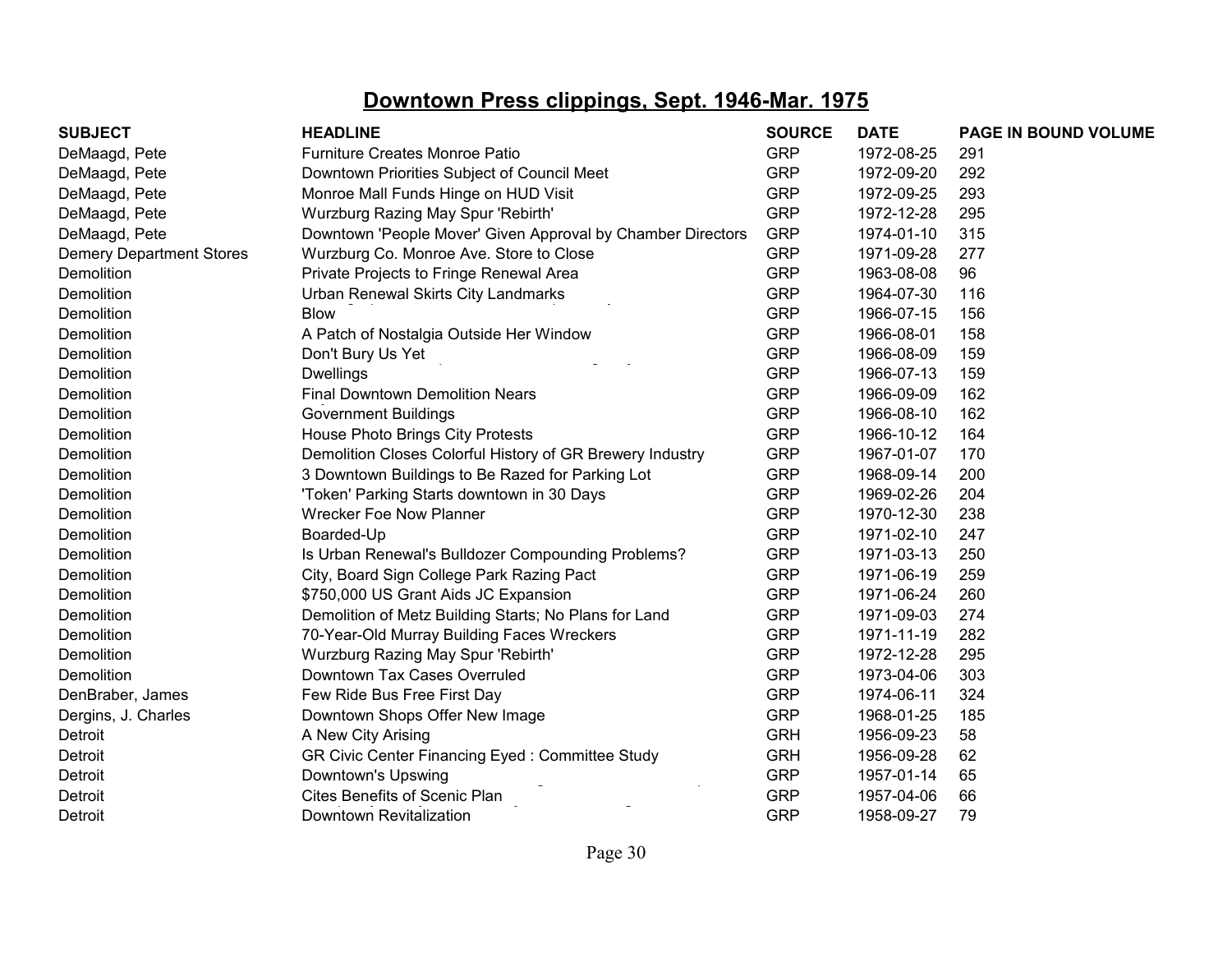## Downtown Press clippings, Sept. 1946-Mar. 1975

| SUBJECT | HEADLINE | SOURCE | DATE | PAGE IN BOUND VOLUME |
|---|---|---|---|---|
| DeMaagd, Pete | Furniture Creates Monroe Patio | GRP | 1972-08-25 | 291 |
| DeMaagd, Pete | Downtown Priorities Subject of Council Meet | GRP | 1972-09-20 | 292 |
| DeMaagd, Pete | Monroe Mall Funds Hinge on HUD Visit | GRP | 1972-09-25 | 293 |
| DeMaagd, Pete | Wurzburg Razing May Spur 'Rebirth' | GRP | 1972-12-28 | 295 |
| DeMaagd, Pete | Downtown 'People Mover' Given Approval by Chamber Directors | GRP | 1974-01-10 | 315 |
| Demery Department Stores | Wurzburg Co. Monroe Ave. Store to Close | GRP | 1971-09-28 | 277 |
| Demolition | Private Projects to Fringe Renewal Area | GRP | 1963-08-08 | 96 |
| Demolition | Urban Renewal Skirts City Landmarks | GRP | 1964-07-30 | 116 |
| Demolition | Blow | GRP | 1966-07-15 | 156 |
| Demolition | A Patch of Nostalgia Outside Her Window | GRP | 1966-08-01 | 158 |
| Demolition | Don't Bury Us Yet | GRP | 1966-08-09 | 159 |
| Demolition | Dwellings | GRP | 1966-07-13 | 159 |
| Demolition | Final Downtown Demolition Nears | GRP | 1966-09-09 | 162 |
| Demolition | Government Buildings | GRP | 1966-08-10 | 162 |
| Demolition | House Photo Brings City Protests | GRP | 1966-10-12 | 164 |
| Demolition | Demolition Closes Colorful History of GR Brewery Industry | GRP | 1967-01-07 | 170 |
| Demolition | 3 Downtown Buildings to Be Razed for Parking Lot | GRP | 1968-09-14 | 200 |
| Demolition | 'Token' Parking Starts downtown in 30 Days | GRP | 1969-02-26 | 204 |
| Demolition | Wrecker Foe Now Planner | GRP | 1970-12-30 | 238 |
| Demolition | Boarded-Up | GRP | 1971-02-10 | 247 |
| Demolition | Is Urban Renewal's Bulldozer Compounding Problems? | GRP | 1971-03-13 | 250 |
| Demolition | City, Board Sign College Park Razing Pact | GRP | 1971-06-19 | 259 |
| Demolition | $750,000 US Grant Aids JC Expansion | GRP | 1971-06-24 | 260 |
| Demolition | Demolition of Metz Building Starts; No Plans for Land | GRP | 1971-09-03 | 274 |
| Demolition | 70-Year-Old Murray Building Faces Wreckers | GRP | 1971-11-19 | 282 |
| Demolition | Wurzburg Razing May Spur 'Rebirth' | GRP | 1972-12-28 | 295 |
| Demolition | Downtown Tax Cases Overruled | GRP | 1973-04-06 | 303 |
| DenBraber, James | Few Ride Bus Free First Day | GRP | 1974-06-11 | 324 |
| Dergins, J. Charles | Downtown Shops Offer New Image | GRP | 1968-01-25 | 185 |
| Detroit | A New City Arising | GRH | 1956-09-23 | 58 |
| Detroit | GR Civic Center Financing Eyed : Committee Study | GRH | 1956-09-28 | 62 |
| Detroit | Downtown's Upswing | GRP | 1957-01-14 | 65 |
| Detroit | Cites Benefits of Scenic Plan | GRP | 1957-04-06 | 66 |
| Detroit | Downtown Revitalization | GRP | 1958-09-27 | 79 |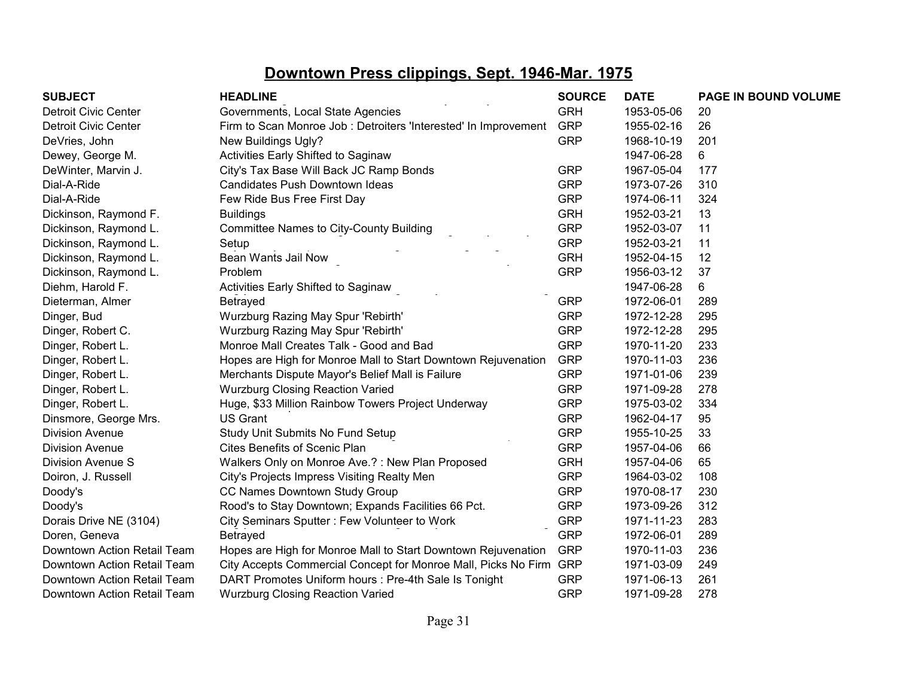# Downtown Press clippings, Sept. 1946-Mar. 1975

| SUBJECT | HEADLINE | SOURCE | DATE | PAGE IN BOUND VOLUME |
|---|---|---|---|---|
| Detroit Civic Center | Governments, Local State Agencies | GRH | 1953-05-06 | 20 |
| Detroit Civic Center | Firm to Scan Monroe Job : Detroiters 'Interested' In Improvement | GRP | 1955-02-16 | 26 |
| DeVries, John | New Buildings Ugly? | GRP | 1968-10-19 | 201 |
| Dewey, George M. | Activities Early Shifted to Saginaw | | 1947-06-28 | 6 |
| DeWinter, Marvin J. | City's Tax Base Will Back JC Ramp Bonds | GRP | 1967-05-04 | 177 |
| Dial-A-Ride | Candidates Push Downtown Ideas | GRP | 1973-07-26 | 310 |
| Dial-A-Ride | Few Ride Bus Free First Day | GRP | 1974-06-11 | 324 |
| Dickinson, Raymond F. | Buildings | GRH | 1952-03-21 | 13 |
| Dickinson, Raymond L. | Committee Names to City-County Building | GRP | 1952-03-07 | 11 |
| Dickinson, Raymond L. | Setup | GRP | 1952-03-21 | 11 |
| Dickinson, Raymond L. | Bean Wants Jail Now | GRH | 1952-04-15 | 12 |
| Dickinson, Raymond L. | Problem | GRP | 1956-03-12 | 37 |
| Diehm, Harold F. | Activities Early Shifted to Saginaw | | 1947-06-28 | 6 |
| Dieterman, Almer | Betrayed | GRP | 1972-06-01 | 289 |
| Dinger, Bud | Wurzburg Razing May Spur 'Rebirth' | GRP | 1972-12-28 | 295 |
| Dinger, Robert C. | Wurzburg Razing May Spur 'Rebirth' | GRP | 1972-12-28 | 295 |
| Dinger, Robert L. | Monroe Mall Creates Talk - Good and Bad | GRP | 1970-11-20 | 233 |
| Dinger, Robert L. | Hopes are High for Monroe Mall to Start Downtown Rejuvenation | GRP | 1970-11-03 | 236 |
| Dinger, Robert L. | Merchants Dispute Mayor's Belief Mall is Failure | GRP | 1971-01-06 | 239 |
| Dinger, Robert L. | Wurzburg Closing Reaction Varied | GRP | 1971-09-28 | 278 |
| Dinger, Robert L. | Huge, $33 Million Rainbow Towers Project Underway | GRP | 1975-03-02 | 334 |
| Dinsmore, George Mrs. | US Grant | GRP | 1962-04-17 | 95 |
| Division Avenue | Study Unit Submits No Fund Setup | GRP | 1955-10-25 | 33 |
| Division Avenue | Cites Benefits of Scenic Plan | GRP | 1957-04-06 | 66 |
| Division Avenue S | Walkers Only on Monroe Ave.? : New Plan Proposed | GRH | 1957-04-06 | 65 |
| Doiron, J. Russell | City's Projects Impress Visiting Realty Men | GRP | 1964-03-02 | 108 |
| Doody's | CC Names Downtown Study Group | GRP | 1970-08-17 | 230 |
| Doody's | Rood's to Stay Downtown; Expands Facilities 66 Pct. | GRP | 1973-09-26 | 312 |
| Dorais Drive NE (3104) | City Seminars Sputter : Few Volunteer to Work | GRP | 1971-11-23 | 283 |
| Doren, Geneva | Betrayed | GRP | 1972-06-01 | 289 |
| Downtown Action Retail Team | Hopes are High for Monroe Mall to Start Downtown Rejuvenation | GRP | 1970-11-03 | 236 |
| Downtown Action Retail Team | City Accepts Commercial Concept for Monroe Mall, Picks No Firm | GRP | 1971-03-09 | 249 |
| Downtown Action Retail Team | DART Promotes Uniform hours : Pre-4th Sale Is Tonight | GRP | 1971-06-13 | 261 |
| Downtown Action Retail Team | Wurzburg Closing Reaction Varied | GRP | 1971-09-28 | 278 |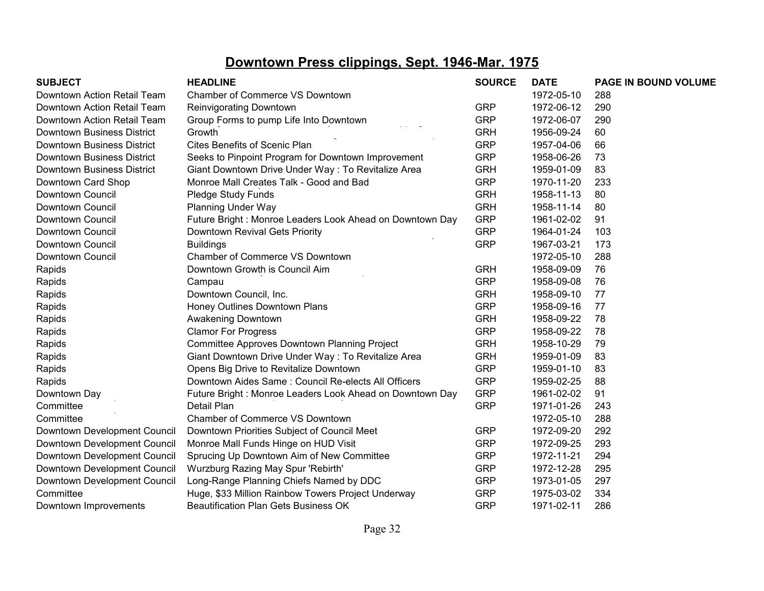# Downtown Press clippings, Sept. 1946-Mar. 1975

| SUBJECT | HEADLINE | SOURCE | DATE | PAGE IN BOUND VOLUME |
|---|---|---|---|---|
| Downtown Action Retail Team | Chamber of Commerce VS Downtown | | 1972-05-10 | 288 |
| Downtown Action Retail Team | Reinvigorating Downtown | GRP | 1972-06-12 | 290 |
| Downtown Action Retail Team | Group Forms to pump Life Into Downtown | GRP | 1972-06-07 | 290 |
| Downtown Business District | Growth | GRH | 1956-09-24 | 60 |
| Downtown Business District | Cites Benefits of Scenic Plan | GRP | 1957-04-06 | 66 |
| Downtown Business District | Seeks to Pinpoint Program for Downtown Improvement | GRP | 1958-06-26 | 73 |
| Downtown Business District | Giant Downtown Drive Under Way : To Revitalize Area | GRH | 1959-01-09 | 83 |
| Downtown Card Shop | Monroe Mall Creates Talk - Good and Bad | GRP | 1970-11-20 | 233 |
| Downtown Council | Pledge Study Funds | GRH | 1958-11-13 | 80 |
| Downtown Council | Planning Under Way | GRH | 1958-11-14 | 80 |
| Downtown Council | Future Bright : Monroe Leaders Look Ahead on Downtown Day | GRP | 1961-02-02 | 91 |
| Downtown Council | Downtown Revival Gets Priority | GRP | 1964-01-24 | 103 |
| Downtown Council | Buildings | GRP | 1967-03-21 | 173 |
| Downtown Council | Chamber of Commerce VS Downtown | | 1972-05-10 | 288 |
| Rapids | Downtown Growth is Council Aim | GRH | 1958-09-09 | 76 |
| Rapids | Campau | GRP | 1958-09-08 | 76 |
| Rapids | Downtown Council, Inc. | GRH | 1958-09-10 | 77 |
| Rapids | Honey Outlines Downtown Plans | GRP | 1958-09-16 | 77 |
| Rapids | Awakening Downtown | GRH | 1958-09-22 | 78 |
| Rapids | Clamor For Progress | GRP | 1958-09-22 | 78 |
| Rapids | Committee Approves Downtown Planning Project | GRH | 1958-10-29 | 79 |
| Rapids | Giant Downtown Drive Under Way : To Revitalize Area | GRH | 1959-01-09 | 83 |
| Rapids | Opens Big Drive to Revitalize Downtown | GRP | 1959-01-10 | 83 |
| Rapids | Downtown Aides Same : Council Re-elects All Officers | GRP | 1959-02-25 | 88 |
| Downtown Day | Future Bright : Monroe Leaders Look Ahead on Downtown Day | GRP | 1961-02-02 | 91 |
| Committee | Detail Plan | GRP | 1971-01-26 | 243 |
| Committee | Chamber of Commerce VS Downtown | | 1972-05-10 | 288 |
| Downtown Development Council | Downtown Priorities Subject of Council Meet | GRP | 1972-09-20 | 292 |
| Downtown Development Council | Monroe Mall Funds Hinge on HUD Visit | GRP | 1972-09-25 | 293 |
| Downtown Development Council | Sprucing Up Downtown Aim of New Committee | GRP | 1972-11-21 | 294 |
| Downtown Development Council | Wurzburg Razing May Spur 'Rebirth' | GRP | 1972-12-28 | 295 |
| Downtown Development Council | Long-Range Planning Chiefs Named by DDC | GRP | 1973-01-05 | 297 |
| Committee | Huge, $33 Million Rainbow Towers Project Underway | GRP | 1975-03-02 | 334 |
| Downtown Improvements | Beautification Plan Gets Business OK | GRP | 1971-02-11 | 286 |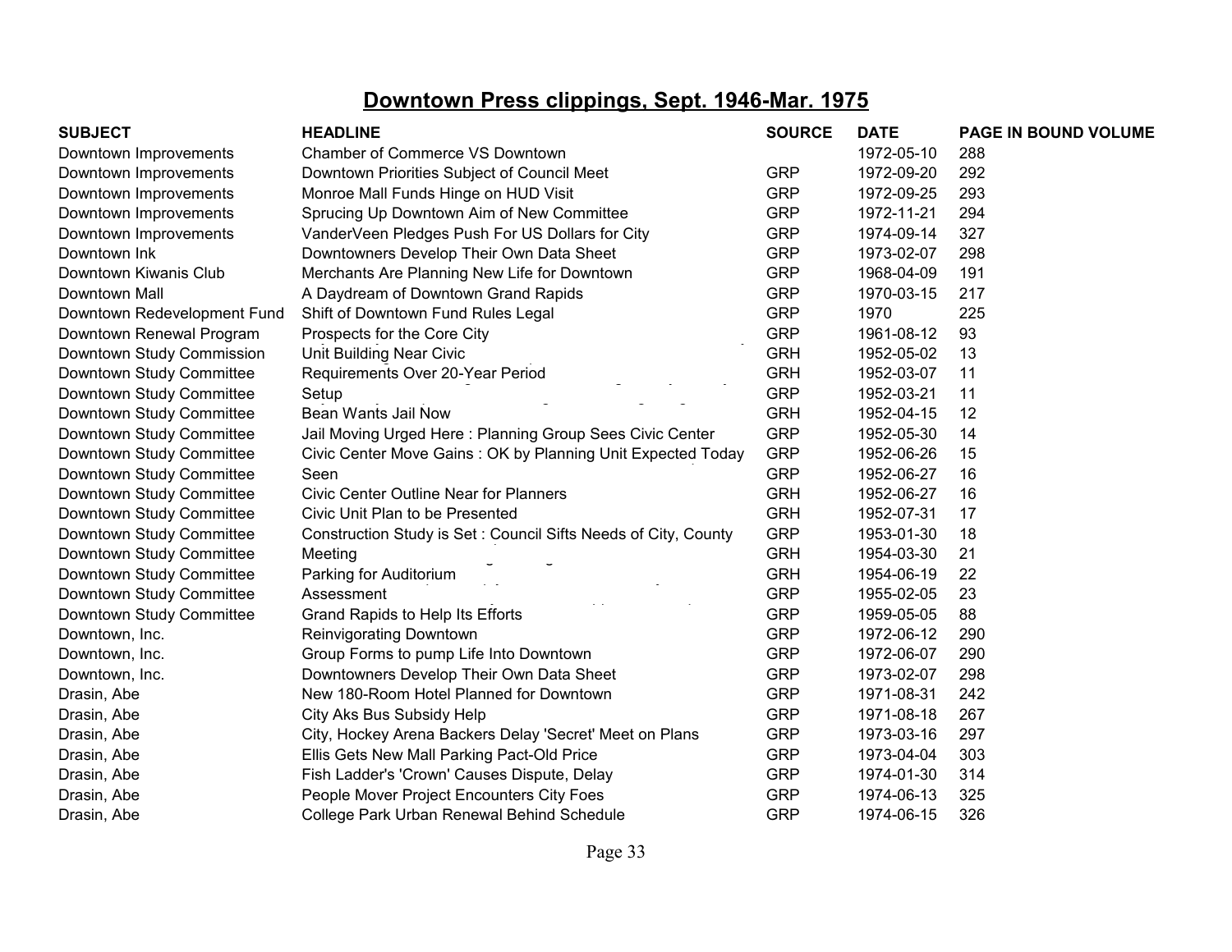# Downtown Press clippings, Sept. 1946-Mar. 1975

| SUBJECT | HEADLINE | SOURCE | DATE | PAGE IN BOUND VOLUME |
|---|---|---|---|---|
| Downtown Improvements | Chamber of Commerce VS Downtown | | 1972-05-10 | 288 |
| Downtown Improvements | Downtown Priorities Subject of Council Meet | GRP | 1972-09-20 | 292 |
| Downtown Improvements | Monroe Mall Funds Hinge on HUD Visit | GRP | 1972-09-25 | 293 |
| Downtown Improvements | Sprucing Up Downtown Aim of New Committee | GRP | 1972-11-21 | 294 |
| Downtown Improvements | VanderVeen Pledges Push For US Dollars for City | GRP | 1974-09-14 | 327 |
| Downtown Ink | Downtowners Develop Their Own Data Sheet | GRP | 1973-02-07 | 298 |
| Downtown Kiwanis Club | Merchants Are Planning New Life for Downtown | GRP | 1968-04-09 | 191 |
| Downtown Mall | A Daydream of Downtown Grand Rapids | GRP | 1970-03-15 | 217 |
| Downtown Redevelopment Fund | Shift of Downtown Fund Rules Legal | GRP | 1970 | 225 |
| Downtown Renewal Program | Prospects for the Core City | GRP | 1961-08-12 | 93 |
| Downtown Study Commission | Unit Building Near Civic | GRH | 1952-05-02 | 13 |
| Downtown Study Committee | Requirements Over 20-Year Period | GRH | 1952-03-07 | 11 |
| Downtown Study Committee | Setup | GRP | 1952-03-21 | 11 |
| Downtown Study Committee | Bean Wants Jail Now | GRH | 1952-04-15 | 12 |
| Downtown Study Committee | Jail Moving Urged Here : Planning Group Sees Civic Center | GRP | 1952-05-30 | 14 |
| Downtown Study Committee | Civic Center Move Gains : OK by Planning Unit Expected Today | GRP | 1952-06-26 | 15 |
| Downtown Study Committee | Seen | GRP | 1952-06-27 | 16 |
| Downtown Study Committee | Civic Center Outline Near for Planners | GRH | 1952-06-27 | 16 |
| Downtown Study Committee | Civic Unit Plan to be Presented | GRH | 1952-07-31 | 17 |
| Downtown Study Committee | Construction Study is Set : Council Sifts Needs of City, County | GRP | 1953-01-30 | 18 |
| Downtown Study Committee | Meeting | GRH | 1954-03-30 | 21 |
| Downtown Study Committee | Parking for Auditorium | GRH | 1954-06-19 | 22 |
| Downtown Study Committee | Assessment | GRP | 1955-02-05 | 23 |
| Downtown Study Committee | Grand Rapids to Help Its Efforts | GRP | 1959-05-05 | 88 |
| Downtown, Inc. | Reinvigorating Downtown | GRP | 1972-06-12 | 290 |
| Downtown, Inc. | Group Forms to pump Life Into Downtown | GRP | 1972-06-07 | 290 |
| Downtown, Inc. | Downtowners Develop Their Own Data Sheet | GRP | 1973-02-07 | 298 |
| Drasin, Abe | New 180-Room Hotel Planned for Downtown | GRP | 1971-08-31 | 242 |
| Drasin, Abe | City Aks Bus Subsidy Help | GRP | 1971-08-18 | 267 |
| Drasin, Abe | City, Hockey Arena Backers Delay 'Secret' Meet on Plans | GRP | 1973-03-16 | 297 |
| Drasin, Abe | Ellis Gets New Mall Parking Pact-Old Price | GRP | 1973-04-04 | 303 |
| Drasin, Abe | Fish Ladder's 'Crown' Causes Dispute, Delay | GRP | 1974-01-30 | 314 |
| Drasin, Abe | People Mover Project Encounters City Foes | GRP | 1974-06-13 | 325 |
| Drasin, Abe | College Park Urban Renewal Behind Schedule | GRP | 1974-06-15 | 326 |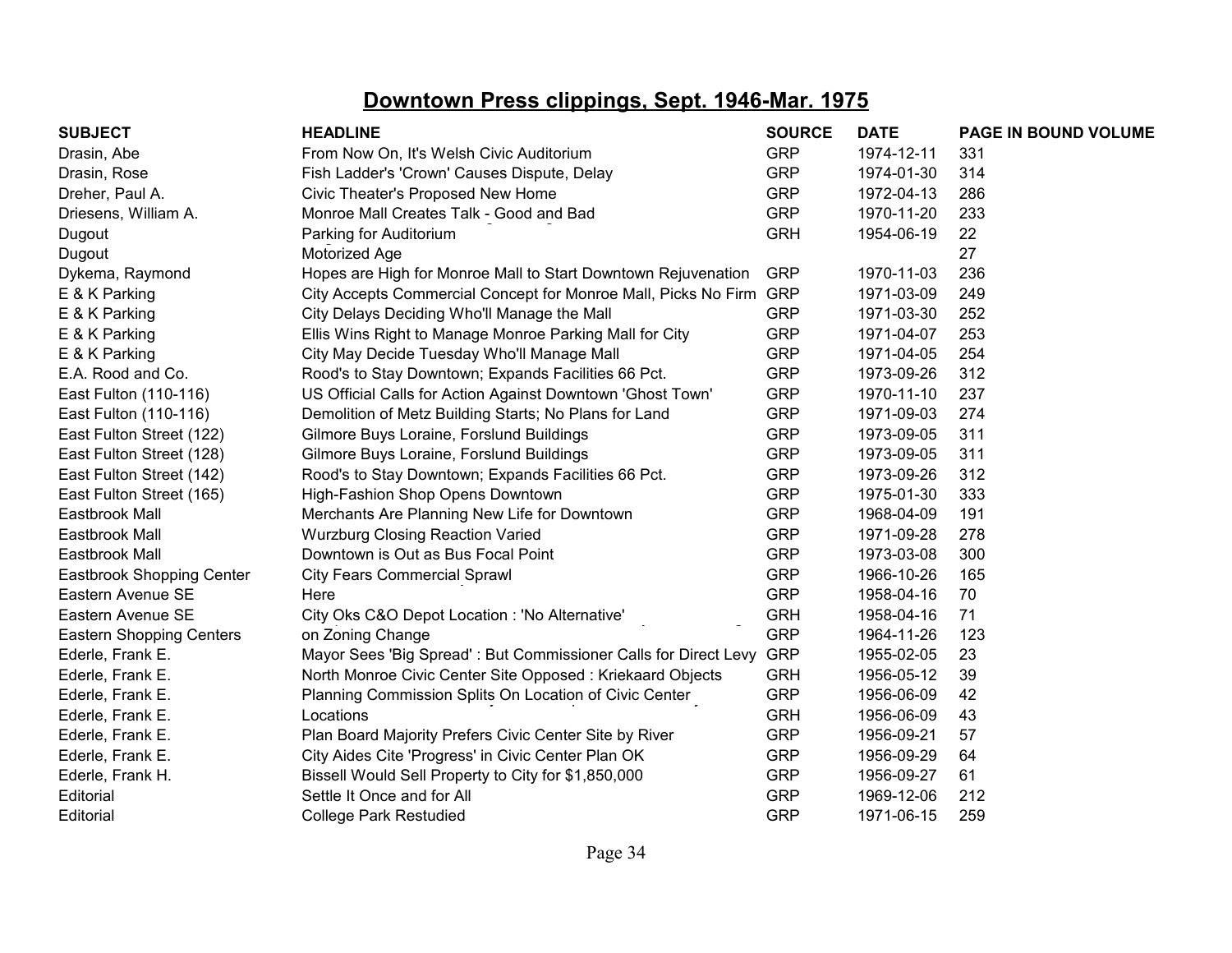## Downtown Press clippings, Sept. 1946-Mar. 1975

| SUBJECT | HEADLINE | SOURCE | DATE | PAGE IN BOUND VOLUME |
|---|---|---|---|---|
| Drasin, Abe | From Now On, It's Welsh Civic Auditorium | GRP | 1974-12-11 | 331 |
| Drasin, Rose | Fish Ladder's 'Crown' Causes Dispute, Delay | GRP | 1974-01-30 | 314 |
| Dreher, Paul A. | Civic Theater's Proposed New Home | GRP | 1972-04-13 | 286 |
| Driesens, William A. | Monroe Mall Creates Talk - Good and Bad | GRP | 1970-11-20 | 233 |
| Dugout | Parking for Auditorium | GRH | 1954-06-19 | 22 |
| Dugout | Motorized Age | | | 27 |
| Dykema, Raymond | Hopes are High for Monroe Mall to Start Downtown Rejuvenation | GRP | 1970-11-03 | 236 |
| E & K Parking | City Accepts Commercial Concept for Monroe Mall, Picks No Firm | GRP | 1971-03-09 | 249 |
| E & K Parking | City Delays Deciding Who'll Manage the Mall | GRP | 1971-03-30 | 252 |
| E & K Parking | Ellis Wins Right to Manage Monroe Parking Mall for City | GRP | 1971-04-07 | 253 |
| E & K Parking | City May Decide Tuesday Who'll Manage Mall | GRP | 1971-04-05 | 254 |
| E.A. Rood and Co. | Rood's to Stay Downtown; Expands Facilities 66 Pct. | GRP | 1973-09-26 | 312 |
| East Fulton (110-116) | US Official Calls for Action Against Downtown 'Ghost Town' | GRP | 1970-11-10 | 237 |
| East Fulton (110-116) | Demolition of Metz Building Starts; No Plans for Land | GRP | 1971-09-03 | 274 |
| East Fulton Street (122) | Gilmore Buys Loraine, Forslund Buildings | GRP | 1973-09-05 | 311 |
| East Fulton Street (128) | Gilmore Buys Loraine, Forslund Buildings | GRP | 1973-09-05 | 311 |
| East Fulton Street (142) | Rood's to Stay Downtown; Expands Facilities 66 Pct. | GRP | 1973-09-26 | 312 |
| East Fulton Street (165) | High-Fashion Shop Opens Downtown | GRP | 1975-01-30 | 333 |
| Eastbrook Mall | Merchants Are Planning New Life for Downtown | GRP | 1968-04-09 | 191 |
| Eastbrook Mall | Wurzburg Closing Reaction Varied | GRP | 1971-09-28 | 278 |
| Eastbrook Mall | Downtown is Out as Bus Focal Point | GRP | 1973-03-08 | 300 |
| Eastbrook Shopping Center | City Fears Commercial Sprawl | GRP | 1966-10-26 | 165 |
| Eastern Avenue SE | Here | GRP | 1958-04-16 | 70 |
| Eastern Avenue SE | City Oks C&O Depot Location : 'No Alternative' | GRH | 1958-04-16 | 71 |
| Eastern Shopping Centers | on Zoning Change | GRP | 1964-11-26 | 123 |
| Ederle, Frank E. | Mayor Sees 'Big Spread' : But Commissioner Calls for Direct Levy | GRP | 1955-02-05 | 23 |
| Ederle, Frank E. | North Monroe Civic Center Site Opposed : Kriekaard Objects | GRH | 1956-05-12 | 39 |
| Ederle, Frank E. | Planning Commission Splits On Location of Civic Center | GRP | 1956-06-09 | 42 |
| Ederle, Frank E. | Locations | GRH | 1956-06-09 | 43 |
| Ederle, Frank E. | Plan Board Majority Prefers Civic Center Site by River | GRP | 1956-09-21 | 57 |
| Ederle, Frank E. | City Aides Cite 'Progress' in Civic Center Plan OK | GRP | 1956-09-29 | 64 |
| Ederle, Frank H. | Bissell Would Sell Property to City for $1,850,000 | GRP | 1956-09-27 | 61 |
| Editorial | Settle It Once and for All | GRP | 1969-12-06 | 212 |
| Editorial | College Park Restudied | GRP | 1971-06-15 | 259 |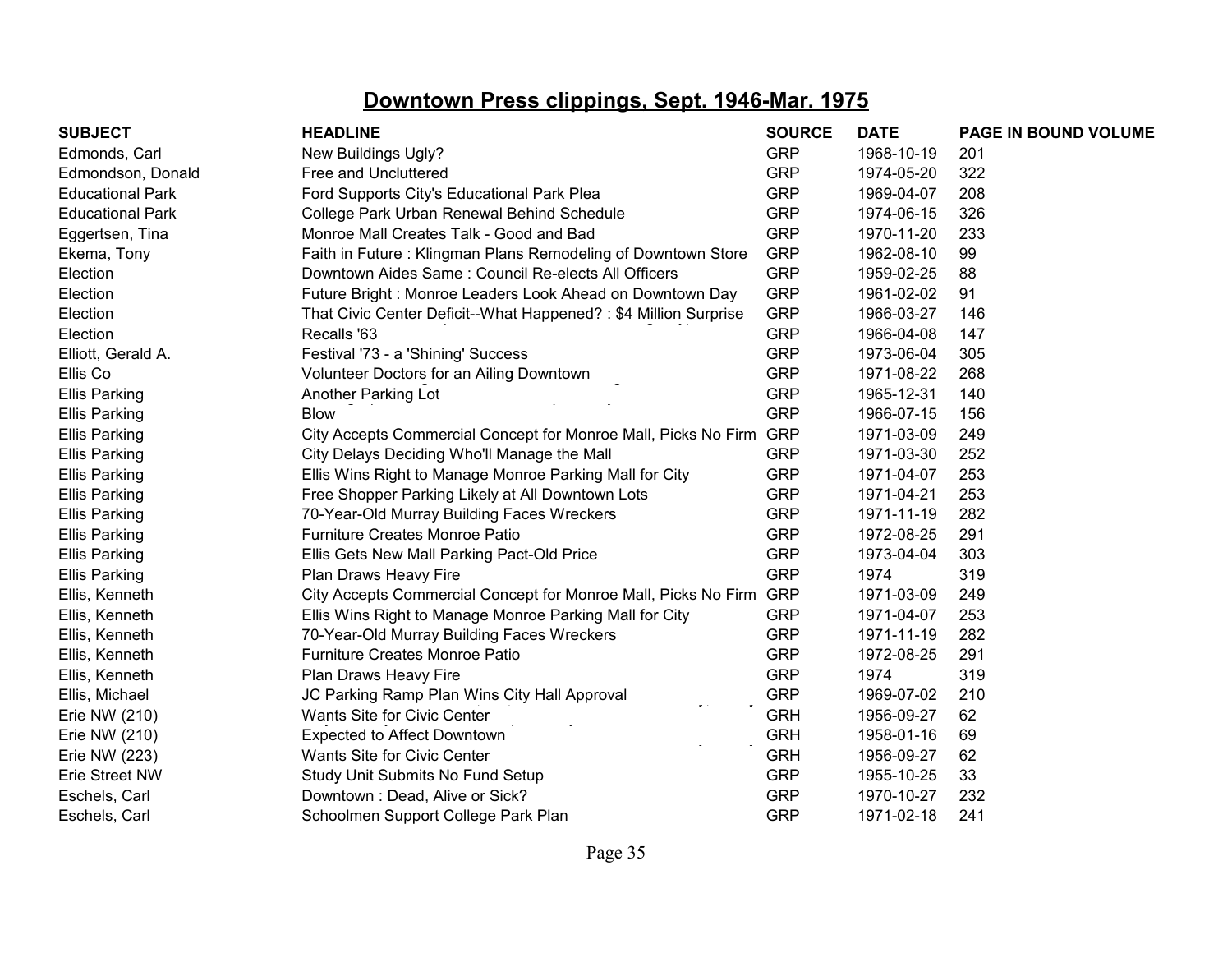# Downtown Press clippings, Sept. 1946-Mar. 1975

| SUBJECT | HEADLINE | SOURCE | DATE | PAGE IN BOUND VOLUME |
|---|---|---|---|---|
| Edmonds, Carl | New Buildings Ugly? | GRP | 1968-10-19 | 201 |
| Edmondson, Donald | Free and Uncluttered | GRP | 1974-05-20 | 322 |
| Educational Park | Ford Supports City's Educational Park Plea | GRP | 1969-04-07 | 208 |
| Educational Park | College Park Urban Renewal Behind Schedule | GRP | 1974-06-15 | 326 |
| Eggertsen, Tina | Monroe Mall Creates Talk - Good and Bad | GRP | 1970-11-20 | 233 |
| Ekema, Tony | Faith in Future : Klingman Plans Remodeling of Downtown Store | GRP | 1962-08-10 | 99 |
| Election | Downtown Aides Same : Council Re-elects All Officers | GRP | 1959-02-25 | 88 |
| Election | Future Bright : Monroe Leaders Look Ahead on Downtown Day | GRP | 1961-02-02 | 91 |
| Election | That Civic Center Deficit--What Happened? : $4 Million Surprise | GRP | 1966-03-27 | 146 |
| Election | Recalls '63 | GRP | 1966-04-08 | 147 |
| Elliott, Gerald A. | Festival '73 - a 'Shining' Success | GRP | 1973-06-04 | 305 |
| Ellis Co | Volunteer Doctors for an Ailing Downtown | GRP | 1971-08-22 | 268 |
| Ellis Parking | Another Parking Lot | GRP | 1965-12-31 | 140 |
| Ellis Parking | Blow | GRP | 1966-07-15 | 156 |
| Ellis Parking | City Accepts Commercial Concept for Monroe Mall, Picks No Firm | GRP | 1971-03-09 | 249 |
| Ellis Parking | City Delays Deciding Who'll Manage the Mall | GRP | 1971-03-30 | 252 |
| Ellis Parking | Ellis Wins Right to Manage Monroe Parking Mall for City | GRP | 1971-04-07 | 253 |
| Ellis Parking | Free Shopper Parking Likely at All Downtown Lots | GRP | 1971-04-21 | 253 |
| Ellis Parking | 70-Year-Old Murray Building Faces Wreckers | GRP | 1971-11-19 | 282 |
| Ellis Parking | Furniture Creates Monroe Patio | GRP | 1972-08-25 | 291 |
| Ellis Parking | Ellis Gets New Mall Parking Pact-Old Price | GRP | 1973-04-04 | 303 |
| Ellis Parking | Plan Draws Heavy Fire | GRP | 1974 | 319 |
| Ellis, Kenneth | City Accepts Commercial Concept for Monroe Mall, Picks No Firm | GRP | 1971-03-09 | 249 |
| Ellis, Kenneth | Ellis Wins Right to Manage Monroe Parking Mall for City | GRP | 1971-04-07 | 253 |
| Ellis, Kenneth | 70-Year-Old Murray Building Faces Wreckers | GRP | 1971-11-19 | 282 |
| Ellis, Kenneth | Furniture Creates Monroe Patio | GRP | 1972-08-25 | 291 |
| Ellis, Kenneth | Plan Draws Heavy Fire | GRP | 1974 | 319 |
| Ellis, Michael | JC Parking Ramp Plan Wins City Hall Approval | GRP | 1969-07-02 | 210 |
| Erie NW (210) | Wants Site for Civic Center | GRH | 1956-09-27 | 62 |
| Erie NW (210) | Expected to Affect Downtown | GRH | 1958-01-16 | 69 |
| Erie NW (223) | Wants Site for Civic Center | GRH | 1956-09-27 | 62 |
| Erie Street NW | Study Unit Submits No Fund Setup | GRP | 1955-10-25 | 33 |
| Eschels, Carl | Downtown : Dead, Alive or Sick? | GRP | 1970-10-27 | 232 |
| Eschels, Carl | Schoolmen Support College Park Plan | GRP | 1971-02-18 | 241 |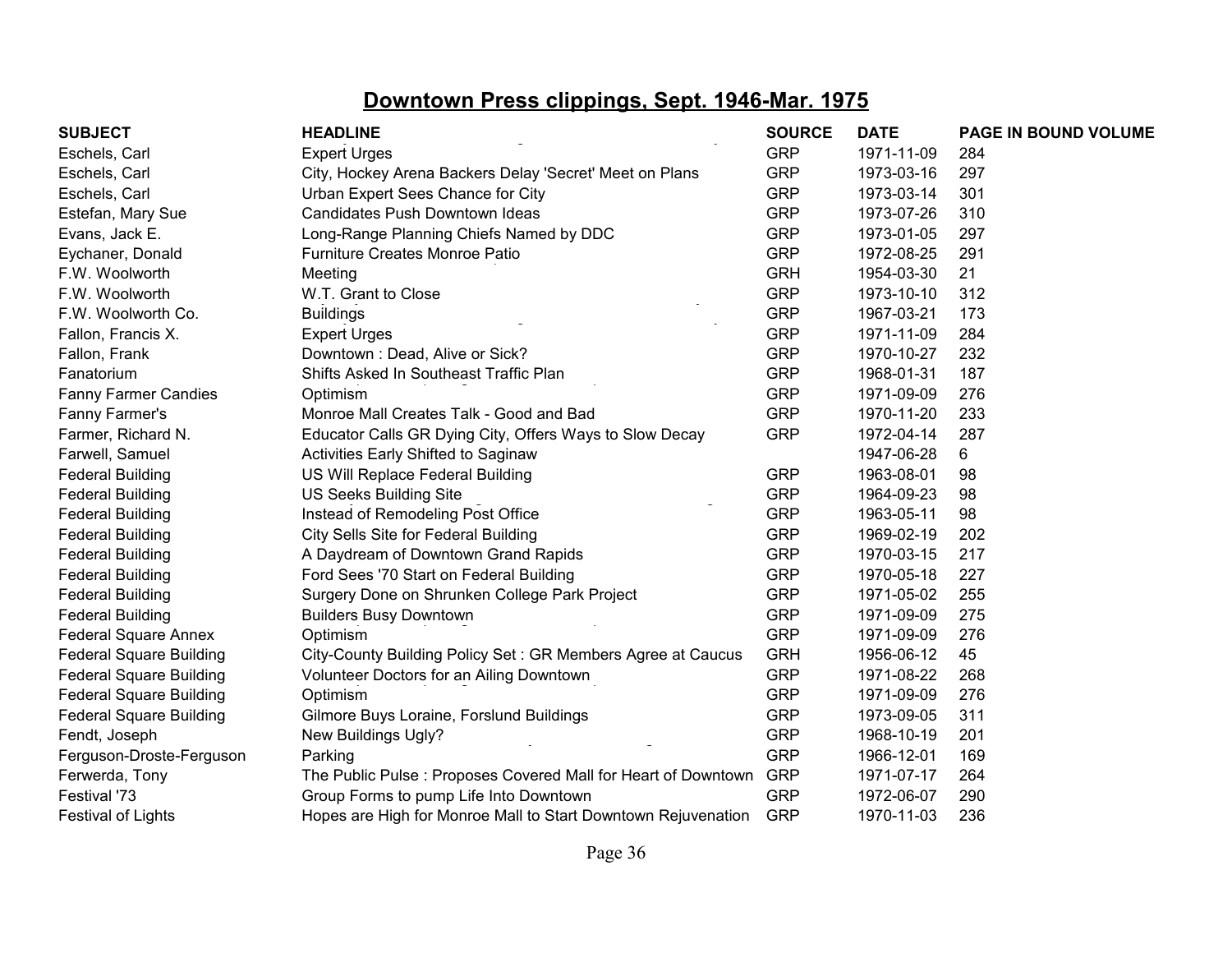## Downtown Press clippings, Sept. 1946-Mar. 1975

| SUBJECT | HEADLINE | SOURCE | DATE | PAGE IN BOUND VOLUME |
|---|---|---|---|---|
| Eschels, Carl | Expert Urges | GRP | 1971-11-09 | 284 |
| Eschels, Carl | City, Hockey Arena Backers Delay 'Secret' Meet on Plans | GRP | 1973-03-16 | 297 |
| Eschels, Carl | Urban Expert Sees Chance for City | GRP | 1973-03-14 | 301 |
| Estefan, Mary Sue | Candidates Push Downtown Ideas | GRP | 1973-07-26 | 310 |
| Evans, Jack E. | Long-Range Planning Chiefs Named by DDC | GRP | 1973-01-05 | 297 |
| Eychaner, Donald | Furniture Creates Monroe Patio | GRP | 1972-08-25 | 291 |
| F.W. Woolworth | Meeting | GRH | 1954-03-30 | 21 |
| F.W. Woolworth | W.T. Grant to Close | GRP | 1973-10-10 | 312 |
| F.W. Woolworth Co. | Buildings | GRP | 1967-03-21 | 173 |
| Fallon, Francis X. | Expert Urges | GRP | 1971-11-09 | 284 |
| Fallon, Frank | Downtown : Dead, Alive or Sick? | GRP | 1970-10-27 | 232 |
| Fanatorium | Shifts Asked In Southeast Traffic Plan | GRP | 1968-01-31 | 187 |
| Fanny Farmer Candies | Optimism | GRP | 1971-09-09 | 276 |
| Fanny Farmer's | Monroe Mall Creates Talk - Good and Bad | GRP | 1970-11-20 | 233 |
| Farmer, Richard N. | Educator Calls GR Dying City, Offers Ways to Slow Decay | GRP | 1972-04-14 | 287 |
| Farwell, Samuel | Activities Early Shifted to Saginaw | | 1947-06-28 | 6 |
| Federal Building | US Will Replace Federal Building | GRP | 1963-08-01 | 98 |
| Federal Building | US Seeks Building Site | GRP | 1964-09-23 | 98 |
| Federal Building | Instead of Remodeling Post Office | GRP | 1963-05-11 | 98 |
| Federal Building | City Sells Site for Federal Building | GRP | 1969-02-19 | 202 |
| Federal Building | A Daydream of Downtown Grand Rapids | GRP | 1970-03-15 | 217 |
| Federal Building | Ford Sees '70 Start on Federal Building | GRP | 1970-05-18 | 227 |
| Federal Building | Surgery Done on Shrunken College Park Project | GRP | 1971-05-02 | 255 |
| Federal Building | Builders Busy Downtown | GRP | 1971-09-09 | 275 |
| Federal Square Annex | Optimism | GRP | 1971-09-09 | 276 |
| Federal Square Building | City-County Building Policy Set : GR Members Agree at Caucus | GRH | 1956-06-12 | 45 |
| Federal Square Building | Volunteer Doctors for an Ailing Downtown | GRP | 1971-08-22 | 268 |
| Federal Square Building | Optimism | GRP | 1971-09-09 | 276 |
| Federal Square Building | Gilmore Buys Loraine, Forslund Buildings | GRP | 1973-09-05 | 311 |
| Fendt, Joseph | New Buildings Ugly? | GRP | 1968-10-19 | 201 |
| Ferguson-Droste-Ferguson | Parking | GRP | 1966-12-01 | 169 |
| Ferwerda, Tony | The Public Pulse : Proposes Covered Mall for Heart of Downtown | GRP | 1971-07-17 | 264 |
| Festival '73 | Group Forms to pump Life Into Downtown | GRP | 1972-06-07 | 290 |
| Festival of Lights | Hopes are High for Monroe Mall to Start Downtown Rejuvenation | GRP | 1970-11-03 | 236 |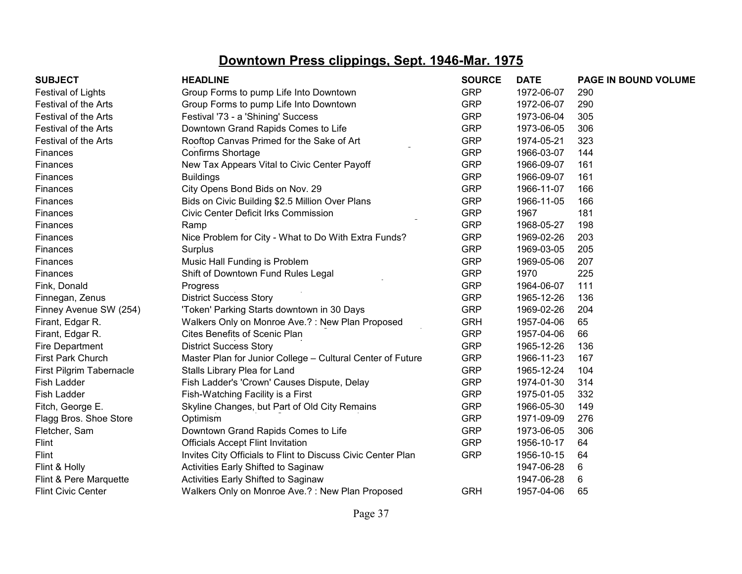## Downtown Press clippings, Sept. 1946-Mar. 1975

| SUBJECT | HEADLINE | SOURCE | DATE | PAGE IN BOUND VOLUME |
|---|---|---|---|---|
| Festival of Lights | Group Forms to pump Life Into Downtown | GRP | 1972-06-07 | 290 |
| Festival of the Arts | Group Forms to pump Life Into Downtown | GRP | 1972-06-07 | 290 |
| Festival of the Arts | Festival '73 - a 'Shining' Success | GRP | 1973-06-04 | 305 |
| Festival of the Arts | Downtown Grand Rapids Comes to Life | GRP | 1973-06-05 | 306 |
| Festival of the Arts | Rooftop Canvas Primed for the Sake of Art | GRP | 1974-05-21 | 323 |
| Finances | Confirms Shortage | GRP | 1966-03-07 | 144 |
| Finances | New Tax Appears Vital to Civic Center Payoff | GRP | 1966-09-07 | 161 |
| Finances | Buildings | GRP | 1966-09-07 | 161 |
| Finances | City Opens Bond Bids on Nov. 29 | GRP | 1966-11-07 | 166 |
| Finances | Bids on Civic Building $2.5 Million Over Plans | GRP | 1966-11-05 | 166 |
| Finances | Civic Center Deficit Irks Commission | GRP | 1967 | 181 |
| Finances | Ramp | GRP | 1968-05-27 | 198 |
| Finances | Nice Problem for City - What to Do With Extra Funds? | GRP | 1969-02-26 | 203 |
| Finances | Surplus | GRP | 1969-03-05 | 205 |
| Finances | Music Hall Funding is Problem | GRP | 1969-05-06 | 207 |
| Finances | Shift of Downtown Fund Rules Legal | GRP | 1970 | 225 |
| Fink, Donald | Progress | GRP | 1964-06-07 | 111 |
| Finnegan, Zenus | District Success Story | GRP | 1965-12-26 | 136 |
| Finney Avenue SW (254) | 'Token' Parking Starts downtown in 30 Days | GRP | 1969-02-26 | 204 |
| Firant, Edgar R. | Walkers Only on Monroe Ave.? : New Plan Proposed | GRH | 1957-04-06 | 65 |
| Firant, Edgar R. | Cites Benefits of Scenic Plan | GRP | 1957-04-06 | 66 |
| Fire Department | District Success Story | GRP | 1965-12-26 | 136 |
| First Park Church | Master Plan for Junior College – Cultural Center of Future | GRP | 1966-11-23 | 167 |
| First Pilgrim Tabernacle | Stalls Library Plea for Land | GRP | 1965-12-24 | 104 |
| Fish Ladder | Fish Ladder's 'Crown' Causes Dispute, Delay | GRP | 1974-01-30 | 314 |
| Fish Ladder | Fish-Watching Facility is a First | GRP | 1975-01-05 | 332 |
| Fitch, George E. | Skyline Changes, but Part of Old City Remains | GRP | 1966-05-30 | 149 |
| Flagg Bros. Shoe Store | Optimism | GRP | 1971-09-09 | 276 |
| Fletcher, Sam | Downtown Grand Rapids Comes to Life | GRP | 1973-06-05 | 306 |
| Flint | Officials Accept Flint Invitation | GRP | 1956-10-17 | 64 |
| Flint | Invites City Officials to Flint to Discuss Civic Center Plan | GRP | 1956-10-15 | 64 |
| Flint & Holly | Activities Early Shifted to Saginaw | | 1947-06-28 | 6 |
| Flint & Pere Marquette | Activities Early Shifted to Saginaw | | 1947-06-28 | 6 |
| Flint Civic Center | Walkers Only on Monroe Ave.? : New Plan Proposed | GRH | 1957-04-06 | 65 |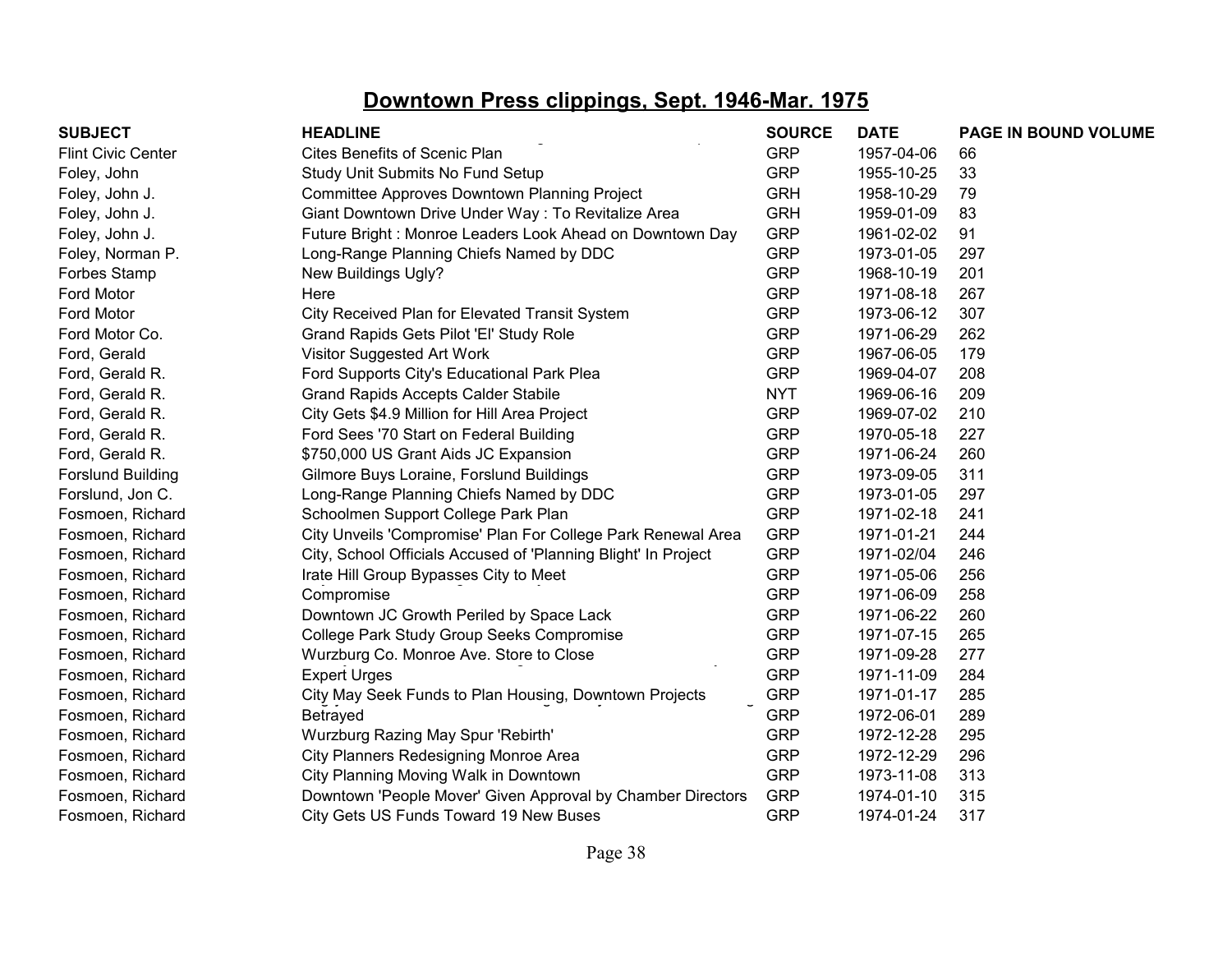# Downtown Press clippings, Sept. 1946-Mar. 1975

| SUBJECT | HEADLINE | SOURCE | DATE | PAGE IN BOUND VOLUME |
|---|---|---|---|---|
| Flint Civic Center | Cites Benefits of Scenic Plan | GRP | 1957-04-06 | 66 |
| Foley, John | Study Unit Submits No Fund Setup | GRP | 1955-10-25 | 33 |
| Foley, John J. | Committee Approves Downtown Planning Project | GRH | 1958-10-29 | 79 |
| Foley, John J. | Giant Downtown Drive Under Way : To Revitalize Area | GRH | 1959-01-09 | 83 |
| Foley, John J. | Future Bright : Monroe Leaders Look Ahead on Downtown Day | GRP | 1961-02-02 | 91 |
| Foley, Norman P. | Long-Range Planning Chiefs Named by DDC | GRP | 1973-01-05 | 297 |
| Forbes Stamp | New Buildings Ugly? | GRP | 1968-10-19 | 201 |
| Ford Motor | Here | GRP | 1971-08-18 | 267 |
| Ford Motor | City Received Plan for Elevated Transit System | GRP | 1973-06-12 | 307 |
| Ford Motor Co. | Grand Rapids Gets Pilot 'El' Study Role | GRP | 1971-06-29 | 262 |
| Ford, Gerald | Visitor Suggested Art Work | GRP | 1967-06-05 | 179 |
| Ford, Gerald R. | Ford Supports City's Educational Park Plea | GRP | 1969-04-07 | 208 |
| Ford, Gerald R. | Grand Rapids Accepts Calder Stabile | NYT | 1969-06-16 | 209 |
| Ford, Gerald R. | City Gets $4.9 Million for Hill Area Project | GRP | 1969-07-02 | 210 |
| Ford, Gerald R. | Ford Sees '70 Start on Federal Building | GRP | 1970-05-18 | 227 |
| Ford, Gerald R. | $750,000 US Grant Aids JC Expansion | GRP | 1971-06-24 | 260 |
| Forslund Building | Gilmore Buys Loraine, Forslund Buildings | GRP | 1973-09-05 | 311 |
| Forslund, Jon C. | Long-Range Planning Chiefs Named by DDC | GRP | 1973-01-05 | 297 |
| Fosmoen, Richard | Schoolmen Support College Park Plan | GRP | 1971-02-18 | 241 |
| Fosmoen, Richard | City Unveils 'Compromise' Plan For College Park Renewal Area | GRP | 1971-01-21 | 244 |
| Fosmoen, Richard | City, School Officials Accused of 'Planning Blight' In Project | GRP | 1971-02/04 | 246 |
| Fosmoen, Richard | Irate Hill Group Bypasses City to Meet | GRP | 1971-05-06 | 256 |
| Fosmoen, Richard | Compromise | GRP | 1971-06-09 | 258 |
| Fosmoen, Richard | Downtown JC Growth Periled by Space Lack | GRP | 1971-06-22 | 260 |
| Fosmoen, Richard | College Park Study Group Seeks Compromise | GRP | 1971-07-15 | 265 |
| Fosmoen, Richard | Wurzburg Co. Monroe Ave. Store to Close | GRP | 1971-09-28 | 277 |
| Fosmoen, Richard | Expert Urges | GRP | 1971-11-09 | 284 |
| Fosmoen, Richard | City May Seek Funds to Plan Housing, Downtown Projects | GRP | 1971-01-17 | 285 |
| Fosmoen, Richard | Betrayed | GRP | 1972-06-01 | 289 |
| Fosmoen, Richard | Wurzburg Razing May Spur 'Rebirth' | GRP | 1972-12-28 | 295 |
| Fosmoen, Richard | City Planners Redesigning Monroe Area | GRP | 1972-12-29 | 296 |
| Fosmoen, Richard | City Planning Moving Walk in Downtown | GRP | 1973-11-08 | 313 |
| Fosmoen, Richard | Downtown 'People Mover' Given Approval by Chamber Directors | GRP | 1974-01-10 | 315 |
| Fosmoen, Richard | City Gets US Funds Toward 19 New Buses | GRP | 1974-01-24 | 317 |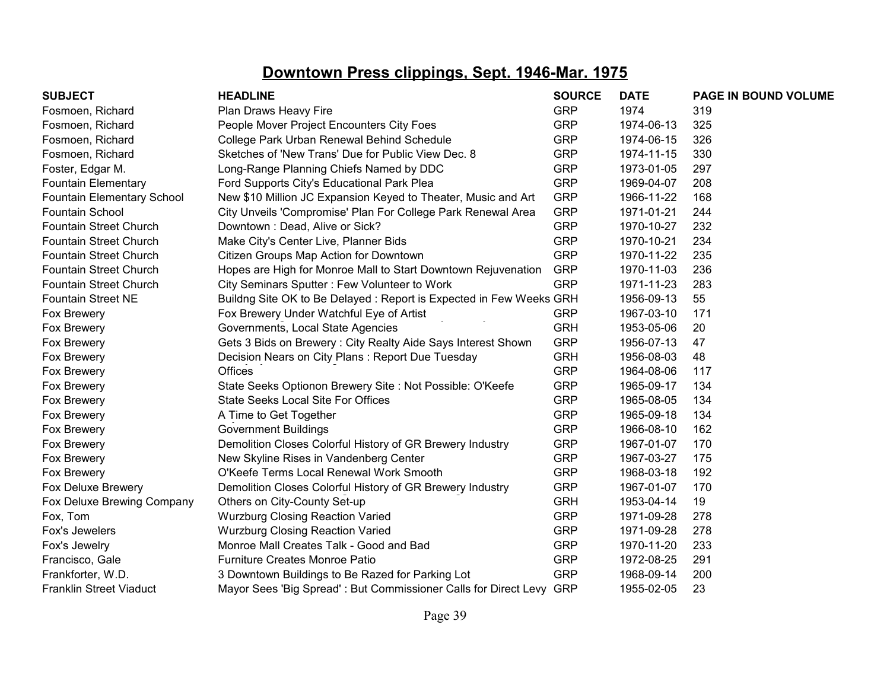# Downtown Press clippings, Sept. 1946-Mar. 1975

| SUBJECT | HEADLINE | SOURCE | DATE | PAGE IN BOUND VOLUME |
|---|---|---|---|---|
| Fosmoen, Richard | Plan Draws Heavy Fire | GRP | 1974 | 319 |
| Fosmoen, Richard | People Mover Project Encounters City Foes | GRP | 1974-06-13 | 325 |
| Fosmoen, Richard | College Park Urban Renewal Behind Schedule | GRP | 1974-06-15 | 326 |
| Fosmoen, Richard | Sketches of 'New Trans' Due for Public View Dec. 8 | GRP | 1974-11-15 | 330 |
| Foster, Edgar M. | Long-Range Planning Chiefs Named by DDC | GRP | 1973-01-05 | 297 |
| Fountain Elementary | Ford Supports City's Educational Park Plea | GRP | 1969-04-07 | 208 |
| Fountain Elementary School | New $10 Million JC Expansion Keyed to Theater, Music and Art | GRP | 1966-11-22 | 168 |
| Fountain School | City Unveils 'Compromise' Plan For College Park Renewal Area | GRP | 1971-01-21 | 244 |
| Fountain Street Church | Downtown : Dead, Alive or Sick? | GRP | 1970-10-27 | 232 |
| Fountain Street Church | Make City's Center Live, Planner Bids | GRP | 1970-10-21 | 234 |
| Fountain Street Church | Citizen Groups Map Action for Downtown | GRP | 1970-11-22 | 235 |
| Fountain Street Church | Hopes are High for Monroe Mall to Start Downtown Rejuvenation | GRP | 1970-11-03 | 236 |
| Fountain Street Church | City Seminars Sputter : Few Volunteer to Work | GRP | 1971-11-23 | 283 |
| Fountain Street NE | Buildng Site OK to Be Delayed : Report is Expected in Few Weeks | GRH | 1956-09-13 | 55 |
| Fox Brewery | Fox Brewery Under Watchful Eye of Artist | GRP | 1967-03-10 | 171 |
| Fox Brewery | Governments, Local State Agencies | GRH | 1953-05-06 | 20 |
| Fox Brewery | Gets 3 Bids on Brewery : City Realty Aide Says Interest Shown | GRP | 1956-07-13 | 47 |
| Fox Brewery | Decision Nears on City Plans : Report Due Tuesday | GRH | 1956-08-03 | 48 |
| Fox Brewery | Offices | GRP | 1964-08-06 | 117 |
| Fox Brewery | State Seeks Optionon Brewery Site : Not Possible: O'Keefe | GRP | 1965-09-17 | 134 |
| Fox Brewery | State Seeks Local Site For Offices | GRP | 1965-08-05 | 134 |
| Fox Brewery | A Time to Get Together | GRP | 1965-09-18 | 134 |
| Fox Brewery | Government Buildings | GRP | 1966-08-10 | 162 |
| Fox Brewery | Demolition Closes Colorful History of GR Brewery Industry | GRP | 1967-01-07 | 170 |
| Fox Brewery | New Skyline Rises in Vandenberg Center | GRP | 1967-03-27 | 175 |
| Fox Brewery | O'Keefe Terms Local Renewal Work Smooth | GRP | 1968-03-18 | 192 |
| Fox Deluxe Brewery | Demolition Closes Colorful History of GR Brewery Industry | GRP | 1967-01-07 | 170 |
| Fox Deluxe Brewing Company | Others on City-County Set-up | GRH | 1953-04-14 | 19 |
| Fox, Tom | Wurzburg Closing Reaction Varied | GRP | 1971-09-28 | 278 |
| Fox's Jewelers | Wurzburg Closing Reaction Varied | GRP | 1971-09-28 | 278 |
| Fox's Jewelry | Monroe Mall Creates Talk - Good and Bad | GRP | 1970-11-20 | 233 |
| Francisco, Gale | Furniture Creates Monroe Patio | GRP | 1972-08-25 | 291 |
| Frankforter, W.D. | 3 Downtown Buildings to Be Razed for Parking Lot | GRP | 1968-09-14 | 200 |
| Franklin Street Viaduct | Mayor Sees 'Big Spread' : But Commissioner Calls for Direct Levy | GRP | 1955-02-05 | 23 |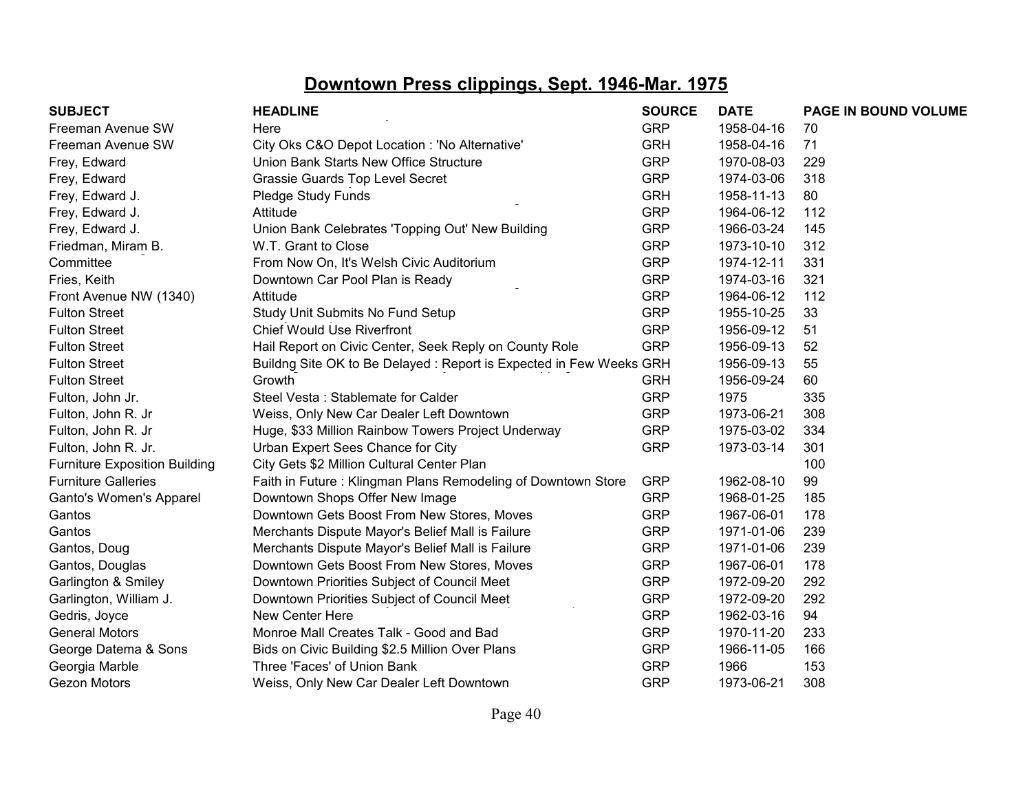# Downtown Press clippings, Sept. 1946-Mar. 1975

| SUBJECT | HEADLINE | SOURCE | DATE | PAGE IN BOUND VOLUME |
|---|---|---|---|---|
| Freeman Avenue SW | Here | GRP | 1958-04-16 | 70 |
| Freeman Avenue SW | City Oks C&O Depot Location : 'No Alternative' | GRH | 1958-04-16 | 71 |
| Frey, Edward | Union Bank Starts New Office Structure | GRP | 1970-08-03 | 229 |
| Frey, Edward | Grassie Guards Top Level Secret | GRP | 1974-03-06 | 318 |
| Frey, Edward J. | Pledge Study Funds | GRH | 1958-11-13 | 80 |
| Frey, Edward J. | Attitude | GRP | 1964-06-12 | 112 |
| Frey, Edward J. | Union Bank Celebrates 'Topping Out' New Building | GRP | 1966-03-24 | 145 |
| Friedman, Miram B. | W.T. Grant to Close | GRP | 1973-10-10 | 312 |
| Committee | From Now On, It's Welsh Civic Auditorium | GRP | 1974-12-11 | 331 |
| Fries, Keith | Downtown Car Pool Plan is Ready | GRP | 1974-03-16 | 321 |
| Front Avenue NW (1340) | Attitude | GRP | 1964-06-12 | 112 |
| Fulton Street | Study Unit Submits No Fund Setup | GRP | 1955-10-25 | 33 |
| Fulton Street | Chief Would Use Riverfront | GRP | 1956-09-12 | 51 |
| Fulton Street | Hail Report on Civic Center, Seek Reply on County Role | GRP | 1956-09-13 | 52 |
| Fulton Street | Buildng Site OK to Be Delayed : Report is Expected in Few Weeks | GRH | 1956-09-13 | 55 |
| Fulton Street | Growth | GRH | 1956-09-24 | 60 |
| Fulton, John Jr. | Steel Vesta : Stablemate for Calder | GRP | 1975 | 335 |
| Fulton, John R. Jr | Weiss, Only New Car Dealer Left Downtown | GRP | 1973-06-21 | 308 |
| Fulton, John R. Jr | Huge, $33 Million Rainbow Towers Project Underway | GRP | 1975-03-02 | 334 |
| Fulton, John R. Jr. | Urban Expert Sees Chance for City | GRP | 1973-03-14 | 301 |
| Furniture Exposition Building | City Gets $2 Million Cultural Center Plan | | | 100 |
| Furniture Galleries | Faith in Future : Klingman Plans Remodeling of Downtown Store | GRP | 1962-08-10 | 99 |
| Ganto's Women's Apparel | Downtown Shops Offer New Image | GRP | 1968-01-25 | 185 |
| Gantos | Downtown Gets Boost From New Stores, Moves | GRP | 1967-06-01 | 178 |
| Gantos | Merchants Dispute Mayor's Belief Mall is Failure | GRP | 1971-01-06 | 239 |
| Gantos, Doug | Merchants Dispute Mayor's Belief Mall is Failure | GRP | 1971-01-06 | 239 |
| Gantos, Douglas | Downtown Gets Boost From New Stores, Moves | GRP | 1967-06-01 | 178 |
| Garlington & Smiley | Downtown Priorities Subject of Council Meet | GRP | 1972-09-20 | 292 |
| Garlington, William J. | Downtown Priorities Subject of Council Meet | GRP | 1972-09-20 | 292 |
| Gedris, Joyce | New Center Here | GRP | 1962-03-16 | 94 |
| General Motors | Monroe Mall Creates Talk - Good and Bad | GRP | 1970-11-20 | 233 |
| George Datema & Sons | Bids on Civic Building $2.5 Million Over Plans | GRP | 1966-11-05 | 166 |
| Georgia Marble | Three 'Faces' of Union Bank | GRP | 1966 | 153 |
| Gezon Motors | Weiss, Only New Car Dealer Left Downtown | GRP | 1973-06-21 | 308 |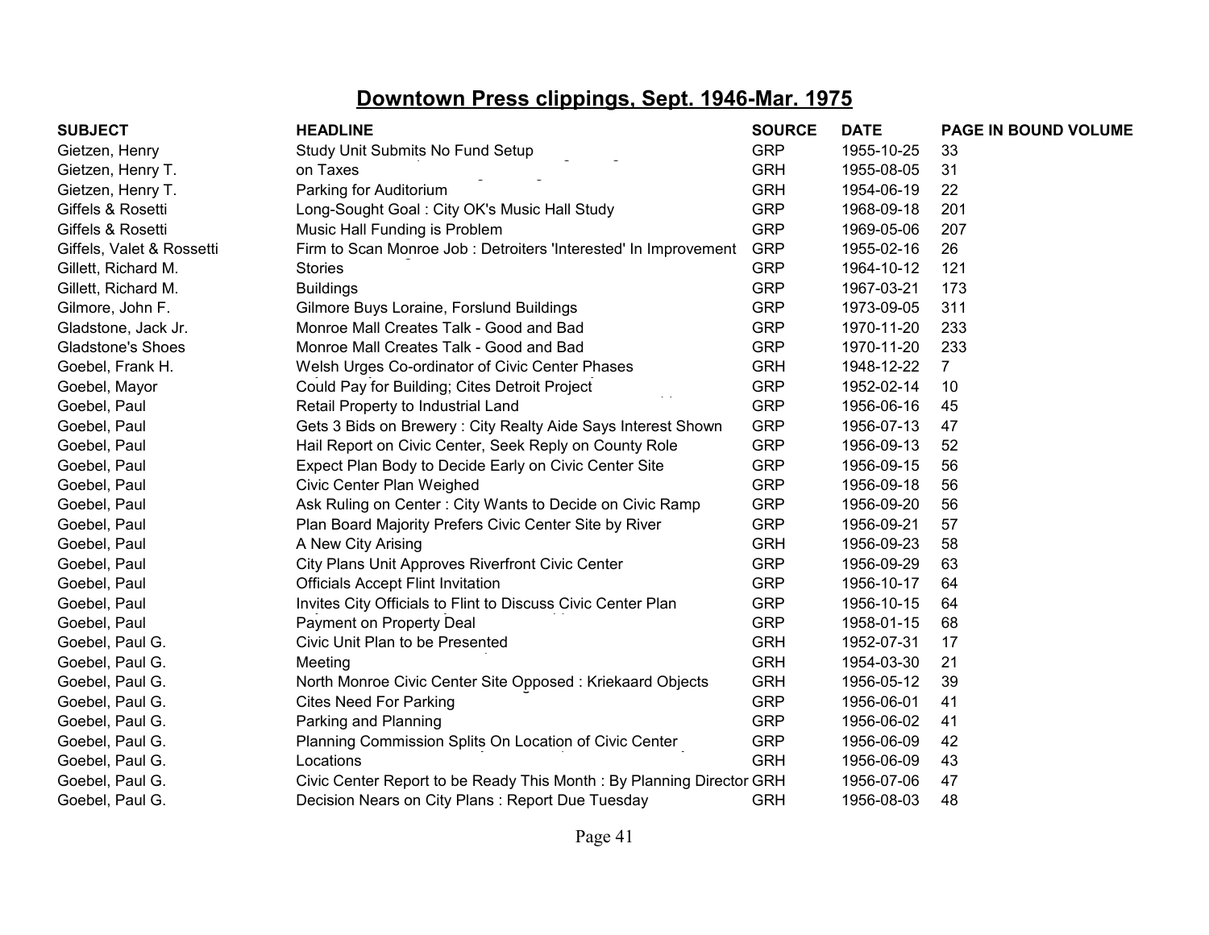## Downtown Press clippings, Sept. 1946-Mar. 1975

| SUBJECT | HEADLINE | SOURCE | DATE | PAGE IN BOUND VOLUME |
|---|---|---|---|---|
| Gietzen, Henry | Study Unit Submits No Fund Setup | GRP | 1955-10-25 | 33 |
| Gietzen, Henry T. | on Taxes | GRH | 1955-08-05 | 31 |
| Gietzen, Henry T. | Parking for Auditorium | GRH | 1954-06-19 | 22 |
| Giffels & Rosetti | Long-Sought Goal : City OK's Music Hall Study | GRP | 1968-09-18 | 201 |
| Giffels & Rosetti | Music Hall Funding is Problem | GRP | 1969-05-06 | 207 |
| Giffels, Valet & Rossetti | Firm to Scan Monroe Job : Detroiters 'Interested' In Improvement | GRP | 1955-02-16 | 26 |
| Gillett, Richard M. | Stories | GRP | 1964-10-12 | 121 |
| Gillett, Richard M. | Buildings | GRP | 1967-03-21 | 173 |
| Gilmore, John F. | Gilmore Buys Loraine, Forslund Buildings | GRP | 1973-09-05 | 311 |
| Gladstone, Jack Jr. | Monroe Mall Creates Talk - Good and Bad | GRP | 1970-11-20 | 233 |
| Gladstone's Shoes | Monroe Mall Creates Talk - Good and Bad | GRP | 1970-11-20 | 233 |
| Goebel, Frank H. | Welsh Urges Co-ordinator of Civic Center Phases | GRH | 1948-12-22 | 7 |
| Goebel, Mayor | Could Pay for Building; Cites Detroit Project | GRP | 1952-02-14 | 10 |
| Goebel, Paul | Retail Property to Industrial Land | GRP | 1956-06-16 | 45 |
| Goebel, Paul | Gets 3 Bids on Brewery : City Realty Aide Says Interest Shown | GRP | 1956-07-13 | 47 |
| Goebel, Paul | Hail Report on Civic Center, Seek Reply on County Role | GRP | 1956-09-13 | 52 |
| Goebel, Paul | Expect Plan Body to Decide Early on Civic Center Site | GRP | 1956-09-15 | 56 |
| Goebel, Paul | Civic Center Plan Weighed | GRP | 1956-09-18 | 56 |
| Goebel, Paul | Ask Ruling on Center : City Wants to Decide on Civic Ramp | GRP | 1956-09-20 | 56 |
| Goebel, Paul | Plan Board Majority Prefers Civic Center Site by River | GRP | 1956-09-21 | 57 |
| Goebel, Paul | A New City Arising | GRH | 1956-09-23 | 58 |
| Goebel, Paul | City Plans Unit Approves Riverfront Civic Center | GRP | 1956-09-29 | 63 |
| Goebel, Paul | Officials Accept Flint Invitation | GRP | 1956-10-17 | 64 |
| Goebel, Paul | Invites City Officials to Flint to Discuss Civic Center Plan | GRP | 1956-10-15 | 64 |
| Goebel, Paul | Payment on Property Deal | GRP | 1958-01-15 | 68 |
| Goebel, Paul G. | Civic Unit Plan to be Presented | GRH | 1952-07-31 | 17 |
| Goebel, Paul G. | Meeting | GRH | 1954-03-30 | 21 |
| Goebel, Paul G. | North Monroe Civic Center Site Opposed : Kriekaard Objects | GRH | 1956-05-12 | 39 |
| Goebel, Paul G. | Cites Need For Parking | GRP | 1956-06-01 | 41 |
| Goebel, Paul G. | Parking and Planning | GRP | 1956-06-02 | 41 |
| Goebel, Paul G. | Planning Commission Splits On Location of Civic Center | GRP | 1956-06-09 | 42 |
| Goebel, Paul G. | Locations | GRH | 1956-06-09 | 43 |
| Goebel, Paul G. | Civic Center Report to be Ready This Month : By Planning Director | GRH | 1956-07-06 | 47 |
| Goebel, Paul G. | Decision Nears on City Plans : Report Due Tuesday | GRH | 1956-08-03 | 48 |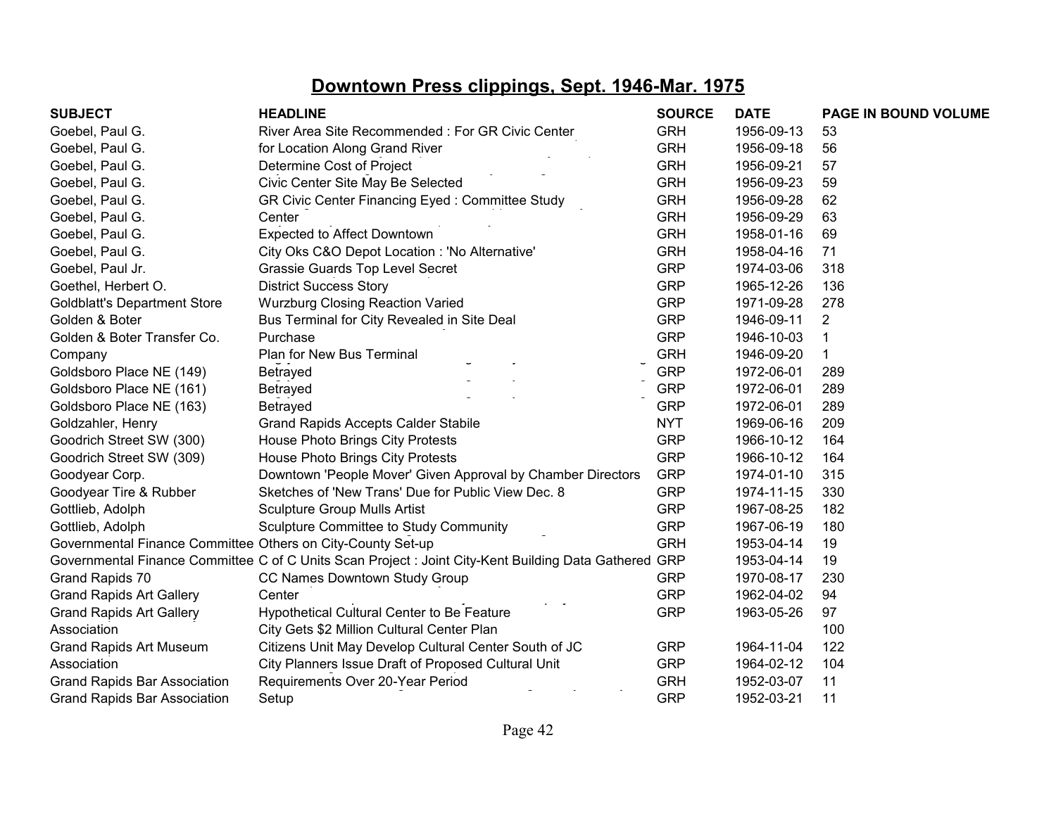# Downtown Press clippings, Sept. 1946-Mar. 1975

| SUBJECT | HEADLINE | SOURCE | DATE | PAGE IN BOUND VOLUME |
|---|---|---|---|---|
| Goebel, Paul G. | River Area Site Recommended : For GR Civic Center | GRH | 1956-09-13 | 53 |
| Goebel, Paul G. | for Location Along Grand River | GRH | 1956-09-18 | 56 |
| Goebel, Paul G. | Determine Cost of Project | GRH | 1956-09-21 | 57 |
| Goebel, Paul G. | Civic Center Site May Be Selected | GRH | 1956-09-23 | 59 |
| Goebel, Paul G. | GR Civic Center Financing Eyed : Committee Study | GRH | 1956-09-28 | 62 |
| Goebel, Paul G. | Center | GRH | 1956-09-29 | 63 |
| Goebel, Paul G. | Expected to Affect Downtown | GRH | 1958-01-16 | 69 |
| Goebel, Paul G. | City Oks C&O Depot Location : 'No Alternative' | GRH | 1958-04-16 | 71 |
| Goebel, Paul Jr. | Grassie Guards Top Level Secret | GRP | 1974-03-06 | 318 |
| Goethel, Herbert O. | District Success Story | GRP | 1965-12-26 | 136 |
| Goldblatt's Department Store | Wurzburg Closing Reaction Varied | GRP | 1971-09-28 | 278 |
| Golden & Boter | Bus Terminal for City Revealed in Site Deal | GRP | 1946-09-11 | 2 |
| Golden & Boter Transfer Co. | Purchase | GRP | 1946-10-03 | 1 |
| Company | Plan for New Bus Terminal | GRH | 1946-09-20 | 1 |
| Goldsboro Place NE (149) | Betrayed | GRP | 1972-06-01 | 289 |
| Goldsboro Place NE (161) | Betrayed | GRP | 1972-06-01 | 289 |
| Goldsboro Place NE (163) | Betrayed | GRP | 1972-06-01 | 289 |
| Goldzahler, Henry | Grand Rapids Accepts Calder Stabile | NYT | 1969-06-16 | 209 |
| Goodrich Street SW (300) | House Photo Brings City Protests | GRP | 1966-10-12 | 164 |
| Goodrich Street SW (309) | House Photo Brings City Protests | GRP | 1966-10-12 | 164 |
| Goodyear Corp. | Downtown 'People Mover' Given Approval by Chamber Directors | GRP | 1974-01-10 | 315 |
| Goodyear Tire & Rubber | Sketches of 'New Trans' Due for Public View Dec. 8 | GRP | 1974-11-15 | 330 |
| Gottlieb, Adolph | Sculpture Group Mulls Artist | GRP | 1967-08-25 | 182 |
| Gottlieb, Adolph | Sculpture Committee to Study Community | GRP | 1967-06-19 | 180 |
| Governmental Finance Committee | Others on City-County Set-up | GRH | 1953-04-14 | 19 |
| Governmental Finance Committee | C of C Units Scan Project : Joint City-Kent Building Data Gathered | GRP | 1953-04-14 | 19 |
| Grand Rapids 70 | CC Names Downtown Study Group | GRP | 1970-08-17 | 230 |
| Grand Rapids Art Gallery | Center | GRP | 1962-04-02 | 94 |
| Grand Rapids Art Gallery | Hypothetical Cultural Center to Be Feature | GRP | 1963-05-26 | 97 |
| Association | City Gets $2 Million Cultural Center Plan | | | 100 |
| Grand Rapids Art Museum | Citizens Unit May Develop Cultural Center South of JC | GRP | 1964-11-04 | 122 |
| Association | City Planners Issue Draft of Proposed Cultural Unit | GRP | 1964-02-12 | 104 |
| Grand Rapids Bar Association | Requirements Over 20-Year Period | GRH | 1952-03-07 | 11 |
| Grand Rapids Bar Association | Setup | GRP | 1952-03-21 | 11 |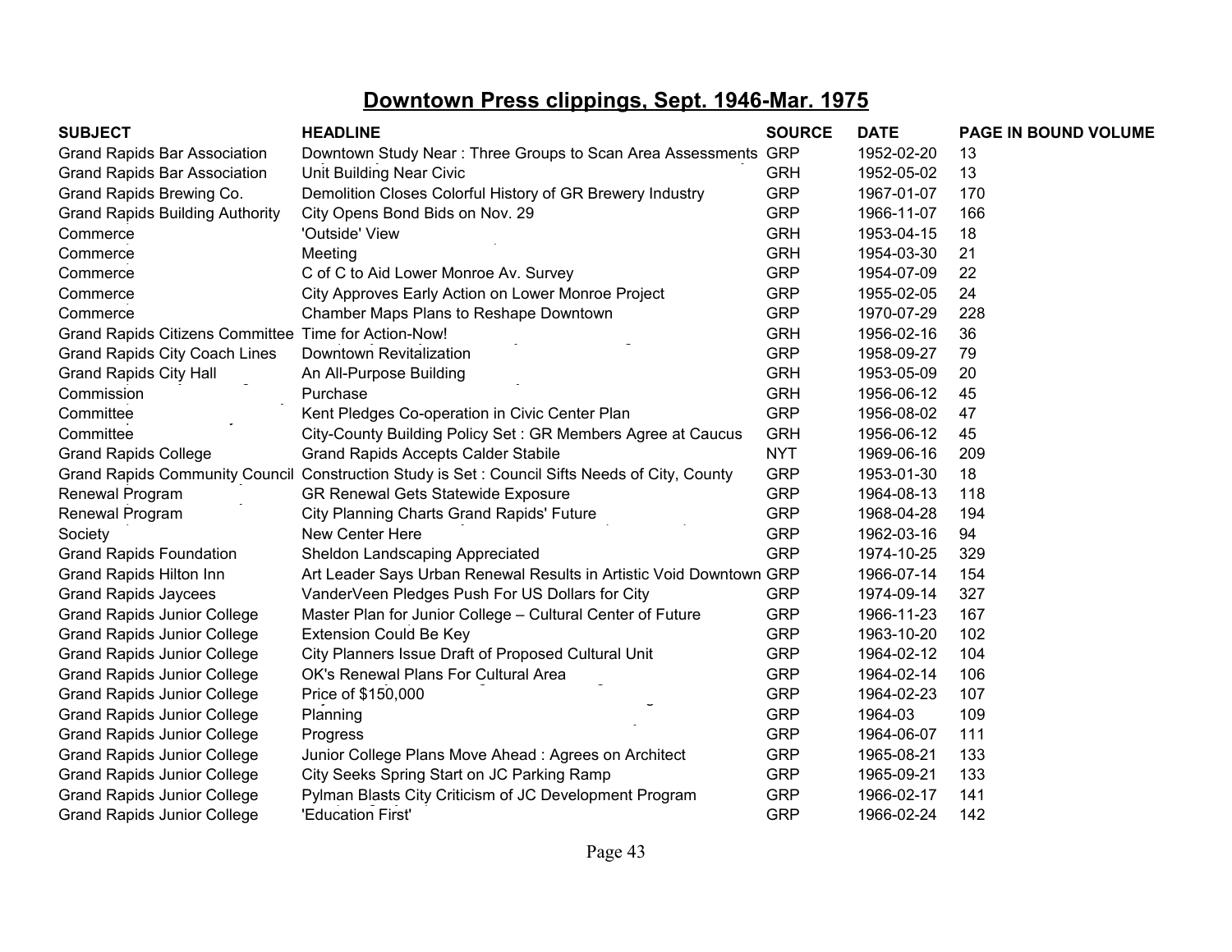## Downtown Press clippings, Sept. 1946-Mar. 1975

| SUBJECT | HEADLINE | SOURCE | DATE | PAGE IN BOUND VOLUME |
|---|---|---|---|---|
| Grand Rapids Bar Association | Downtown Study Near : Three Groups to Scan Area Assessments | GRP | 1952-02-20 | 13 |
| Grand Rapids Bar Association | Unit Building Near Civic | GRH | 1952-05-02 | 13 |
| Grand Rapids Brewing Co. | Demolition Closes Colorful History of GR Brewery Industry | GRP | 1967-01-07 | 170 |
| Grand Rapids Building Authority | City Opens Bond Bids on Nov. 29 | GRP | 1966-11-07 | 166 |
| Commerce | 'Outside' View | GRH | 1953-04-15 | 18 |
| Commerce | Meeting | GRH | 1954-03-30 | 21 |
| Commerce | C of C to Aid Lower Monroe Av. Survey | GRP | 1954-07-09 | 22 |
| Commerce | City Approves Early Action on Lower Monroe Project | GRP | 1955-02-05 | 24 |
| Commerce | Chamber Maps Plans to Reshape Downtown | GRP | 1970-07-29 | 228 |
| Grand Rapids Citizens Committee | Time for Action-Now! | GRH | 1956-02-16 | 36 |
| Grand Rapids City Coach Lines | Downtown Revitalization | GRP | 1958-09-27 | 79 |
| Grand Rapids City Hall | An All-Purpose Building | GRH | 1953-05-09 | 20 |
| Commission | Purchase | GRH | 1956-06-12 | 45 |
| Committee | Kent Pledges Co-operation in Civic Center Plan | GRP | 1956-08-02 | 47 |
| Committee | City-County Building Policy Set : GR Members Agree at Caucus | GRH | 1956-06-12 | 45 |
| Grand Rapids College | Grand Rapids Accepts Calder Stabile | NYT | 1969-06-16 | 209 |
| Grand Rapids Community Council | Construction Study is Set : Council Sifts Needs of City, County | GRP | 1953-01-30 | 18 |
| Renewal Program | GR Renewal Gets Statewide Exposure | GRP | 1964-08-13 | 118 |
| Renewal Program | City Planning Charts Grand Rapids' Future | GRP | 1968-04-28 | 194 |
| Society | New Center Here | GRP | 1962-03-16 | 94 |
| Grand Rapids Foundation | Sheldon Landscaping Appreciated | GRP | 1974-10-25 | 329 |
| Grand Rapids Hilton Inn | Art Leader Says Urban Renewal Results in Artistic Void Downtown | GRP | 1966-07-14 | 154 |
| Grand Rapids Jaycees | VanderVeen Pledges Push For US Dollars for City | GRP | 1974-09-14 | 327 |
| Grand Rapids Junior College | Master Plan for Junior College – Cultural Center of Future | GRP | 1966-11-23 | 167 |
| Grand Rapids Junior College | Extension Could Be Key | GRP | 1963-10-20 | 102 |
| Grand Rapids Junior College | City Planners Issue Draft of Proposed Cultural Unit | GRP | 1964-02-12 | 104 |
| Grand Rapids Junior College | OK's Renewal Plans For Cultural Area | GRP | 1964-02-14 | 106 |
| Grand Rapids Junior College | Price of $150,000 | GRP | 1964-02-23 | 107 |
| Grand Rapids Junior College | Planning | GRP | 1964-03 | 109 |
| Grand Rapids Junior College | Progress | GRP | 1964-06-07 | 111 |
| Grand Rapids Junior College | Junior College Plans Move Ahead : Agrees on Architect | GRP | 1965-08-21 | 133 |
| Grand Rapids Junior College | City Seeks Spring Start on JC Parking Ramp | GRP | 1965-09-21 | 133 |
| Grand Rapids Junior College | Pylman Blasts City Criticism of JC Development Program | GRP | 1966-02-17 | 141 |
| Grand Rapids Junior College | 'Education First' | GRP | 1966-02-24 | 142 |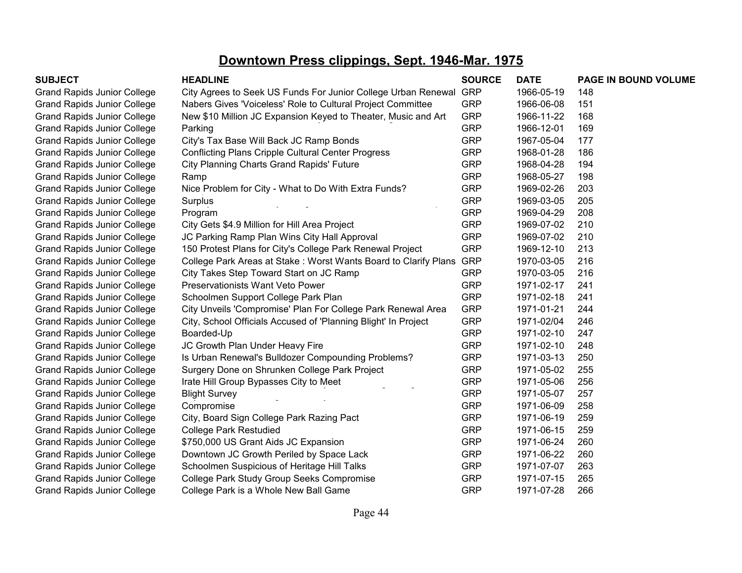# Downtown Press clippings, Sept. 1946-Mar. 1975

| SUBJECT | HEADLINE | SOURCE | DATE | PAGE IN BOUND VOLUME |
|---|---|---|---|---|
| Grand Rapids Junior College | City Agrees to Seek US Funds For Junior College Urban Renewal | GRP | 1966-05-19 | 148 |
| Grand Rapids Junior College | Nabers Gives 'Voiceless' Role to Cultural Project Committee | GRP | 1966-06-08 | 151 |
| Grand Rapids Junior College | New $10 Million JC Expansion Keyed to Theater, Music and Art | GRP | 1966-11-22 | 168 |
| Grand Rapids Junior College | Parking | GRP | 1966-12-01 | 169 |
| Grand Rapids Junior College | City's Tax Base Will Back JC Ramp Bonds | GRP | 1967-05-04 | 177 |
| Grand Rapids Junior College | Conflicting Plans Cripple Cultural Center Progress | GRP | 1968-01-28 | 186 |
| Grand Rapids Junior College | City Planning Charts Grand Rapids' Future | GRP | 1968-04-28 | 194 |
| Grand Rapids Junior College | Ramp | GRP | 1968-05-27 | 198 |
| Grand Rapids Junior College | Nice Problem for City - What to Do With Extra Funds? | GRP | 1969-02-26 | 203 |
| Grand Rapids Junior College | Surplus | GRP | 1969-03-05 | 205 |
| Grand Rapids Junior College | Program | GRP | 1969-04-29 | 208 |
| Grand Rapids Junior College | City Gets $4.9 Million for Hill Area Project | GRP | 1969-07-02 | 210 |
| Grand Rapids Junior College | JC Parking Ramp Plan Wins City Hall Approval | GRP | 1969-07-02 | 210 |
| Grand Rapids Junior College | 150 Protest Plans for City's College Park Renewal Project | GRP | 1969-12-10 | 213 |
| Grand Rapids Junior College | College Park Areas at Stake : Worst Wants Board to Clarify Plans | GRP | 1970-03-05 | 216 |
| Grand Rapids Junior College | City Takes Step Toward Start on JC Ramp | GRP | 1970-03-05 | 216 |
| Grand Rapids Junior College | Preservationists Want Veto Power | GRP | 1971-02-17 | 241 |
| Grand Rapids Junior College | Schoolmen Support College Park Plan | GRP | 1971-02-18 | 241 |
| Grand Rapids Junior College | City Unveils 'Compromise' Plan For College Park Renewal Area | GRP | 1971-01-21 | 244 |
| Grand Rapids Junior College | City, School Officials Accused of 'Planning Blight' In Project | GRP | 1971-02/04 | 246 |
| Grand Rapids Junior College | Boarded-Up | GRP | 1971-02-10 | 247 |
| Grand Rapids Junior College | JC Growth Plan Under Heavy Fire | GRP | 1971-02-10 | 248 |
| Grand Rapids Junior College | Is Urban Renewal's Bulldozer Compounding Problems? | GRP | 1971-03-13 | 250 |
| Grand Rapids Junior College | Surgery Done on Shrunken College Park Project | GRP | 1971-05-02 | 255 |
| Grand Rapids Junior College | Irate Hill Group Bypasses City to Meet | GRP | 1971-05-06 | 256 |
| Grand Rapids Junior College | Blight Survey | GRP | 1971-05-07 | 257 |
| Grand Rapids Junior College | Compromise | GRP | 1971-06-09 | 258 |
| Grand Rapids Junior College | City, Board Sign College Park Razing Pact | GRP | 1971-06-19 | 259 |
| Grand Rapids Junior College | College Park Restudied | GRP | 1971-06-15 | 259 |
| Grand Rapids Junior College | $750,000 US Grant Aids JC Expansion | GRP | 1971-06-24 | 260 |
| Grand Rapids Junior College | Downtown JC Growth Periled by Space Lack | GRP | 1971-06-22 | 260 |
| Grand Rapids Junior College | Schoolmen Suspicious of Heritage Hill Talks | GRP | 1971-07-07 | 263 |
| Grand Rapids Junior College | College Park Study Group Seeks Compromise | GRP | 1971-07-15 | 265 |
| Grand Rapids Junior College | College Park is a Whole New Ball Game | GRP | 1971-07-28 | 266 |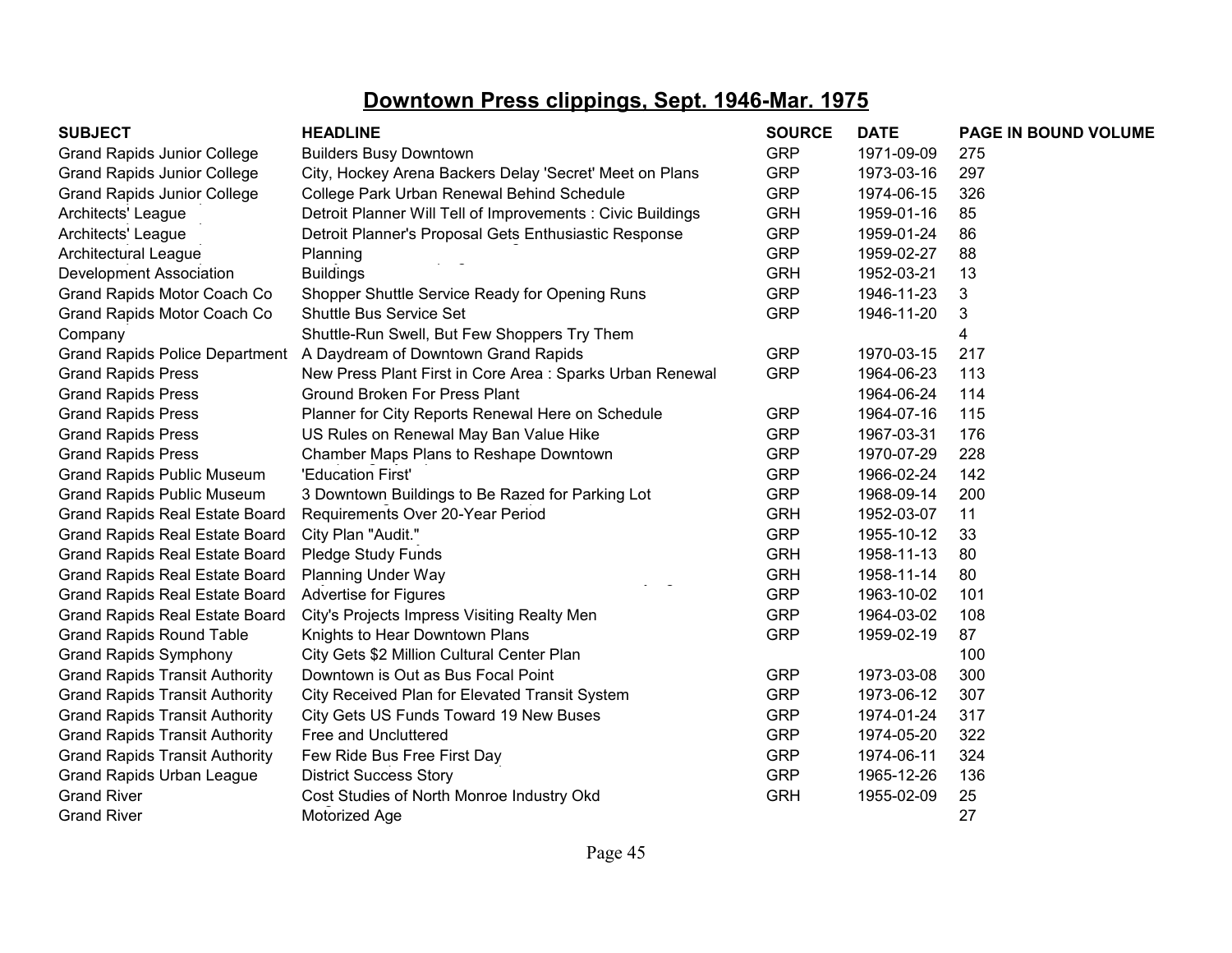# Downtown Press clippings, Sept. 1946-Mar. 1975

| SUBJECT | HEADLINE | SOURCE | DATE | PAGE IN BOUND VOLUME |
|---|---|---|---|---|
| Grand Rapids Junior College | Builders Busy Downtown | GRP | 1971-09-09 | 275 |
| Grand Rapids Junior College | City, Hockey Arena Backers Delay 'Secret' Meet on Plans | GRP | 1973-03-16 | 297 |
| Grand Rapids Junior College | College Park Urban Renewal Behind Schedule | GRP | 1974-06-15 | 326 |
| Architects' League | Detroit Planner Will Tell of Improvements : Civic Buildings | GRH | 1959-01-16 | 85 |
| Architects' League | Detroit Planner's Proposal Gets Enthusiastic Response | GRP | 1959-01-24 | 86 |
| Architectural League | Planning | GRP | 1959-02-27 | 88 |
| Development Association | Buildings | GRH | 1952-03-21 | 13 |
| Grand Rapids Motor Coach Co | Shopper Shuttle Service Ready for Opening Runs | GRP | 1946-11-23 | 3 |
| Grand Rapids Motor Coach Co | Shuttle Bus Service Set | GRP | 1946-11-20 | 3 |
| Company | Shuttle-Run Swell, But Few Shoppers Try Them | | | 4 |
| Grand Rapids Police Department | A Daydream of Downtown Grand Rapids | GRP | 1970-03-15 | 217 |
| Grand Rapids Press | New Press Plant First in Core Area : Sparks Urban Renewal | GRP | 1964-06-23 | 113 |
| Grand Rapids Press | Ground Broken For Press Plant | | 1964-06-24 | 114 |
| Grand Rapids Press | Planner for City Reports Renewal Here on Schedule | GRP | 1964-07-16 | 115 |
| Grand Rapids Press | US Rules on Renewal May Ban Value Hike | GRP | 1967-03-31 | 176 |
| Grand Rapids Press | Chamber Maps Plans to Reshape Downtown | GRP | 1970-07-29 | 228 |
| Grand Rapids Public Museum | 'Education First' | GRP | 1966-02-24 | 142 |
| Grand Rapids Public Museum | 3 Downtown Buildings to Be Razed for Parking Lot | GRP | 1968-09-14 | 200 |
| Grand Rapids Real Estate Board | Requirements Over 20-Year Period | GRH | 1952-03-07 | 11 |
| Grand Rapids Real Estate Board | City Plan "Audit." | GRP | 1955-10-12 | 33 |
| Grand Rapids Real Estate Board | Pledge Study Funds | GRH | 1958-11-13 | 80 |
| Grand Rapids Real Estate Board | Planning Under Way | GRH | 1958-11-14 | 80 |
| Grand Rapids Real Estate Board | Advertise for Figures | GRP | 1963-10-02 | 101 |
| Grand Rapids Real Estate Board | City's Projects Impress Visiting Realty Men | GRP | 1964-03-02 | 108 |
| Grand Rapids Round Table | Knights to Hear Downtown Plans | GRP | 1959-02-19 | 87 |
| Grand Rapids Symphony | City Gets $2 Million Cultural Center Plan | | | 100 |
| Grand Rapids Transit Authority | Downtown is Out as Bus Focal Point | GRP | 1973-03-08 | 300 |
| Grand Rapids Transit Authority | City Received Plan for Elevated Transit System | GRP | 1973-06-12 | 307 |
| Grand Rapids Transit Authority | City Gets US Funds Toward 19 New Buses | GRP | 1974-01-24 | 317 |
| Grand Rapids Transit Authority | Free and Uncluttered | GRP | 1974-05-20 | 322 |
| Grand Rapids Transit Authority | Few Ride Bus Free First Day | GRP | 1974-06-11 | 324 |
| Grand Rapids Urban League | District Success Story | GRP | 1965-12-26 | 136 |
| Grand River | Cost Studies of North Monroe Industry Okd | GRH | 1955-02-09 | 25 |
| Grand River | Motorized Age | | | 27 |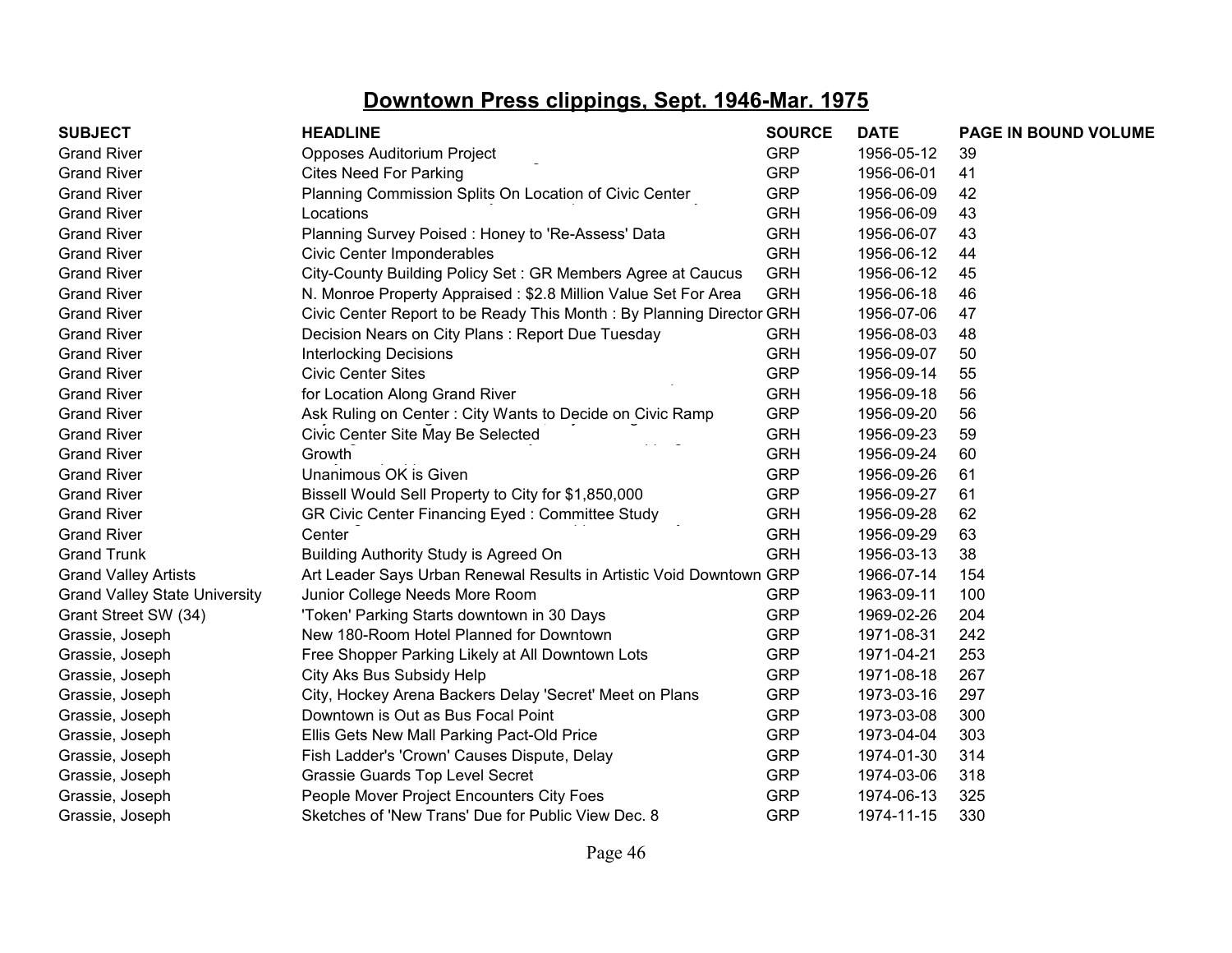# Downtown Press clippings, Sept. 1946-Mar. 1975

| SUBJECT | HEADLINE | SOURCE | DATE | PAGE IN BOUND VOLUME |
|---|---|---|---|---|
| Grand River | Opposes Auditorium Project | GRP | 1956-05-12 | 39 |
| Grand River | Cites Need For Parking | GRP | 1956-06-01 | 41 |
| Grand River | Planning Commission Splits On Location of Civic Center | GRP | 1956-06-09 | 42 |
| Grand River | Locations | GRH | 1956-06-09 | 43 |
| Grand River | Planning Survey Poised : Honey to 'Re-Assess' Data | GRH | 1956-06-07 | 43 |
| Grand River | Civic Center Imponderables | GRH | 1956-06-12 | 44 |
| Grand River | City-County Building Policy Set : GR Members Agree at Caucus | GRH | 1956-06-12 | 45 |
| Grand River | N. Monroe Property Appraised : $2.8 Million Value Set For Area | GRH | 1956-06-18 | 46 |
| Grand River | Civic Center Report to be Ready This Month : By Planning Director | GRH | 1956-07-06 | 47 |
| Grand River | Decision Nears on City Plans : Report Due Tuesday | GRH | 1956-08-03 | 48 |
| Grand River | Interlocking Decisions | GRH | 1956-09-07 | 50 |
| Grand River | Civic Center Sites | GRP | 1956-09-14 | 55 |
| Grand River | for Location Along Grand River | GRH | 1956-09-18 | 56 |
| Grand River | Ask Ruling on Center : City Wants to Decide on Civic Ramp | GRP | 1956-09-20 | 56 |
| Grand River | Civic Center Site May Be Selected | GRH | 1956-09-23 | 59 |
| Grand River | Growth | GRH | 1956-09-24 | 60 |
| Grand River | Unanimous OK is Given | GRP | 1956-09-26 | 61 |
| Grand River | Bissell Would Sell Property to City for $1,850,000 | GRP | 1956-09-27 | 61 |
| Grand River | GR Civic Center Financing Eyed : Committee Study | GRH | 1956-09-28 | 62 |
| Grand River | Center | GRH | 1956-09-29 | 63 |
| Grand Trunk | Building Authority Study is Agreed On | GRH | 1956-03-13 | 38 |
| Grand Valley Artists | Art Leader Says Urban Renewal Results in Artistic Void Downtown | GRP | 1966-07-14 | 154 |
| Grand Valley State University | Junior College Needs More Room | GRP | 1963-09-11 | 100 |
| Grant Street SW (34) | 'Token' Parking Starts downtown in 30 Days | GRP | 1969-02-26 | 204 |
| Grassie, Joseph | New 180-Room Hotel Planned for Downtown | GRP | 1971-08-31 | 242 |
| Grassie, Joseph | Free Shopper Parking Likely at All Downtown Lots | GRP | 1971-04-21 | 253 |
| Grassie, Joseph | City Aks Bus Subsidy Help | GRP | 1971-08-18 | 267 |
| Grassie, Joseph | City, Hockey Arena Backers Delay 'Secret' Meet on Plans | GRP | 1973-03-16 | 297 |
| Grassie, Joseph | Downtown is Out as Bus Focal Point | GRP | 1973-03-08 | 300 |
| Grassie, Joseph | Ellis Gets New Mall Parking Pact-Old Price | GRP | 1973-04-04 | 303 |
| Grassie, Joseph | Fish Ladder's 'Crown' Causes Dispute, Delay | GRP | 1974-01-30 | 314 |
| Grassie, Joseph | Grassie Guards Top Level Secret | GRP | 1974-03-06 | 318 |
| Grassie, Joseph | People Mover Project Encounters City Foes | GRP | 1974-06-13 | 325 |
| Grassie, Joseph | Sketches of 'New Trans' Due for Public View Dec. 8 | GRP | 1974-11-15 | 330 |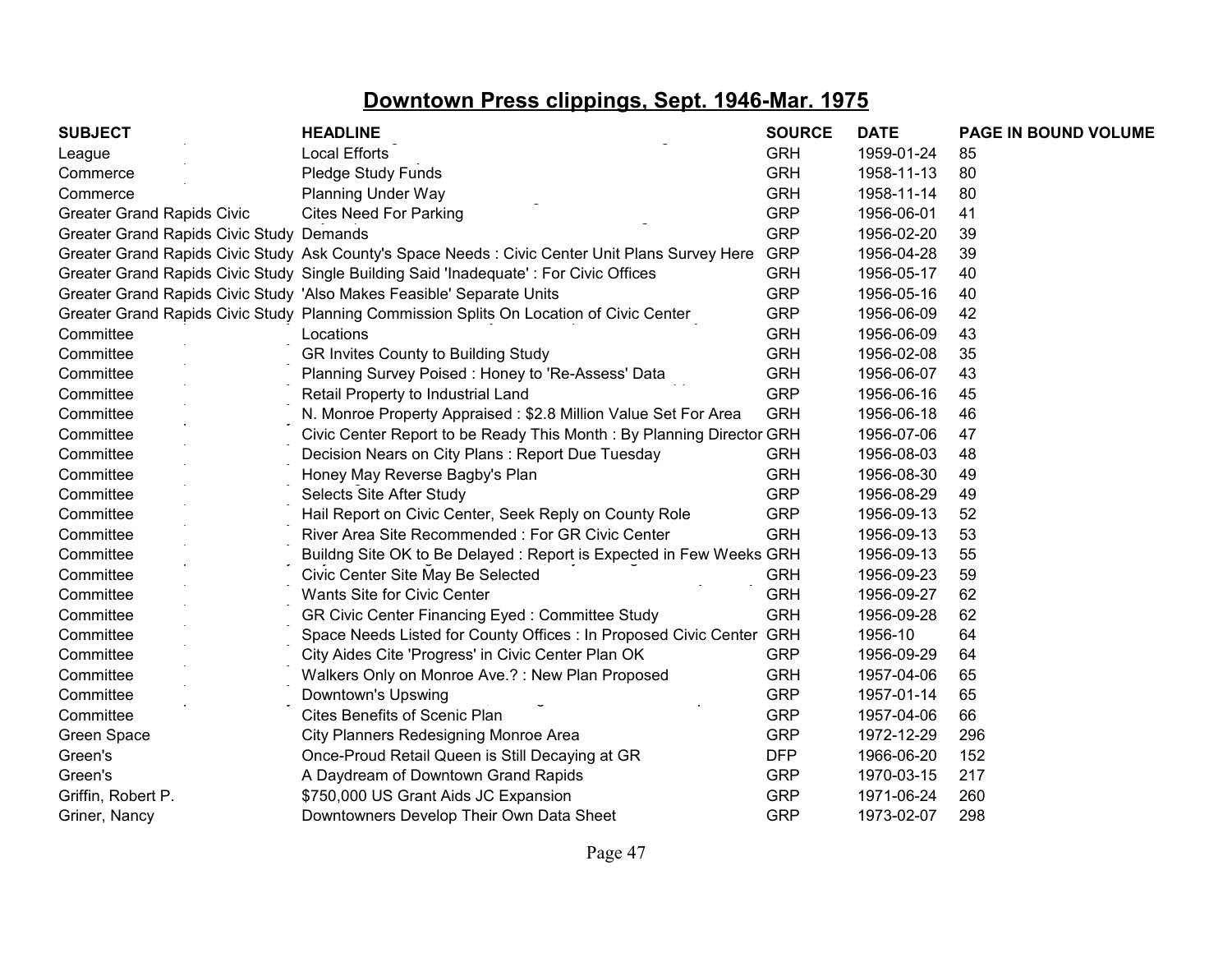# Downtown Press clippings, Sept. 1946-Mar. 1975

| SUBJECT | HEADLINE | SOURCE | DATE | PAGE IN BOUND VOLUME |
|---|---|---|---|---|
| League | Local Efforts | GRH | 1959-01-24 | 85 |
| Commerce | Pledge Study Funds | GRH | 1958-11-13 | 80 |
| Commerce | Planning Under Way | GRH | 1958-11-14 | 80 |
| Greater Grand Rapids Civic | Cites Need For Parking | GRP | 1956-06-01 | 41 |
| Greater Grand Rapids Civic Study | Demands | GRP | 1956-02-20 | 39 |
| Greater Grand Rapids Civic Study | Ask County's Space Needs : Civic Center Unit Plans Survey Here | GRP | 1956-04-28 | 39 |
| Greater Grand Rapids Civic Study | Single Building Said 'Inadequate' : For Civic Offices | GRH | 1956-05-17 | 40 |
| Greater Grand Rapids Civic Study | 'Also Makes Feasible' Separate Units | GRP | 1956-05-16 | 40 |
| Greater Grand Rapids Civic Study | Planning Commission Splits On Location of Civic Center | GRP | 1956-06-09 | 42 |
| Committee | Locations | GRH | 1956-06-09 | 43 |
| Committee | GR Invites County to Building Study | GRH | 1956-02-08 | 35 |
| Committee | Planning Survey Poised : Honey to 'Re-Assess' Data | GRH | 1956-06-07 | 43 |
| Committee | Retail Property to Industrial Land | GRP | 1956-06-16 | 45 |
| Committee | N. Monroe Property Appraised : $2.8 Million Value Set For Area | GRH | 1956-06-18 | 46 |
| Committee | Civic Center Report to be Ready This Month : By Planning Director | GRH | 1956-07-06 | 47 |
| Committee | Decision Nears on City Plans : Report Due Tuesday | GRH | 1956-08-03 | 48 |
| Committee | Honey May Reverse Bagby's Plan | GRH | 1956-08-30 | 49 |
| Committee | Selects Site After Study | GRP | 1956-08-29 | 49 |
| Committee | Hail Report on Civic Center, Seek Reply on County Role | GRP | 1956-09-13 | 52 |
| Committee | River Area Site Recommended : For GR Civic Center | GRH | 1956-09-13 | 53 |
| Committee | Buildng Site OK to Be Delayed : Report is Expected in Few Weeks | GRH | 1956-09-13 | 55 |
| Committee | Civic Center Site May Be Selected | GRH | 1956-09-23 | 59 |
| Committee | Wants Site for Civic Center | GRH | 1956-09-27 | 62 |
| Committee | GR Civic Center Financing Eyed : Committee Study | GRH | 1956-09-28 | 62 |
| Committee | Space Needs Listed for County Offices : In Proposed Civic Center | GRH | 1956-10 | 64 |
| Committee | City Aides Cite 'Progress' in Civic Center Plan OK | GRP | 1956-09-29 | 64 |
| Committee | Walkers Only on Monroe Ave.? : New Plan Proposed | GRH | 1957-04-06 | 65 |
| Committee | Downtown's Upswing | GRP | 1957-01-14 | 65 |
| Committee | Cites Benefits of Scenic Plan | GRP | 1957-04-06 | 66 |
| Green Space | City Planners Redesigning Monroe Area | GRP | 1972-12-29 | 296 |
| Green's | Once-Proud Retail Queen is Still Decaying at GR | DFP | 1966-06-20 | 152 |
| Green's | A Daydream of Downtown Grand Rapids | GRP | 1970-03-15 | 217 |
| Griffin, Robert P. | $750,000 US Grant Aids JC Expansion | GRP | 1971-06-24 | 260 |
| Griner, Nancy | Downtowners Develop Their Own Data Sheet | GRP | 1973-02-07 | 298 |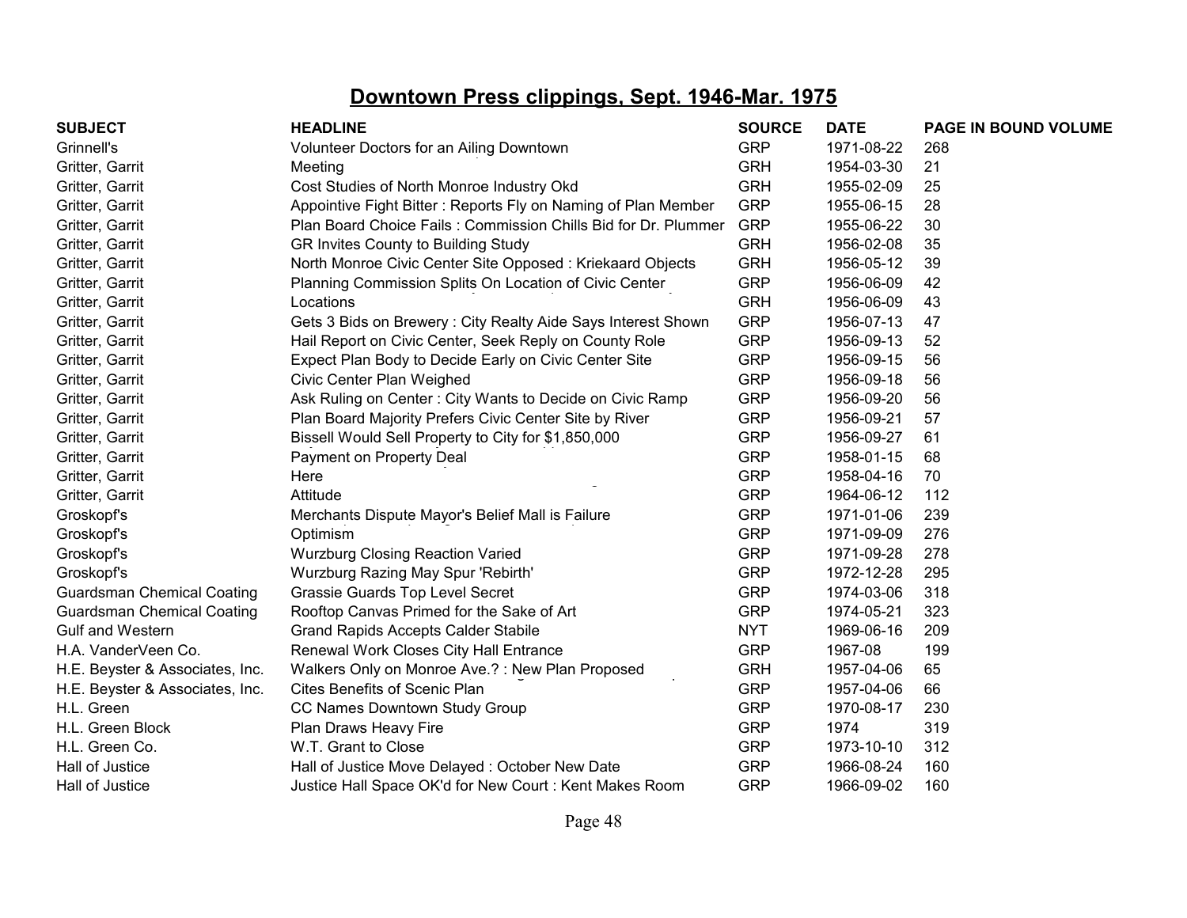# Downtown Press clippings, Sept. 1946-Mar. 1975

| SUBJECT | HEADLINE | SOURCE | DATE | PAGE IN BOUND VOLUME |
|---|---|---|---|---|
| Grinnell's | Volunteer Doctors for an Ailing Downtown | GRP | 1971-08-22 | 268 |
| Gritter, Garrit | Meeting | GRH | 1954-03-30 | 21 |
| Gritter, Garrit | Cost Studies of North Monroe Industry Okd | GRH | 1955-02-09 | 25 |
| Gritter, Garrit | Appointive Fight Bitter : Reports Fly on Naming of Plan Member | GRP | 1955-06-15 | 28 |
| Gritter, Garrit | Plan Board Choice Fails : Commission Chills Bid for Dr. Plummer | GRP | 1955-06-22 | 30 |
| Gritter, Garrit | GR Invites County to Building Study | GRH | 1956-02-08 | 35 |
| Gritter, Garrit | North Monroe Civic Center Site Opposed : Kriekaard Objects | GRH | 1956-05-12 | 39 |
| Gritter, Garrit | Planning Commission Splits On Location of Civic Center | GRP | 1956-06-09 | 42 |
| Gritter, Garrit | Locations | GRH | 1956-06-09 | 43 |
| Gritter, Garrit | Gets 3 Bids on Brewery : City Realty Aide Says Interest Shown | GRP | 1956-07-13 | 47 |
| Gritter, Garrit | Hail Report on Civic Center, Seek Reply on County Role | GRP | 1956-09-13 | 52 |
| Gritter, Garrit | Expect Plan Body to Decide Early on Civic Center Site | GRP | 1956-09-15 | 56 |
| Gritter, Garrit | Civic Center Plan Weighed | GRP | 1956-09-18 | 56 |
| Gritter, Garrit | Ask Ruling on Center : City Wants to Decide on Civic Ramp | GRP | 1956-09-20 | 56 |
| Gritter, Garrit | Plan Board Majority Prefers Civic Center Site by River | GRP | 1956-09-21 | 57 |
| Gritter, Garrit | Bissell Would Sell Property to City for $1,850,000 | GRP | 1956-09-27 | 61 |
| Gritter, Garrit | Payment on Property Deal | GRP | 1958-01-15 | 68 |
| Gritter, Garrit | Here | GRP | 1958-04-16 | 70 |
| Gritter, Garrit | Attitude | GRP | 1964-06-12 | 112 |
| Groskopf's | Merchants Dispute Mayor's Belief Mall is Failure | GRP | 1971-01-06 | 239 |
| Groskopf's | Optimism | GRP | 1971-09-09 | 276 |
| Groskopf's | Wurzburg Closing Reaction Varied | GRP | 1971-09-28 | 278 |
| Groskopf's | Wurzburg Razing May Spur 'Rebirth' | GRP | 1972-12-28 | 295 |
| Guardsman Chemical Coating | Grassie Guards Top Level Secret | GRP | 1974-03-06 | 318 |
| Guardsman Chemical Coating | Rooftop Canvas Primed for the Sake of Art | GRP | 1974-05-21 | 323 |
| Gulf and Western | Grand Rapids Accepts Calder Stabile | NYT | 1969-06-16 | 209 |
| H.A. VanderVeen Co. | Renewal Work Closes City Hall Entrance | GRP | 1967-08 | 199 |
| H.E. Beyster & Associates, Inc. | Walkers Only on Monroe Ave.? : New Plan Proposed | GRH | 1957-04-06 | 65 |
| H.E. Beyster & Associates, Inc. | Cites Benefits of Scenic Plan | GRP | 1957-04-06 | 66 |
| H.L. Green | CC Names Downtown Study Group | GRP | 1970-08-17 | 230 |
| H.L. Green Block | Plan Draws Heavy Fire | GRP | 1974 | 319 |
| H.L. Green Co. | W.T. Grant to Close | GRP | 1973-10-10 | 312 |
| Hall of Justice | Hall of Justice Move Delayed : October New Date | GRP | 1966-08-24 | 160 |
| Hall of Justice | Justice Hall Space OK'd for New Court : Kent Makes Room | GRP | 1966-09-02 | 160 |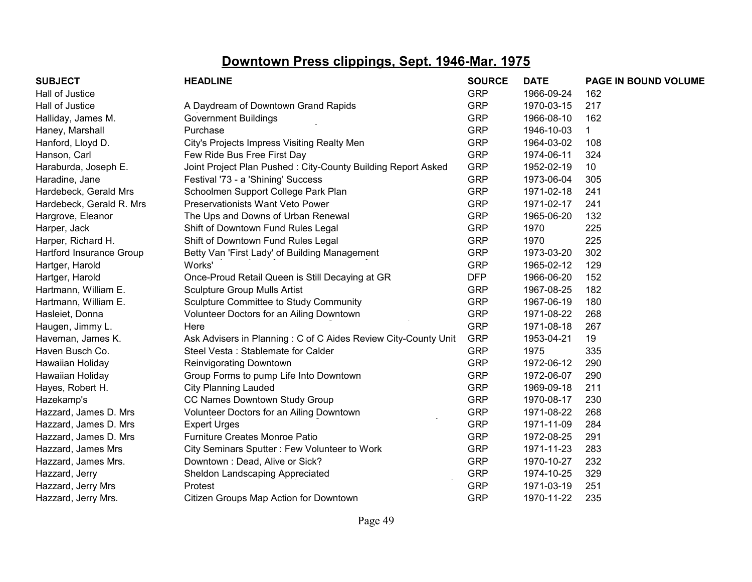## Downtown Press clippings, Sept. 1946-Mar. 1975

| SUBJECT | HEADLINE | SOURCE | DATE | PAGE IN BOUND VOLUME |
|---|---|---|---|---|
| Hall of Justice | | GRP | 1966-09-24 | 162 |
| Hall of Justice | A Daydream of Downtown Grand Rapids | GRP | 1970-03-15 | 217 |
| Halliday, James M. | Government Buildings | GRP | 1966-08-10 | 162 |
| Haney, Marshall | Purchase | GRP | 1946-10-03 | 1 |
| Hanford, Lloyd D. | City's Projects Impress Visiting Realty Men | GRP | 1964-03-02 | 108 |
| Hanson, Carl | Few Ride Bus Free First Day | GRP | 1974-06-11 | 324 |
| Haraburda, Joseph E. | Joint Project Plan Pushed : City-County Building Report Asked | GRP | 1952-02-19 | 10 |
| Haradine, Jane | Festival '73 - a 'Shining' Success | GRP | 1973-06-04 | 305 |
| Hardebeck, Gerald Mrs | Schoolmen Support College Park Plan | GRP | 1971-02-18 | 241 |
| Hardebeck, Gerald R. Mrs | Preservationists Want Veto Power | GRP | 1971-02-17 | 241 |
| Hargrove, Eleanor | The Ups and Downs of Urban Renewal | GRP | 1965-06-20 | 132 |
| Harper, Jack | Shift of Downtown Fund Rules Legal | GRP | 1970 | 225 |
| Harper, Richard H. | Shift of Downtown Fund Rules Legal | GRP | 1970 | 225 |
| Hartford Insurance Group | Betty Van 'First Lady' of Building Management | GRP | 1973-03-20 | 302 |
| Hartger, Harold | Works' | GRP | 1965-02-12 | 129 |
| Hartger, Harold | Once-Proud Retail Queen is Still Decaying at GR | DFP | 1966-06-20 | 152 |
| Hartmann, William E. | Sculpture Group Mulls Artist | GRP | 1967-08-25 | 182 |
| Hartmann, William E. | Sculpture Committee to Study Community | GRP | 1967-06-19 | 180 |
| Hasleiet, Donna | Volunteer Doctors for an Ailing Downtown | GRP | 1971-08-22 | 268 |
| Haugen, Jimmy L. | Here | GRP | 1971-08-18 | 267 |
| Haveman, James K. | Ask Advisers in Planning : C of C Aides Review City-County Unit | GRP | 1953-04-21 | 19 |
| Haven Busch Co. | Steel Vesta : Stablemate for Calder | GRP | 1975 | 335 |
| Hawaiian Holiday | Reinvigorating Downtown | GRP | 1972-06-12 | 290 |
| Hawaiian Holiday | Group Forms to pump Life Into Downtown | GRP | 1972-06-07 | 290 |
| Hayes, Robert H. | City Planning Lauded | GRP | 1969-09-18 | 211 |
| Hazekamp's | CC Names Downtown Study Group | GRP | 1970-08-17 | 230 |
| Hazzard, James D. Mrs | Volunteer Doctors for an Ailing Downtown | GRP | 1971-08-22 | 268 |
| Hazzard, James D. Mrs | Expert Urges | GRP | 1971-11-09 | 284 |
| Hazzard, James D. Mrs | Furniture Creates Monroe Patio | GRP | 1972-08-25 | 291 |
| Hazzard, James Mrs | City Seminars Sputter : Few Volunteer to Work | GRP | 1971-11-23 | 283 |
| Hazzard, James Mrs. | Downtown : Dead, Alive or Sick? | GRP | 1970-10-27 | 232 |
| Hazzard, Jerry | Sheldon Landscaping Appreciated | GRP | 1974-10-25 | 329 |
| Hazzard, Jerry Mrs | Protest | GRP | 1971-03-19 | 251 |
| Hazzard, Jerry Mrs. | Citizen Groups Map Action for Downtown | GRP | 1970-11-22 | 235 |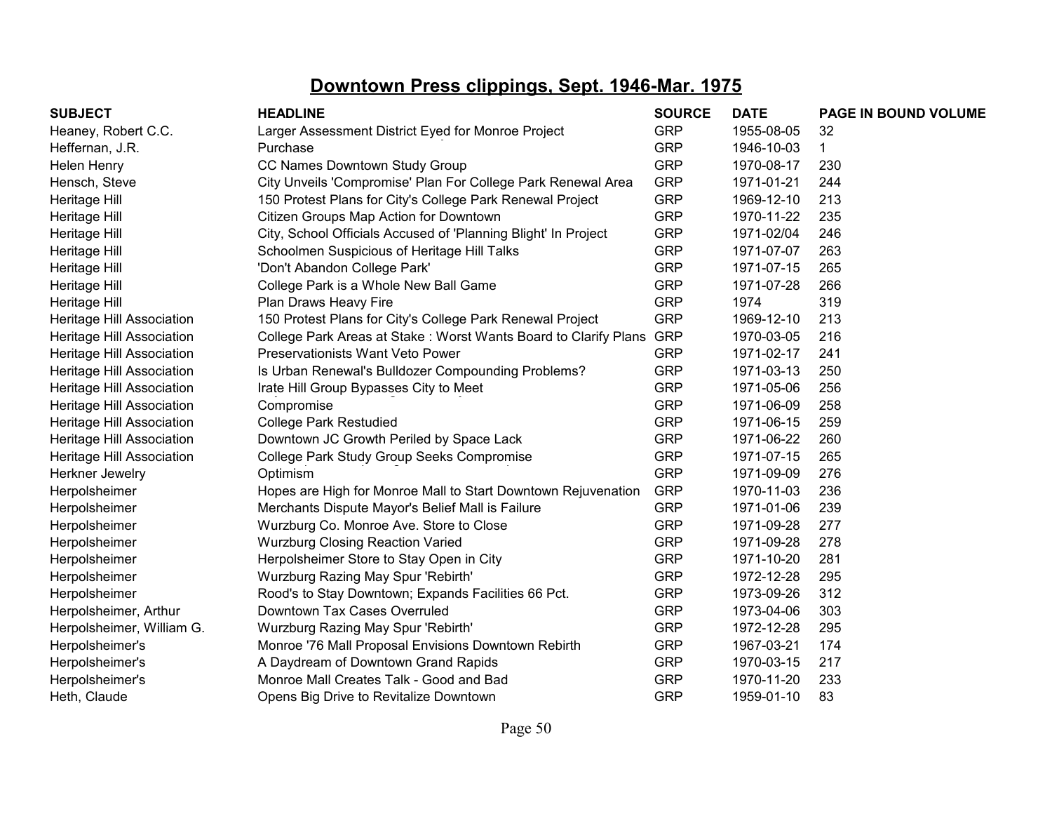# Downtown Press clippings, Sept. 1946-Mar. 1975

| SUBJECT | HEADLINE | SOURCE | DATE | PAGE IN BOUND VOLUME |
|---|---|---|---|---|
| Heaney, Robert C.C. | Larger Assessment District Eyed for Monroe Project | GRP | 1955-08-05 | 32 |
| Heffernan, J.R. | Purchase | GRP | 1946-10-03 | 1 |
| Helen Henry | CC Names Downtown Study Group | GRP | 1970-08-17 | 230 |
| Hensch, Steve | City Unveils 'Compromise' Plan For College Park Renewal Area | GRP | 1971-01-21 | 244 |
| Heritage Hill | 150 Protest Plans for City's College Park Renewal Project | GRP | 1969-12-10 | 213 |
| Heritage Hill | Citizen Groups Map Action for Downtown | GRP | 1970-11-22 | 235 |
| Heritage Hill | City, School Officials Accused of 'Planning Blight' In Project | GRP | 1971-02/04 | 246 |
| Heritage Hill | Schoolmen Suspicious of Heritage Hill Talks | GRP | 1971-07-07 | 263 |
| Heritage Hill | 'Don't Abandon College Park' | GRP | 1971-07-15 | 265 |
| Heritage Hill | College Park is a Whole New Ball Game | GRP | 1971-07-28 | 266 |
| Heritage Hill | Plan Draws Heavy Fire | GRP | 1974 | 319 |
| Heritage Hill Association | 150 Protest Plans for City's College Park Renewal Project | GRP | 1969-12-10 | 213 |
| Heritage Hill Association | College Park Areas at Stake : Worst Wants Board to Clarify Plans | GRP | 1970-03-05 | 216 |
| Heritage Hill Association | Preservationists Want Veto Power | GRP | 1971-02-17 | 241 |
| Heritage Hill Association | Is Urban Renewal's Bulldozer Compounding Problems? | GRP | 1971-03-13 | 250 |
| Heritage Hill Association | Irate Hill Group Bypasses City to Meet | GRP | 1971-05-06 | 256 |
| Heritage Hill Association | Compromise | GRP | 1971-06-09 | 258 |
| Heritage Hill Association | College Park Restudied | GRP | 1971-06-15 | 259 |
| Heritage Hill Association | Downtown JC Growth Periled by Space Lack | GRP | 1971-06-22 | 260 |
| Heritage Hill Association | College Park Study Group Seeks Compromise | GRP | 1971-07-15 | 265 |
| Herkner Jewelry | Optimism | GRP | 1971-09-09 | 276 |
| Herpolsheimer | Hopes are High for Monroe Mall to Start Downtown Rejuvenation | GRP | 1970-11-03 | 236 |
| Herpolsheimer | Merchants Dispute Mayor's Belief Mall is Failure | GRP | 1971-01-06 | 239 |
| Herpolsheimer | Wurzburg Co. Monroe Ave. Store to Close | GRP | 1971-09-28 | 277 |
| Herpolsheimer | Wurzburg Closing Reaction Varied | GRP | 1971-09-28 | 278 |
| Herpolsheimer | Herpolsheimer Store to Stay Open in City | GRP | 1971-10-20 | 281 |
| Herpolsheimer | Wurzburg Razing May Spur 'Rebirth' | GRP | 1972-12-28 | 295 |
| Herpolsheimer | Rood's to Stay Downtown; Expands Facilities 66 Pct. | GRP | 1973-09-26 | 312 |
| Herpolsheimer, Arthur | Downtown Tax Cases Overruled | GRP | 1973-04-06 | 303 |
| Herpolsheimer, William G. | Wurzburg Razing May Spur 'Rebirth' | GRP | 1972-12-28 | 295 |
| Herpolsheimer's | Monroe '76 Mall Proposal Envisions Downtown Rebirth | GRP | 1967-03-21 | 174 |
| Herpolsheimer's | A Daydream of Downtown Grand Rapids | GRP | 1970-03-15 | 217 |
| Herpolsheimer's | Monroe Mall Creates Talk - Good and Bad | GRP | 1970-11-20 | 233 |
| Heth, Claude | Opens Big Drive to Revitalize Downtown | GRP | 1959-01-10 | 83 |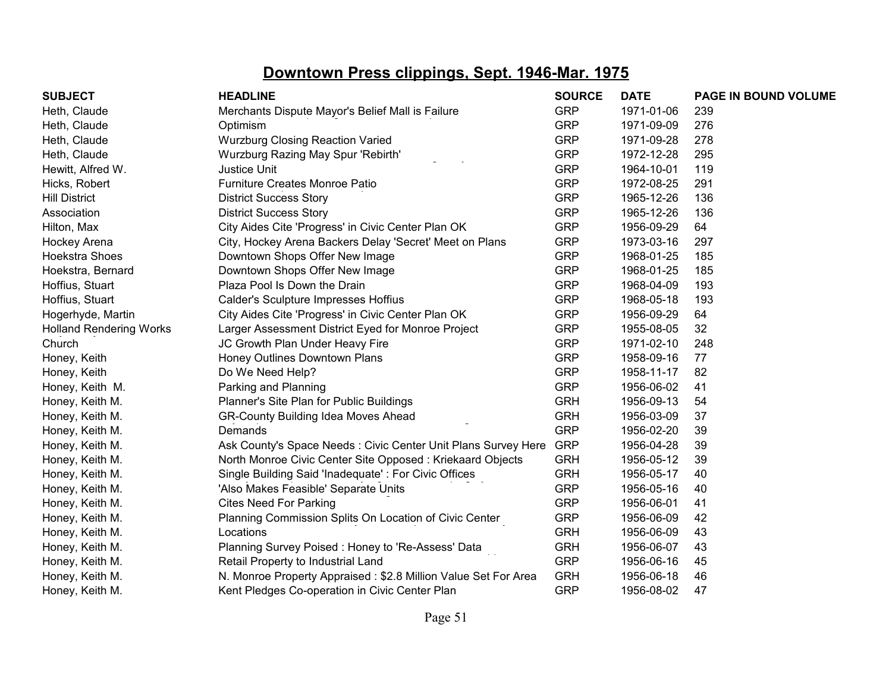## Downtown Press clippings, Sept. 1946-Mar. 1975

| SUBJECT | HEADLINE | SOURCE | DATE | PAGE IN BOUND VOLUME |
|---|---|---|---|---|
| Heth, Claude | Merchants Dispute Mayor's Belief Mall is Failure | GRP | 1971-01-06 | 239 |
| Heth, Claude | Optimism | GRP | 1971-09-09 | 276 |
| Heth, Claude | Wurzburg Closing Reaction Varied | GRP | 1971-09-28 | 278 |
| Heth, Claude | Wurzburg Razing May Spur 'Rebirth' | GRP | 1972-12-28 | 295 |
| Hewitt, Alfred W. | Justice Unit | GRP | 1964-10-01 | 119 |
| Hicks, Robert | Furniture Creates Monroe Patio | GRP | 1972-08-25 | 291 |
| Hill District | District Success Story | GRP | 1965-12-26 | 136 |
| Association | District Success Story | GRP | 1965-12-26 | 136 |
| Hilton, Max | City Aides Cite 'Progress' in Civic Center Plan OK | GRP | 1956-09-29 | 64 |
| Hockey Arena | City, Hockey Arena Backers Delay 'Secret' Meet on Plans | GRP | 1973-03-16 | 297 |
| Hoekstra Shoes | Downtown Shops Offer New Image | GRP | 1968-01-25 | 185 |
| Hoekstra, Bernard | Downtown Shops Offer New Image | GRP | 1968-01-25 | 185 |
| Hoffius, Stuart | Plaza Pool Is Down the Drain | GRP | 1968-04-09 | 193 |
| Hoffius, Stuart | Calder's Sculpture Impresses Hoffius | GRP | 1968-05-18 | 193 |
| Hogerhyde, Martin | City Aides Cite 'Progress' in Civic Center Plan OK | GRP | 1956-09-29 | 64 |
| Holland Rendering Works | Larger Assessment District Eyed for Monroe Project | GRP | 1955-08-05 | 32 |
| Church | JC Growth Plan Under Heavy Fire | GRP | 1971-02-10 | 248 |
| Honey, Keith | Honey Outlines Downtown Plans | GRP | 1958-09-16 | 77 |
| Honey, Keith | Do We Need Help? | GRP | 1958-11-17 | 82 |
| Honey, Keith M. | Parking and Planning | GRP | 1956-06-02 | 41 |
| Honey, Keith M. | Planner's Site Plan for Public Buildings | GRH | 1956-09-13 | 54 |
| Honey, Keith M. | GR-County Building Idea Moves Ahead | GRH | 1956-03-09 | 37 |
| Honey, Keith M. | Demands | GRP | 1956-02-20 | 39 |
| Honey, Keith M. | Ask County's Space Needs : Civic Center Unit Plans Survey Here | GRP | 1956-04-28 | 39 |
| Honey, Keith M. | North Monroe Civic Center Site Opposed : Kriekaard Objects | GRH | 1956-05-12 | 39 |
| Honey, Keith M. | Single Building Said 'Inadequate' : For Civic Offices | GRH | 1956-05-17 | 40 |
| Honey, Keith M. | 'Also Makes Feasible' Separate Units | GRP | 1956-05-16 | 40 |
| Honey, Keith M. | Cites Need For Parking | GRP | 1956-06-01 | 41 |
| Honey, Keith M. | Planning Commission Splits On Location of Civic Center | GRP | 1956-06-09 | 42 |
| Honey, Keith M. | Locations | GRH | 1956-06-09 | 43 |
| Honey, Keith M. | Planning Survey Poised : Honey to 'Re-Assess' Data | GRH | 1956-06-07 | 43 |
| Honey, Keith M. | Retail Property to Industrial Land | GRP | 1956-06-16 | 45 |
| Honey, Keith M. | N. Monroe Property Appraised : $2.8 Million Value Set For Area | GRH | 1956-06-18 | 46 |
| Honey, Keith M. | Kent Pledges Co-operation in Civic Center Plan | GRP | 1956-08-02 | 47 |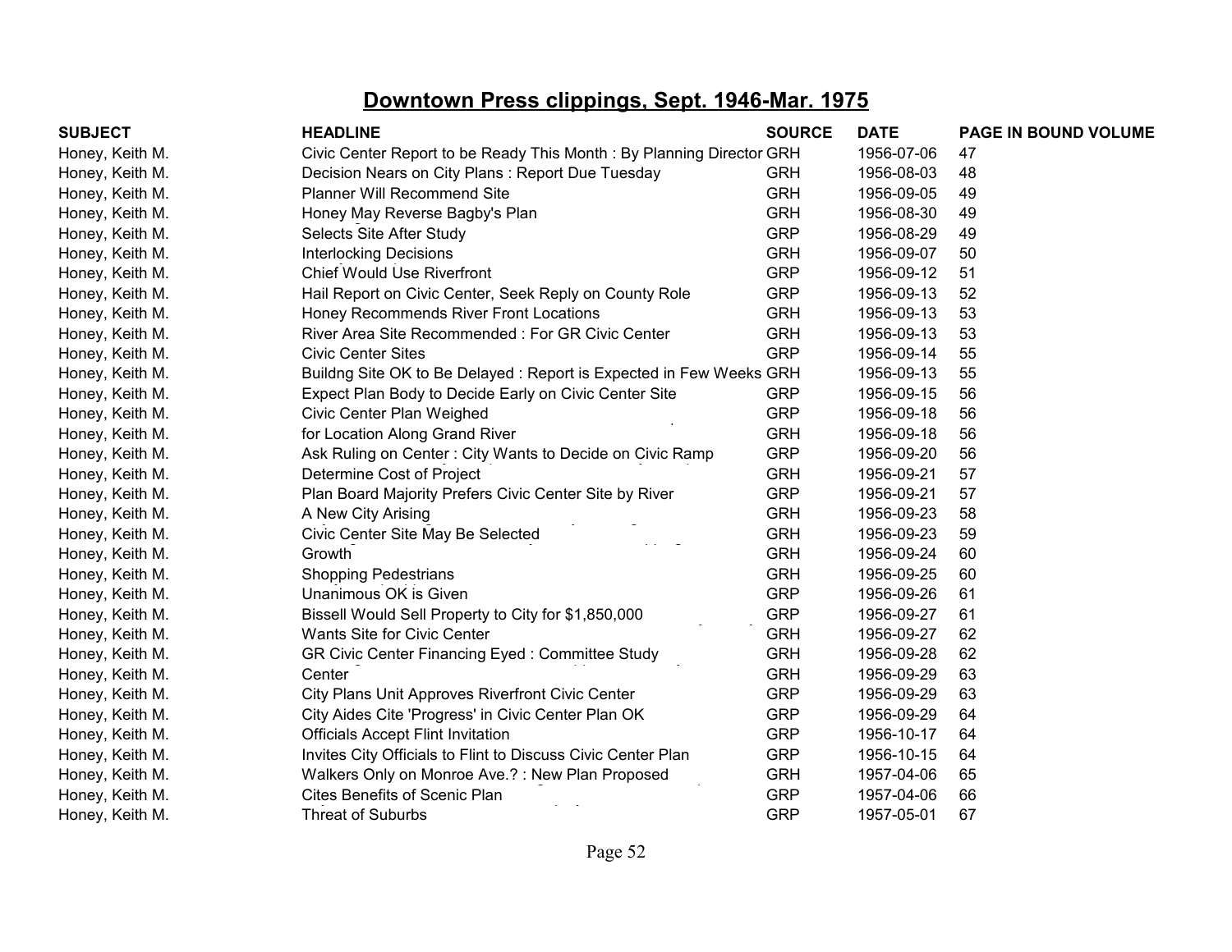# Downtown Press clippings, Sept. 1946-Mar. 1975

| SUBJECT | HEADLINE | SOURCE | DATE | PAGE IN BOUND VOLUME |
|---|---|---|---|---|
| Honey, Keith M. | Civic Center Report to be Ready This Month : By Planning Director | GRH | 1956-07-06 | 47 |
| Honey, Keith M. | Decision Nears on City Plans : Report Due Tuesday | GRH | 1956-08-03 | 48 |
| Honey, Keith M. | Planner Will Recommend Site | GRH | 1956-09-05 | 49 |
| Honey, Keith M. | Honey May Reverse Bagby's Plan | GRH | 1956-08-30 | 49 |
| Honey, Keith M. | Selects Site After Study | GRP | 1956-08-29 | 49 |
| Honey, Keith M. | Interlocking Decisions | GRH | 1956-09-07 | 50 |
| Honey, Keith M. | Chief Would Use Riverfront | GRP | 1956-09-12 | 51 |
| Honey, Keith M. | Hail Report on Civic Center, Seek Reply on County Role | GRP | 1956-09-13 | 52 |
| Honey, Keith M. | Honey Recommends River Front Locations | GRH | 1956-09-13 | 53 |
| Honey, Keith M. | River Area Site Recommended : For GR Civic Center | GRH | 1956-09-13 | 53 |
| Honey, Keith M. | Civic Center Sites | GRP | 1956-09-14 | 55 |
| Honey, Keith M. | Buildng Site OK to Be Delayed : Report is Expected in Few Weeks | GRH | 1956-09-13 | 55 |
| Honey, Keith M. | Expect Plan Body to Decide Early on Civic Center Site | GRP | 1956-09-15 | 56 |
| Honey, Keith M. | Civic Center Plan Weighed | GRP | 1956-09-18 | 56 |
| Honey, Keith M. | for Location Along Grand River | GRH | 1956-09-18 | 56 |
| Honey, Keith M. | Ask Ruling on Center : City Wants to Decide on Civic Ramp | GRP | 1956-09-20 | 56 |
| Honey, Keith M. | Determine Cost of Project | GRH | 1956-09-21 | 57 |
| Honey, Keith M. | Plan Board Majority Prefers Civic Center Site by River | GRP | 1956-09-21 | 57 |
| Honey, Keith M. | A New City Arising | GRH | 1956-09-23 | 58 |
| Honey, Keith M. | Civic Center Site May Be Selected | GRH | 1956-09-23 | 59 |
| Honey, Keith M. | Growth | GRH | 1956-09-24 | 60 |
| Honey, Keith M. | Shopping Pedestrians | GRH | 1956-09-25 | 60 |
| Honey, Keith M. | Unanimous OK is Given | GRP | 1956-09-26 | 61 |
| Honey, Keith M. | Bissell Would Sell Property to City for $1,850,000 | GRP | 1956-09-27 | 61 |
| Honey, Keith M. | Wants Site for Civic Center | GRH | 1956-09-27 | 62 |
| Honey, Keith M. | GR Civic Center Financing Eyed : Committee Study | GRH | 1956-09-28 | 62 |
| Honey, Keith M. | Center | GRH | 1956-09-29 | 63 |
| Honey, Keith M. | City Plans Unit Approves Riverfront Civic Center | GRP | 1956-09-29 | 63 |
| Honey, Keith M. | City Aides Cite 'Progress' in Civic Center Plan OK | GRP | 1956-09-29 | 64 |
| Honey, Keith M. | Officials Accept Flint Invitation | GRP | 1956-10-17 | 64 |
| Honey, Keith M. | Invites City Officials to Flint to Discuss Civic Center Plan | GRP | 1956-10-15 | 64 |
| Honey, Keith M. | Walkers Only on Monroe Ave.? : New Plan Proposed | GRH | 1957-04-06 | 65 |
| Honey, Keith M. | Cites Benefits of Scenic Plan | GRP | 1957-04-06 | 66 |
| Honey, Keith M. | Threat of Suburbs | GRP | 1957-05-01 | 67 |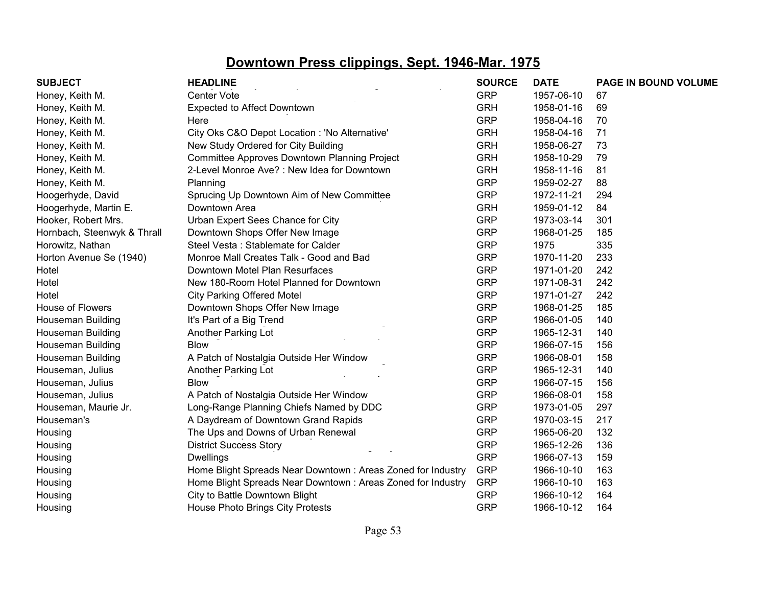# Downtown Press clippings, Sept. 1946-Mar. 1975

| SUBJECT | HEADLINE | SOURCE | DATE | PAGE IN BOUND VOLUME |
|---|---|---|---|---|
| Honey, Keith M. | Center Vote | GRP | 1957-06-10 | 67 |
| Honey, Keith M. | Expected to Affect Downtown | GRH | 1958-01-16 | 69 |
| Honey, Keith M. | Here | GRP | 1958-04-16 | 70 |
| Honey, Keith M. | City Oks C&O Depot Location : 'No Alternative' | GRH | 1958-04-16 | 71 |
| Honey, Keith M. | New Study Ordered for City Building | GRH | 1958-06-27 | 73 |
| Honey, Keith M. | Committee Approves Downtown Planning Project | GRH | 1958-10-29 | 79 |
| Honey, Keith M. | 2-Level Monroe Ave? : New Idea for Downtown | GRH | 1958-11-16 | 81 |
| Honey, Keith M. | Planning | GRP | 1959-02-27 | 88 |
| Hoogerhyde, David | Sprucing Up Downtown Aim of New Committee | GRP | 1972-11-21 | 294 |
| Hoogerhyde, Martin E. | Downtown Area | GRH | 1959-01-12 | 84 |
| Hooker, Robert Mrs. | Urban Expert Sees Chance for City | GRP | 1973-03-14 | 301 |
| Hornbach, Steenwyk & Thrall | Downtown Shops Offer New Image | GRP | 1968-01-25 | 185 |
| Horowitz, Nathan | Steel Vesta : Stablemate for Calder | GRP | 1975 | 335 |
| Horton Avenue Se (1940) | Monroe Mall Creates Talk - Good and Bad | GRP | 1970-11-20 | 233 |
| Hotel | Downtown Motel Plan Resurfaces | GRP | 1971-01-20 | 242 |
| Hotel | New 180-Room Hotel Planned for Downtown | GRP | 1971-08-31 | 242 |
| Hotel | City Parking Offered Motel | GRP | 1971-01-27 | 242 |
| House of Flowers | Downtown Shops Offer New Image | GRP | 1968-01-25 | 185 |
| Houseman Building | It's Part of a Big Trend | GRP | 1966-01-05 | 140 |
| Houseman Building | Another Parking Lot | GRP | 1965-12-31 | 140 |
| Houseman Building | Blow | GRP | 1966-07-15 | 156 |
| Houseman Building | A Patch of Nostalgia Outside Her Window | GRP | 1966-08-01 | 158 |
| Houseman, Julius | Another Parking Lot | GRP | 1965-12-31 | 140 |
| Houseman, Julius | Blow | GRP | 1966-07-15 | 156 |
| Houseman, Julius | A Patch of Nostalgia Outside Her Window | GRP | 1966-08-01 | 158 |
| Houseman, Maurie Jr. | Long-Range Planning Chiefs Named by DDC | GRP | 1973-01-05 | 297 |
| Houseman's | A Daydream of Downtown Grand Rapids | GRP | 1970-03-15 | 217 |
| Housing | The Ups and Downs of Urban Renewal | GRP | 1965-06-20 | 132 |
| Housing | District Success Story | GRP | 1965-12-26 | 136 |
| Housing | Dwellings | GRP | 1966-07-13 | 159 |
| Housing | Home Blight Spreads Near Downtown : Areas Zoned for Industry | GRP | 1966-10-10 | 163 |
| Housing | Home Blight Spreads Near Downtown : Areas Zoned for Industry | GRP | 1966-10-10 | 163 |
| Housing | City to Battle Downtown Blight | GRP | 1966-10-12 | 164 |
| Housing | House Photo Brings City Protests | GRP | 1966-10-12 | 164 |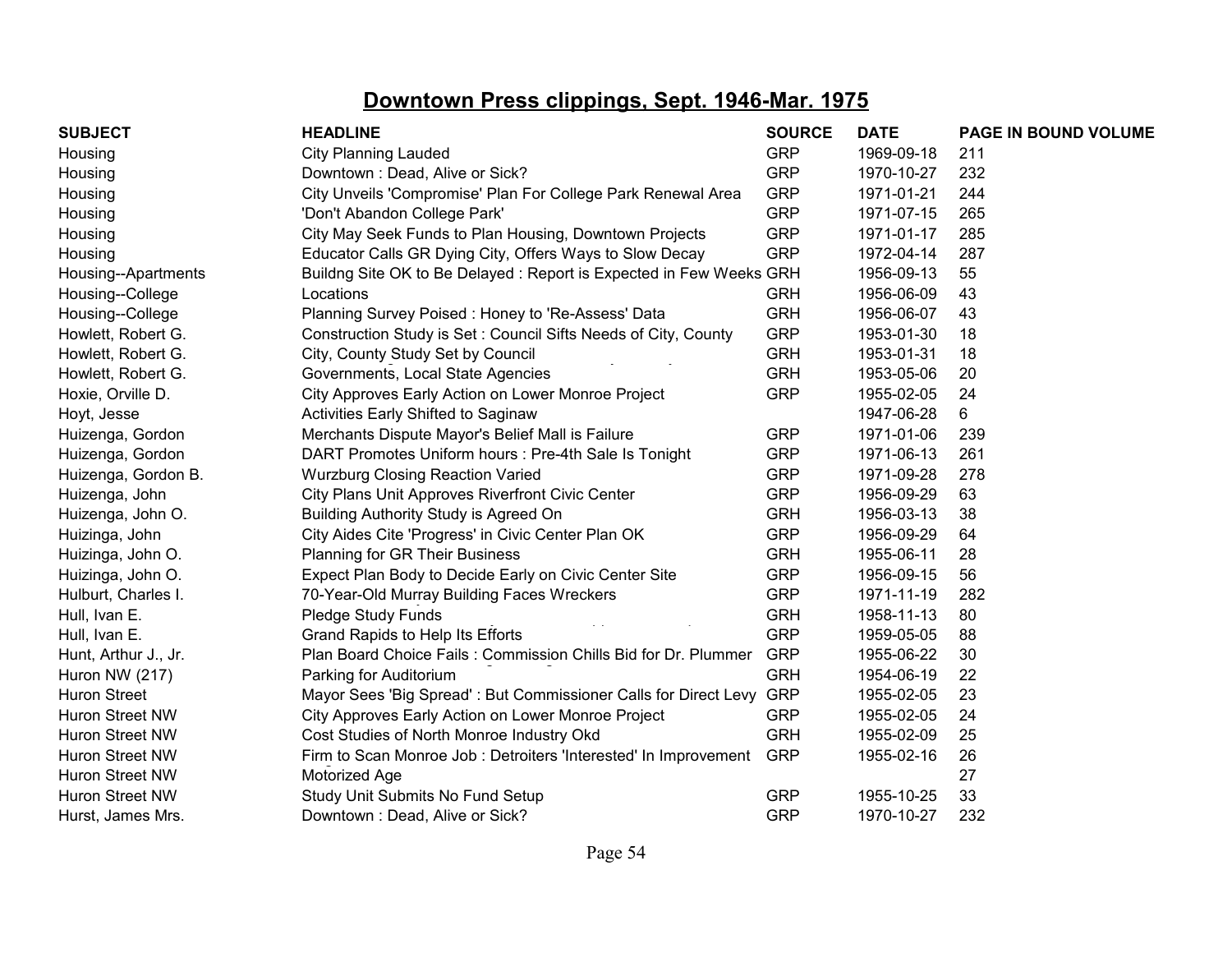## Downtown Press clippings, Sept. 1946-Mar. 1975

| SUBJECT | HEADLINE | SOURCE | DATE | PAGE IN BOUND VOLUME |
|---|---|---|---|---|
| Housing | City Planning Lauded | GRP | 1969-09-18 | 211 |
| Housing | Downtown : Dead, Alive or Sick? | GRP | 1970-10-27 | 232 |
| Housing | City Unveils 'Compromise' Plan For College Park Renewal Area | GRP | 1971-01-21 | 244 |
| Housing | 'Don't Abandon College Park' | GRP | 1971-07-15 | 265 |
| Housing | City May Seek Funds to Plan Housing, Downtown Projects | GRP | 1971-01-17 | 285 |
| Housing | Educator Calls GR Dying City, Offers Ways to Slow Decay | GRP | 1972-04-14 | 287 |
| Housing--Apartments | Buildng Site OK to Be Delayed : Report is Expected in Few Weeks | GRH | 1956-09-13 | 55 |
| Housing--College | Locations | GRH | 1956-06-09 | 43 |
| Housing--College | Planning Survey Poised : Honey to 'Re-Assess' Data | GRH | 1956-06-07 | 43 |
| Howlett, Robert G. | Construction Study is Set : Council Sifts Needs of City, County | GRP | 1953-01-30 | 18 |
| Howlett, Robert G. | City, County Study Set by Council | GRH | 1953-01-31 | 18 |
| Howlett, Robert G. | Governments, Local State Agencies | GRH | 1953-05-06 | 20 |
| Hoxie, Orville D. | City Approves Early Action on Lower Monroe Project | GRP | 1955-02-05 | 24 |
| Hoyt, Jesse | Activities Early Shifted to Saginaw | | 1947-06-28 | 6 |
| Huizenga, Gordon | Merchants Dispute Mayor's Belief Mall is Failure | GRP | 1971-01-06 | 239 |
| Huizenga, Gordon | DART Promotes Uniform hours : Pre-4th Sale Is Tonight | GRP | 1971-06-13 | 261 |
| Huizenga, Gordon B. | Wurzburg Closing Reaction Varied | GRP | 1971-09-28 | 278 |
| Huizenga, John | City Plans Unit Approves Riverfront Civic Center | GRP | 1956-09-29 | 63 |
| Huizenga, John O. | Building Authority Study is Agreed On | GRH | 1956-03-13 | 38 |
| Huizinga, John | City Aides Cite 'Progress' in Civic Center Plan OK | GRP | 1956-09-29 | 64 |
| Huizinga, John O. | Planning for GR Their Business | GRH | 1955-06-11 | 28 |
| Huizinga, John O. | Expect Plan Body to Decide Early on Civic Center Site | GRP | 1956-09-15 | 56 |
| Hulburt, Charles I. | 70-Year-Old Murray Building Faces Wreckers | GRP | 1971-11-19 | 282 |
| Hull, Ivan E. | Pledge Study Funds | GRH | 1958-11-13 | 80 |
| Hull, Ivan E. | Grand Rapids to Help Its Efforts | GRP | 1959-05-05 | 88 |
| Hunt, Arthur J., Jr. | Plan Board Choice Fails : Commission Chills Bid for Dr. Plummer | GRP | 1955-06-22 | 30 |
| Huron NW (217) | Parking for Auditorium | GRH | 1954-06-19 | 22 |
| Huron Street | Mayor Sees 'Big Spread' : But Commissioner Calls for Direct Levy | GRP | 1955-02-05 | 23 |
| Huron Street NW | City Approves Early Action on Lower Monroe Project | GRP | 1955-02-05 | 24 |
| Huron Street NW | Cost Studies of North Monroe Industry Okd | GRH | 1955-02-09 | 25 |
| Huron Street NW | Firm to Scan Monroe Job : Detroiters 'Interested' In Improvement | GRP | 1955-02-16 | 26 |
| Huron Street NW | Motorized Age | | | 27 |
| Huron Street NW | Study Unit Submits No Fund Setup | GRP | 1955-10-25 | 33 |
| Hurst, James Mrs. | Downtown : Dead, Alive or Sick? | GRP | 1970-10-27 | 232 |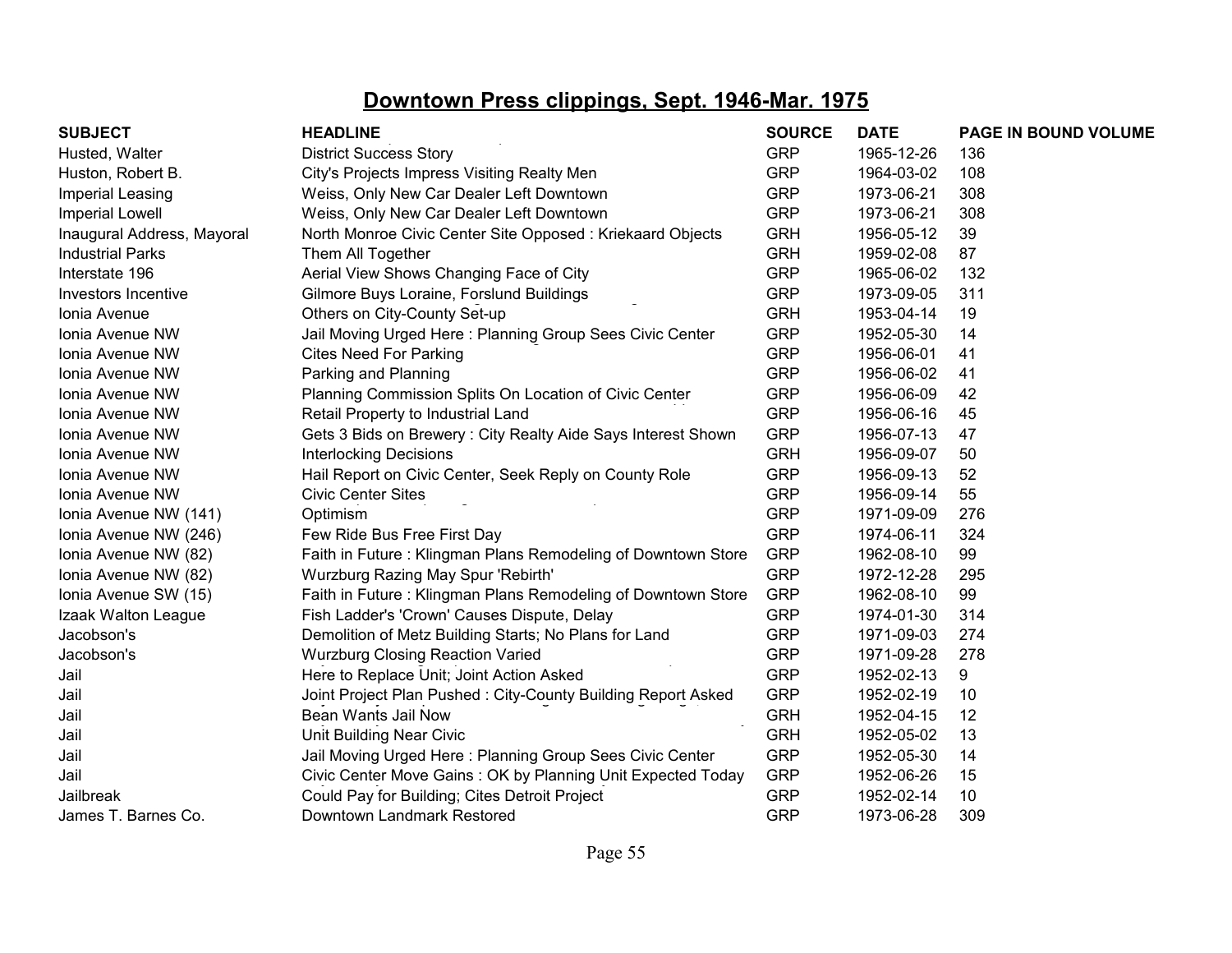# Downtown Press clippings, Sept. 1946-Mar. 1975

| SUBJECT | HEADLINE | SOURCE | DATE | PAGE IN BOUND VOLUME |
|---|---|---|---|---|
| Husted, Walter | District Success Story | GRP | 1965-12-26 | 136 |
| Huston, Robert B. | City's Projects Impress Visiting Realty Men | GRP | 1964-03-02 | 108 |
| Imperial Leasing | Weiss, Only New Car Dealer Left Downtown | GRP | 1973-06-21 | 308 |
| Imperial Lowell | Weiss, Only New Car Dealer Left Downtown | GRP | 1973-06-21 | 308 |
| Inaugural Address, Mayoral | North Monroe Civic Center Site Opposed : Kriekaard Objects | GRH | 1956-05-12 | 39 |
| Industrial Parks | Them All Together | GRH | 1959-02-08 | 87 |
| Interstate 196 | Aerial View Shows Changing Face of City | GRP | 1965-06-02 | 132 |
| Investors Incentive | Gilmore Buys Loraine, Forslund Buildings | GRP | 1973-09-05 | 311 |
| Ionia Avenue | Others on City-County Set-up | GRH | 1953-04-14 | 19 |
| Ionia Avenue NW | Jail Moving Urged Here : Planning Group Sees Civic Center | GRP | 1952-05-30 | 14 |
| Ionia Avenue NW | Cites Need For Parking | GRP | 1956-06-01 | 41 |
| Ionia Avenue NW | Parking and Planning | GRP | 1956-06-02 | 41 |
| Ionia Avenue NW | Planning Commission Splits On Location of Civic Center | GRP | 1956-06-09 | 42 |
| Ionia Avenue NW | Retail Property to Industrial Land | GRP | 1956-06-16 | 45 |
| Ionia Avenue NW | Gets 3 Bids on Brewery : City Realty Aide Says Interest Shown | GRP | 1956-07-13 | 47 |
| Ionia Avenue NW | Interlocking Decisions | GRH | 1956-09-07 | 50 |
| Ionia Avenue NW | Hail Report on Civic Center, Seek Reply on County Role | GRP | 1956-09-13 | 52 |
| Ionia Avenue NW | Civic Center Sites | GRP | 1956-09-14 | 55 |
| Ionia Avenue NW (141) | Optimism | GRP | 1971-09-09 | 276 |
| Ionia Avenue NW (246) | Few Ride Bus Free First Day | GRP | 1974-06-11 | 324 |
| Ionia Avenue NW (82) | Faith in Future : Klingman Plans Remodeling of Downtown Store | GRP | 1962-08-10 | 99 |
| Ionia Avenue NW (82) | Wurzburg Razing May Spur 'Rebirth' | GRP | 1972-12-28 | 295 |
| Ionia Avenue SW (15) | Faith in Future : Klingman Plans Remodeling of Downtown Store | GRP | 1962-08-10 | 99 |
| Izaak Walton League | Fish Ladder's 'Crown' Causes Dispute, Delay | GRP | 1974-01-30 | 314 |
| Jacobson's | Demolition of Metz Building Starts; No Plans for Land | GRP | 1971-09-03 | 274 |
| Jacobson's | Wurzburg Closing Reaction Varied | GRP | 1971-09-28 | 278 |
| Jail | Here to Replace Unit; Joint Action Asked | GRP | 1952-02-13 | 9 |
| Jail | Joint Project Plan Pushed : City-County Building Report Asked | GRP | 1952-02-19 | 10 |
| Jail | Bean Wants Jail Now | GRH | 1952-04-15 | 12 |
| Jail | Unit Building Near Civic | GRH | 1952-05-02 | 13 |
| Jail | Jail Moving Urged Here : Planning Group Sees Civic Center | GRP | 1952-05-30 | 14 |
| Jail | Civic Center Move Gains : OK by Planning Unit Expected Today | GRP | 1952-06-26 | 15 |
| Jailbreak | Could Pay for Building; Cites Detroit Project | GRP | 1952-02-14 | 10 |
| James T. Barnes Co. | Downtown Landmark Restored | GRP | 1973-06-28 | 309 |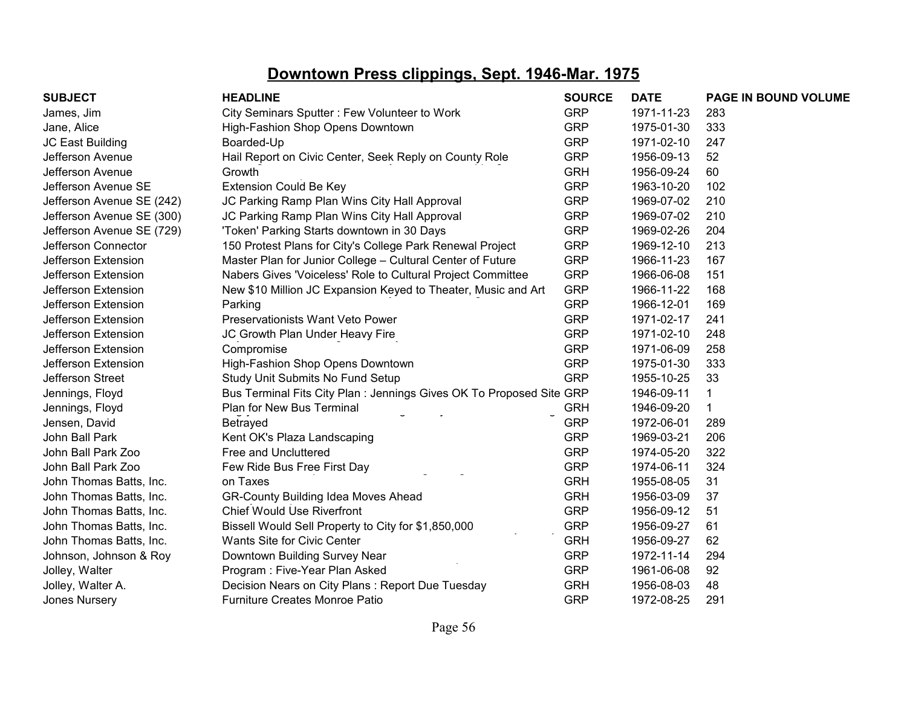## Downtown Press clippings, Sept. 1946-Mar. 1975

| SUBJECT | HEADLINE | SOURCE | DATE | PAGE IN BOUND VOLUME |
|---|---|---|---|---|
| James, Jim | City Seminars Sputter : Few Volunteer to Work | GRP | 1971-11-23 | 283 |
| Jane, Alice | High-Fashion Shop Opens Downtown | GRP | 1975-01-30 | 333 |
| JC East Building | Boarded-Up | GRP | 1971-02-10 | 247 |
| Jefferson Avenue | Hail Report on Civic Center, Seek Reply on County Role | GRP | 1956-09-13 | 52 |
| Jefferson Avenue | Growth | GRH | 1956-09-24 | 60 |
| Jefferson Avenue SE | Extension Could Be Key | GRP | 1963-10-20 | 102 |
| Jefferson Avenue SE (242) | JC Parking Ramp Plan Wins City Hall Approval | GRP | 1969-07-02 | 210 |
| Jefferson Avenue SE (300) | JC Parking Ramp Plan Wins City Hall Approval | GRP | 1969-07-02 | 210 |
| Jefferson Avenue SE (729) | 'Token' Parking Starts downtown in 30 Days | GRP | 1969-02-26 | 204 |
| Jefferson Connector | 150 Protest Plans for City's College Park Renewal Project | GRP | 1969-12-10 | 213 |
| Jefferson Extension | Master Plan for Junior College – Cultural Center of Future | GRP | 1966-11-23 | 167 |
| Jefferson Extension | Nabers Gives 'Voiceless' Role to Cultural Project Committee | GRP | 1966-06-08 | 151 |
| Jefferson Extension | New $10 Million JC Expansion Keyed to Theater, Music and Art | GRP | 1966-11-22 | 168 |
| Jefferson Extension | Parking | GRP | 1966-12-01 | 169 |
| Jefferson Extension | Preservationists Want Veto Power | GRP | 1971-02-17 | 241 |
| Jefferson Extension | JC Growth Plan Under Heavy Fire | GRP | 1971-02-10 | 248 |
| Jefferson Extension | Compromise | GRP | 1971-06-09 | 258 |
| Jefferson Extension | High-Fashion Shop Opens Downtown | GRP | 1975-01-30 | 333 |
| Jefferson Street | Study Unit Submits No Fund Setup | GRP | 1955-10-25 | 33 |
| Jennings, Floyd | Bus Terminal Fits City Plan : Jennings Gives OK To Proposed Site | GRP | 1946-09-11 | 1 |
| Jennings, Floyd | Plan for New Bus Terminal | GRH | 1946-09-20 | 1 |
| Jensen, David | Betrayed | GRP | 1972-06-01 | 289 |
| John Ball Park | Kent OK's Plaza Landscaping | GRP | 1969-03-21 | 206 |
| John Ball Park Zoo | Free and Uncluttered | GRP | 1974-05-20 | 322 |
| John Ball Park Zoo | Few Ride Bus Free First Day | GRP | 1974-06-11 | 324 |
| John Thomas Batts, Inc. | on Taxes | GRH | 1955-08-05 | 31 |
| John Thomas Batts, Inc. | GR-County Building Idea Moves Ahead | GRH | 1956-03-09 | 37 |
| John Thomas Batts, Inc. | Chief Would Use Riverfront | GRP | 1956-09-12 | 51 |
| John Thomas Batts, Inc. | Bissell Would Sell Property to City for $1,850,000 | GRP | 1956-09-27 | 61 |
| John Thomas Batts, Inc. | Wants Site for Civic Center | GRH | 1956-09-27 | 62 |
| Johnson, Johnson & Roy | Downtown Building Survey Near | GRP | 1972-11-14 | 294 |
| Jolley, Walter | Program : Five-Year Plan Asked | GRP | 1961-06-08 | 92 |
| Jolley, Walter A. | Decision Nears on City Plans : Report Due Tuesday | GRH | 1956-08-03 | 48 |
| Jones Nursery | Furniture Creates Monroe Patio | GRP | 1972-08-25 | 291 |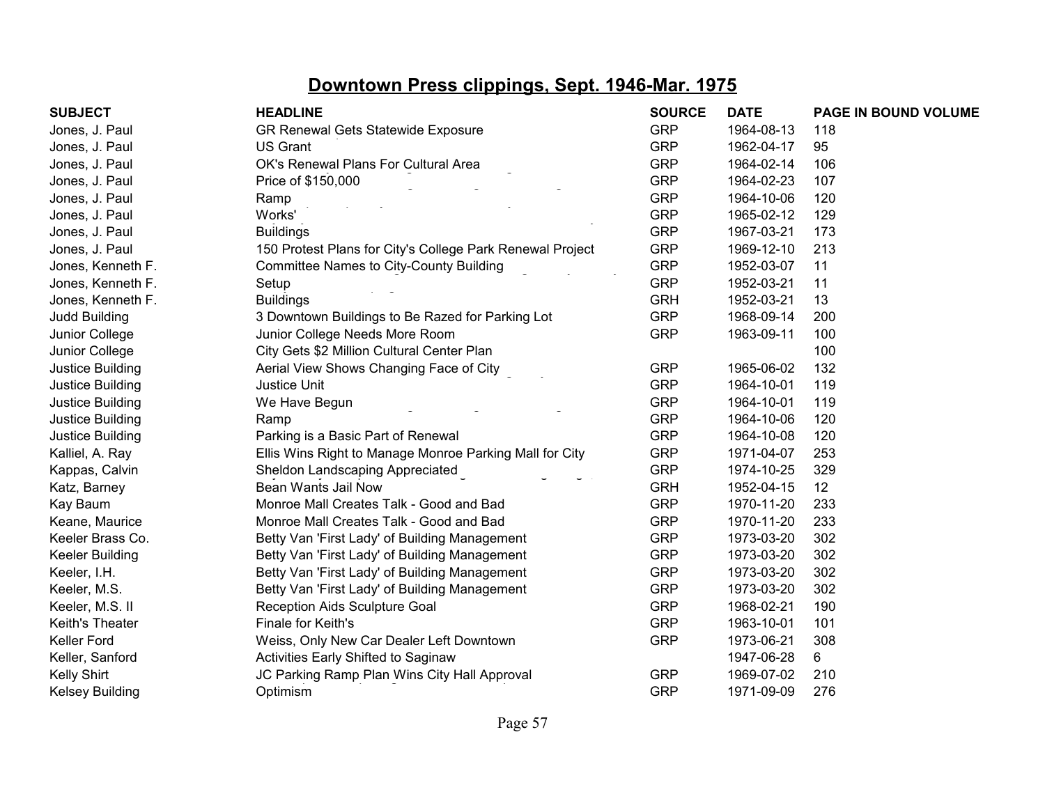# Downtown Press clippings, Sept. 1946-Mar. 1975

| SUBJECT | HEADLINE | SOURCE | DATE | PAGE IN BOUND VOLUME |
|---|---|---|---|---|
| Jones, J. Paul | GR Renewal Gets Statewide Exposure | GRP | 1964-08-13 | 118 |
| Jones, J. Paul | US Grant | GRP | 1962-04-17 | 95 |
| Jones, J. Paul | OK's Renewal Plans For Cultural Area | GRP | 1964-02-14 | 106 |
| Jones, J. Paul | Price of $150,000 | GRP | 1964-02-23 | 107 |
| Jones, J. Paul | Ramp | GRP | 1964-10-06 | 120 |
| Jones, J. Paul | Works' | GRP | 1965-02-12 | 129 |
| Jones, J. Paul | Buildings | GRP | 1967-03-21 | 173 |
| Jones, J. Paul | 150 Protest Plans for City's College Park Renewal Project | GRP | 1969-12-10 | 213 |
| Jones, Kenneth F. | Committee Names to City-County Building | GRP | 1952-03-07 | 11 |
| Jones, Kenneth F. | Setup | GRP | 1952-03-21 | 11 |
| Jones, Kenneth F. | Buildings | GRH | 1952-03-21 | 13 |
| Judd Building | 3 Downtown Buildings to Be Razed for Parking Lot | GRP | 1968-09-14 | 200 |
| Junior College | Junior College Needs More Room | GRP | 1963-09-11 | 100 |
| Junior College | City Gets $2 Million Cultural Center Plan | | | 100 |
| Justice Building | Aerial View Shows Changing Face of City | GRP | 1965-06-02 | 132 |
| Justice Building | Justice Unit | GRP | 1964-10-01 | 119 |
| Justice Building | We Have Begun | GRP | 1964-10-01 | 119 |
| Justice Building | Ramp | GRP | 1964-10-06 | 120 |
| Justice Building | Parking is a Basic Part of Renewal | GRP | 1964-10-08 | 120 |
| Kalliel, A. Ray | Ellis Wins Right to Manage Monroe Parking Mall for City | GRP | 1971-04-07 | 253 |
| Kappas, Calvin | Sheldon Landscaping Appreciated | GRP | 1974-10-25 | 329 |
| Katz, Barney | Bean Wants Jail Now | GRH | 1952-04-15 | 12 |
| Kay Baum | Monroe Mall Creates Talk - Good and Bad | GRP | 1970-11-20 | 233 |
| Keane, Maurice | Monroe Mall Creates Talk - Good and Bad | GRP | 1970-11-20 | 233 |
| Keeler Brass Co. | Betty Van 'First Lady' of Building Management | GRP | 1973-03-20 | 302 |
| Keeler Building | Betty Van 'First Lady' of Building Management | GRP | 1973-03-20 | 302 |
| Keeler, I.H. | Betty Van 'First Lady' of Building Management | GRP | 1973-03-20 | 302 |
| Keeler, M.S. | Betty Van 'First Lady' of Building Management | GRP | 1973-03-20 | 302 |
| Keeler, M.S. II | Reception Aids Sculpture Goal | GRP | 1968-02-21 | 190 |
| Keith's Theater | Finale for Keith's | GRP | 1963-10-01 | 101 |
| Keller Ford | Weiss, Only New Car Dealer Left Downtown | GRP | 1973-06-21 | 308 |
| Keller, Sanford | Activities Early Shifted to Saginaw | | 1947-06-28 | 6 |
| Kelly Shirt | JC Parking Ramp Plan Wins City Hall Approval | GRP | 1969-07-02 | 210 |
| Kelsey Building | Optimism | GRP | 1971-09-09 | 276 |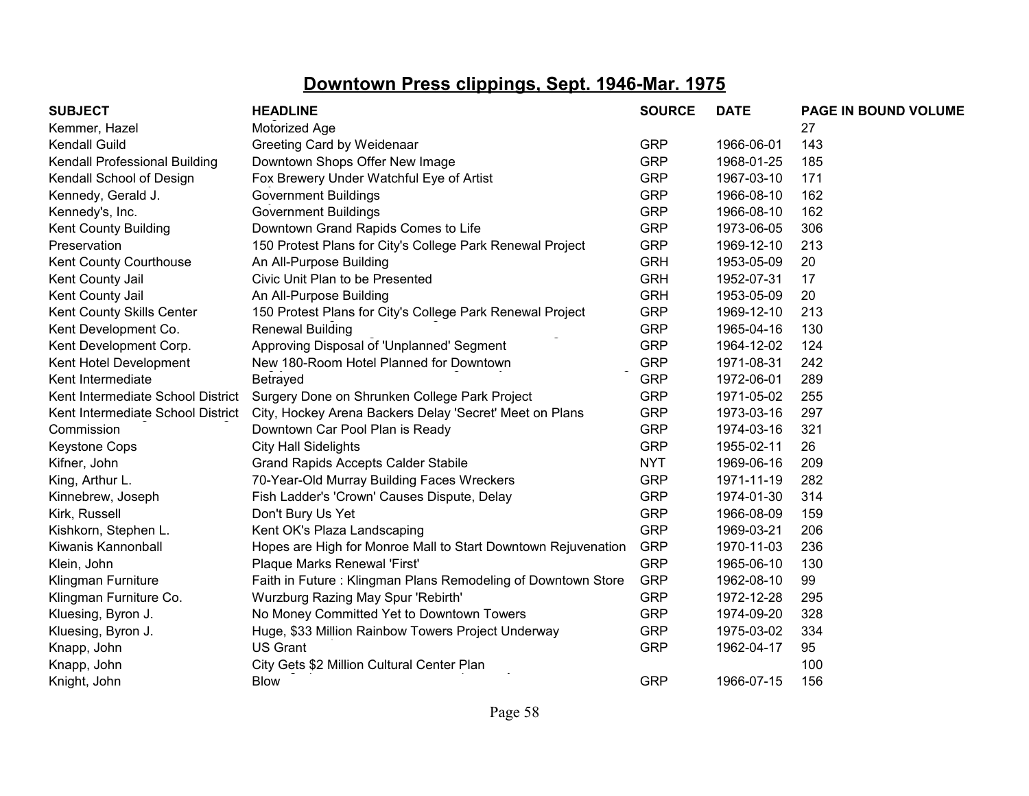# Downtown Press clippings, Sept. 1946-Mar. 1975

| SUBJECT | HEADLINE | SOURCE | DATE | PAGE IN BOUND VOLUME |
|---|---|---|---|---|
| Kemmer, Hazel | Motorized Age | | | 27 |
| Kendall Guild | Greeting Card by Weidenaar | GRP | 1966-06-01 | 143 |
| Kendall Professional Building | Downtown Shops Offer New Image | GRP | 1968-01-25 | 185 |
| Kendall School of Design | Fox Brewery Under Watchful Eye of Artist | GRP | 1967-03-10 | 171 |
| Kennedy, Gerald J. | Government Buildings | GRP | 1966-08-10 | 162 |
| Kennedy's, Inc. | Government Buildings | GRP | 1966-08-10 | 162 |
| Kent County Building | Downtown Grand Rapids Comes to Life | GRP | 1973-06-05 | 306 |
| Preservation | 150 Protest Plans for City's College Park Renewal Project | GRP | 1969-12-10 | 213 |
| Kent County Courthouse | An All-Purpose Building | GRH | 1953-05-09 | 20 |
| Kent County Jail | Civic Unit Plan to be Presented | GRH | 1952-07-31 | 17 |
| Kent County Jail | An All-Purpose Building | GRH | 1953-05-09 | 20 |
| Kent County Skills Center | 150 Protest Plans for City's College Park Renewal Project | GRP | 1969-12-10 | 213 |
| Kent Development Co. | Renewal Building | GRP | 1965-04-16 | 130 |
| Kent Development Corp. | Approving Disposal of 'Unplanned' Segment | GRP | 1964-12-02 | 124 |
| Kent Hotel Development | New 180-Room Hotel Planned for Downtown | GRP | 1971-08-31 | 242 |
| Kent Intermediate | Betrayed | GRP | 1972-06-01 | 289 |
| Kent Intermediate School District | Surgery Done on Shrunken College Park Project | GRP | 1971-05-02 | 255 |
| Kent Intermediate School District | City, Hockey Arena Backers Delay 'Secret' Meet on Plans | GRP | 1973-03-16 | 297 |
| Commission | Downtown Car Pool Plan is Ready | GRP | 1974-03-16 | 321 |
| Keystone Cops | City Hall Sidelights | GRP | 1955-02-11 | 26 |
| Kifner, John | Grand Rapids Accepts Calder Stabile | NYT | 1969-06-16 | 209 |
| King, Arthur L. | 70-Year-Old Murray Building Faces Wreckers | GRP | 1971-11-19 | 282 |
| Kinnebrew, Joseph | Fish Ladder's 'Crown' Causes Dispute, Delay | GRP | 1974-01-30 | 314 |
| Kirk, Russell | Don't Bury Us Yet | GRP | 1966-08-09 | 159 |
| Kishkorn, Stephen L. | Kent OK's Plaza Landscaping | GRP | 1969-03-21 | 206 |
| Kiwanis Kannonball | Hopes are High for Monroe Mall to Start Downtown Rejuvenation | GRP | 1970-11-03 | 236 |
| Klein, John | Plaque Marks Renewal 'First' | GRP | 1965-06-10 | 130 |
| Klingman Furniture | Faith in Future : Klingman Plans Remodeling of Downtown Store | GRP | 1962-08-10 | 99 |
| Klingman Furniture Co. | Wurzburg Razing May Spur 'Rebirth' | GRP | 1972-12-28 | 295 |
| Kluesing, Byron J. | No Money Committed Yet to Downtown Towers | GRP | 1974-09-20 | 328 |
| Kluesing, Byron J. | Huge, $33 Million Rainbow Towers Project Underway | GRP | 1975-03-02 | 334 |
| Knapp, John | US Grant | GRP | 1962-04-17 | 95 |
| Knapp, John | City Gets $2 Million Cultural Center Plan | | | 100 |
| Knight, John | Blow | GRP | 1966-07-15 | 156 |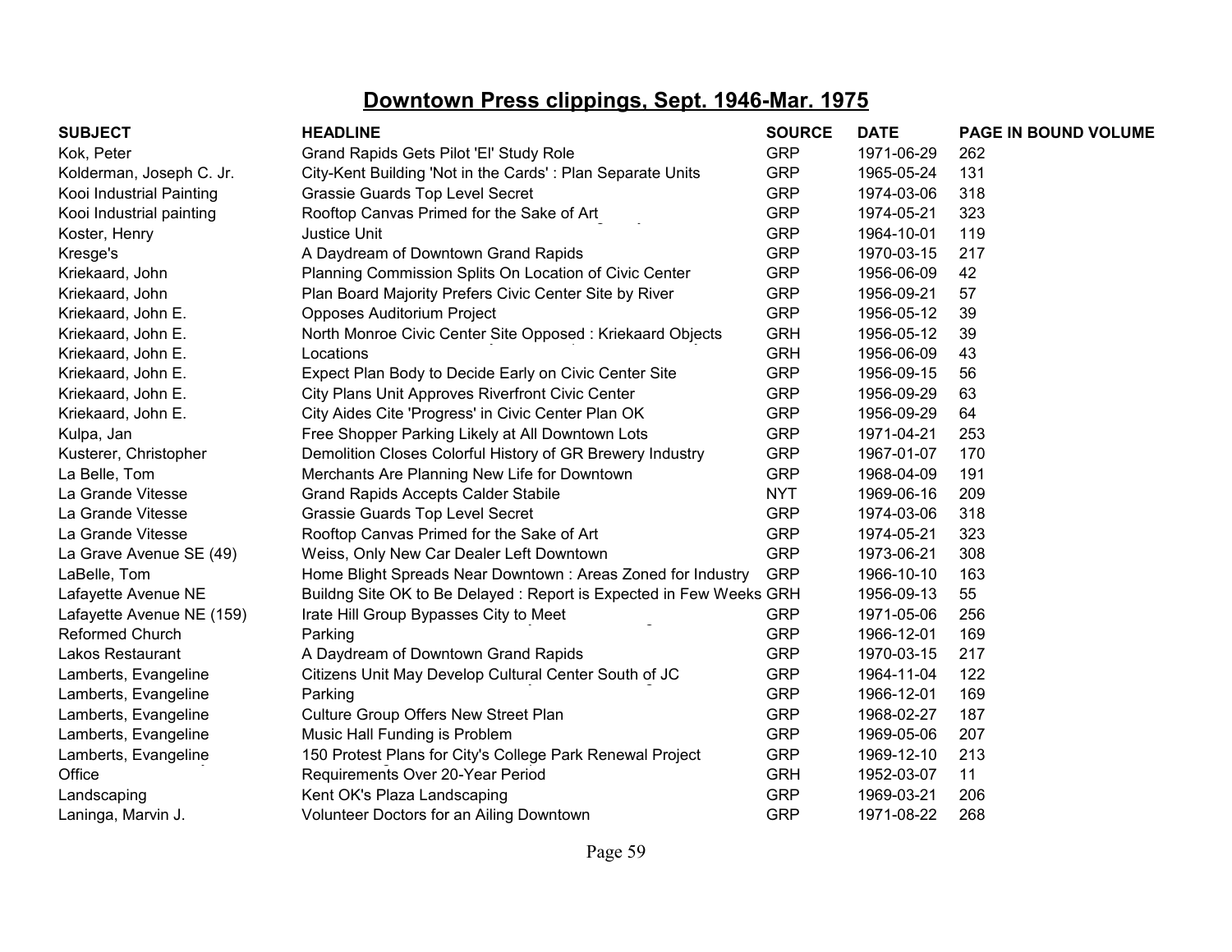## Downtown Press clippings, Sept. 1946-Mar. 1975

| SUBJECT | HEADLINE | SOURCE | DATE | PAGE IN BOUND VOLUME |
|---|---|---|---|---|
| Kok, Peter | Grand Rapids Gets Pilot 'El' Study Role | GRP | 1971-06-29 | 262 |
| Kolderman, Joseph C. Jr. | City-Kent Building 'Not in the Cards' : Plan Separate Units | GRP | 1965-05-24 | 131 |
| Kooi Industrial Painting | Grassie Guards Top Level Secret | GRP | 1974-03-06 | 318 |
| Kooi Industrial painting | Rooftop Canvas Primed for the Sake of Art | GRP | 1974-05-21 | 323 |
| Koster, Henry | Justice Unit | GRP | 1964-10-01 | 119 |
| Kresge's | A Daydream of Downtown Grand Rapids | GRP | 1970-03-15 | 217 |
| Kriekaard, John | Planning Commission Splits On Location of Civic Center | GRP | 1956-06-09 | 42 |
| Kriekaard, John | Plan Board Majority Prefers Civic Center Site by River | GRP | 1956-09-21 | 57 |
| Kriekaard, John E. | Opposes Auditorium Project | GRP | 1956-05-12 | 39 |
| Kriekaard, John E. | North Monroe Civic Center Site Opposed : Kriekaard Objects | GRH | 1956-05-12 | 39 |
| Kriekaard, John E. | Locations | GRH | 1956-06-09 | 43 |
| Kriekaard, John E. | Expect Plan Body to Decide Early on Civic Center Site | GRP | 1956-09-15 | 56 |
| Kriekaard, John E. | City Plans Unit Approves Riverfront Civic Center | GRP | 1956-09-29 | 63 |
| Kriekaard, John E. | City Aides Cite 'Progress' in Civic Center Plan OK | GRP | 1956-09-29 | 64 |
| Kulpa, Jan | Free Shopper Parking Likely at All Downtown Lots | GRP | 1971-04-21 | 253 |
| Kusterer, Christopher | Demolition Closes Colorful History of GR Brewery Industry | GRP | 1967-01-07 | 170 |
| La Belle, Tom | Merchants Are Planning New Life for Downtown | GRP | 1968-04-09 | 191 |
| La Grande Vitesse | Grand Rapids Accepts Calder Stabile | NYT | 1969-06-16 | 209 |
| La Grande Vitesse | Grassie Guards Top Level Secret | GRP | 1974-03-06 | 318 |
| La Grande Vitesse | Rooftop Canvas Primed for the Sake of Art | GRP | 1974-05-21 | 323 |
| La Grave Avenue SE (49) | Weiss, Only New Car Dealer Left Downtown | GRP | 1973-06-21 | 308 |
| LaBelle, Tom | Home Blight Spreads Near Downtown : Areas Zoned for Industry | GRP | 1966-10-10 | 163 |
| Lafayette Avenue NE | Buildng Site OK to Be Delayed : Report is Expected in Few Weeks | GRH | 1956-09-13 | 55 |
| Lafayette Avenue NE (159) | Irate Hill Group Bypasses City to Meet | GRP | 1971-05-06 | 256 |
| Reformed Church | Parking | GRP | 1966-12-01 | 169 |
| Lakos Restaurant | A Daydream of Downtown Grand Rapids | GRP | 1970-03-15 | 217 |
| Lamberts, Evangeline | Citizens Unit May Develop Cultural Center South of JC | GRP | 1964-11-04 | 122 |
| Lamberts, Evangeline | Parking | GRP | 1966-12-01 | 169 |
| Lamberts, Evangeline | Culture Group Offers New Street Plan | GRP | 1968-02-27 | 187 |
| Lamberts, Evangeline | Music Hall Funding is Problem | GRP | 1969-05-06 | 207 |
| Lamberts, Evangeline | 150 Protest Plans for City's College Park Renewal Project | GRP | 1969-12-10 | 213 |
| Office | Requirements Over 20-Year Period | GRH | 1952-03-07 | 11 |
| Landscaping | Kent OK's Plaza Landscaping | GRP | 1969-03-21 | 206 |
| Laninga, Marvin J. | Volunteer Doctors for an Ailing Downtown | GRP | 1971-08-22 | 268 |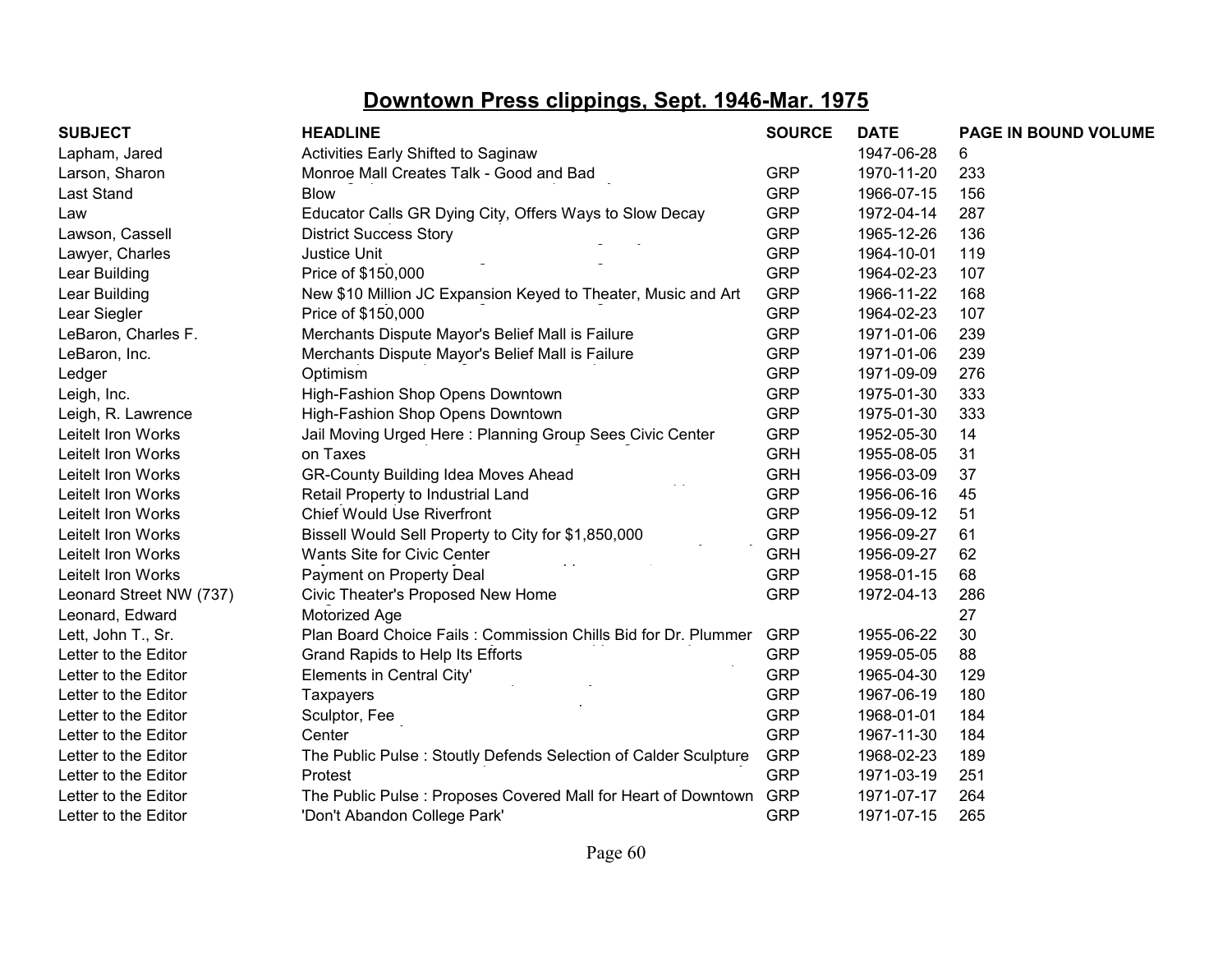## Downtown Press clippings, Sept. 1946-Mar. 1975

| SUBJECT | HEADLINE | SOURCE | DATE | PAGE IN BOUND VOLUME |
|---|---|---|---|---|
| Lapham, Jared | Activities Early Shifted to Saginaw | | 1947-06-28 | 6 |
| Larson, Sharon | Monroe Mall Creates Talk - Good and Bad | GRP | 1970-11-20 | 233 |
| Last Stand | Blow | GRP | 1966-07-15 | 156 |
| Law | Educator Calls GR Dying City, Offers Ways to Slow Decay | GRP | 1972-04-14 | 287 |
| Lawson, Cassell | District Success Story | GRP | 1965-12-26 | 136 |
| Lawyer, Charles | Justice Unit | GRP | 1964-10-01 | 119 |
| Lear Building | Price of $150,000 | GRP | 1964-02-23 | 107 |
| Lear Building | New $10 Million JC Expansion Keyed to Theater, Music and Art | GRP | 1966-11-22 | 168 |
| Lear Siegler | Price of $150,000 | GRP | 1964-02-23 | 107 |
| LeBaron, Charles F. | Merchants Dispute Mayor's Belief Mall is Failure | GRP | 1971-01-06 | 239 |
| LeBaron, Inc. | Merchants Dispute Mayor's Belief Mall is Failure | GRP | 1971-01-06 | 239 |
| Ledger | Optimism | GRP | 1971-09-09 | 276 |
| Leigh, Inc. | High-Fashion Shop Opens Downtown | GRP | 1975-01-30 | 333 |
| Leigh, R. Lawrence | High-Fashion Shop Opens Downtown | GRP | 1975-01-30 | 333 |
| Leitelt Iron Works | Jail Moving Urged Here : Planning Group Sees Civic Center | GRP | 1952-05-30 | 14 |
| Leitelt Iron Works | on Taxes | GRH | 1955-08-05 | 31 |
| Leitelt Iron Works | GR-County Building Idea Moves Ahead | GRH | 1956-03-09 | 37 |
| Leitelt Iron Works | Retail Property to Industrial Land | GRP | 1956-06-16 | 45 |
| Leitelt Iron Works | Chief Would Use Riverfront | GRP | 1956-09-12 | 51 |
| Leitelt Iron Works | Bissell Would Sell Property to City for $1,850,000 | GRP | 1956-09-27 | 61 |
| Leitelt Iron Works | Wants Site for Civic Center | GRH | 1956-09-27 | 62 |
| Leitelt Iron Works | Payment on Property Deal | GRP | 1958-01-15 | 68 |
| Leonard Street NW (737) | Civic Theater's Proposed New Home | GRP | 1972-04-13 | 286 |
| Leonard, Edward | Motorized Age | | | 27 |
| Lett, John T., Sr. | Plan Board Choice Fails : Commission Chills Bid for Dr. Plummer | GRP | 1955-06-22 | 30 |
| Letter to the Editor | Grand Rapids to Help Its Efforts | GRP | 1959-05-05 | 88 |
| Letter to the Editor | Elements in Central City' | GRP | 1965-04-30 | 129 |
| Letter to the Editor | Taxpayers | GRP | 1967-06-19 | 180 |
| Letter to the Editor | Sculptor, Fee | GRP | 1968-01-01 | 184 |
| Letter to the Editor | Center | GRP | 1967-11-30 | 184 |
| Letter to the Editor | The Public Pulse : Stoutly Defends Selection of Calder Sculpture | GRP | 1968-02-23 | 189 |
| Letter to the Editor | Protest | GRP | 1971-03-19 | 251 |
| Letter to the Editor | The Public Pulse : Proposes Covered Mall for Heart of Downtown | GRP | 1971-07-17 | 264 |
| Letter to the Editor | 'Don't Abandon College Park' | GRP | 1971-07-15 | 265 |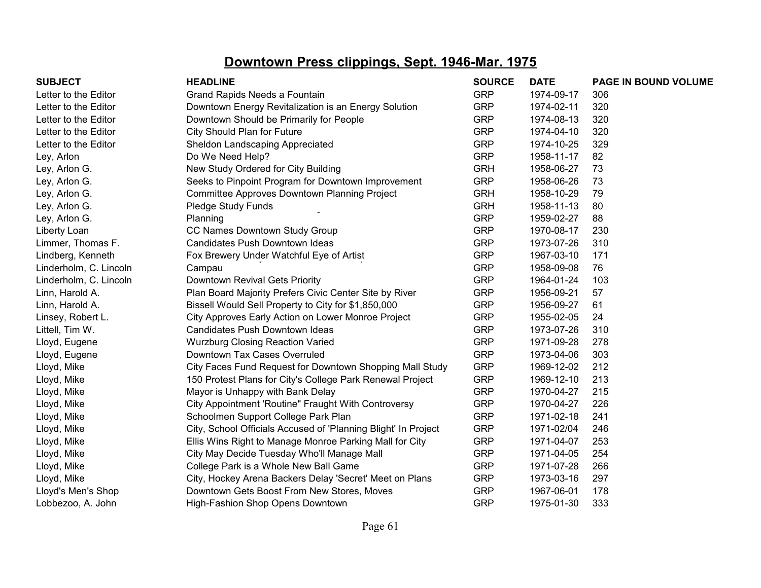# Downtown Press clippings, Sept. 1946-Mar. 1975

| SUBJECT | HEADLINE | SOURCE | DATE | PAGE IN BOUND VOLUME |
|---|---|---|---|---|
| Letter to the Editor | Grand Rapids Needs a Fountain | GRP | 1974-09-17 | 306 |
| Letter to the Editor | Downtown Energy Revitalization is an Energy Solution | GRP | 1974-02-11 | 320 |
| Letter to the Editor | Downtown Should be Primarily for People | GRP | 1974-08-13 | 320 |
| Letter to the Editor | City Should Plan for Future | GRP | 1974-04-10 | 320 |
| Letter to the Editor | Sheldon Landscaping Appreciated | GRP | 1974-10-25 | 329 |
| Ley, Arlon | Do We Need Help? | GRP | 1958-11-17 | 82 |
| Ley, Arlon G. | New Study Ordered for City Building | GRH | 1958-06-27 | 73 |
| Ley, Arlon G. | Seeks to Pinpoint Program for Downtown Improvement | GRP | 1958-06-26 | 73 |
| Ley, Arlon G. | Committee Approves Downtown Planning Project | GRH | 1958-10-29 | 79 |
| Ley, Arlon G. | Pledge Study Funds | GRH | 1958-11-13 | 80 |
| Ley, Arlon G. | Planning | GRP | 1959-02-27 | 88 |
| Liberty Loan | CC Names Downtown Study Group | GRP | 1970-08-17 | 230 |
| Limmer, Thomas F. | Candidates Push Downtown Ideas | GRP | 1973-07-26 | 310 |
| Lindberg, Kenneth | Fox Brewery Under Watchful Eye of Artist | GRP | 1967-03-10 | 171 |
| Linderholm, C. Lincoln | Campau | GRP | 1958-09-08 | 76 |
| Linderholm, C. Lincoln | Downtown Revival Gets Priority | GRP | 1964-01-24 | 103 |
| Linn, Harold A. | Plan Board Majority Prefers Civic Center Site by River | GRP | 1956-09-21 | 57 |
| Linn, Harold A. | Bissell Would Sell Property to City for $1,850,000 | GRP | 1956-09-27 | 61 |
| Linsey, Robert L. | City Approves Early Action on Lower Monroe Project | GRP | 1955-02-05 | 24 |
| Littell, Tim W. | Candidates Push Downtown Ideas | GRP | 1973-07-26 | 310 |
| Lloyd, Eugene | Wurzburg Closing Reaction Varied | GRP | 1971-09-28 | 278 |
| Lloyd, Eugene | Downtown Tax Cases Overruled | GRP | 1973-04-06 | 303 |
| Lloyd, Mike | City Faces Fund Request for Downtown Shopping Mall Study | GRP | 1969-12-02 | 212 |
| Lloyd, Mike | 150 Protest Plans for City's College Park Renewal Project | GRP | 1969-12-10 | 213 |
| Lloyd, Mike | Mayor is Unhappy with Bank Delay | GRP | 1970-04-27 | 215 |
| Lloyd, Mike | City Appointment 'Routine" Fraught With Controversy | GRP | 1970-04-27 | 226 |
| Lloyd, Mike | Schoolmen Support College Park Plan | GRP | 1971-02-18 | 241 |
| Lloyd, Mike | City, School Officials Accused of 'Planning Blight' In Project | GRP | 1971-02/04 | 246 |
| Lloyd, Mike | Ellis Wins Right to Manage Monroe Parking Mall for City | GRP | 1971-04-07 | 253 |
| Lloyd, Mike | City May Decide Tuesday Who'll Manage Mall | GRP | 1971-04-05 | 254 |
| Lloyd, Mike | College Park is a Whole New Ball Game | GRP | 1971-07-28 | 266 |
| Lloyd, Mike | City, Hockey Arena Backers Delay 'Secret' Meet on Plans | GRP | 1973-03-16 | 297 |
| Lloyd's Men's Shop | Downtown Gets Boost From New Stores, Moves | GRP | 1967-06-01 | 178 |
| Lobbezoo, A. John | High-Fashion Shop Opens Downtown | GRP | 1975-01-30 | 333 |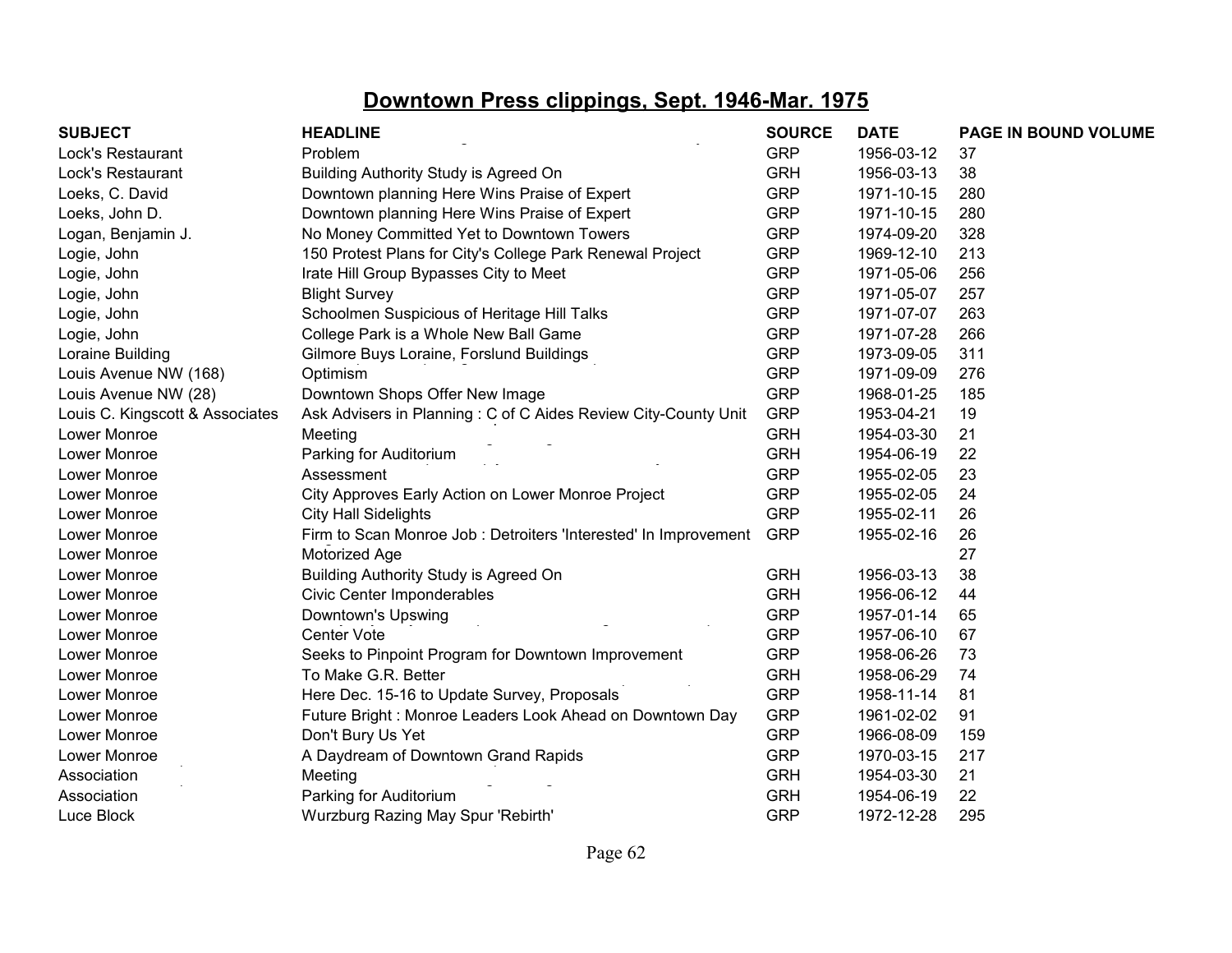## Downtown Press clippings, Sept. 1946-Mar. 1975

| SUBJECT | HEADLINE | SOURCE | DATE | PAGE IN BOUND VOLUME |
|---|---|---|---|---|
| Lock's Restaurant | Problem | GRP | 1956-03-12 | 37 |
| Lock's Restaurant | Building Authority Study is Agreed On | GRH | 1956-03-13 | 38 |
| Loeks, C. David | Downtown planning Here Wins Praise of Expert | GRP | 1971-10-15 | 280 |
| Loeks, John D. | Downtown planning Here Wins Praise of Expert | GRP | 1971-10-15 | 280 |
| Logan, Benjamin J. | No Money Committed Yet to Downtown Towers | GRP | 1974-09-20 | 328 |
| Logie, John | 150 Protest Plans for City's College Park Renewal Project | GRP | 1969-12-10 | 213 |
| Logie, John | Irate Hill Group Bypasses City to Meet | GRP | 1971-05-06 | 256 |
| Logie, John | Blight Survey | GRP | 1971-05-07 | 257 |
| Logie, John | Schoolmen Suspicious of Heritage Hill Talks | GRP | 1971-07-07 | 263 |
| Logie, John | College Park is a Whole New Ball Game | GRP | 1971-07-28 | 266 |
| Loraine Building | Gilmore Buys Loraine, Forslund Buildings | GRP | 1973-09-05 | 311 |
| Louis Avenue NW (168) | Optimism | GRP | 1971-09-09 | 276 |
| Louis Avenue NW (28) | Downtown Shops Offer New Image | GRP | 1968-01-25 | 185 |
| Louis C. Kingscott & Associates | Ask Advisers in Planning : C of C Aides Review City-County Unit | GRP | 1953-04-21 | 19 |
| Lower Monroe | Meeting | GRH | 1954-03-30 | 21 |
| Lower Monroe | Parking for Auditorium | GRH | 1954-06-19 | 22 |
| Lower Monroe | Assessment | GRP | 1955-02-05 | 23 |
| Lower Monroe | City Approves Early Action on Lower Monroe Project | GRP | 1955-02-05 | 24 |
| Lower Monroe | City Hall Sidelights | GRP | 1955-02-11 | 26 |
| Lower Monroe | Firm to Scan Monroe Job : Detroiters 'Interested' In Improvement | GRP | 1955-02-16 | 26 |
| Lower Monroe | Motorized Age | | | 27 |
| Lower Monroe | Building Authority Study is Agreed On | GRH | 1956-03-13 | 38 |
| Lower Monroe | Civic Center Imponderables | GRH | 1956-06-12 | 44 |
| Lower Monroe | Downtown's Upswing | GRP | 1957-01-14 | 65 |
| Lower Monroe | Center Vote | GRP | 1957-06-10 | 67 |
| Lower Monroe | Seeks to Pinpoint Program for Downtown Improvement | GRP | 1958-06-26 | 73 |
| Lower Monroe | To Make G.R. Better | GRH | 1958-06-29 | 74 |
| Lower Monroe | Here Dec. 15-16 to Update Survey, Proposals | GRP | 1958-11-14 | 81 |
| Lower Monroe | Future Bright : Monroe Leaders Look Ahead on Downtown Day | GRP | 1961-02-02 | 91 |
| Lower Monroe | Don't Bury Us Yet | GRP | 1966-08-09 | 159 |
| Lower Monroe | A Daydream of Downtown Grand Rapids | GRP | 1970-03-15 | 217 |
| Association | Meeting | GRH | 1954-03-30 | 21 |
| Association | Parking for Auditorium | GRH | 1954-06-19 | 22 |
| Luce Block | Wurzburg Razing May Spur 'Rebirth' | GRP | 1972-12-28 | 295 |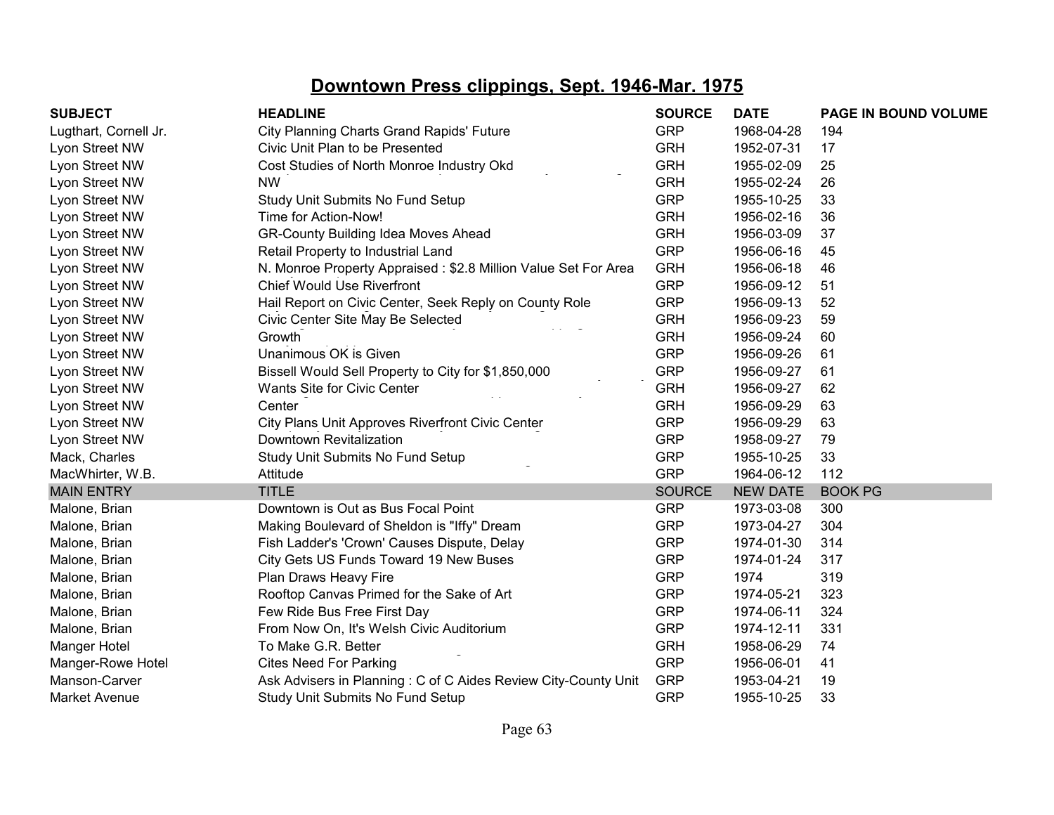# Downtown Press clippings, Sept. 1946-Mar. 1975

| SUBJECT | HEADLINE | SOURCE | DATE | PAGE IN BOUND VOLUME |
|---|---|---|---|---|
| Lugthart, Cornell Jr. | City Planning Charts Grand Rapids' Future | GRP | 1968-04-28 | 194 |
| Lyon Street NW | Civic Unit Plan to be Presented | GRH | 1952-07-31 | 17 |
| Lyon Street NW | Cost Studies of North Monroe Industry Okd | GRH | 1955-02-09 | 25 |
| Lyon Street NW | NW | GRH | 1955-02-24 | 26 |
| Lyon Street NW | Study Unit Submits No Fund Setup | GRP | 1955-10-25 | 33 |
| Lyon Street NW | Time for Action-Now! | GRH | 1956-02-16 | 36 |
| Lyon Street NW | GR-County Building Idea Moves Ahead | GRH | 1956-03-09 | 37 |
| Lyon Street NW | Retail Property to Industrial Land | GRP | 1956-06-16 | 45 |
| Lyon Street NW | N. Monroe Property Appraised : $2.8 Million Value Set For Area | GRH | 1956-06-18 | 46 |
| Lyon Street NW | Chief Would Use Riverfront | GRP | 1956-09-12 | 51 |
| Lyon Street NW | Hail Report on Civic Center, Seek Reply on County Role | GRP | 1956-09-13 | 52 |
| Lyon Street NW | Civic Center Site May Be Selected | GRH | 1956-09-23 | 59 |
| Lyon Street NW | Growth | GRH | 1956-09-24 | 60 |
| Lyon Street NW | Unanimous OK is Given | GRP | 1956-09-26 | 61 |
| Lyon Street NW | Bissell Would Sell Property to City for $1,850,000 | GRP | 1956-09-27 | 61 |
| Lyon Street NW | Wants Site for Civic Center | GRH | 1956-09-27 | 62 |
| Lyon Street NW | Center | GRH | 1956-09-29 | 63 |
| Lyon Street NW | City Plans Unit Approves Riverfront Civic Center | GRP | 1956-09-29 | 63 |
| Lyon Street NW | Downtown Revitalization | GRP | 1958-09-27 | 79 |
| Mack, Charles | Study Unit Submits No Fund Setup | GRP | 1955-10-25 | 33 |
| MacWhirter, W.B. | Attitude | GRP | 1964-06-12 | 112 |
| MAIN ENTRY | TITLE | SOURCE | NEW DATE | BOOK PG |
| Malone, Brian | Downtown is Out as Bus Focal Point | GRP | 1973-03-08 | 300 |
| Malone, Brian | Making Boulevard of Sheldon is "Iffy" Dream | GRP | 1973-04-27 | 304 |
| Malone, Brian | Fish Ladder's 'Crown' Causes Dispute, Delay | GRP | 1974-01-30 | 314 |
| Malone, Brian | City Gets US Funds Toward 19 New Buses | GRP | 1974-01-24 | 317 |
| Malone, Brian | Plan Draws Heavy Fire | GRP | 1974 | 319 |
| Malone, Brian | Rooftop Canvas Primed for the Sake of Art | GRP | 1974-05-21 | 323 |
| Malone, Brian | Few Ride Bus Free First Day | GRP | 1974-06-11 | 324 |
| Malone, Brian | From Now On, It's Welsh Civic Auditorium | GRP | 1974-12-11 | 331 |
| Manger Hotel | To Make G.R. Better | GRH | 1958-06-29 | 74 |
| Manger-Rowe Hotel | Cites Need For Parking | GRP | 1956-06-01 | 41 |
| Manson-Carver | Ask Advisers in Planning : C of C Aides Review City-County Unit | GRP | 1953-04-21 | 19 |
| Market Avenue | Study Unit Submits No Fund Setup | GRP | 1955-10-25 | 33 |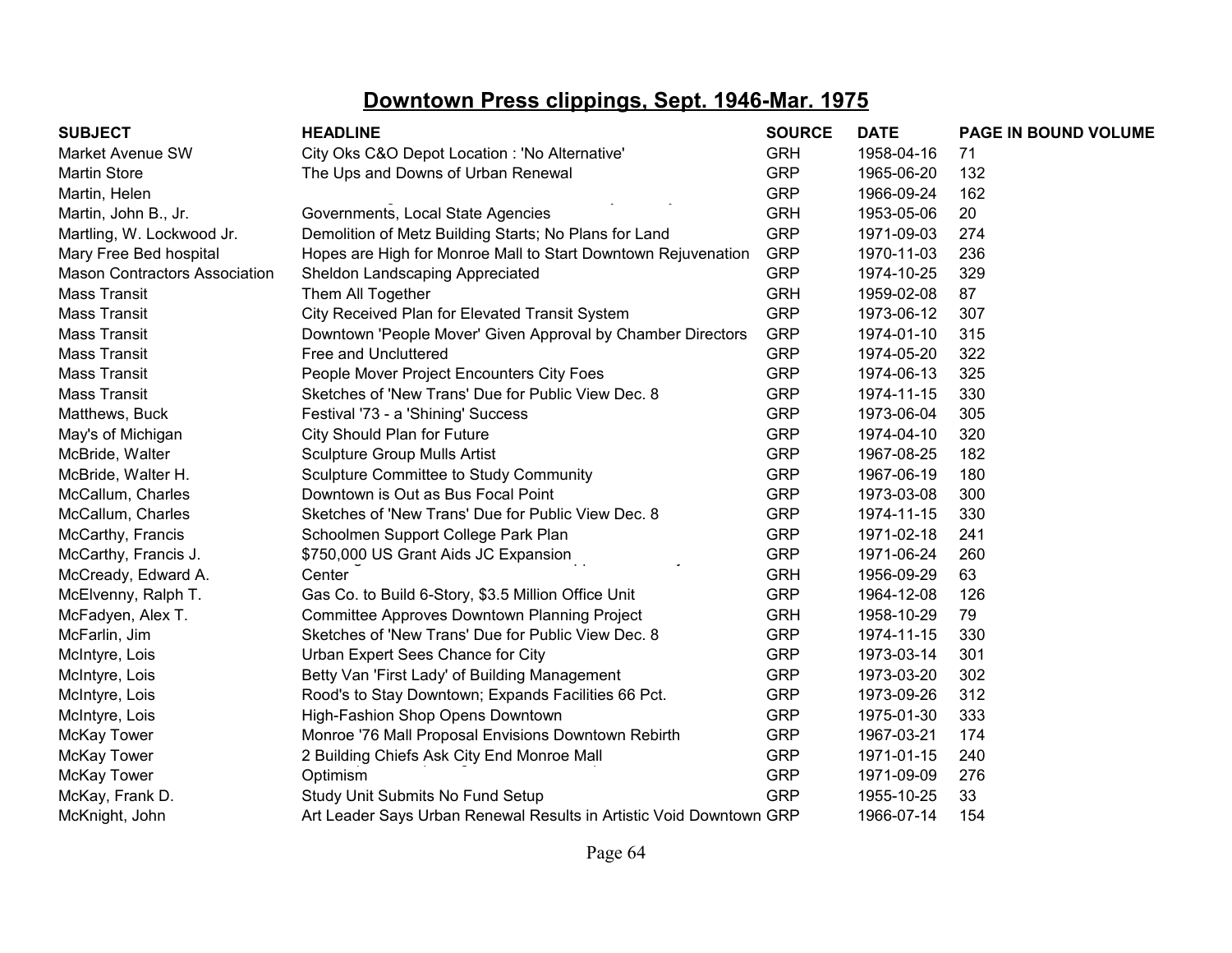# Downtown Press clippings, Sept. 1946-Mar. 1975

| SUBJECT | HEADLINE | SOURCE | DATE | PAGE IN BOUND VOLUME |
|---|---|---|---|---|
| Market Avenue SW | City Oks C&O Depot Location : 'No Alternative' | GRH | 1958-04-16 | 71 |
| Martin Store | The Ups and Downs of Urban Renewal | GRP | 1965-06-20 | 132 |
| Martin, Helen | | GRP | 1966-09-24 | 162 |
| Martin, John B., Jr. | Governments, Local State Agencies | GRH | 1953-05-06 | 20 |
| Martling, W. Lockwood Jr. | Demolition of Metz Building Starts; No Plans for Land | GRP | 1971-09-03 | 274 |
| Mary Free Bed hospital | Hopes are High for Monroe Mall to Start Downtown Rejuvenation | GRP | 1970-11-03 | 236 |
| Mason Contractors Association | Sheldon Landscaping Appreciated | GRP | 1974-10-25 | 329 |
| Mass Transit | Them All Together | GRH | 1959-02-08 | 87 |
| Mass Transit | City Received Plan for Elevated Transit System | GRP | 1973-06-12 | 307 |
| Mass Transit | Downtown 'People Mover' Given Approval by Chamber Directors | GRP | 1974-01-10 | 315 |
| Mass Transit | Free and Uncluttered | GRP | 1974-05-20 | 322 |
| Mass Transit | People Mover Project Encounters City Foes | GRP | 1974-06-13 | 325 |
| Mass Transit | Sketches of 'New Trans' Due for Public View Dec. 8 | GRP | 1974-11-15 | 330 |
| Matthews, Buck | Festival '73 - a 'Shining' Success | GRP | 1973-06-04 | 305 |
| May's of Michigan | City Should Plan for Future | GRP | 1974-04-10 | 320 |
| McBride, Walter | Sculpture Group Mulls Artist | GRP | 1967-08-25 | 182 |
| McBride, Walter H. | Sculpture Committee to Study Community | GRP | 1967-06-19 | 180 |
| McCallum, Charles | Downtown is Out as Bus Focal Point | GRP | 1973-03-08 | 300 |
| McCallum, Charles | Sketches of 'New Trans' Due for Public View Dec. 8 | GRP | 1974-11-15 | 330 |
| McCarthy, Francis | Schoolmen Support College Park Plan | GRP | 1971-02-18 | 241 |
| McCarthy, Francis J. | $750,000 US Grant Aids JC Expansion | GRP | 1971-06-24 | 260 |
| McCready, Edward A. | Center | GRH | 1956-09-29 | 63 |
| McElvenny, Ralph T. | Gas Co. to Build 6-Story, $3.5 Million Office Unit | GRP | 1964-12-08 | 126 |
| McFadyen, Alex T. | Committee Approves Downtown Planning Project | GRH | 1958-10-29 | 79 |
| McFarlin, Jim | Sketches of 'New Trans' Due for Public View Dec. 8 | GRP | 1974-11-15 | 330 |
| McIntyre, Lois | Urban Expert Sees Chance for City | GRP | 1973-03-14 | 301 |
| McIntyre, Lois | Betty Van 'First Lady' of Building Management | GRP | 1973-03-20 | 302 |
| McIntyre, Lois | Rood's to Stay Downtown; Expands Facilities 66 Pct. | GRP | 1973-09-26 | 312 |
| McIntyre, Lois | High-Fashion Shop Opens Downtown | GRP | 1975-01-30 | 333 |
| McKay Tower | Monroe '76 Mall Proposal Envisions Downtown Rebirth | GRP | 1967-03-21 | 174 |
| McKay Tower | 2 Building Chiefs Ask City End Monroe Mall | GRP | 1971-01-15 | 240 |
| McKay Tower | Optimism | GRP | 1971-09-09 | 276 |
| McKay, Frank D. | Study Unit Submits No Fund Setup | GRP | 1955-10-25 | 33 |
| McKnight, John | Art Leader Says Urban Renewal Results in Artistic Void Downtown | GRP | 1966-07-14 | 154 |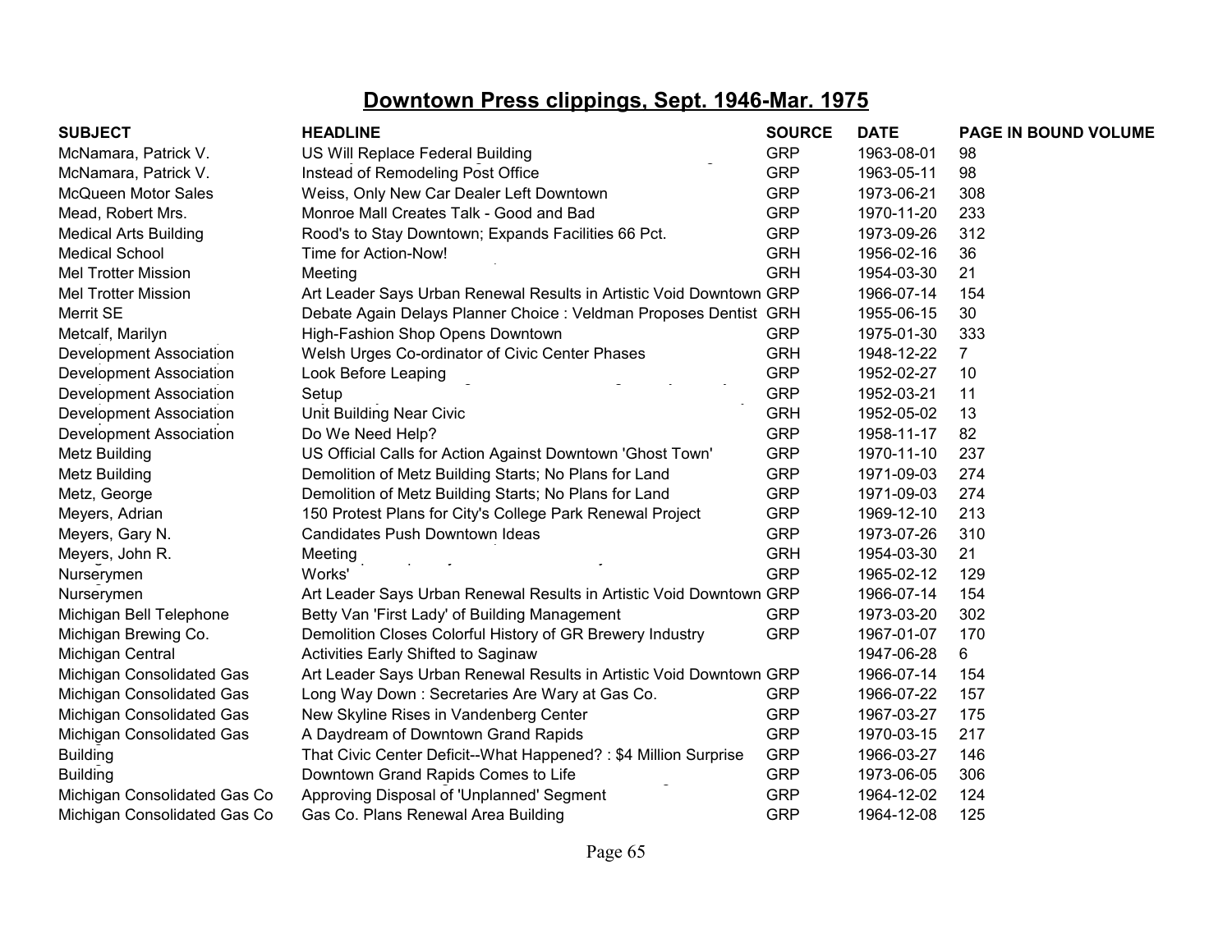# Downtown Press clippings, Sept. 1946-Mar. 1975

| SUBJECT | HEADLINE | SOURCE | DATE | PAGE IN BOUND VOLUME |
|---|---|---|---|---|
| McNamara, Patrick V. | US Will Replace Federal Building | GRP | 1963-08-01 | 98 |
| McNamara, Patrick V. | Instead of Remodeling Post Office | GRP | 1963-05-11 | 98 |
| McQueen Motor Sales | Weiss, Only New Car Dealer Left Downtown | GRP | 1973-06-21 | 308 |
| Mead, Robert Mrs. | Monroe Mall Creates Talk - Good and Bad | GRP | 1970-11-20 | 233 |
| Medical Arts Building | Rood's to Stay Downtown; Expands Facilities 66 Pct. | GRP | 1973-09-26 | 312 |
| Medical School | Time for Action-Now! | GRH | 1956-02-16 | 36 |
| Mel Trotter Mission | Meeting | GRH | 1954-03-30 | 21 |
| Mel Trotter Mission | Art Leader Says Urban Renewal Results in Artistic Void Downtown | GRP | 1966-07-14 | 154 |
| Merrit SE | Debate Again Delays Planner Choice : Veldman Proposes Dentist | GRH | 1955-06-15 | 30 |
| Metcalf, Marilyn | High-Fashion Shop Opens Downtown | GRP | 1975-01-30 | 333 |
| Development Association | Welsh Urges Co-ordinator of Civic Center Phases | GRH | 1948-12-22 | 7 |
| Development Association | Look Before Leaping | GRP | 1952-02-27 | 10 |
| Development Association | Setup | GRP | 1952-03-21 | 11 |
| Development Association | Unit Building Near Civic | GRH | 1952-05-02 | 13 |
| Development Association | Do We Need Help? | GRP | 1958-11-17 | 82 |
| Metz Building | US Official Calls for Action Against Downtown 'Ghost Town' | GRP | 1970-11-10 | 237 |
| Metz Building | Demolition of Metz Building Starts; No Plans for Land | GRP | 1971-09-03 | 274 |
| Metz, George | Demolition of Metz Building Starts; No Plans for Land | GRP | 1971-09-03 | 274 |
| Meyers, Adrian | 150 Protest Plans for City's College Park Renewal Project | GRP | 1969-12-10 | 213 |
| Meyers, Gary N. | Candidates Push Downtown Ideas | GRP | 1973-07-26 | 310 |
| Meyers, John R. | Meeting | GRH | 1954-03-30 | 21 |
| Nurserymen | Works' | GRP | 1965-02-12 | 129 |
| Nurserymen | Art Leader Says Urban Renewal Results in Artistic Void Downtown | GRP | 1966-07-14 | 154 |
| Michigan Bell Telephone | Betty Van 'First Lady' of Building Management | GRP | 1973-03-20 | 302 |
| Michigan Brewing Co. | Demolition Closes Colorful History of GR Brewery Industry | GRP | 1967-01-07 | 170 |
| Michigan Central | Activities Early Shifted to Saginaw | | 1947-06-28 | 6 |
| Michigan Consolidated Gas | Art Leader Says Urban Renewal Results in Artistic Void Downtown | GRP | 1966-07-14 | 154 |
| Michigan Consolidated Gas | Long Way Down : Secretaries Are Wary at Gas Co. | GRP | 1966-07-22 | 157 |
| Michigan Consolidated Gas | New Skyline Rises in Vandenberg Center | GRP | 1967-03-27 | 175 |
| Michigan Consolidated Gas | A Daydream of Downtown Grand Rapids | GRP | 1970-03-15 | 217 |
| Building | That Civic Center Deficit--What Happened? : $4 Million Surprise | GRP | 1966-03-27 | 146 |
| Building | Downtown Grand Rapids Comes to Life | GRP | 1973-06-05 | 306 |
| Michigan Consolidated Gas Co | Approving Disposal of 'Unplanned' Segment | GRP | 1964-12-02 | 124 |
| Michigan Consolidated Gas Co | Gas Co. Plans Renewal Area Building | GRP | 1964-12-08 | 125 |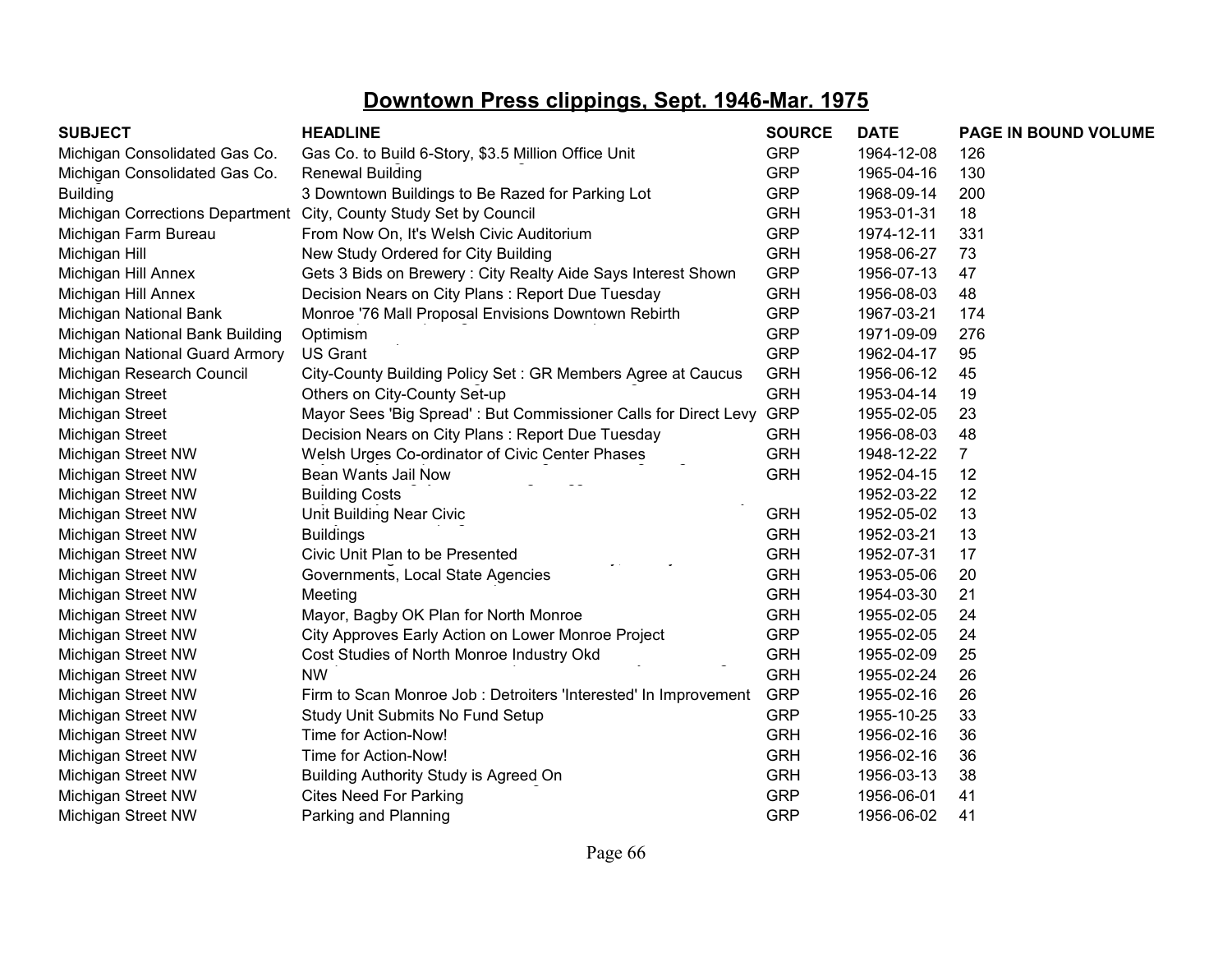## Downtown Press clippings, Sept. 1946-Mar. 1975

| SUBJECT | HEADLINE | SOURCE | DATE | PAGE IN BOUND VOLUME |
|---|---|---|---|---|
| Michigan Consolidated Gas Co. | Gas Co. to Build 6-Story, $3.5 Million Office Unit | GRP | 1964-12-08 | 126 |
| Michigan Consolidated Gas Co. | Renewal Building | GRP | 1965-04-16 | 130 |
| Building | 3 Downtown Buildings to Be Razed for Parking Lot | GRP | 1968-09-14 | 200 |
| Michigan Corrections Department | City, County Study Set by Council | GRH | 1953-01-31 | 18 |
| Michigan Farm Bureau | From Now On, It's Welsh Civic Auditorium | GRP | 1974-12-11 | 331 |
| Michigan Hill | New Study Ordered for City Building | GRH | 1958-06-27 | 73 |
| Michigan Hill Annex | Gets 3 Bids on Brewery : City Realty Aide Says Interest Shown | GRP | 1956-07-13 | 47 |
| Michigan Hill Annex | Decision Nears on City Plans : Report Due Tuesday | GRH | 1956-08-03 | 48 |
| Michigan National Bank | Monroe '76 Mall Proposal Envisions Downtown Rebirth | GRP | 1967-03-21 | 174 |
| Michigan National Bank Building | Optimism | GRP | 1971-09-09 | 276 |
| Michigan National Guard Armory | US Grant | GRP | 1962-04-17 | 95 |
| Michigan Research Council | City-County Building Policy Set : GR Members Agree at Caucus | GRH | 1956-06-12 | 45 |
| Michigan Street | Others on City-County Set-up | GRH | 1953-04-14 | 19 |
| Michigan Street | Mayor Sees 'Big Spread' : But Commissioner Calls for Direct Levy | GRP | 1955-02-05 | 23 |
| Michigan Street | Decision Nears on City Plans : Report Due Tuesday | GRH | 1956-08-03 | 48 |
| Michigan Street NW | Welsh Urges Co-ordinator of Civic Center Phases | GRH | 1948-12-22 | 7 |
| Michigan Street NW | Bean Wants Jail Now | GRH | 1952-04-15 | 12 |
| Michigan Street NW | Building Costs | | 1952-03-22 | 12 |
| Michigan Street NW | Unit Building Near Civic | GRH | 1952-05-02 | 13 |
| Michigan Street NW | Buildings | GRH | 1952-03-21 | 13 |
| Michigan Street NW | Civic Unit Plan to be Presented | GRH | 1952-07-31 | 17 |
| Michigan Street NW | Governments, Local State Agencies | GRH | 1953-05-06 | 20 |
| Michigan Street NW | Meeting | GRH | 1954-03-30 | 21 |
| Michigan Street NW | Mayor, Bagby OK Plan for North Monroe | GRH | 1955-02-05 | 24 |
| Michigan Street NW | City Approves Early Action on Lower Monroe Project | GRP | 1955-02-05 | 24 |
| Michigan Street NW | Cost Studies of North Monroe Industry Okd | GRH | 1955-02-09 | 25 |
| Michigan Street NW | NW | GRH | 1955-02-24 | 26 |
| Michigan Street NW | Firm to Scan Monroe Job : Detroiters 'Interested' In Improvement | GRP | 1955-02-16 | 26 |
| Michigan Street NW | Study Unit Submits No Fund Setup | GRP | 1955-10-25 | 33 |
| Michigan Street NW | Time for Action-Now! | GRH | 1956-02-16 | 36 |
| Michigan Street NW | Time for Action-Now! | GRH | 1956-02-16 | 36 |
| Michigan Street NW | Building Authority Study is Agreed On | GRH | 1956-03-13 | 38 |
| Michigan Street NW | Cites Need For Parking | GRP | 1956-06-01 | 41 |
| Michigan Street NW | Parking and Planning | GRP | 1956-06-02 | 41 |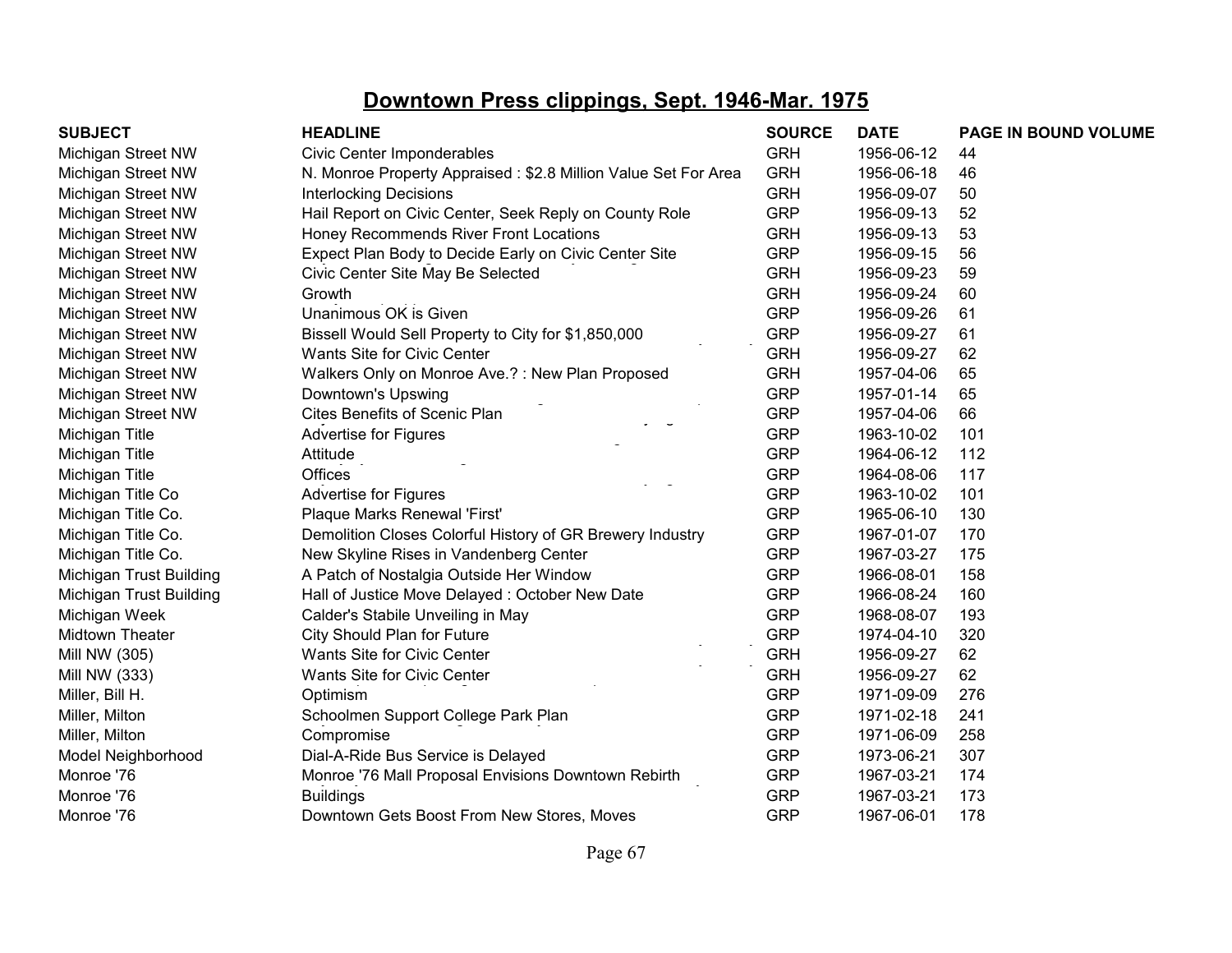# Downtown Press clippings, Sept. 1946-Mar. 1975

| SUBJECT | HEADLINE | SOURCE | DATE | PAGE IN BOUND VOLUME |
|---|---|---|---|---|
| Michigan Street NW | Civic Center Imponderables | GRH | 1956-06-12 | 44 |
| Michigan Street NW | N. Monroe Property Appraised : $2.8 Million Value Set For Area | GRH | 1956-06-18 | 46 |
| Michigan Street NW | Interlocking Decisions | GRH | 1956-09-07 | 50 |
| Michigan Street NW | Hail Report on Civic Center, Seek Reply on County Role | GRP | 1956-09-13 | 52 |
| Michigan Street NW | Honey Recommends River Front Locations | GRH | 1956-09-13 | 53 |
| Michigan Street NW | Expect Plan Body to Decide Early on Civic Center Site | GRP | 1956-09-15 | 56 |
| Michigan Street NW | Civic Center Site May Be Selected | GRH | 1956-09-23 | 59 |
| Michigan Street NW | Growth | GRH | 1956-09-24 | 60 |
| Michigan Street NW | Unanimous OK is Given | GRP | 1956-09-26 | 61 |
| Michigan Street NW | Bissell Would Sell Property to City for $1,850,000 | GRP | 1956-09-27 | 61 |
| Michigan Street NW | Wants Site for Civic Center | GRH | 1956-09-27 | 62 |
| Michigan Street NW | Walkers Only on Monroe Ave.? : New Plan Proposed | GRH | 1957-04-06 | 65 |
| Michigan Street NW | Downtown's Upswing | GRP | 1957-01-14 | 65 |
| Michigan Street NW | Cites Benefits of Scenic Plan | GRP | 1957-04-06 | 66 |
| Michigan Title | Advertise for Figures | GRP | 1963-10-02 | 101 |
| Michigan Title | Attitude | GRP | 1964-06-12 | 112 |
| Michigan Title | Offices | GRP | 1964-08-06 | 117 |
| Michigan Title Co | Advertise for Figures | GRP | 1963-10-02 | 101 |
| Michigan Title Co. | Plaque Marks Renewal 'First' | GRP | 1965-06-10 | 130 |
| Michigan Title Co. | Demolition Closes Colorful History of GR Brewery Industry | GRP | 1967-01-07 | 170 |
| Michigan Title Co. | New Skyline Rises in Vandenberg Center | GRP | 1967-03-27 | 175 |
| Michigan Trust Building | A Patch of Nostalgia Outside Her Window | GRP | 1966-08-01 | 158 |
| Michigan Trust Building | Hall of Justice Move Delayed : October New Date | GRP | 1966-08-24 | 160 |
| Michigan Week | Calder's Stabile Unveiling in May | GRP | 1968-08-07 | 193 |
| Midtown Theater | City Should Plan for Future | GRP | 1974-04-10 | 320 |
| Mill NW (305) | Wants Site for Civic Center | GRH | 1956-09-27 | 62 |
| Mill NW (333) | Wants Site for Civic Center | GRH | 1956-09-27 | 62 |
| Miller, Bill H. | Optimism | GRP | 1971-09-09 | 276 |
| Miller, Milton | Schoolmen Support College Park Plan | GRP | 1971-02-18 | 241 |
| Miller, Milton | Compromise | GRP | 1971-06-09 | 258 |
| Model Neighborhood | Dial-A-Ride Bus Service is Delayed | GRP | 1973-06-21 | 307 |
| Monroe '76 | Monroe '76 Mall Proposal Envisions Downtown Rebirth | GRP | 1967-03-21 | 174 |
| Monroe '76 | Buildings | GRP | 1967-03-21 | 173 |
| Monroe '76 | Downtown Gets Boost From New Stores, Moves | GRP | 1967-06-01 | 178 |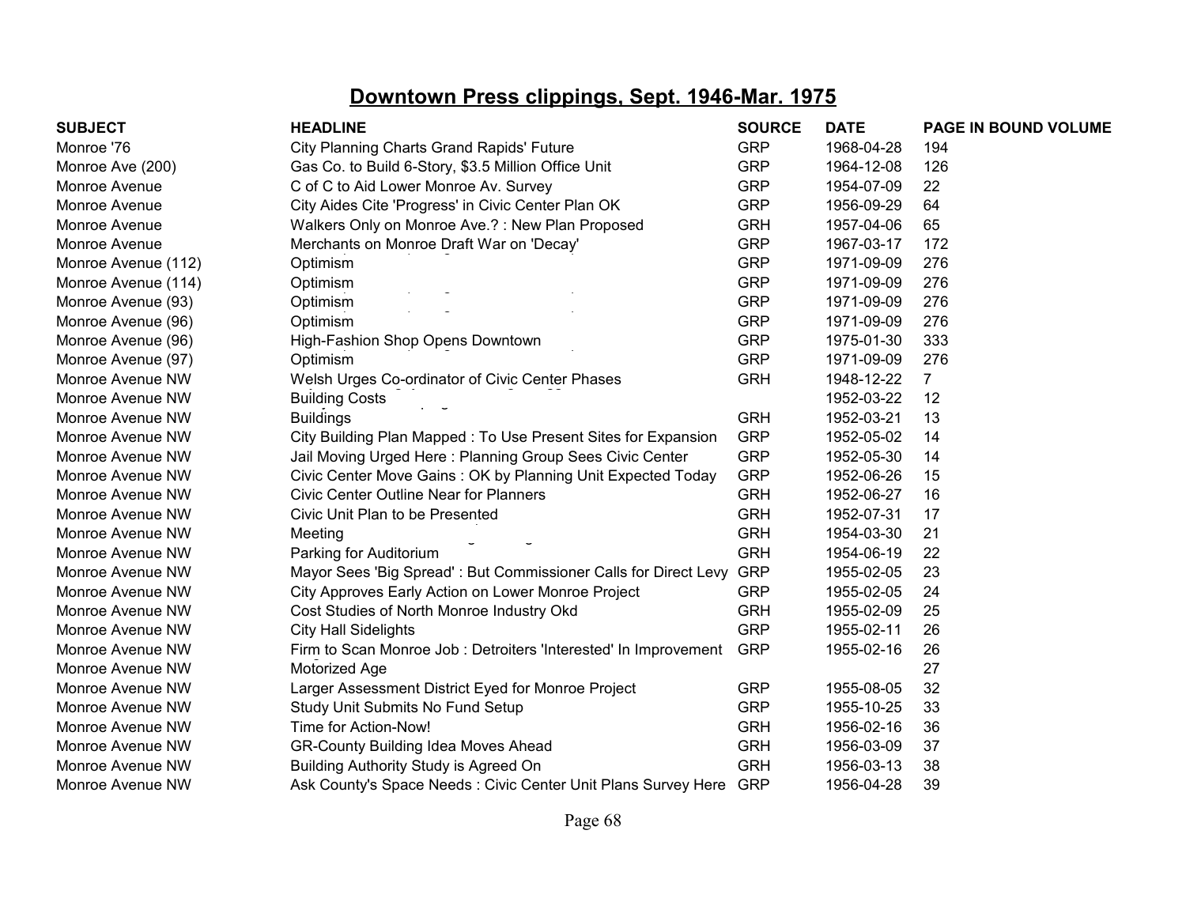# Downtown Press clippings, Sept. 1946-Mar. 1975

| SUBJECT | HEADLINE | SOURCE | DATE | PAGE IN BOUND VOLUME |
|---|---|---|---|---|
| Monroe '76 | City Planning Charts Grand Rapids' Future | GRP | 1968-04-28 | 194 |
| Monroe Ave (200) | Gas Co. to Build 6-Story, $3.5 Million Office Unit | GRP | 1964-12-08 | 126 |
| Monroe Avenue | C of C to Aid Lower Monroe Av. Survey | GRP | 1954-07-09 | 22 |
| Monroe Avenue | City Aides Cite 'Progress' in Civic Center Plan OK | GRP | 1956-09-29 | 64 |
| Monroe Avenue | Walkers Only on Monroe Ave.? : New Plan Proposed | GRH | 1957-04-06 | 65 |
| Monroe Avenue | Merchants on Monroe Draft War on 'Decay' | GRP | 1967-03-17 | 172 |
| Monroe Avenue (112) | Optimism | GRP | 1971-09-09 | 276 |
| Monroe Avenue (114) | Optimism | GRP | 1971-09-09 | 276 |
| Monroe Avenue (93) | Optimism | GRP | 1971-09-09 | 276 |
| Monroe Avenue (96) | Optimism | GRP | 1971-09-09 | 276 |
| Monroe Avenue (96) | High-Fashion Shop Opens Downtown | GRP | 1975-01-30 | 333 |
| Monroe Avenue (97) | Optimism | GRP | 1971-09-09 | 276 |
| Monroe Avenue NW | Welsh Urges Co-ordinator of Civic Center Phases | GRH | 1948-12-22 | 7 |
| Monroe Avenue NW | Building Costs | | 1952-03-22 | 12 |
| Monroe Avenue NW | Buildings | GRH | 1952-03-21 | 13 |
| Monroe Avenue NW | City Building Plan Mapped : To Use Present Sites for Expansion | GRP | 1952-05-02 | 14 |
| Monroe Avenue NW | Jail Moving Urged Here : Planning Group Sees Civic Center | GRP | 1952-05-30 | 14 |
| Monroe Avenue NW | Civic Center Move Gains : OK by Planning Unit Expected Today | GRP | 1952-06-26 | 15 |
| Monroe Avenue NW | Civic Center Outline Near for Planners | GRH | 1952-06-27 | 16 |
| Monroe Avenue NW | Civic Unit Plan to be Presented | GRH | 1952-07-31 | 17 |
| Monroe Avenue NW | Meeting | GRH | 1954-03-30 | 21 |
| Monroe Avenue NW | Parking for Auditorium | GRH | 1954-06-19 | 22 |
| Monroe Avenue NW | Mayor Sees 'Big Spread' : But Commissioner Calls for Direct Levy | GRP | 1955-02-05 | 23 |
| Monroe Avenue NW | City Approves Early Action on Lower Monroe Project | GRP | 1955-02-05 | 24 |
| Monroe Avenue NW | Cost Studies of North Monroe Industry Okd | GRH | 1955-02-09 | 25 |
| Monroe Avenue NW | City Hall Sidelights | GRP | 1955-02-11 | 26 |
| Monroe Avenue NW | Firm to Scan Monroe Job : Detroiters 'Interested' In Improvement | GRP | 1955-02-16 | 26 |
| Monroe Avenue NW | Motorized Age | | | 27 |
| Monroe Avenue NW | Larger Assessment District Eyed for Monroe Project | GRP | 1955-08-05 | 32 |
| Monroe Avenue NW | Study Unit Submits No Fund Setup | GRP | 1955-10-25 | 33 |
| Monroe Avenue NW | Time for Action-Now! | GRH | 1956-02-16 | 36 |
| Monroe Avenue NW | GR-County Building Idea Moves Ahead | GRH | 1956-03-09 | 37 |
| Monroe Avenue NW | Building Authority Study is Agreed On | GRH | 1956-03-13 | 38 |
| Monroe Avenue NW | Ask County's Space Needs : Civic Center Unit Plans Survey Here | GRP | 1956-04-28 | 39 |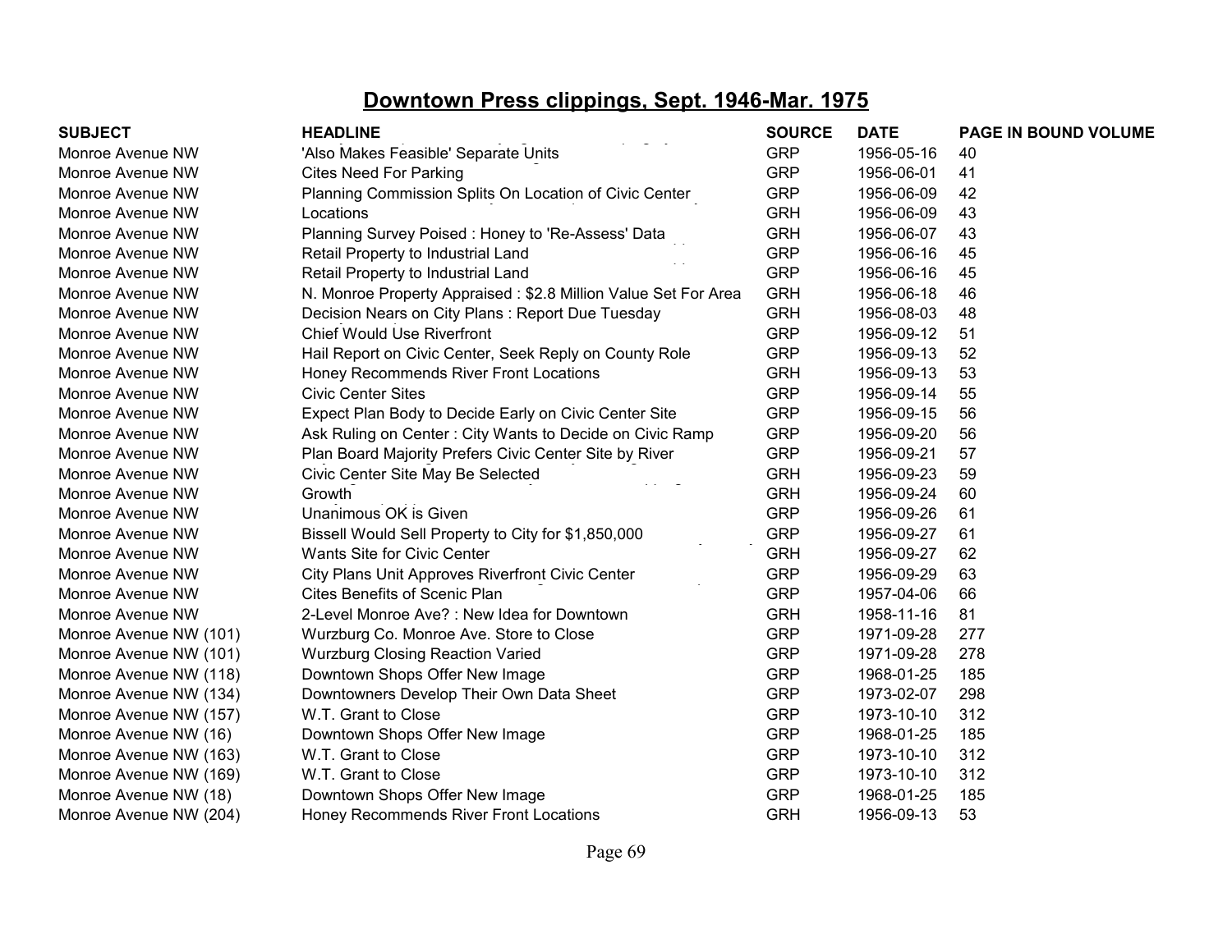# Downtown Press clippings, Sept. 1946-Mar. 1975

| SUBJECT | HEADLINE | SOURCE | DATE | PAGE IN BOUND VOLUME |
|---|---|---|---|---|
| Monroe Avenue NW | 'Also Makes Feasible' Separate Units | GRP | 1956-05-16 | 40 |
| Monroe Avenue NW | Cites Need For Parking | GRP | 1956-06-01 | 41 |
| Monroe Avenue NW | Planning Commission Splits On Location of Civic Center | GRP | 1956-06-09 | 42 |
| Monroe Avenue NW | Locations | GRH | 1956-06-09 | 43 |
| Monroe Avenue NW | Planning Survey Poised : Honey to 'Re-Assess' Data | GRH | 1956-06-07 | 43 |
| Monroe Avenue NW | Retail Property to Industrial Land | GRP | 1956-06-16 | 45 |
| Monroe Avenue NW | Retail Property to Industrial Land | GRP | 1956-06-16 | 45 |
| Monroe Avenue NW | N. Monroe Property Appraised : $2.8 Million Value Set For Area | GRH | 1956-06-18 | 46 |
| Monroe Avenue NW | Decision Nears on City Plans : Report Due Tuesday | GRH | 1956-08-03 | 48 |
| Monroe Avenue NW | Chief Would Use Riverfront | GRP | 1956-09-12 | 51 |
| Monroe Avenue NW | Hail Report on Civic Center, Seek Reply on County Role | GRP | 1956-09-13 | 52 |
| Monroe Avenue NW | Honey Recommends River Front Locations | GRH | 1956-09-13 | 53 |
| Monroe Avenue NW | Civic Center Sites | GRP | 1956-09-14 | 55 |
| Monroe Avenue NW | Expect Plan Body to Decide Early on Civic Center Site | GRP | 1956-09-15 | 56 |
| Monroe Avenue NW | Ask Ruling on Center : City Wants to Decide on Civic Ramp | GRP | 1956-09-20 | 56 |
| Monroe Avenue NW | Plan Board Majority Prefers Civic Center Site by River | GRP | 1956-09-21 | 57 |
| Monroe Avenue NW | Civic Center Site May Be Selected | GRH | 1956-09-23 | 59 |
| Monroe Avenue NW | Growth | GRH | 1956-09-24 | 60 |
| Monroe Avenue NW | Unanimous OK is Given | GRP | 1956-09-26 | 61 |
| Monroe Avenue NW | Bissell Would Sell Property to City for $1,850,000 | GRP | 1956-09-27 | 61 |
| Monroe Avenue NW | Wants Site for Civic Center | GRH | 1956-09-27 | 62 |
| Monroe Avenue NW | City Plans Unit Approves Riverfront Civic Center | GRP | 1956-09-29 | 63 |
| Monroe Avenue NW | Cites Benefits of Scenic Plan | GRP | 1957-04-06 | 66 |
| Monroe Avenue NW | 2-Level Monroe Ave? : New Idea for Downtown | GRH | 1958-11-16 | 81 |
| Monroe Avenue NW (101) | Wurzburg Co. Monroe Ave. Store to Close | GRP | 1971-09-28 | 277 |
| Monroe Avenue NW (101) | Wurzburg Closing Reaction Varied | GRP | 1971-09-28 | 278 |
| Monroe Avenue NW (118) | Downtown Shops Offer New Image | GRP | 1968-01-25 | 185 |
| Monroe Avenue NW (134) | Downtowners Develop Their Own Data Sheet | GRP | 1973-02-07 | 298 |
| Monroe Avenue NW (157) | W.T. Grant to Close | GRP | 1973-10-10 | 312 |
| Monroe Avenue NW (16) | Downtown Shops Offer New Image | GRP | 1968-01-25 | 185 |
| Monroe Avenue NW (163) | W.T. Grant to Close | GRP | 1973-10-10 | 312 |
| Monroe Avenue NW (169) | W.T. Grant to Close | GRP | 1973-10-10 | 312 |
| Monroe Avenue NW (18) | Downtown Shops Offer New Image | GRP | 1968-01-25 | 185 |
| Monroe Avenue NW (204) | Honey Recommends River Front Locations | GRH | 1956-09-13 | 53 |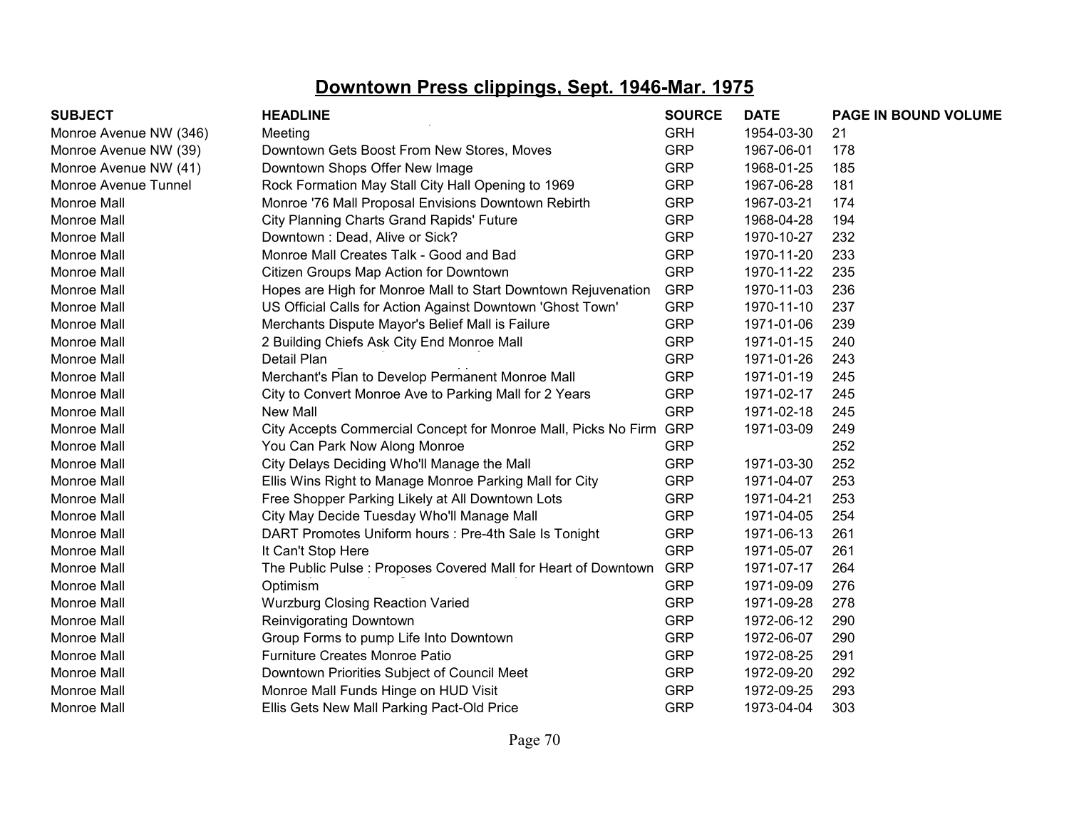## Downtown Press clippings, Sept. 1946-Mar. 1975

| SUBJECT | HEADLINE | SOURCE | DATE | PAGE IN BOUND VOLUME |
|---|---|---|---|---|
| Monroe Avenue NW (346) | Meeting | GRH | 1954-03-30 | 21 |
| Monroe Avenue NW (39) | Downtown Gets Boost From New Stores, Moves | GRP | 1967-06-01 | 178 |
| Monroe Avenue NW (41) | Downtown Shops Offer New Image | GRP | 1968-01-25 | 185 |
| Monroe Avenue Tunnel | Rock Formation May Stall City Hall Opening to 1969 | GRP | 1967-06-28 | 181 |
| Monroe Mall | Monroe '76 Mall Proposal Envisions Downtown Rebirth | GRP | 1967-03-21 | 174 |
| Monroe Mall | City Planning Charts Grand Rapids' Future | GRP | 1968-04-28 | 194 |
| Monroe Mall | Downtown : Dead, Alive or Sick? | GRP | 1970-10-27 | 232 |
| Monroe Mall | Monroe Mall Creates Talk - Good and Bad | GRP | 1970-11-20 | 233 |
| Monroe Mall | Citizen Groups Map Action for Downtown | GRP | 1970-11-22 | 235 |
| Monroe Mall | Hopes are High for Monroe Mall to Start Downtown Rejuvenation | GRP | 1970-11-03 | 236 |
| Monroe Mall | US Official Calls for Action Against Downtown 'Ghost Town' | GRP | 1970-11-10 | 237 |
| Monroe Mall | Merchants Dispute Mayor's Belief Mall is Failure | GRP | 1971-01-06 | 239 |
| Monroe Mall | 2 Building Chiefs Ask City End Monroe Mall | GRP | 1971-01-15 | 240 |
| Monroe Mall | Detail Plan | GRP | 1971-01-26 | 243 |
| Monroe Mall | Merchant's Plan to Develop Permanent Monroe Mall | GRP | 1971-01-19 | 245 |
| Monroe Mall | City to Convert Monroe Ave to Parking Mall for 2 Years | GRP | 1971-02-17 | 245 |
| Monroe Mall | New Mall | GRP | 1971-02-18 | 245 |
| Monroe Mall | City Accepts Commercial Concept for Monroe Mall, Picks No Firm | GRP | 1971-03-09 | 249 |
| Monroe Mall | You Can Park Now Along Monroe | GRP | | 252 |
| Monroe Mall | City Delays Deciding Who'll Manage the Mall | GRP | 1971-03-30 | 252 |
| Monroe Mall | Ellis Wins Right to Manage Monroe Parking Mall for City | GRP | 1971-04-07 | 253 |
| Monroe Mall | Free Shopper Parking Likely at All Downtown Lots | GRP | 1971-04-21 | 253 |
| Monroe Mall | City May Decide Tuesday Who'll Manage Mall | GRP | 1971-04-05 | 254 |
| Monroe Mall | DART Promotes Uniform hours : Pre-4th Sale Is Tonight | GRP | 1971-06-13 | 261 |
| Monroe Mall | It Can't Stop Here | GRP | 1971-05-07 | 261 |
| Monroe Mall | The Public Pulse : Proposes Covered Mall for Heart of Downtown | GRP | 1971-07-17 | 264 |
| Monroe Mall | Optimism | GRP | 1971-09-09 | 276 |
| Monroe Mall | Wurzburg Closing Reaction Varied | GRP | 1971-09-28 | 278 |
| Monroe Mall | Reinvigorating Downtown | GRP | 1972-06-12 | 290 |
| Monroe Mall | Group Forms to pump Life Into Downtown | GRP | 1972-06-07 | 290 |
| Monroe Mall | Furniture Creates Monroe Patio | GRP | 1972-08-25 | 291 |
| Monroe Mall | Downtown Priorities Subject of Council Meet | GRP | 1972-09-20 | 292 |
| Monroe Mall | Monroe Mall Funds Hinge on HUD Visit | GRP | 1972-09-25 | 293 |
| Monroe Mall | Ellis Gets New Mall Parking Pact-Old Price | GRP | 1973-04-04 | 303 |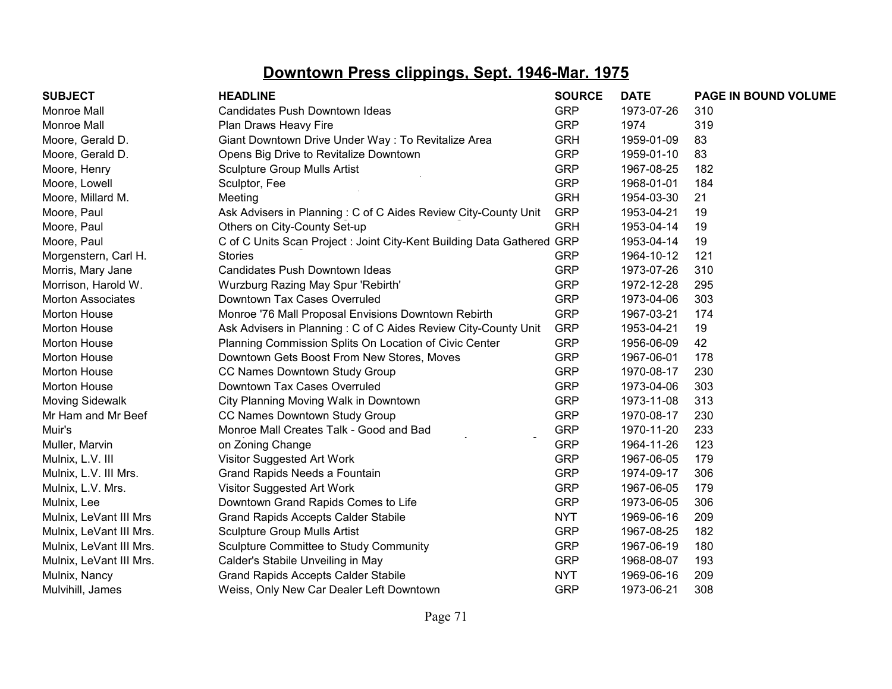# Downtown Press clippings, Sept. 1946-Mar. 1975

| SUBJECT | HEADLINE | SOURCE | DATE | PAGE IN BOUND VOLUME |
|---|---|---|---|---|
| Monroe Mall | Candidates Push Downtown Ideas | GRP | 1973-07-26 | 310 |
| Monroe Mall | Plan Draws Heavy Fire | GRP | 1974 | 319 |
| Moore, Gerald D. | Giant Downtown Drive Under Way : To Revitalize Area | GRH | 1959-01-09 | 83 |
| Moore, Gerald D. | Opens Big Drive to Revitalize Downtown | GRP | 1959-01-10 | 83 |
| Moore, Henry | Sculpture Group Mulls Artist | GRP | 1967-08-25 | 182 |
| Moore, Lowell | Sculptor, Fee | GRP | 1968-01-01 | 184 |
| Moore, Millard M. | Meeting | GRH | 1954-03-30 | 21 |
| Moore, Paul | Ask Advisers in Planning : C of C Aides Review City-County Unit | GRP | 1953-04-21 | 19 |
| Moore, Paul | Others on City-County Set-up | GRH | 1953-04-14 | 19 |
| Moore, Paul | C of C Units Scan Project : Joint City-Kent Building Data Gathered | GRP | 1953-04-14 | 19 |
| Morgenstern, Carl H. | Stories | GRP | 1964-10-12 | 121 |
| Morris, Mary Jane | Candidates Push Downtown Ideas | GRP | 1973-07-26 | 310 |
| Morrison, Harold W. | Wurzburg Razing May Spur 'Rebirth' | GRP | 1972-12-28 | 295 |
| Morton Associates | Downtown Tax Cases Overruled | GRP | 1973-04-06 | 303 |
| Morton House | Monroe '76 Mall Proposal Envisions Downtown Rebirth | GRP | 1967-03-21 | 174 |
| Morton House | Ask Advisers in Planning : C of C Aides Review City-County Unit | GRP | 1953-04-21 | 19 |
| Morton House | Planning Commission Splits On Location of Civic Center | GRP | 1956-06-09 | 42 |
| Morton House | Downtown Gets Boost From New Stores, Moves | GRP | 1967-06-01 | 178 |
| Morton House | CC Names Downtown Study Group | GRP | 1970-08-17 | 230 |
| Morton House | Downtown Tax Cases Overruled | GRP | 1973-04-06 | 303 |
| Moving Sidewalk | City Planning Moving Walk in Downtown | GRP | 1973-11-08 | 313 |
| Mr Ham and Mr Beef | CC Names Downtown Study Group | GRP | 1970-08-17 | 230 |
| Muir's | Monroe Mall Creates Talk - Good and Bad | GRP | 1970-11-20 | 233 |
| Muller, Marvin | on Zoning Change | GRP | 1964-11-26 | 123 |
| Mulnix, L.V. III | Visitor Suggested Art Work | GRP | 1967-06-05 | 179 |
| Mulnix, L.V. III Mrs. | Grand Rapids Needs a Fountain | GRP | 1974-09-17 | 306 |
| Mulnix, L.V. Mrs. | Visitor Suggested Art Work | GRP | 1967-06-05 | 179 |
| Mulnix, Lee | Downtown Grand Rapids Comes to Life | GRP | 1973-06-05 | 306 |
| Mulnix, LeVant III Mrs | Grand Rapids Accepts Calder Stabile | NYT | 1969-06-16 | 209 |
| Mulnix, LeVant III Mrs. | Sculpture Group Mulls Artist | GRP | 1967-08-25 | 182 |
| Mulnix, LeVant III Mrs. | Sculpture Committee to Study Community | GRP | 1967-06-19 | 180 |
| Mulnix, LeVant III Mrs. | Calder's Stabile Unveiling in May | GRP | 1968-08-07 | 193 |
| Mulnix, Nancy | Grand Rapids Accepts Calder Stabile | NYT | 1969-06-16 | 209 |
| Mulvihill, James | Weiss, Only New Car Dealer Left Downtown | GRP | 1973-06-21 | 308 |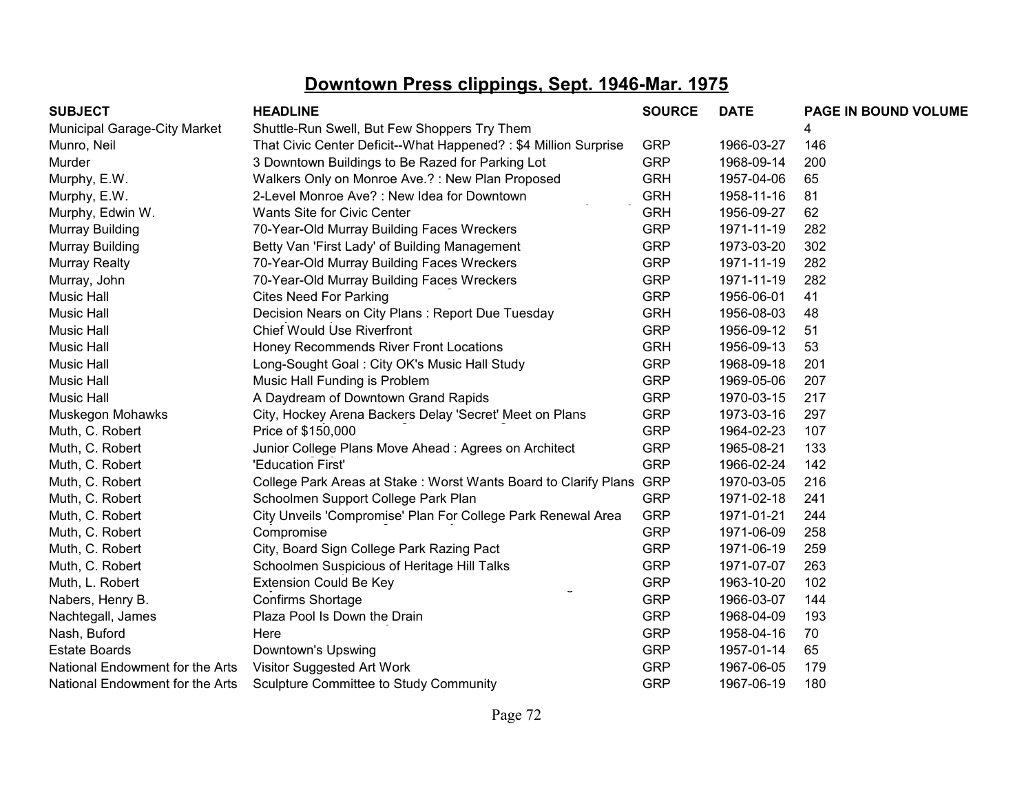# Downtown Press clippings, Sept. 1946-Mar. 1975

| SUBJECT | HEADLINE | SOURCE | DATE | PAGE IN BOUND VOLUME |
|---|---|---|---|---|
| Municipal Garage-City Market | Shuttle-Run Swell, But Few Shoppers Try Them | | | 4 |
| Munro, Neil | That Civic Center Deficit--What Happened? : $4 Million Surprise | GRP | 1966-03-27 | 146 |
| Murder | 3 Downtown Buildings to Be Razed for Parking Lot | GRP | 1968-09-14 | 200 |
| Murphy, E.W. | Walkers Only on Monroe Ave.? : New Plan Proposed | GRH | 1957-04-06 | 65 |
| Murphy, E.W. | 2-Level Monroe Ave? : New Idea for Downtown | GRH | 1958-11-16 | 81 |
| Murphy, Edwin W. | Wants Site for Civic Center | GRH | 1956-09-27 | 62 |
| Murray Building | 70-Year-Old Murray Building Faces Wreckers | GRP | 1971-11-19 | 282 |
| Murray Building | Betty Van 'First Lady' of Building Management | GRP | 1973-03-20 | 302 |
| Murray Realty | 70-Year-Old Murray Building Faces Wreckers | GRP | 1971-11-19 | 282 |
| Murray, John | 70-Year-Old Murray Building Faces Wreckers | GRP | 1971-11-19 | 282 |
| Music Hall | Cites Need For Parking | GRP | 1956-06-01 | 41 |
| Music Hall | Decision Nears on City Plans : Report Due Tuesday | GRH | 1956-08-03 | 48 |
| Music Hall | Chief Would Use Riverfront | GRP | 1956-09-12 | 51 |
| Music Hall | Honey Recommends River Front Locations | GRH | 1956-09-13 | 53 |
| Music Hall | Long-Sought Goal : City OK's Music Hall Study | GRP | 1968-09-18 | 201 |
| Music Hall | Music Hall Funding is Problem | GRP | 1969-05-06 | 207 |
| Music Hall | A Daydream of Downtown Grand Rapids | GRP | 1970-03-15 | 217 |
| Muskegon Mohawks | City, Hockey Arena Backers Delay 'Secret' Meet on Plans | GRP | 1973-03-16 | 297 |
| Muth, C. Robert | Price of $150,000 | GRP | 1964-02-23 | 107 |
| Muth, C. Robert | Junior College Plans Move Ahead : Agrees on Architect | GRP | 1965-08-21 | 133 |
| Muth, C. Robert | 'Education First' | GRP | 1966-02-24 | 142 |
| Muth, C. Robert | College Park Areas at Stake : Worst Wants Board to Clarify Plans | GRP | 1970-03-05 | 216 |
| Muth, C. Robert | Schoolmen Support College Park Plan | GRP | 1971-02-18 | 241 |
| Muth, C. Robert | City Unveils 'Compromise' Plan For College Park Renewal Area | GRP | 1971-01-21 | 244 |
| Muth, C. Robert | Compromise | GRP | 1971-06-09 | 258 |
| Muth, C. Robert | City, Board Sign College Park Razing Pact | GRP | 1971-06-19 | 259 |
| Muth, C. Robert | Schoolmen Suspicious of Heritage Hill Talks | GRP | 1971-07-07 | 263 |
| Muth, L. Robert | Extension Could Be Key | GRP | 1963-10-20 | 102 |
| Nabers, Henry B. | Confirms Shortage | GRP | 1966-03-07 | 144 |
| Nachtegall, James | Plaza Pool Is Down the Drain | GRP | 1968-04-09 | 193 |
| Nash, Buford | Here | GRP | 1958-04-16 | 70 |
| Estate Boards | Downtown's Upswing | GRP | 1957-01-14 | 65 |
| National Endowment for the Arts | Visitor Suggested Art Work | GRP | 1967-06-05 | 179 |
| National Endowment for the Arts | Sculpture Committee to Study Community | GRP | 1967-06-19 | 180 |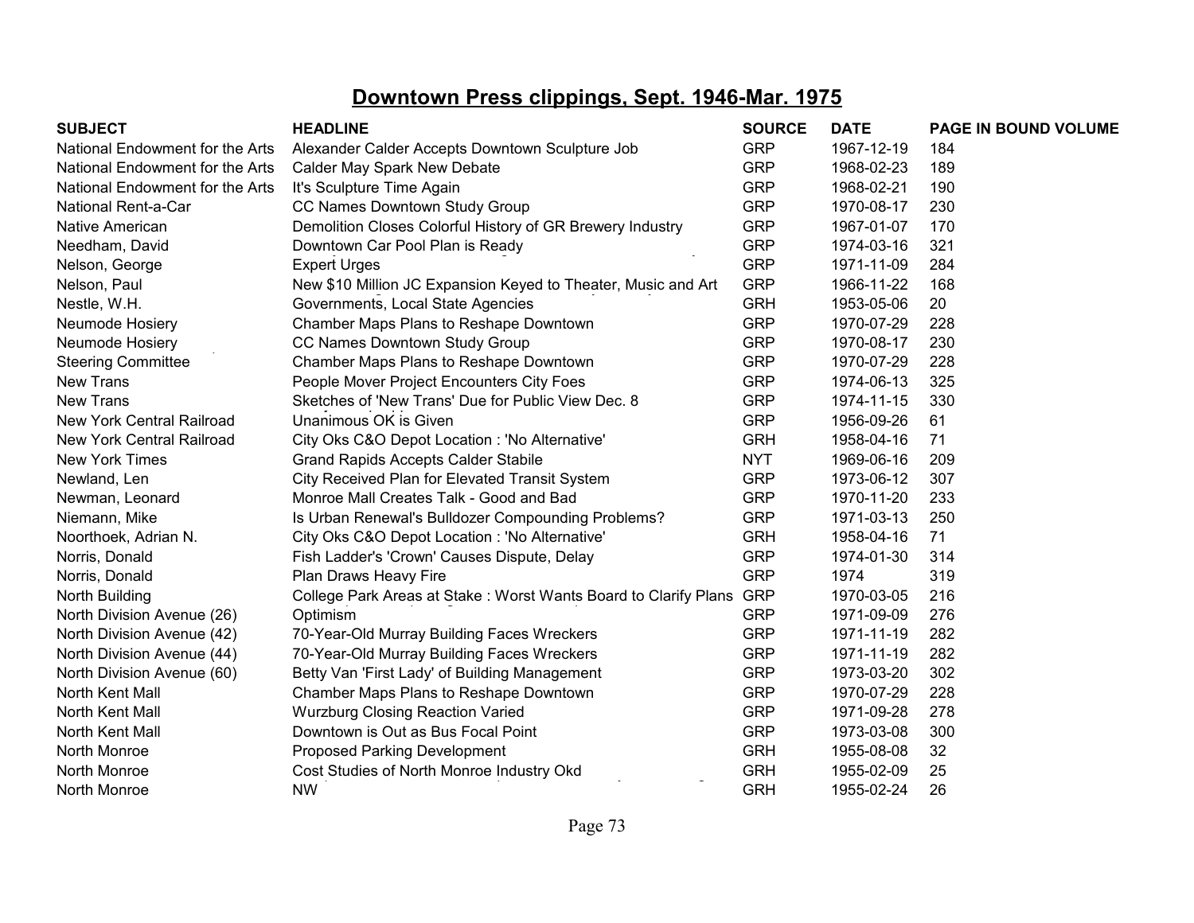## Downtown Press clippings, Sept. 1946-Mar. 1975

| SUBJECT | HEADLINE | SOURCE | DATE | PAGE IN BOUND VOLUME |
|---|---|---|---|---|
| National Endowment for the Arts | Alexander Calder Accepts Downtown Sculpture Job | GRP | 1967-12-19 | 184 |
| National Endowment for the Arts | Calder May Spark New Debate | GRP | 1968-02-23 | 189 |
| National Endowment for the Arts | It's Sculpture Time Again | GRP | 1968-02-21 | 190 |
| National Rent-a-Car | CC Names Downtown Study Group | GRP | 1970-08-17 | 230 |
| Native American | Demolition Closes Colorful History of GR Brewery Industry | GRP | 1967-01-07 | 170 |
| Needham, David | Downtown Car Pool Plan is Ready | GRP | 1974-03-16 | 321 |
| Nelson, George | Expert Urges | GRP | 1971-11-09 | 284 |
| Nelson, Paul | New $10 Million JC Expansion Keyed to Theater, Music and Art | GRP | 1966-11-22 | 168 |
| Nestle, W.H. | Governments, Local State Agencies | GRH | 1953-05-06 | 20 |
| Neumode Hosiery | Chamber Maps Plans to Reshape Downtown | GRP | 1970-07-29 | 228 |
| Neumode Hosiery | CC Names Downtown Study Group | GRP | 1970-08-17 | 230 |
| Steering Committee | Chamber Maps Plans to Reshape Downtown | GRP | 1970-07-29 | 228 |
| New Trans | People Mover Project Encounters City Foes | GRP | 1974-06-13 | 325 |
| New Trans | Sketches of 'New Trans' Due for Public View Dec. 8 | GRP | 1974-11-15 | 330 |
| New York Central Railroad | Unanimous OK is Given | GRP | 1956-09-26 | 61 |
| New York Central Railroad | City Oks C&O Depot Location : 'No Alternative' | GRH | 1958-04-16 | 71 |
| New York Times | Grand Rapids Accepts Calder Stabile | NYT | 1969-06-16 | 209 |
| Newland, Len | City Received Plan for Elevated Transit System | GRP | 1973-06-12 | 307 |
| Newman, Leonard | Monroe Mall Creates Talk - Good and Bad | GRP | 1970-11-20 | 233 |
| Niemann, Mike | Is Urban Renewal's Bulldozer Compounding Problems? | GRP | 1971-03-13 | 250 |
| Noorthoek, Adrian N. | City Oks C&O Depot Location : 'No Alternative' | GRH | 1958-04-16 | 71 |
| Norris, Donald | Fish Ladder's 'Crown' Causes Dispute, Delay | GRP | 1974-01-30 | 314 |
| Norris, Donald | Plan Draws Heavy Fire | GRP | 1974 | 319 |
| North Building | College Park Areas at Stake : Worst Wants Board to Clarify Plans | GRP | 1970-03-05 | 216 |
| North Division Avenue (26) | Optimism | GRP | 1971-09-09 | 276 |
| North Division Avenue (42) | 70-Year-Old Murray Building Faces Wreckers | GRP | 1971-11-19 | 282 |
| North Division Avenue (44) | 70-Year-Old Murray Building Faces Wreckers | GRP | 1971-11-19 | 282 |
| North Division Avenue (60) | Betty Van 'First Lady' of Building Management | GRP | 1973-03-20 | 302 |
| North Kent Mall | Chamber Maps Plans to Reshape Downtown | GRP | 1970-07-29 | 228 |
| North Kent Mall | Wurzburg Closing Reaction Varied | GRP | 1971-09-28 | 278 |
| North Kent Mall | Downtown is Out as Bus Focal Point | GRP | 1973-03-08 | 300 |
| North Monroe | Proposed Parking Development | GRH | 1955-08-08 | 32 |
| North Monroe | Cost Studies of North Monroe Industry Okd | GRH | 1955-02-09 | 25 |
| North Monroe | NW | GRH | 1955-02-24 | 26 |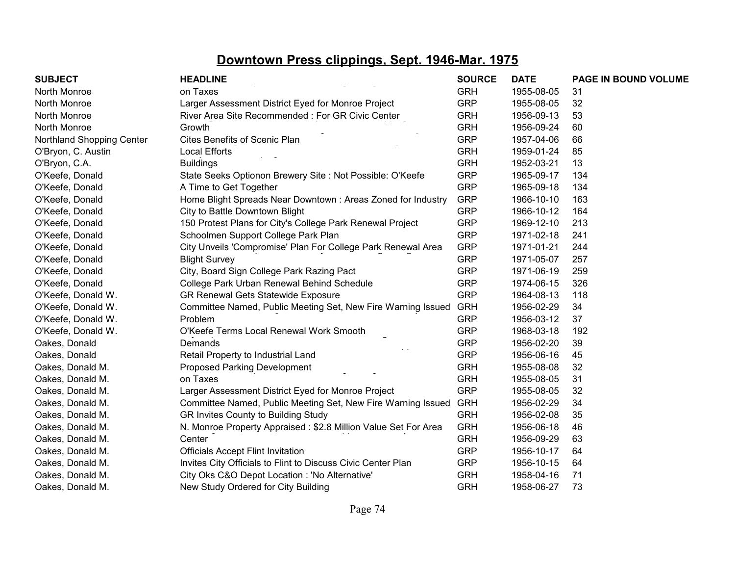# Downtown Press clippings, Sept. 1946-Mar. 1975

| SUBJECT | HEADLINE | SOURCE | DATE | PAGE IN BOUND VOLUME |
|---|---|---|---|---|
| North Monroe | on Taxes | GRH | 1955-08-05 | 31 |
| North Monroe | Larger Assessment District Eyed for Monroe Project | GRP | 1955-08-05 | 32 |
| North Monroe | River Area Site Recommended : For GR Civic Center | GRH | 1956-09-13 | 53 |
| North Monroe | Growth | GRH | 1956-09-24 | 60 |
| Northland Shopping Center | Cites Benefits of Scenic Plan | GRP | 1957-04-06 | 66 |
| O'Bryon, C. Austin | Local Efforts | GRH | 1959-01-24 | 85 |
| O'Bryon, C.A. | Buildings | GRH | 1952-03-21 | 13 |
| O'Keefe, Donald | State Seeks Optionon Brewery Site : Not Possible: O'Keefe | GRP | 1965-09-17 | 134 |
| O'Keefe, Donald | A Time to Get Together | GRP | 1965-09-18 | 134 |
| O'Keefe, Donald | Home Blight Spreads Near Downtown : Areas Zoned for Industry | GRP | 1966-10-10 | 163 |
| O'Keefe, Donald | City to Battle Downtown Blight | GRP | 1966-10-12 | 164 |
| O'Keefe, Donald | 150 Protest Plans for City's College Park Renewal Project | GRP | 1969-12-10 | 213 |
| O'Keefe, Donald | Schoolmen Support College Park Plan | GRP | 1971-02-18 | 241 |
| O'Keefe, Donald | City Unveils 'Compromise' Plan For College Park Renewal Area | GRP | 1971-01-21 | 244 |
| O'Keefe, Donald | Blight Survey | GRP | 1971-05-07 | 257 |
| O'Keefe, Donald | City, Board Sign College Park Razing Pact | GRP | 1971-06-19 | 259 |
| O'Keefe, Donald | College Park Urban Renewal Behind Schedule | GRP | 1974-06-15 | 326 |
| O'Keefe, Donald W. | GR Renewal Gets Statewide Exposure | GRP | 1964-08-13 | 118 |
| O'Keefe, Donald W. | Committee Named, Public Meeting Set, New Fire Warning Issued | GRH | 1956-02-29 | 34 |
| O'Keefe, Donald W. | Problem | GRP | 1956-03-12 | 37 |
| O'Keefe, Donald W. | O'Keefe Terms Local Renewal Work Smooth | GRP | 1968-03-18 | 192 |
| Oakes, Donald | Demands | GRP | 1956-02-20 | 39 |
| Oakes, Donald | Retail Property to Industrial Land | GRP | 1956-06-16 | 45 |
| Oakes, Donald M. | Proposed Parking Development | GRH | 1955-08-08 | 32 |
| Oakes, Donald M. | on Taxes | GRH | 1955-08-05 | 31 |
| Oakes, Donald M. | Larger Assessment District Eyed for Monroe Project | GRP | 1955-08-05 | 32 |
| Oakes, Donald M. | Committee Named, Public Meeting Set, New Fire Warning Issued | GRH | 1956-02-29 | 34 |
| Oakes, Donald M. | GR Invites County to Building Study | GRH | 1956-02-08 | 35 |
| Oakes, Donald M. | N. Monroe Property Appraised : $2.8 Million Value Set For Area | GRH | 1956-06-18 | 46 |
| Oakes, Donald M. | Center | GRH | 1956-09-29 | 63 |
| Oakes, Donald M. | Officials Accept Flint Invitation | GRP | 1956-10-17 | 64 |
| Oakes, Donald M. | Invites City Officials to Flint to Discuss Civic Center Plan | GRP | 1956-10-15 | 64 |
| Oakes, Donald M. | City Oks C&O Depot Location : 'No Alternative' | GRH | 1958-04-16 | 71 |
| Oakes, Donald M. | New Study Ordered for City Building | GRH | 1958-06-27 | 73 |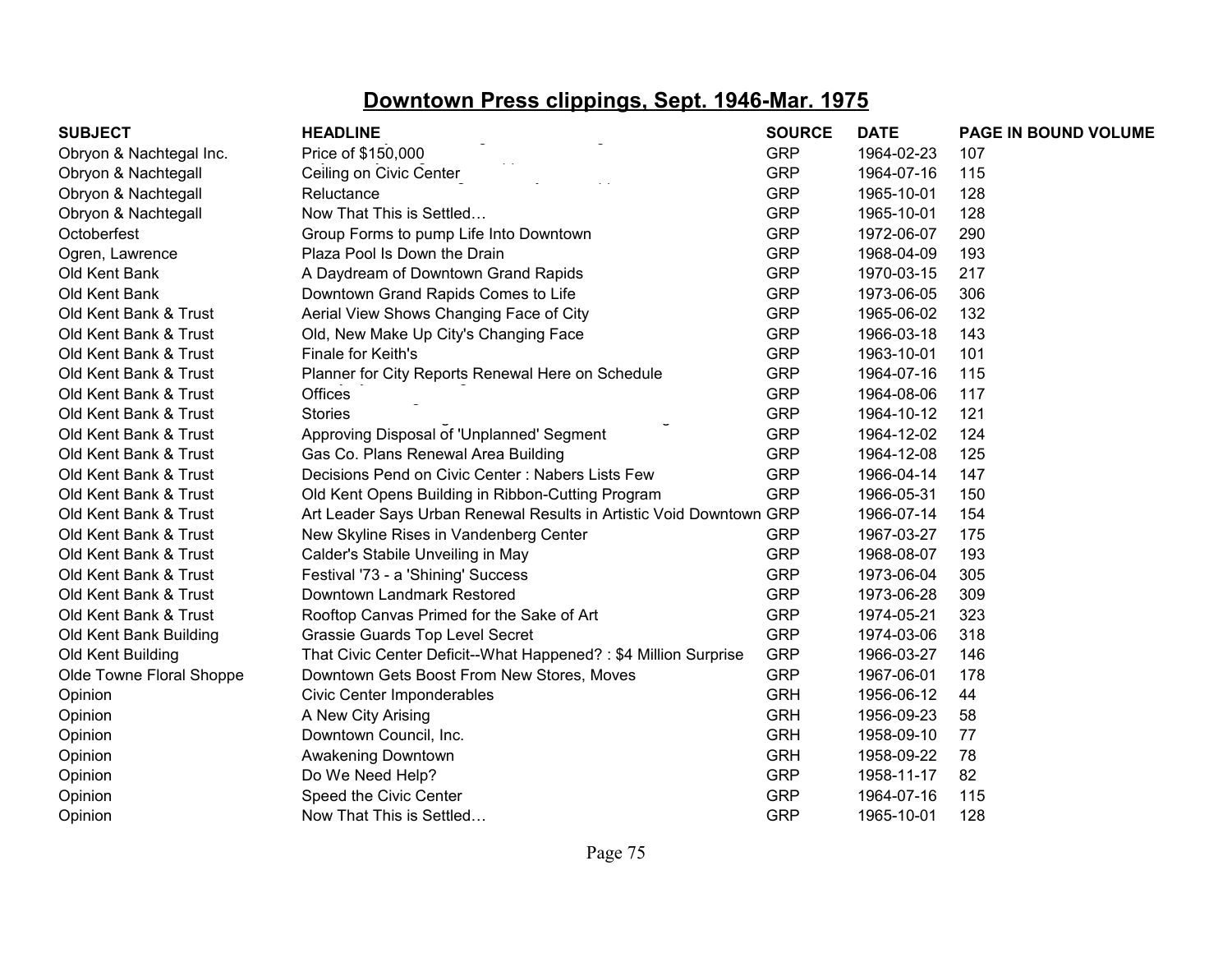## Downtown Press clippings, Sept. 1946-Mar. 1975

| SUBJECT | HEADLINE | SOURCE | DATE | PAGE IN BOUND VOLUME |
|---|---|---|---|---|
| Obryon & Nachtegal Inc. | Price of $150,000 | GRP | 1964-02-23 | 107 |
| Obryon & Nachtegall | Ceiling on Civic Center | GRP | 1964-07-16 | 115 |
| Obryon & Nachtegall | Reluctance | GRP | 1965-10-01 | 128 |
| Obryon & Nachtegall | Now That This is Settled… | GRP | 1965-10-01 | 128 |
| Octoberfest | Group Forms to pump Life Into Downtown | GRP | 1972-06-07 | 290 |
| Ogren, Lawrence | Plaza Pool Is Down the Drain | GRP | 1968-04-09 | 193 |
| Old Kent Bank | A Daydream of Downtown Grand Rapids | GRP | 1970-03-15 | 217 |
| Old Kent Bank | Downtown Grand Rapids Comes to Life | GRP | 1973-06-05 | 306 |
| Old Kent Bank & Trust | Aerial View Shows Changing Face of City | GRP | 1965-06-02 | 132 |
| Old Kent Bank & Trust | Old, New Make Up City's Changing Face | GRP | 1966-03-18 | 143 |
| Old Kent Bank & Trust | Finale for Keith's | GRP | 1963-10-01 | 101 |
| Old Kent Bank & Trust | Planner for City Reports Renewal Here on Schedule | GRP | 1964-07-16 | 115 |
| Old Kent Bank & Trust | Offices | GRP | 1964-08-06 | 117 |
| Old Kent Bank & Trust | Stories | GRP | 1964-10-12 | 121 |
| Old Kent Bank & Trust | Approving Disposal of 'Unplanned' Segment | GRP | 1964-12-02 | 124 |
| Old Kent Bank & Trust | Gas Co. Plans Renewal Area Building | GRP | 1964-12-08 | 125 |
| Old Kent Bank & Trust | Decisions Pend on Civic Center : Nabers Lists Few | GRP | 1966-04-14 | 147 |
| Old Kent Bank & Trust | Old Kent Opens Building in Ribbon-Cutting Program | GRP | 1966-05-31 | 150 |
| Old Kent Bank & Trust | Art Leader Says Urban Renewal Results in Artistic Void Downtown | GRP | 1966-07-14 | 154 |
| Old Kent Bank & Trust | New Skyline Rises in Vandenberg Center | GRP | 1967-03-27 | 175 |
| Old Kent Bank & Trust | Calder's Stabile Unveiling in May | GRP | 1968-08-07 | 193 |
| Old Kent Bank & Trust | Festival '73 - a 'Shining' Success | GRP | 1973-06-04 | 305 |
| Old Kent Bank & Trust | Downtown Landmark Restored | GRP | 1973-06-28 | 309 |
| Old Kent Bank & Trust | Rooftop Canvas Primed for the Sake of Art | GRP | 1974-05-21 | 323 |
| Old Kent Bank Building | Grassie Guards Top Level Secret | GRP | 1974-03-06 | 318 |
| Old Kent Building | That Civic Center Deficit--What Happened? : $4 Million Surprise | GRP | 1966-03-27 | 146 |
| Olde Towne Floral Shoppe | Downtown Gets Boost From New Stores, Moves | GRP | 1967-06-01 | 178 |
| Opinion | Civic Center Imponderables | GRH | 1956-06-12 | 44 |
| Opinion | A New City Arising | GRH | 1956-09-23 | 58 |
| Opinion | Downtown Council, Inc. | GRH | 1958-09-10 | 77 |
| Opinion | Awakening Downtown | GRH | 1958-09-22 | 78 |
| Opinion | Do We Need Help? | GRP | 1958-11-17 | 82 |
| Opinion | Speed the Civic Center | GRP | 1964-07-16 | 115 |
| Opinion | Now That This is Settled… | GRP | 1965-10-01 | 128 |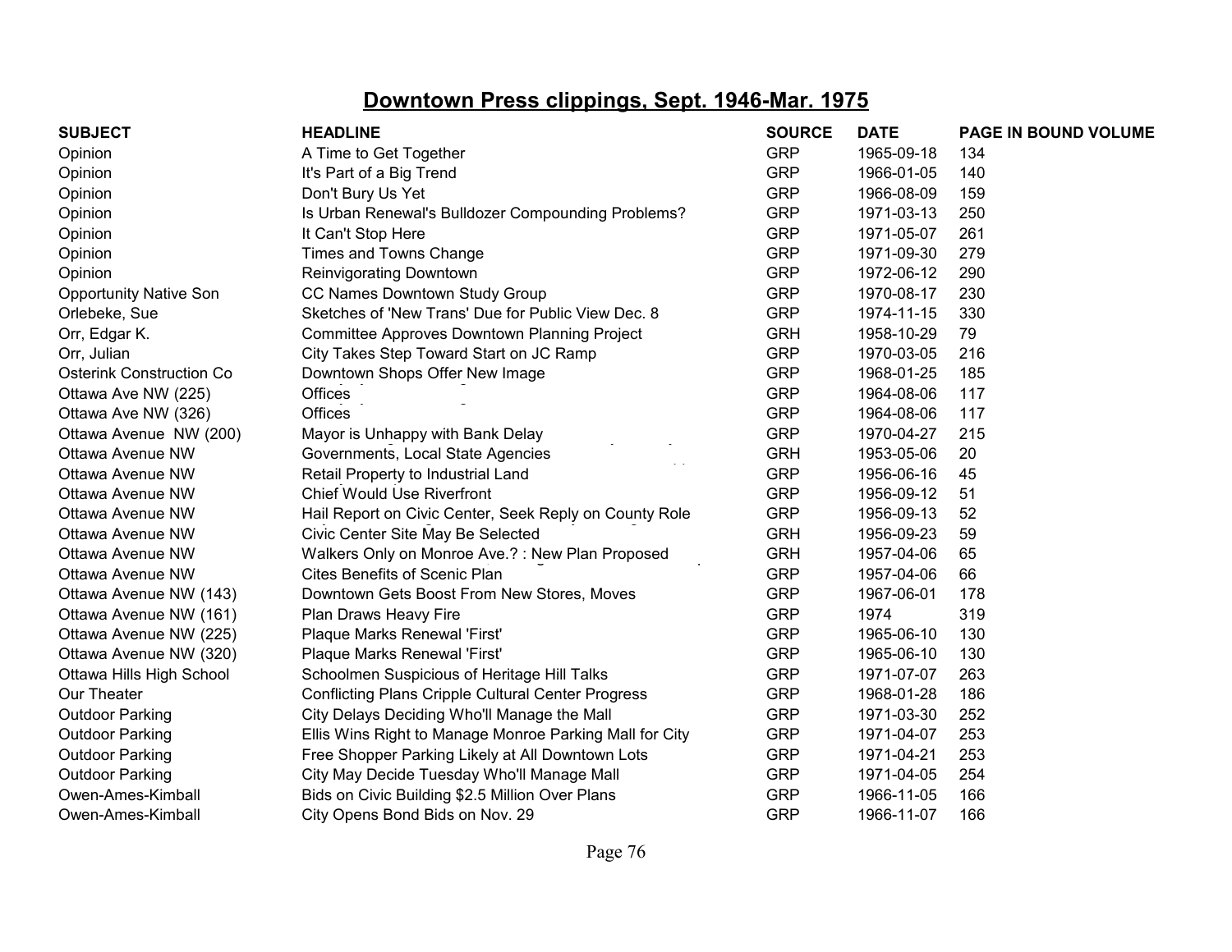# Downtown Press clippings, Sept. 1946-Mar. 1975

| SUBJECT | HEADLINE | SOURCE | DATE | PAGE IN BOUND VOLUME |
|---|---|---|---|---|
| Opinion | A Time to Get Together | GRP | 1965-09-18 | 134 |
| Opinion | It's Part of a Big Trend | GRP | 1966-01-05 | 140 |
| Opinion | Don't Bury Us Yet | GRP | 1966-08-09 | 159 |
| Opinion | Is Urban Renewal's Bulldozer Compounding Problems? | GRP | 1971-03-13 | 250 |
| Opinion | It Can't Stop Here | GRP | 1971-05-07 | 261 |
| Opinion | Times and Towns Change | GRP | 1971-09-30 | 279 |
| Opinion | Reinvigorating Downtown | GRP | 1972-06-12 | 290 |
| Opportunity Native Son | CC Names Downtown Study Group | GRP | 1970-08-17 | 230 |
| Orlebeke, Sue | Sketches of 'New Trans' Due for Public View Dec. 8 | GRP | 1974-11-15 | 330 |
| Orr, Edgar K. | Committee Approves Downtown Planning Project | GRH | 1958-10-29 | 79 |
| Orr, Julian | City Takes Step Toward Start on JC Ramp | GRP | 1970-03-05 | 216 |
| Osterink Construction Co | Downtown Shops Offer New Image | GRP | 1968-01-25 | 185 |
| Ottawa Ave NW (225) | Offices | GRP | 1964-08-06 | 117 |
| Ottawa Ave NW (326) | Offices | GRP | 1964-08-06 | 117 |
| Ottawa Avenue NW (200) | Mayor is Unhappy with Bank Delay | GRP | 1970-04-27 | 215 |
| Ottawa Avenue NW | Governments, Local State Agencies | GRH | 1953-05-06 | 20 |
| Ottawa Avenue NW | Retail Property to Industrial Land | GRP | 1956-06-16 | 45 |
| Ottawa Avenue NW | Chief Would Use Riverfront | GRP | 1956-09-12 | 51 |
| Ottawa Avenue NW | Hail Report on Civic Center, Seek Reply on County Role | GRP | 1956-09-13 | 52 |
| Ottawa Avenue NW | Civic Center Site May Be Selected | GRH | 1956-09-23 | 59 |
| Ottawa Avenue NW | Walkers Only on Monroe Ave.? : New Plan Proposed | GRH | 1957-04-06 | 65 |
| Ottawa Avenue NW | Cites Benefits of Scenic Plan | GRP | 1957-04-06 | 66 |
| Ottawa Avenue NW (143) | Downtown Gets Boost From New Stores, Moves | GRP | 1967-06-01 | 178 |
| Ottawa Avenue NW (161) | Plan Draws Heavy Fire | GRP | 1974 | 319 |
| Ottawa Avenue NW (225) | Plaque Marks Renewal 'First' | GRP | 1965-06-10 | 130 |
| Ottawa Avenue NW (320) | Plaque Marks Renewal 'First' | GRP | 1965-06-10 | 130 |
| Ottawa Hills High School | Schoolmen Suspicious of Heritage Hill Talks | GRP | 1971-07-07 | 263 |
| Our Theater | Conflicting Plans Cripple Cultural Center Progress | GRP | 1968-01-28 | 186 |
| Outdoor Parking | City Delays Deciding Who'll Manage the Mall | GRP | 1971-03-30 | 252 |
| Outdoor Parking | Ellis Wins Right to Manage Monroe Parking Mall for City | GRP | 1971-04-07 | 253 |
| Outdoor Parking | Free Shopper Parking Likely at All Downtown Lots | GRP | 1971-04-21 | 253 |
| Outdoor Parking | City May Decide Tuesday Who'll Manage Mall | GRP | 1971-04-05 | 254 |
| Owen-Ames-Kimball | Bids on Civic Building $2.5 Million Over Plans | GRP | 1966-11-05 | 166 |
| Owen-Ames-Kimball | City Opens Bond Bids on Nov. 29 | GRP | 1966-11-07 | 166 |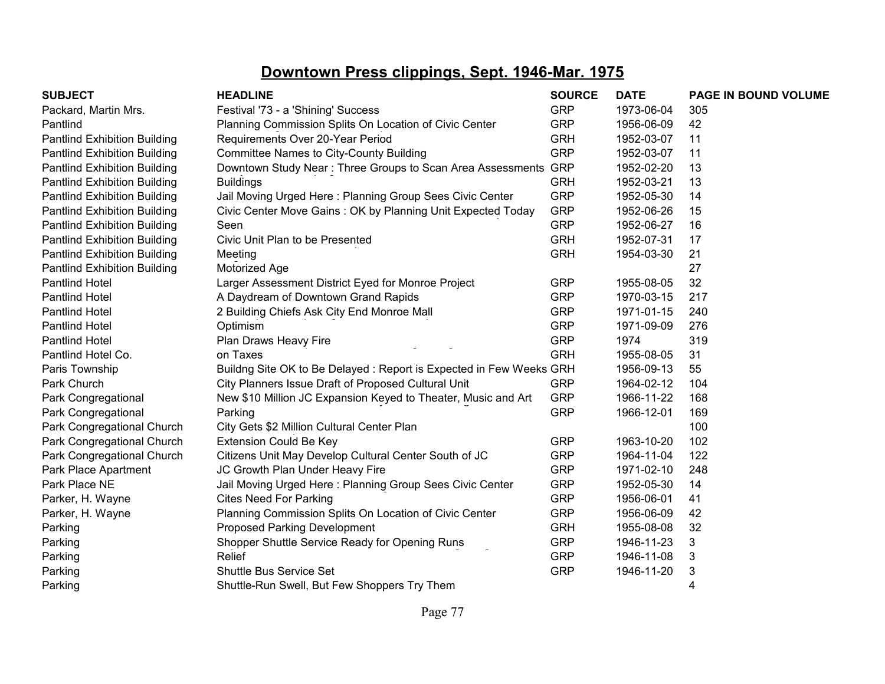# Downtown Press clippings, Sept. 1946-Mar. 1975

| SUBJECT | HEADLINE | SOURCE | DATE | PAGE IN BOUND VOLUME |
|---|---|---|---|---|
| Packard, Martin Mrs. | Festival '73 - a 'Shining' Success | GRP | 1973-06-04 | 305 |
| Pantlind | Planning Commission Splits On Location of Civic Center | GRP | 1956-06-09 | 42 |
| Pantlind Exhibition Building | Requirements Over 20-Year Period | GRH | 1952-03-07 | 11 |
| Pantlind Exhibition Building | Committee Names to City-County Building | GRP | 1952-03-07 | 11 |
| Pantlind Exhibition Building | Downtown Study Near : Three Groups to Scan Area Assessments | GRP | 1952-02-20 | 13 |
| Pantlind Exhibition Building | Buildings | GRH | 1952-03-21 | 13 |
| Pantlind Exhibition Building | Jail Moving Urged Here : Planning Group Sees Civic Center | GRP | 1952-05-30 | 14 |
| Pantlind Exhibition Building | Civic Center Move Gains : OK by Planning Unit Expected Today | GRP | 1952-06-26 | 15 |
| Pantlind Exhibition Building | Seen | GRP | 1952-06-27 | 16 |
| Pantlind Exhibition Building | Civic Unit Plan to be Presented | GRH | 1952-07-31 | 17 |
| Pantlind Exhibition Building | Meeting | GRH | 1954-03-30 | 21 |
| Pantlind Exhibition Building | Motorized Age | | | 27 |
| Pantlind Hotel | Larger Assessment District Eyed for Monroe Project | GRP | 1955-08-05 | 32 |
| Pantlind Hotel | A Daydream of Downtown Grand Rapids | GRP | 1970-03-15 | 217 |
| Pantlind Hotel | 2 Building Chiefs Ask City End Monroe Mall | GRP | 1971-01-15 | 240 |
| Pantlind Hotel | Optimism | GRP | 1971-09-09 | 276 |
| Pantlind Hotel | Plan Draws Heavy Fire | GRP | 1974 | 319 |
| Pantlind Hotel Co. | on Taxes | GRH | 1955-08-05 | 31 |
| Paris Township | Buildng Site OK to Be Delayed : Report is Expected in Few Weeks | GRH | 1956-09-13 | 55 |
| Park Church | City Planners Issue Draft of Proposed Cultural Unit | GRP | 1964-02-12 | 104 |
| Park Congregational | New $10 Million JC Expansion Keyed to Theater, Music and Art | GRP | 1966-11-22 | 168 |
| Park Congregational | Parking | GRP | 1966-12-01 | 169 |
| Park Congregational Church | City Gets $2 Million Cultural Center Plan | | | 100 |
| Park Congregational Church | Extension Could Be Key | GRP | 1963-10-20 | 102 |
| Park Congregational Church | Citizens Unit May Develop Cultural Center South of JC | GRP | 1964-11-04 | 122 |
| Park Place Apartment | JC Growth Plan Under Heavy Fire | GRP | 1971-02-10 | 248 |
| Park Place NE | Jail Moving Urged Here : Planning Group Sees Civic Center | GRP | 1952-05-30 | 14 |
| Parker, H. Wayne | Cites Need For Parking | GRP | 1956-06-01 | 41 |
| Parker, H. Wayne | Planning Commission Splits On Location of Civic Center | GRP | 1956-06-09 | 42 |
| Parking | Proposed Parking Development | GRH | 1955-08-08 | 32 |
| Parking | Shopper Shuttle Service Ready for Opening Runs | GRP | 1946-11-23 | 3 |
| Parking | Relief | GRP | 1946-11-08 | 3 |
| Parking | Shuttle Bus Service Set | GRP | 1946-11-20 | 3 |
| Parking | Shuttle-Run Swell, But Few Shoppers Try Them | | | 4 |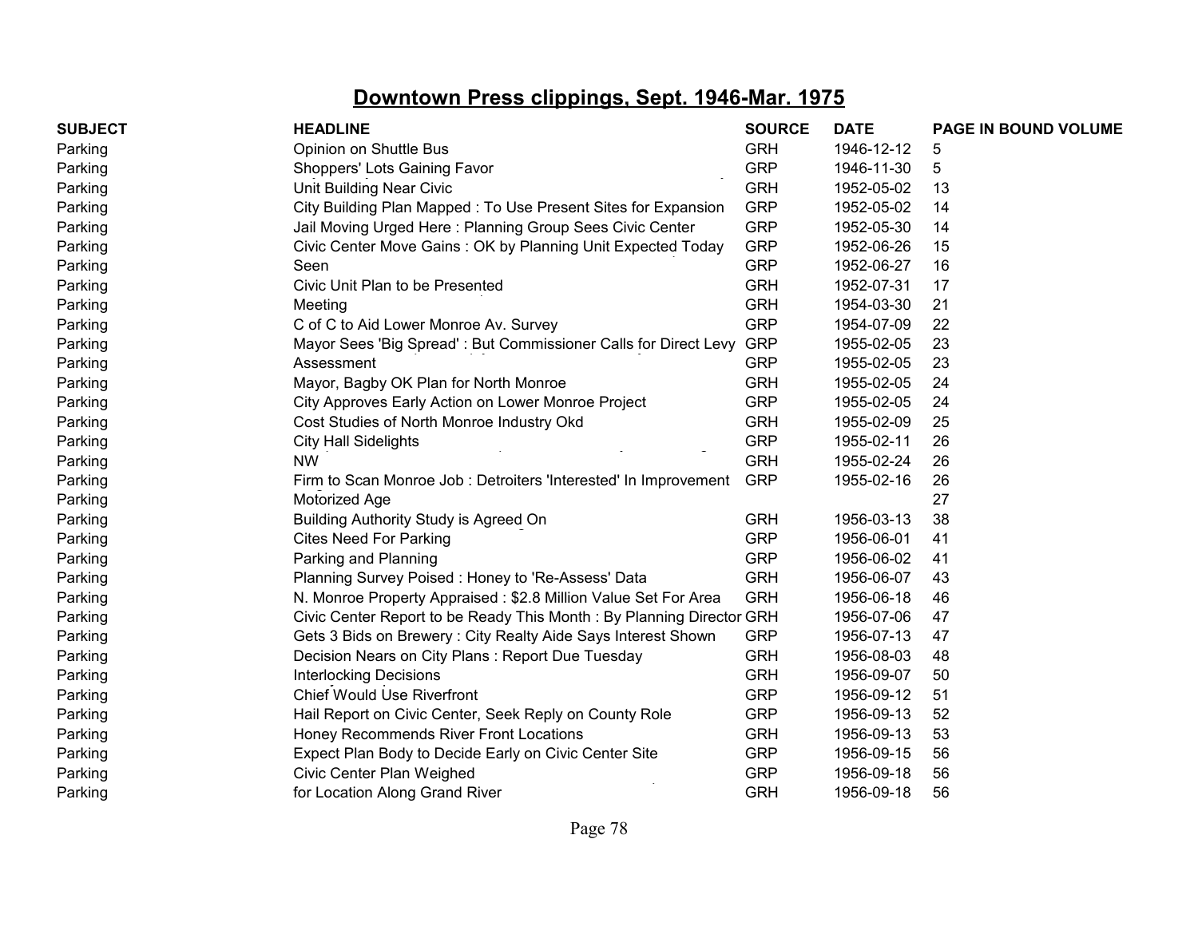## Downtown Press clippings, Sept. 1946-Mar. 1975

| SUBJECT | HEADLINE | SOURCE | DATE | PAGE IN BOUND VOLUME |
|---|---|---|---|---|
| Parking | Opinion on Shuttle Bus | GRH | 1946-12-12 | 5 |
| Parking | Shoppers' Lots Gaining Favor | GRP | 1946-11-30 | 5 |
| Parking | Unit Building Near Civic | GRH | 1952-05-02 | 13 |
| Parking | City Building Plan Mapped : To Use Present Sites for Expansion | GRP | 1952-05-02 | 14 |
| Parking | Jail Moving Urged Here : Planning Group Sees Civic Center | GRP | 1952-05-30 | 14 |
| Parking | Civic Center Move Gains : OK by Planning Unit Expected Today | GRP | 1952-06-26 | 15 |
| Parking | Seen | GRP | 1952-06-27 | 16 |
| Parking | Civic Unit Plan to be Presented | GRH | 1952-07-31 | 17 |
| Parking | Meeting | GRH | 1954-03-30 | 21 |
| Parking | C of C to Aid Lower Monroe Av. Survey | GRP | 1954-07-09 | 22 |
| Parking | Mayor Sees 'Big Spread' : But Commissioner Calls for Direct Levy | GRP | 1955-02-05 | 23 |
| Parking | Assessment | GRP | 1955-02-05 | 23 |
| Parking | Mayor, Bagby OK Plan for North Monroe | GRH | 1955-02-05 | 24 |
| Parking | City Approves Early Action on Lower Monroe Project | GRP | 1955-02-05 | 24 |
| Parking | Cost Studies of North Monroe Industry Okd | GRH | 1955-02-09 | 25 |
| Parking | City Hall Sidelights | GRP | 1955-02-11 | 26 |
| Parking | NW | GRH | 1955-02-24 | 26 |
| Parking | Firm to Scan Monroe Job : Detroiters 'Interested' In Improvement | GRP | 1955-02-16 | 26 |
| Parking | Motorized Age | | | 27 |
| Parking | Building Authority Study is Agreed On | GRH | 1956-03-13 | 38 |
| Parking | Cites Need For Parking | GRP | 1956-06-01 | 41 |
| Parking | Parking and Planning | GRP | 1956-06-02 | 41 |
| Parking | Planning Survey Poised : Honey to 'Re-Assess' Data | GRH | 1956-06-07 | 43 |
| Parking | N. Monroe Property Appraised : $2.8 Million Value Set For Area | GRH | 1956-06-18 | 46 |
| Parking | Civic Center Report to be Ready This Month : By Planning Director | GRH | 1956-07-06 | 47 |
| Parking | Gets 3 Bids on Brewery : City Realty Aide Says Interest Shown | GRP | 1956-07-13 | 47 |
| Parking | Decision Nears on City Plans : Report Due Tuesday | GRH | 1956-08-03 | 48 |
| Parking | Interlocking Decisions | GRH | 1956-09-07 | 50 |
| Parking | Chief Would Use Riverfront | GRP | 1956-09-12 | 51 |
| Parking | Hail Report on Civic Center, Seek Reply on County Role | GRP | 1956-09-13 | 52 |
| Parking | Honey Recommends River Front Locations | GRH | 1956-09-13 | 53 |
| Parking | Expect Plan Body to Decide Early on Civic Center Site | GRP | 1956-09-15 | 56 |
| Parking | Civic Center Plan Weighed | GRP | 1956-09-18 | 56 |
| Parking | for Location Along Grand River | GRH | 1956-09-18 | 56 |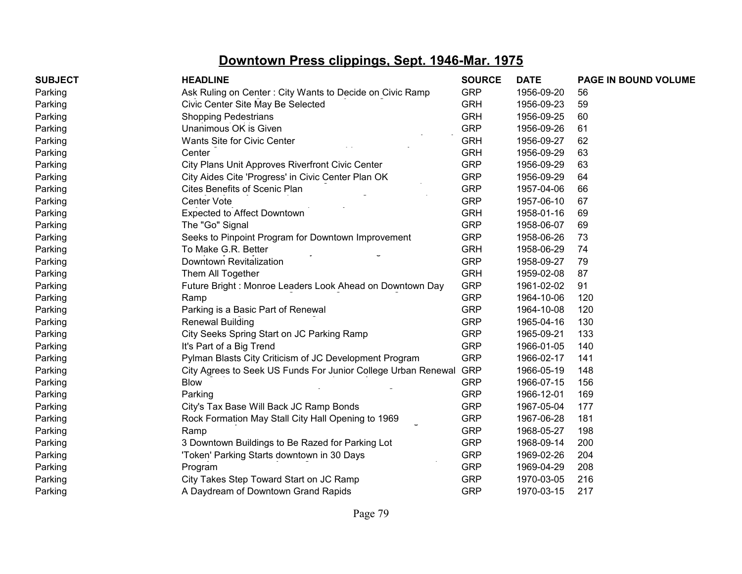# Downtown Press clippings, Sept. 1946-Mar. 1975

| SUBJECT | HEADLINE | SOURCE | DATE | PAGE IN BOUND VOLUME |
|---|---|---|---|---|
| Parking | Ask Ruling on Center : City Wants to Decide on Civic Ramp | GRP | 1956-09-20 | 56 |
| Parking | Civic Center Site May Be Selected | GRH | 1956-09-23 | 59 |
| Parking | Shopping Pedestrians | GRH | 1956-09-25 | 60 |
| Parking | Unanimous OK is Given | GRP | 1956-09-26 | 61 |
| Parking | Wants Site for Civic Center | GRH | 1956-09-27 | 62 |
| Parking | Center | GRH | 1956-09-29 | 63 |
| Parking | City Plans Unit Approves Riverfront Civic Center | GRP | 1956-09-29 | 63 |
| Parking | City Aides Cite 'Progress' in Civic Center Plan OK | GRP | 1956-09-29 | 64 |
| Parking | Cites Benefits of Scenic Plan | GRP | 1957-04-06 | 66 |
| Parking | Center Vote | GRP | 1957-06-10 | 67 |
| Parking | Expected to Affect Downtown | GRH | 1958-01-16 | 69 |
| Parking | The "Go" Signal | GRP | 1958-06-07 | 69 |
| Parking | Seeks to Pinpoint Program for Downtown Improvement | GRP | 1958-06-26 | 73 |
| Parking | To Make G.R. Better | GRH | 1958-06-29 | 74 |
| Parking | Downtown Revitalization | GRP | 1958-09-27 | 79 |
| Parking | Them All Together | GRH | 1959-02-08 | 87 |
| Parking | Future Bright : Monroe Leaders Look Ahead on Downtown Day | GRP | 1961-02-02 | 91 |
| Parking | Ramp | GRP | 1964-10-06 | 120 |
| Parking | Parking is a Basic Part of Renewal | GRP | 1964-10-08 | 120 |
| Parking | Renewal Building | GRP | 1965-04-16 | 130 |
| Parking | City Seeks Spring Start on JC Parking Ramp | GRP | 1965-09-21 | 133 |
| Parking | It's Part of a Big Trend | GRP | 1966-01-05 | 140 |
| Parking | Pylman Blasts City Criticism of JC Development Program | GRP | 1966-02-17 | 141 |
| Parking | City Agrees to Seek US Funds For Junior College Urban Renewal | GRP | 1966-05-19 | 148 |
| Parking | Blow | GRP | 1966-07-15 | 156 |
| Parking | Parking | GRP | 1966-12-01 | 169 |
| Parking | City's Tax Base Will Back JC Ramp Bonds | GRP | 1967-05-04 | 177 |
| Parking | Rock Formation May Stall City Hall Opening to 1969 | GRP | 1967-06-28 | 181 |
| Parking | Ramp | GRP | 1968-05-27 | 198 |
| Parking | 3 Downtown Buildings to Be Razed for Parking Lot | GRP | 1968-09-14 | 200 |
| Parking | 'Token' Parking Starts downtown in 30 Days | GRP | 1969-02-26 | 204 |
| Parking | Program | GRP | 1969-04-29 | 208 |
| Parking | City Takes Step Toward Start on JC Ramp | GRP | 1970-03-05 | 216 |
| Parking | A Daydream of Downtown Grand Rapids | GRP | 1970-03-15 | 217 |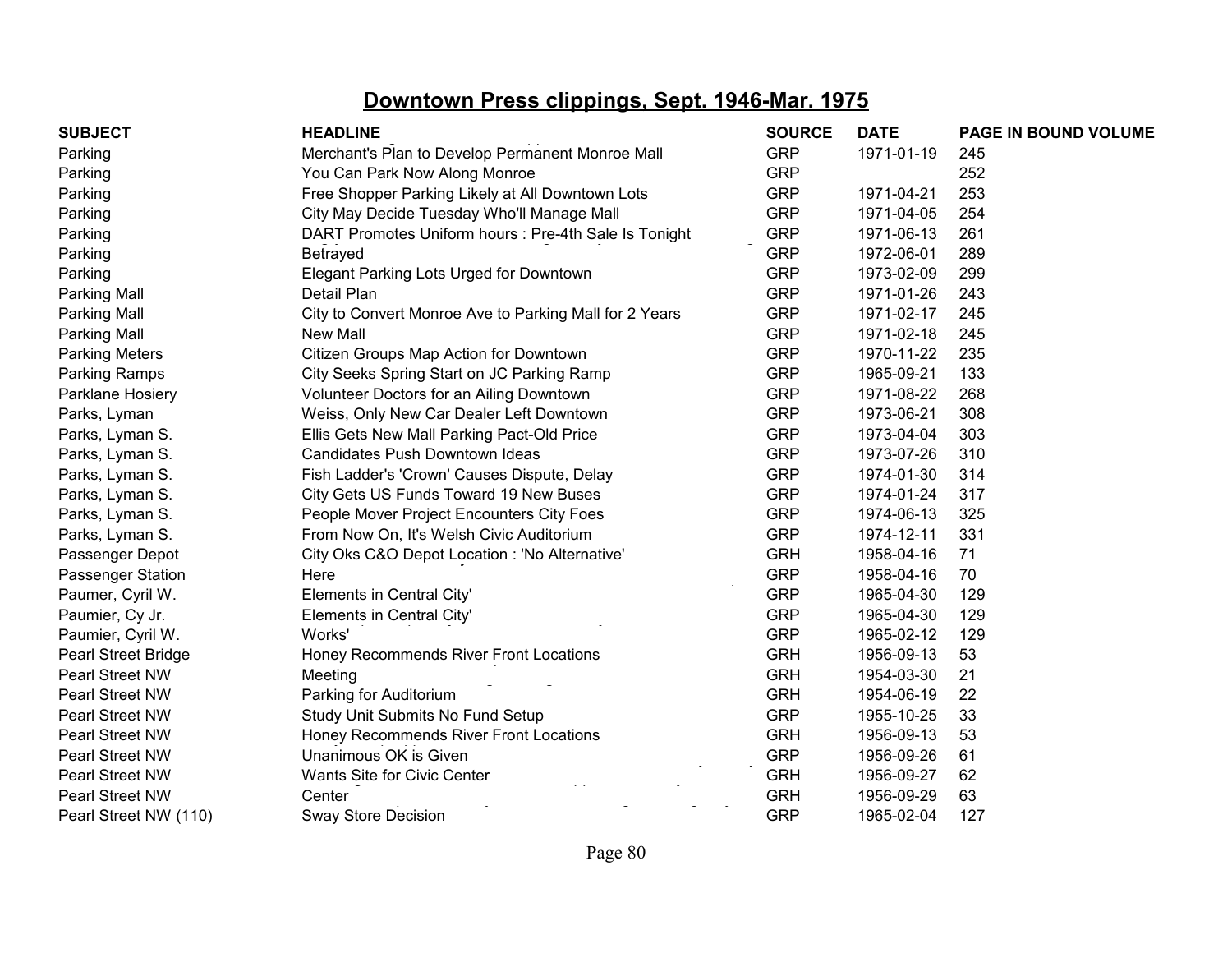# Downtown Press clippings, Sept. 1946-Mar. 1975

| SUBJECT | HEADLINE | SOURCE | DATE | PAGE IN BOUND VOLUME |
|---|---|---|---|---|
| Parking | Merchant's Plan to Develop Permanent Monroe Mall | GRP | 1971-01-19 | 245 |
| Parking | You Can Park Now Along Monroe | GRP | | 252 |
| Parking | Free Shopper Parking Likely at All Downtown Lots | GRP | 1971-04-21 | 253 |
| Parking | City May Decide Tuesday Who'll Manage Mall | GRP | 1971-04-05 | 254 |
| Parking | DART Promotes Uniform hours : Pre-4th Sale Is Tonight | GRP | 1971-06-13 | 261 |
| Parking | Betrayed | GRP | 1972-06-01 | 289 |
| Parking | Elegant Parking Lots Urged for Downtown | GRP | 1973-02-09 | 299 |
| Parking Mall | Detail Plan | GRP | 1971-01-26 | 243 |
| Parking Mall | City to Convert Monroe Ave to Parking Mall for 2 Years | GRP | 1971-02-17 | 245 |
| Parking Mall | New Mall | GRP | 1971-02-18 | 245 |
| Parking Meters | Citizen Groups Map Action for Downtown | GRP | 1970-11-22 | 235 |
| Parking Ramps | City Seeks Spring Start on JC Parking Ramp | GRP | 1965-09-21 | 133 |
| Parklane Hosiery | Volunteer Doctors for an Ailing Downtown | GRP | 1971-08-22 | 268 |
| Parks, Lyman | Weiss, Only New Car Dealer Left Downtown | GRP | 1973-06-21 | 308 |
| Parks, Lyman S. | Ellis Gets New Mall Parking Pact-Old Price | GRP | 1973-04-04 | 303 |
| Parks, Lyman S. | Candidates Push Downtown Ideas | GRP | 1973-07-26 | 310 |
| Parks, Lyman S. | Fish Ladder's 'Crown' Causes Dispute, Delay | GRP | 1974-01-30 | 314 |
| Parks, Lyman S. | City Gets US Funds Toward 19 New Buses | GRP | 1974-01-24 | 317 |
| Parks, Lyman S. | People Mover Project Encounters City Foes | GRP | 1974-06-13 | 325 |
| Parks, Lyman S. | From Now On, It's Welsh Civic Auditorium | GRP | 1974-12-11 | 331 |
| Passenger Depot | City Oks C&O Depot Location : 'No Alternative' | GRH | 1958-04-16 | 71 |
| Passenger Station | Here | GRP | 1958-04-16 | 70 |
| Paumer, Cyril W. | Elements in Central City' | GRP | 1965-04-30 | 129 |
| Paumier, Cy Jr. | Elements in Central City' | GRP | 1965-04-30 | 129 |
| Paumier, Cyril W. | Works' | GRP | 1965-02-12 | 129 |
| Pearl Street Bridge | Honey Recommends River Front Locations | GRH | 1956-09-13 | 53 |
| Pearl Street NW | Meeting | GRH | 1954-03-30 | 21 |
| Pearl Street NW | Parking for Auditorium | GRH | 1954-06-19 | 22 |
| Pearl Street NW | Study Unit Submits No Fund Setup | GRP | 1955-10-25 | 33 |
| Pearl Street NW | Honey Recommends River Front Locations | GRH | 1956-09-13 | 53 |
| Pearl Street NW | Unanimous OK is Given | GRP | 1956-09-26 | 61 |
| Pearl Street NW | Wants Site for Civic Center | GRH | 1956-09-27 | 62 |
| Pearl Street NW | Center | GRH | 1956-09-29 | 63 |
| Pearl Street NW (110) | Sway Store Decision | GRP | 1965-02-04 | 127 |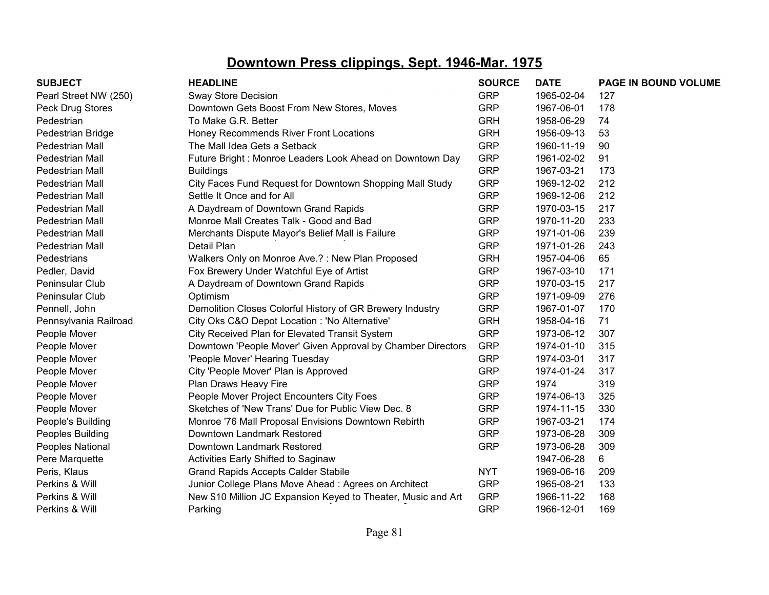# Downtown Press clippings, Sept. 1946-Mar. 1975

| SUBJECT | HEADLINE | SOURCE | DATE | PAGE IN BOUND VOLUME |
|---|---|---|---|---|
| Pearl Street NW (250) | Sway Store Decision | GRP | 1965-02-04 | 127 |
| Peck Drug Stores | Downtown Gets Boost From New Stores, Moves | GRP | 1967-06-01 | 178 |
| Pedestrian | To Make G.R. Better | GRH | 1958-06-29 | 74 |
| Pedestrian Bridge | Honey Recommends River Front Locations | GRH | 1956-09-13 | 53 |
| Pedestrian Mall | The Mall Idea Gets a Setback | GRP | 1960-11-19 | 90 |
| Pedestrian Mall | Future Bright : Monroe Leaders Look Ahead on Downtown Day | GRP | 1961-02-02 | 91 |
| Pedestrian Mall | Buildings | GRP | 1967-03-21 | 173 |
| Pedestrian Mall | City Faces Fund Request for Downtown Shopping Mall Study | GRP | 1969-12-02 | 212 |
| Pedestrian Mall | Settle It Once and for All | GRP | 1969-12-06 | 212 |
| Pedestrian Mall | A Daydream of Downtown Grand Rapids | GRP | 1970-03-15 | 217 |
| Pedestrian Mall | Monroe Mall Creates Talk - Good and Bad | GRP | 1970-11-20 | 233 |
| Pedestrian Mall | Merchants Dispute Mayor's Belief Mall is Failure | GRP | 1971-01-06 | 239 |
| Pedestrian Mall | Detail Plan | GRP | 1971-01-26 | 243 |
| Pedestrians | Walkers Only on Monroe Ave.? : New Plan Proposed | GRH | 1957-04-06 | 65 |
| Pedler, David | Fox Brewery Under Watchful Eye of Artist | GRP | 1967-03-10 | 171 |
| Peninsular Club | A Daydream of Downtown Grand Rapids | GRP | 1970-03-15 | 217 |
| Peninsular Club | Optimism | GRP | 1971-09-09 | 276 |
| Pennell, John | Demolition Closes Colorful History of GR Brewery Industry | GRP | 1967-01-07 | 170 |
| Pennsylvania Railroad | City Oks C&O Depot Location : 'No Alternative' | GRH | 1958-04-16 | 71 |
| People Mover | City Received Plan for Elevated Transit System | GRP | 1973-06-12 | 307 |
| People Mover | Downtown 'People Mover' Given Approval by Chamber Directors | GRP | 1974-01-10 | 315 |
| People Mover | 'People Mover' Hearing Tuesday | GRP | 1974-03-01 | 317 |
| People Mover | City 'People Mover' Plan is Approved | GRP | 1974-01-24 | 317 |
| People Mover | Plan Draws Heavy Fire | GRP | 1974 | 319 |
| People Mover | People Mover Project Encounters City Foes | GRP | 1974-06-13 | 325 |
| People Mover | Sketches of 'New Trans' Due for Public View Dec. 8 | GRP | 1974-11-15 | 330 |
| People's Building | Monroe '76 Mall Proposal Envisions Downtown Rebirth | GRP | 1967-03-21 | 174 |
| Peoples Building | Downtown Landmark Restored | GRP | 1973-06-28 | 309 |
| Peoples National | Downtown Landmark Restored | GRP | 1973-06-28 | 309 |
| Pere Marquette | Activities Early Shifted to Saginaw | | 1947-06-28 | 6 |
| Peris, Klaus | Grand Rapids Accepts Calder Stabile | NYT | 1969-06-16 | 209 |
| Perkins & Will | Junior College Plans Move Ahead : Agrees on Architect | GRP | 1965-08-21 | 133 |
| Perkins & Will | New $10 Million JC Expansion Keyed to Theater, Music and Art | GRP | 1966-11-22 | 168 |
| Perkins & Will | Parking | GRP | 1966-12-01 | 169 |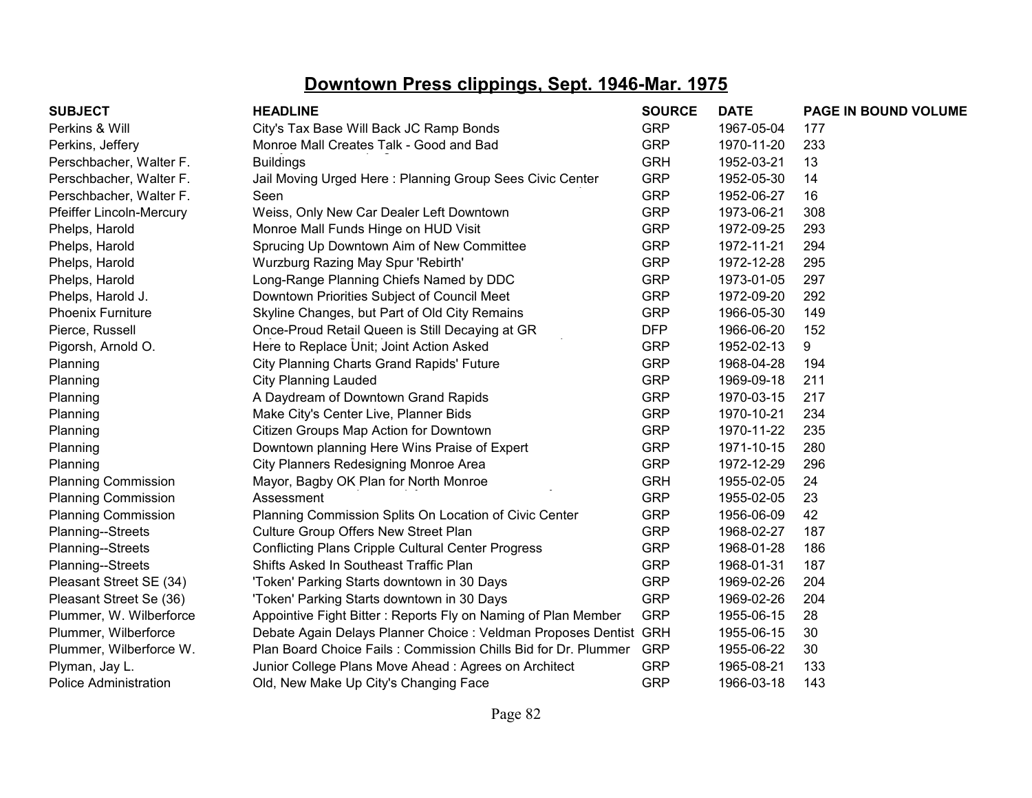# Downtown Press clippings, Sept. 1946-Mar. 1975

| SUBJECT | HEADLINE | SOURCE | DATE | PAGE IN BOUND VOLUME |
|---|---|---|---|---|
| Perkins & Will | City's Tax Base Will Back JC Ramp Bonds | GRP | 1967-05-04 | 177 |
| Perkins, Jeffery | Monroe Mall Creates Talk - Good and Bad | GRP | 1970-11-20 | 233 |
| Perschbacher, Walter F. | Buildings | GRH | 1952-03-21 | 13 |
| Perschbacher, Walter F. | Jail Moving Urged Here : Planning Group Sees Civic Center | GRP | 1952-05-30 | 14 |
| Perschbacher, Walter F. | Seen | GRP | 1952-06-27 | 16 |
| Pfeiffer Lincoln-Mercury | Weiss, Only New Car Dealer Left Downtown | GRP | 1973-06-21 | 308 |
| Phelps, Harold | Monroe Mall Funds Hinge on HUD Visit | GRP | 1972-09-25 | 293 |
| Phelps, Harold | Sprucing Up Downtown Aim of New Committee | GRP | 1972-11-21 | 294 |
| Phelps, Harold | Wurzburg Razing May Spur 'Rebirth' | GRP | 1972-12-28 | 295 |
| Phelps, Harold | Long-Range Planning Chiefs Named by DDC | GRP | 1973-01-05 | 297 |
| Phelps, Harold J. | Downtown Priorities Subject of Council Meet | GRP | 1972-09-20 | 292 |
| Phoenix Furniture | Skyline Changes, but Part of Old City Remains | GRP | 1966-05-30 | 149 |
| Pierce, Russell | Once-Proud Retail Queen is Still Decaying at GR | DFP | 1966-06-20 | 152 |
| Pigorsh, Arnold O. | Here to Replace Unit; Joint Action Asked | GRP | 1952-02-13 | 9 |
| Planning | City Planning Charts Grand Rapids' Future | GRP | 1968-04-28 | 194 |
| Planning | City Planning Lauded | GRP | 1969-09-18 | 211 |
| Planning | A Daydream of Downtown Grand Rapids | GRP | 1970-03-15 | 217 |
| Planning | Make City's Center Live, Planner Bids | GRP | 1970-10-21 | 234 |
| Planning | Citizen Groups Map Action for Downtown | GRP | 1970-11-22 | 235 |
| Planning | Downtown planning Here Wins Praise of Expert | GRP | 1971-10-15 | 280 |
| Planning | City Planners Redesigning Monroe Area | GRP | 1972-12-29 | 296 |
| Planning Commission | Mayor, Bagby OK Plan for North Monroe | GRH | 1955-02-05 | 24 |
| Planning Commission | Assessment | GRP | 1955-02-05 | 23 |
| Planning Commission | Planning Commission Splits On Location of Civic Center | GRP | 1956-06-09 | 42 |
| Planning--Streets | Culture Group Offers New Street Plan | GRP | 1968-02-27 | 187 |
| Planning--Streets | Conflicting Plans Cripple Cultural Center Progress | GRP | 1968-01-28 | 186 |
| Planning--Streets | Shifts Asked In Southeast Traffic Plan | GRP | 1968-01-31 | 187 |
| Pleasant Street SE (34) | 'Token' Parking Starts downtown in 30 Days | GRP | 1969-02-26 | 204 |
| Pleasant Street Se (36) | 'Token' Parking Starts downtown in 30 Days | GRP | 1969-02-26 | 204 |
| Plummer, W. Wilberforce | Appointive Fight Bitter : Reports Fly on Naming of Plan Member | GRP | 1955-06-15 | 28 |
| Plummer, Wilberforce | Debate Again Delays Planner Choice : Veldman Proposes Dentist | GRH | 1955-06-15 | 30 |
| Plummer, Wilberforce W. | Plan Board Choice Fails : Commission Chills Bid for Dr. Plummer | GRP | 1955-06-22 | 30 |
| Plyman, Jay L. | Junior College Plans Move Ahead : Agrees on Architect | GRP | 1965-08-21 | 133 |
| Police Administration | Old, New Make Up City's Changing Face | GRP | 1966-03-18 | 143 |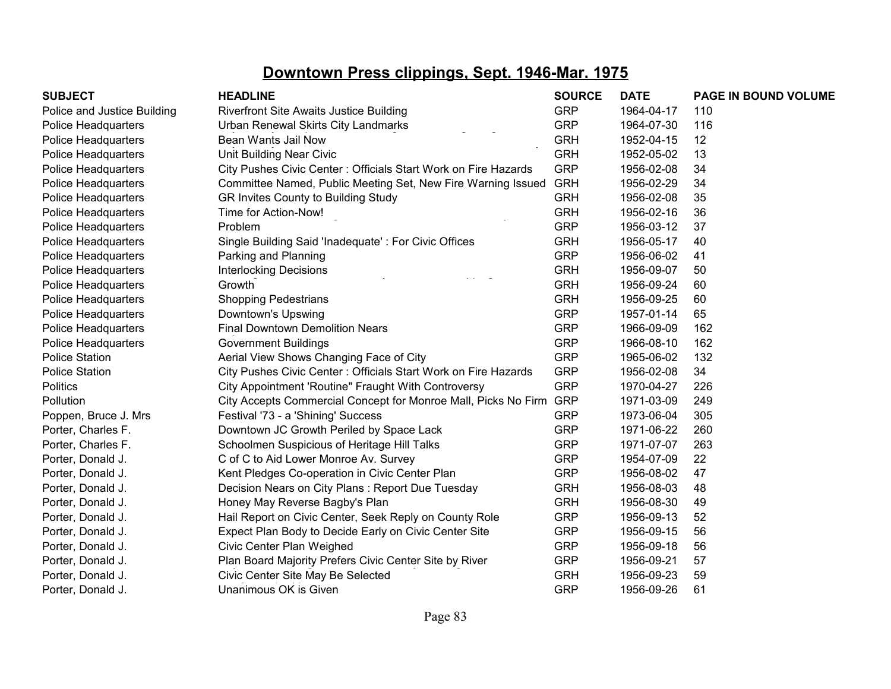# Downtown Press clippings, Sept. 1946-Mar. 1975

| SUBJECT | HEADLINE | SOURCE | DATE | PAGE IN BOUND VOLUME |
|---|---|---|---|---|
| Police and Justice Building | Riverfront Site Awaits Justice Building | GRP | 1964-04-17 | 110 |
| Police Headquarters | Urban Renewal Skirts City Landmarks | GRP | 1964-07-30 | 116 |
| Police Headquarters | Bean Wants Jail Now | GRH | 1952-04-15 | 12 |
| Police Headquarters | Unit Building Near Civic | GRH | 1952-05-02 | 13 |
| Police Headquarters | City Pushes Civic Center : Officials Start Work on Fire Hazards | GRP | 1956-02-08 | 34 |
| Police Headquarters | Committee Named, Public Meeting Set, New Fire Warning Issued | GRH | 1956-02-29 | 34 |
| Police Headquarters | GR Invites County to Building Study | GRH | 1956-02-08 | 35 |
| Police Headquarters | Time for Action-Now! | GRH | 1956-02-16 | 36 |
| Police Headquarters | Problem | GRP | 1956-03-12 | 37 |
| Police Headquarters | Single Building Said 'Inadequate' : For Civic Offices | GRH | 1956-05-17 | 40 |
| Police Headquarters | Parking and Planning | GRP | 1956-06-02 | 41 |
| Police Headquarters | Interlocking Decisions | GRH | 1956-09-07 | 50 |
| Police Headquarters | Growth | GRH | 1956-09-24 | 60 |
| Police Headquarters | Shopping Pedestrians | GRH | 1956-09-25 | 60 |
| Police Headquarters | Downtown's Upswing | GRP | 1957-01-14 | 65 |
| Police Headquarters | Final Downtown Demolition Nears | GRP | 1966-09-09 | 162 |
| Police Headquarters | Government Buildings | GRP | 1966-08-10 | 162 |
| Police Station | Aerial View Shows Changing Face of City | GRP | 1965-06-02 | 132 |
| Police Station | City Pushes Civic Center : Officials Start Work on Fire Hazards | GRP | 1956-02-08 | 34 |
| Politics | City Appointment 'Routine" Fraught With Controversy | GRP | 1970-04-27 | 226 |
| Pollution | City Accepts Commercial Concept for Monroe Mall, Picks No Firm | GRP | 1971-03-09 | 249 |
| Poppen, Bruce J. Mrs | Festival '73 - a 'Shining' Success | GRP | 1973-06-04 | 305 |
| Porter, Charles F. | Downtown JC Growth Periled by Space Lack | GRP | 1971-06-22 | 260 |
| Porter, Charles F. | Schoolmen Suspicious of Heritage Hill Talks | GRP | 1971-07-07 | 263 |
| Porter, Donald J. | C of C to Aid Lower Monroe Av. Survey | GRP | 1954-07-09 | 22 |
| Porter, Donald J. | Kent Pledges Co-operation in Civic Center Plan | GRP | 1956-08-02 | 47 |
| Porter, Donald J. | Decision Nears on City Plans : Report Due Tuesday | GRH | 1956-08-03 | 48 |
| Porter, Donald J. | Honey May Reverse Bagby's Plan | GRH | 1956-08-30 | 49 |
| Porter, Donald J. | Hail Report on Civic Center, Seek Reply on County Role | GRP | 1956-09-13 | 52 |
| Porter, Donald J. | Expect Plan Body to Decide Early on Civic Center Site | GRP | 1956-09-15 | 56 |
| Porter, Donald J. | Civic Center Plan Weighed | GRP | 1956-09-18 | 56 |
| Porter, Donald J. | Plan Board Majority Prefers Civic Center Site by River | GRP | 1956-09-21 | 57 |
| Porter, Donald J. | Civic Center Site May Be Selected | GRH | 1956-09-23 | 59 |
| Porter, Donald J. | Unanimous OK is Given | GRP | 1956-09-26 | 61 |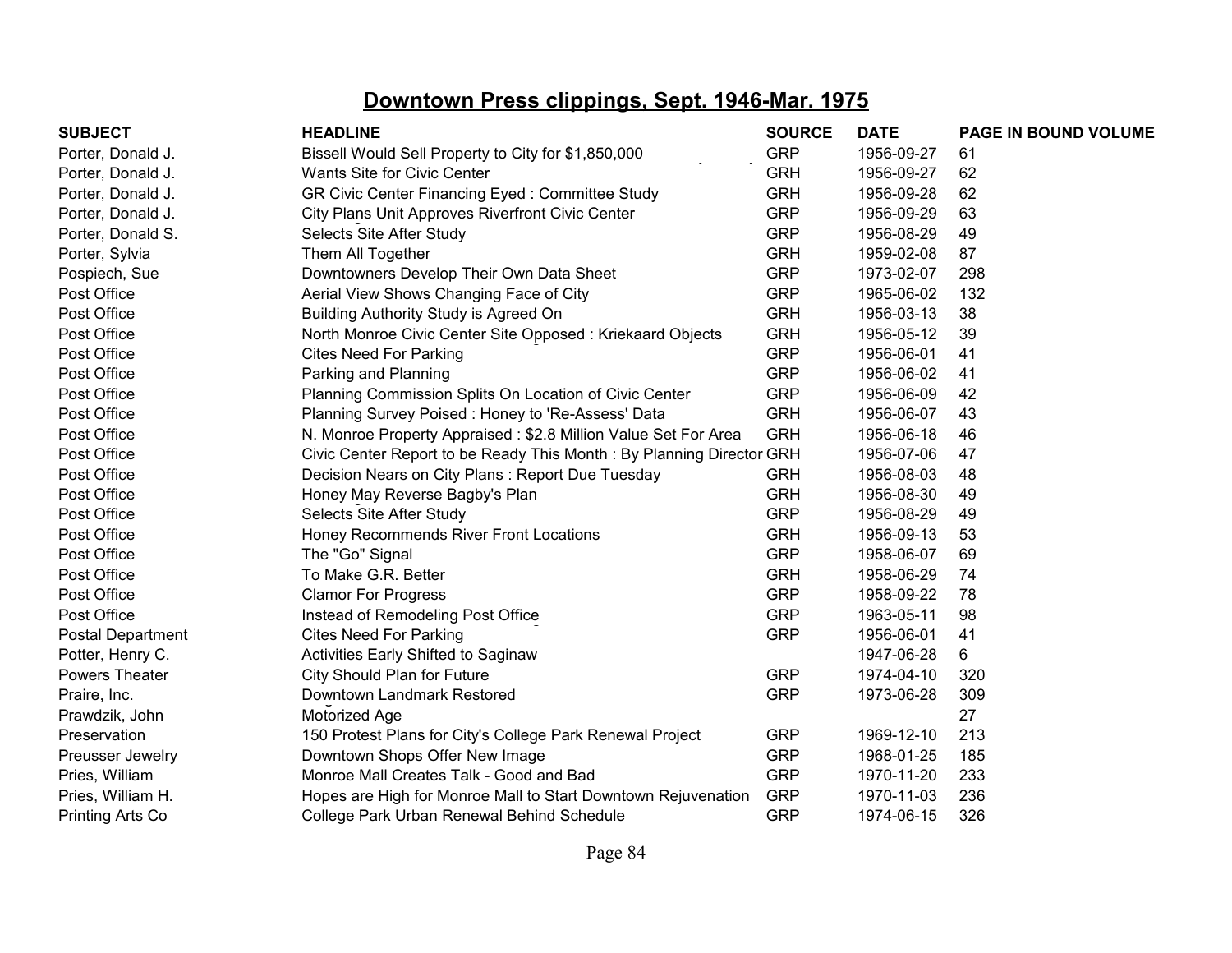# Downtown Press clippings, Sept. 1946-Mar. 1975

| SUBJECT | HEADLINE | SOURCE | DATE | PAGE IN BOUND VOLUME |
|---|---|---|---|---|
| Porter, Donald J. | Bissell Would Sell Property to City for $1,850,000 | GRP | 1956-09-27 | 61 |
| Porter, Donald J. | Wants Site for Civic Center | GRH | 1956-09-27 | 62 |
| Porter, Donald J. | GR Civic Center Financing Eyed : Committee Study | GRH | 1956-09-28 | 62 |
| Porter, Donald J. | City Plans Unit Approves Riverfront Civic Center | GRP | 1956-09-29 | 63 |
| Porter, Donald S. | Selects Site After Study | GRP | 1956-08-29 | 49 |
| Porter, Sylvia | Them All Together | GRH | 1959-02-08 | 87 |
| Pospiech, Sue | Downtowners Develop Their Own Data Sheet | GRP | 1973-02-07 | 298 |
| Post Office | Aerial View Shows Changing Face of City | GRP | 1965-06-02 | 132 |
| Post Office | Building Authority Study is Agreed On | GRH | 1956-03-13 | 38 |
| Post Office | North Monroe Civic Center Site Opposed : Kriekaard Objects | GRH | 1956-05-12 | 39 |
| Post Office | Cites Need For Parking | GRP | 1956-06-01 | 41 |
| Post Office | Parking and Planning | GRP | 1956-06-02 | 41 |
| Post Office | Planning Commission Splits On Location of Civic Center | GRP | 1956-06-09 | 42 |
| Post Office | Planning Survey Poised : Honey to 'Re-Assess' Data | GRH | 1956-06-07 | 43 |
| Post Office | N. Monroe Property Appraised : $2.8 Million Value Set For Area | GRH | 1956-06-18 | 46 |
| Post Office | Civic Center Report to be Ready This Month : By Planning Director | GRH | 1956-07-06 | 47 |
| Post Office | Decision Nears on City Plans : Report Due Tuesday | GRH | 1956-08-03 | 48 |
| Post Office | Honey May Reverse Bagby's Plan | GRH | 1956-08-30 | 49 |
| Post Office | Selects Site After Study | GRP | 1956-08-29 | 49 |
| Post Office | Honey Recommends River Front Locations | GRH | 1956-09-13 | 53 |
| Post Office | The "Go" Signal | GRP | 1958-06-07 | 69 |
| Post Office | To Make G.R. Better | GRH | 1958-06-29 | 74 |
| Post Office | Clamor For Progress | GRP | 1958-09-22 | 78 |
| Post Office | Instead of Remodeling Post Office | GRP | 1963-05-11 | 98 |
| Postal Department | Cites Need For Parking | GRP | 1956-06-01 | 41 |
| Potter, Henry C. | Activities Early Shifted to Saginaw | | 1947-06-28 | 6 |
| Powers Theater | City Should Plan for Future | GRP | 1974-04-10 | 320 |
| Praire, Inc. | Downtown Landmark Restored | GRP | 1973-06-28 | 309 |
| Prawdzik, John | Motorized Age | | | 27 |
| Preservation | 150 Protest Plans for City's College Park Renewal Project | GRP | 1969-12-10 | 213 |
| Preusser Jewelry | Downtown Shops Offer New Image | GRP | 1968-01-25 | 185 |
| Pries, William | Monroe Mall Creates Talk - Good and Bad | GRP | 1970-11-20 | 233 |
| Pries, William H. | Hopes are High for Monroe Mall to Start Downtown Rejuvenation | GRP | 1970-11-03 | 236 |
| Printing Arts Co | College Park Urban Renewal Behind Schedule | GRP | 1974-06-15 | 326 |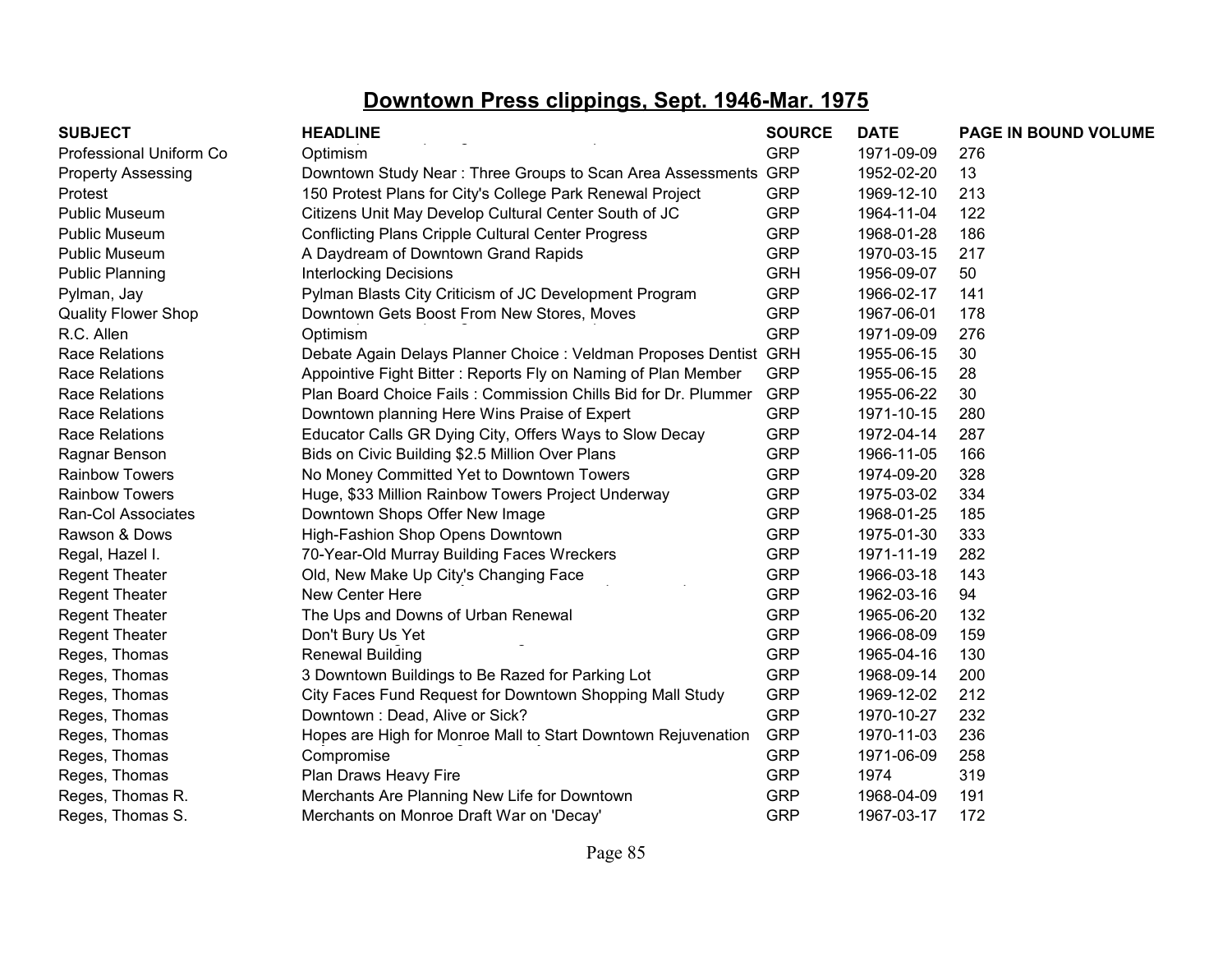# Downtown Press clippings, Sept. 1946-Mar. 1975

| SUBJECT | HEADLINE | SOURCE | DATE | PAGE IN BOUND VOLUME |
|---|---|---|---|---|
| Professional Uniform Co | Optimism | GRP | 1971-09-09 | 276 |
| Property Assessing | Downtown Study Near : Three Groups to Scan Area Assessments | GRP | 1952-02-20 | 13 |
| Protest | 150 Protest Plans for City's College Park Renewal Project | GRP | 1969-12-10 | 213 |
| Public Museum | Citizens Unit May Develop Cultural Center South of JC | GRP | 1964-11-04 | 122 |
| Public Museum | Conflicting Plans Cripple Cultural Center Progress | GRP | 1968-01-28 | 186 |
| Public Museum | A Daydream of Downtown Grand Rapids | GRP | 1970-03-15 | 217 |
| Public Planning | Interlocking Decisions | GRH | 1956-09-07 | 50 |
| Pylman, Jay | Pylman Blasts City Criticism of JC Development Program | GRP | 1966-02-17 | 141 |
| Quality Flower Shop | Downtown Gets Boost From New Stores, Moves | GRP | 1967-06-01 | 178 |
| R.C. Allen | Optimism | GRP | 1971-09-09 | 276 |
| Race Relations | Debate Again Delays Planner Choice : Veldman Proposes Dentist | GRH | 1955-06-15 | 30 |
| Race Relations | Appointive Fight Bitter : Reports Fly on Naming of Plan Member | GRP | 1955-06-15 | 28 |
| Race Relations | Plan Board Choice Fails : Commission Chills Bid for Dr. Plummer | GRP | 1955-06-22 | 30 |
| Race Relations | Downtown planning Here Wins Praise of Expert | GRP | 1971-10-15 | 280 |
| Race Relations | Educator Calls GR Dying City, Offers Ways to Slow Decay | GRP | 1972-04-14 | 287 |
| Ragnar Benson | Bids on Civic Building $2.5 Million Over Plans | GRP | 1966-11-05 | 166 |
| Rainbow Towers | No Money Committed Yet to Downtown Towers | GRP | 1974-09-20 | 328 |
| Rainbow Towers | Huge, $33 Million Rainbow Towers Project Underway | GRP | 1975-03-02 | 334 |
| Ran-Col Associates | Downtown Shops Offer New Image | GRP | 1968-01-25 | 185 |
| Rawson & Dows | High-Fashion Shop Opens Downtown | GRP | 1975-01-30 | 333 |
| Regal, Hazel I. | 70-Year-Old Murray Building Faces Wreckers | GRP | 1971-11-19 | 282 |
| Regent Theater | Old, New Make Up City's Changing Face | GRP | 1966-03-18 | 143 |
| Regent Theater | New Center Here | GRP | 1962-03-16 | 94 |
| Regent Theater | The Ups and Downs of Urban Renewal | GRP | 1965-06-20 | 132 |
| Regent Theater | Don't Bury Us Yet | GRP | 1966-08-09 | 159 |
| Reges, Thomas | Renewal Building | GRP | 1965-04-16 | 130 |
| Reges, Thomas | 3 Downtown Buildings to Be Razed for Parking Lot | GRP | 1968-09-14 | 200 |
| Reges, Thomas | City Faces Fund Request for Downtown Shopping Mall Study | GRP | 1969-12-02 | 212 |
| Reges, Thomas | Downtown : Dead, Alive or Sick? | GRP | 1970-10-27 | 232 |
| Reges, Thomas | Hopes are High for Monroe Mall to Start Downtown Rejuvenation | GRP | 1970-11-03 | 236 |
| Reges, Thomas | Compromise | GRP | 1971-06-09 | 258 |
| Reges, Thomas | Plan Draws Heavy Fire | GRP | 1974 | 319 |
| Reges, Thomas R. | Merchants Are Planning New Life for Downtown | GRP | 1968-04-09 | 191 |
| Reges, Thomas S. | Merchants on Monroe Draft War on 'Decay' | GRP | 1967-03-17 | 172 |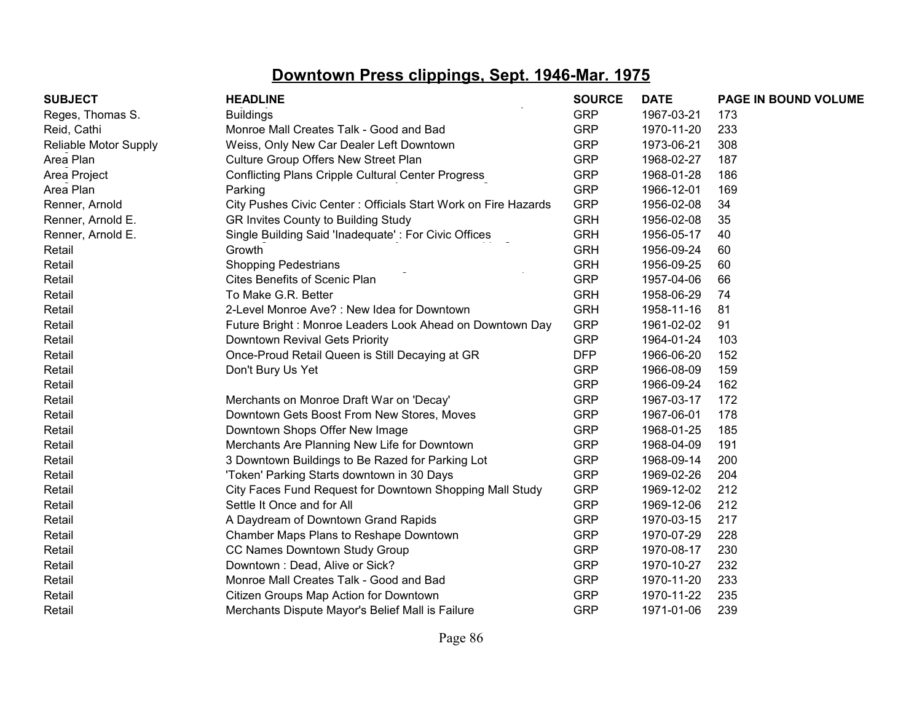# Downtown Press clippings, Sept. 1946-Mar. 1975

| SUBJECT | HEADLINE | SOURCE | DATE | PAGE IN BOUND VOLUME |
|---|---|---|---|---|
| Reges, Thomas S. | Buildings | GRP | 1967-03-21 | 173 |
| Reid, Cathi | Monroe Mall Creates Talk - Good and Bad | GRP | 1970-11-20 | 233 |
| Reliable Motor Supply | Weiss, Only New Car Dealer Left Downtown | GRP | 1973-06-21 | 308 |
| Area Plan | Culture Group Offers New Street Plan | GRP | 1968-02-27 | 187 |
| Area Project | Conflicting Plans Cripple Cultural Center Progress | GRP | 1968-01-28 | 186 |
| Area Plan | Parking | GRP | 1966-12-01 | 169 |
| Renner, Arnold | City Pushes Civic Center : Officials Start Work on Fire Hazards | GRP | 1956-02-08 | 34 |
| Renner, Arnold E. | GR Invites County to Building Study | GRH | 1956-02-08 | 35 |
| Renner, Arnold E. | Single Building Said 'Inadequate' : For Civic Offices | GRH | 1956-05-17 | 40 |
| Retail | Growth | GRH | 1956-09-24 | 60 |
| Retail | Shopping Pedestrians | GRH | 1956-09-25 | 60 |
| Retail | Cites Benefits of Scenic Plan | GRP | 1957-04-06 | 66 |
| Retail | To Make G.R. Better | GRH | 1958-06-29 | 74 |
| Retail | 2-Level Monroe Ave? : New Idea for Downtown | GRH | 1958-11-16 | 81 |
| Retail | Future Bright : Monroe Leaders Look Ahead on Downtown Day | GRP | 1961-02-02 | 91 |
| Retail | Downtown Revival Gets Priority | GRP | 1964-01-24 | 103 |
| Retail | Once-Proud Retail Queen is Still Decaying at GR | DFP | 1966-06-20 | 152 |
| Retail | Don't Bury Us Yet | GRP | 1966-08-09 | 159 |
| Retail | | GRP | 1966-09-24 | 162 |
| Retail | Merchants on Monroe Draft War on 'Decay' | GRP | 1967-03-17 | 172 |
| Retail | Downtown Gets Boost From New Stores, Moves | GRP | 1967-06-01 | 178 |
| Retail | Downtown Shops Offer New Image | GRP | 1968-01-25 | 185 |
| Retail | Merchants Are Planning New Life for Downtown | GRP | 1968-04-09 | 191 |
| Retail | 3 Downtown Buildings to Be Razed for Parking Lot | GRP | 1968-09-14 | 200 |
| Retail | 'Token' Parking Starts downtown in 30 Days | GRP | 1969-02-26 | 204 |
| Retail | City Faces Fund Request for Downtown Shopping Mall Study | GRP | 1969-12-02 | 212 |
| Retail | Settle It Once and for All | GRP | 1969-12-06 | 212 |
| Retail | A Daydream of Downtown Grand Rapids | GRP | 1970-03-15 | 217 |
| Retail | Chamber Maps Plans to Reshape Downtown | GRP | 1970-07-29 | 228 |
| Retail | CC Names Downtown Study Group | GRP | 1970-08-17 | 230 |
| Retail | Downtown : Dead, Alive or Sick? | GRP | 1970-10-27 | 232 |
| Retail | Monroe Mall Creates Talk - Good and Bad | GRP | 1970-11-20 | 233 |
| Retail | Citizen Groups Map Action for Downtown | GRP | 1970-11-22 | 235 |
| Retail | Merchants Dispute Mayor's Belief Mall is Failure | GRP | 1971-01-06 | 239 |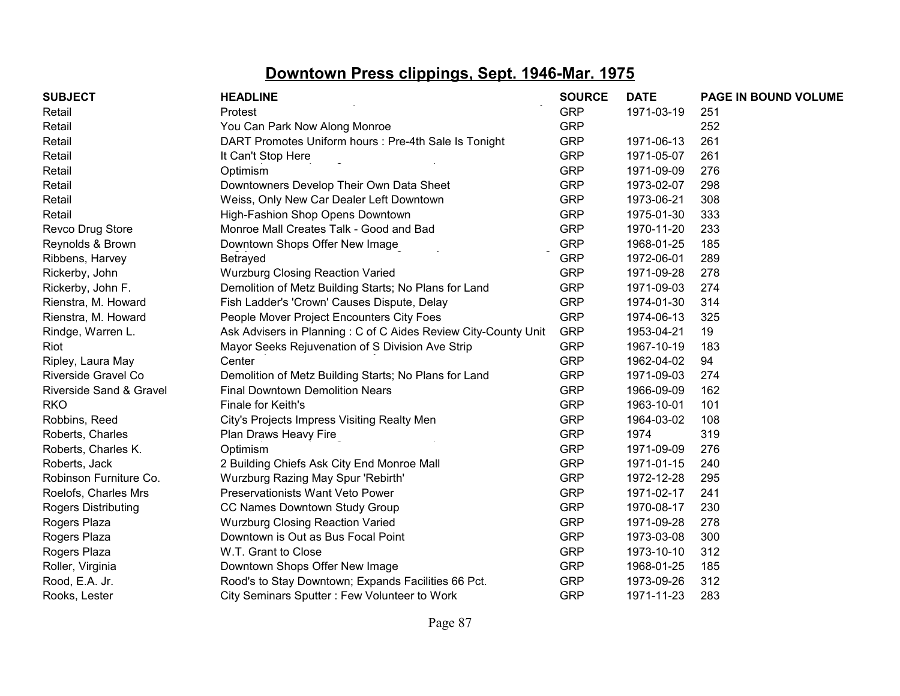# Downtown Press clippings, Sept. 1946-Mar. 1975

| SUBJECT | HEADLINE | SOURCE | DATE | PAGE IN BOUND VOLUME |
|---|---|---|---|---|
| Retail | Protest | GRP | 1971-03-19 | 251 |
| Retail | You Can Park Now Along Monroe | GRP | | 252 |
| Retail | DART Promotes Uniform hours : Pre-4th Sale Is Tonight | GRP | 1971-06-13 | 261 |
| Retail | It Can't Stop Here | GRP | 1971-05-07 | 261 |
| Retail | Optimism | GRP | 1971-09-09 | 276 |
| Retail | Downtowners Develop Their Own Data Sheet | GRP | 1973-02-07 | 298 |
| Retail | Weiss, Only New Car Dealer Left Downtown | GRP | 1973-06-21 | 308 |
| Retail | High-Fashion Shop Opens Downtown | GRP | 1975-01-30 | 333 |
| Revco Drug Store | Monroe Mall Creates Talk - Good and Bad | GRP | 1970-11-20 | 233 |
| Reynolds & Brown | Downtown Shops Offer New Image | GRP | 1968-01-25 | 185 |
| Ribbens, Harvey | Betrayed | GRP | 1972-06-01 | 289 |
| Rickerby, John | Wurzburg Closing Reaction Varied | GRP | 1971-09-28 | 278 |
| Rickerby, John F. | Demolition of Metz Building Starts; No Plans for Land | GRP | 1971-09-03 | 274 |
| Rienstra, M. Howard | Fish Ladder's 'Crown' Causes Dispute, Delay | GRP | 1974-01-30 | 314 |
| Rienstra, M. Howard | People Mover Project Encounters City Foes | GRP | 1974-06-13 | 325 |
| Rindge, Warren L. | Ask Advisers in Planning : C of C Aides Review City-County Unit | GRP | 1953-04-21 | 19 |
| Riot | Mayor Seeks Rejuvenation of S Division Ave Strip | GRP | 1967-10-19 | 183 |
| Ripley, Laura May | Center | GRP | 1962-04-02 | 94 |
| Riverside Gravel Co | Demolition of Metz Building Starts; No Plans for Land | GRP | 1971-09-03 | 274 |
| Riverside Sand & Gravel | Final Downtown Demolition Nears | GRP | 1966-09-09 | 162 |
| RKO | Finale for Keith's | GRP | 1963-10-01 | 101 |
| Robbins, Reed | City's Projects Impress Visiting Realty Men | GRP | 1964-03-02 | 108 |
| Roberts, Charles | Plan Draws Heavy Fire | GRP | 1974 | 319 |
| Roberts, Charles K. | Optimism | GRP | 1971-09-09 | 276 |
| Roberts, Jack | 2 Building Chiefs Ask City End Monroe Mall | GRP | 1971-01-15 | 240 |
| Robinson Furniture Co. | Wurzburg Razing May Spur 'Rebirth' | GRP | 1972-12-28 | 295 |
| Roelofs, Charles Mrs | Preservationists Want Veto Power | GRP | 1971-02-17 | 241 |
| Rogers Distributing | CC Names Downtown Study Group | GRP | 1970-08-17 | 230 |
| Rogers Plaza | Wurzburg Closing Reaction Varied | GRP | 1971-09-28 | 278 |
| Rogers Plaza | Downtown is Out as Bus Focal Point | GRP | 1973-03-08 | 300 |
| Rogers Plaza | W.T. Grant to Close | GRP | 1973-10-10 | 312 |
| Roller, Virginia | Downtown Shops Offer New Image | GRP | 1968-01-25 | 185 |
| Rood, E.A. Jr. | Rood's to Stay Downtown; Expands Facilities 66 Pct. | GRP | 1973-09-26 | 312 |
| Rooks, Lester | City Seminars Sputter : Few Volunteer to Work | GRP | 1971-11-23 | 283 |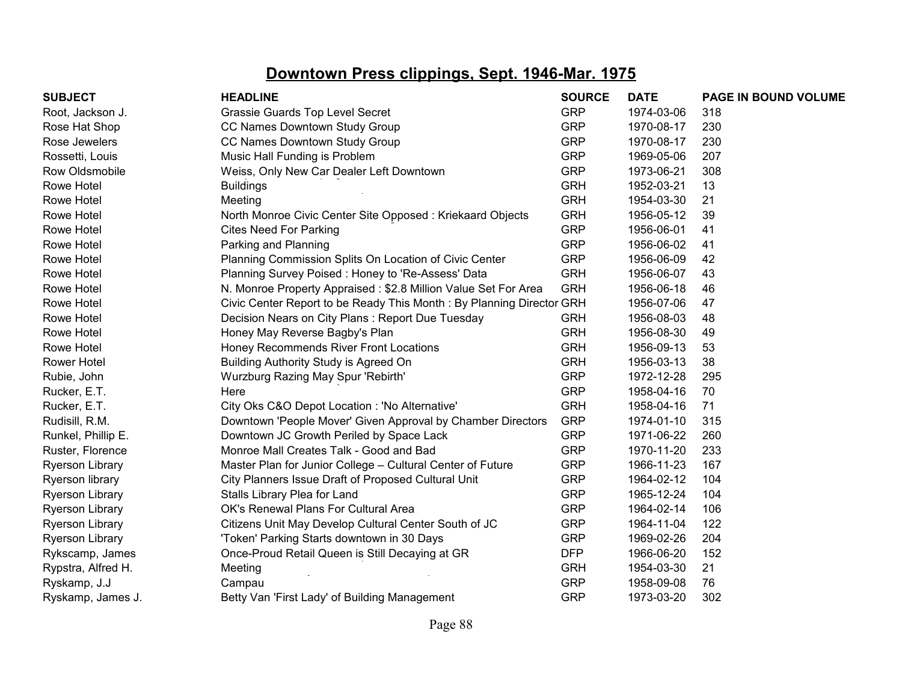## Downtown Press clippings, Sept. 1946-Mar. 1975

| SUBJECT | HEADLINE | SOURCE | DATE | PAGE IN BOUND VOLUME |
|---|---|---|---|---|
| Root, Jackson J. | Grassie Guards Top Level Secret | GRP | 1974-03-06 | 318 |
| Rose Hat Shop | CC Names Downtown Study Group | GRP | 1970-08-17 | 230 |
| Rose Jewelers | CC Names Downtown Study Group | GRP | 1970-08-17 | 230 |
| Rossetti, Louis | Music Hall Funding is Problem | GRP | 1969-05-06 | 207 |
| Row Oldsmobile | Weiss, Only New Car Dealer Left Downtown | GRP | 1973-06-21 | 308 |
| Rowe Hotel | Buildings | GRH | 1952-03-21 | 13 |
| Rowe Hotel | Meeting | GRH | 1954-03-30 | 21 |
| Rowe Hotel | North Monroe Civic Center Site Opposed : Kriekaard Objects | GRH | 1956-05-12 | 39 |
| Rowe Hotel | Cites Need For Parking | GRP | 1956-06-01 | 41 |
| Rowe Hotel | Parking and Planning | GRP | 1956-06-02 | 41 |
| Rowe Hotel | Planning Commission Splits On Location of Civic Center | GRP | 1956-06-09 | 42 |
| Rowe Hotel | Planning Survey Poised : Honey to 'Re-Assess' Data | GRH | 1956-06-07 | 43 |
| Rowe Hotel | N. Monroe Property Appraised : $2.8 Million Value Set For Area | GRH | 1956-06-18 | 46 |
| Rowe Hotel | Civic Center Report to be Ready This Month : By Planning Director | GRH | 1956-07-06 | 47 |
| Rowe Hotel | Decision Nears on City Plans : Report Due Tuesday | GRH | 1956-08-03 | 48 |
| Rowe Hotel | Honey May Reverse Bagby's Plan | GRH | 1956-08-30 | 49 |
| Rowe Hotel | Honey Recommends River Front Locations | GRH | 1956-09-13 | 53 |
| Rower Hotel | Building Authority Study is Agreed On | GRH | 1956-03-13 | 38 |
| Rubie, John | Wurzburg Razing May Spur 'Rebirth' | GRP | 1972-12-28 | 295 |
| Rucker, E.T. | Here | GRP | 1958-04-16 | 70 |
| Rucker, E.T. | City Oks C&O Depot Location : 'No Alternative' | GRH | 1958-04-16 | 71 |
| Rudisill, R.M. | Downtown 'People Mover' Given Approval by Chamber Directors | GRP | 1974-01-10 | 315 |
| Runkel, Phillip E. | Downtown JC Growth Periled by Space Lack | GRP | 1971-06-22 | 260 |
| Ruster, Florence | Monroe Mall Creates Talk - Good and Bad | GRP | 1970-11-20 | 233 |
| Ryerson Library | Master Plan for Junior College – Cultural Center of Future | GRP | 1966-11-23 | 167 |
| Ryerson library | City Planners Issue Draft of Proposed Cultural Unit | GRP | 1964-02-12 | 104 |
| Ryerson Library | Stalls Library Plea for Land | GRP | 1965-12-24 | 104 |
| Ryerson Library | OK's Renewal Plans For Cultural Area | GRP | 1964-02-14 | 106 |
| Ryerson Library | Citizens Unit May Develop Cultural Center South of JC | GRP | 1964-11-04 | 122 |
| Ryerson Library | 'Token' Parking Starts downtown in 30 Days | GRP | 1969-02-26 | 204 |
| Rykscamp, James | Once-Proud Retail Queen is Still Decaying at GR | DFP | 1966-06-20 | 152 |
| Rypstra, Alfred H. | Meeting | GRH | 1954-03-30 | 21 |
| Ryskamp, J.J | Campau | GRP | 1958-09-08 | 76 |
| Ryskamp, James J. | Betty Van 'First Lady' of Building Management | GRP | 1973-03-20 | 302 |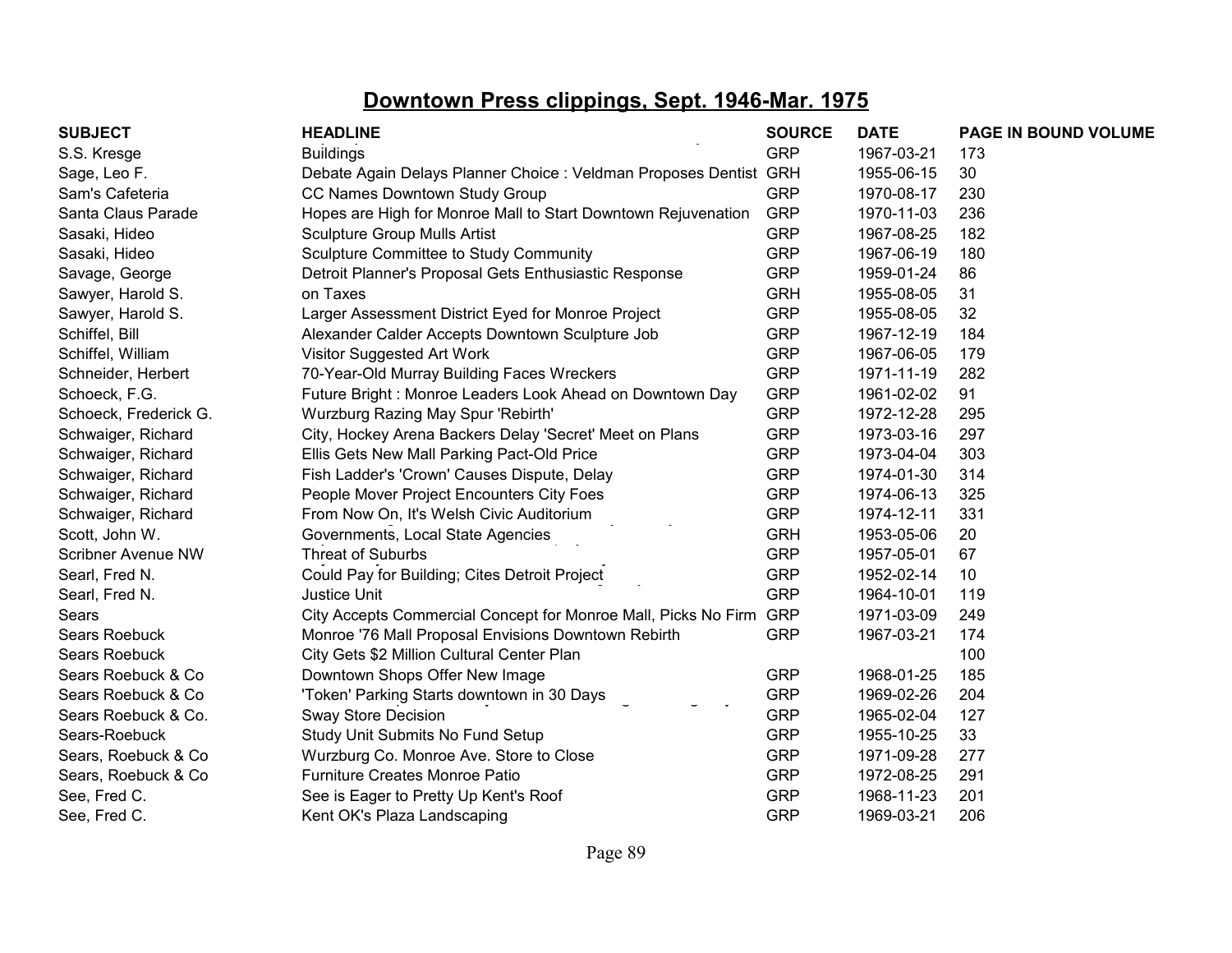# Downtown Press clippings, Sept. 1946-Mar. 1975

| SUBJECT | HEADLINE | SOURCE | DATE | PAGE IN BOUND VOLUME |
|---|---|---|---|---|
| S.S. Kresge | Buildings | GRP | 1967-03-21 | 173 |
| Sage, Leo F. | Debate Again Delays Planner Choice : Veldman Proposes Dentist | GRH | 1955-06-15 | 30 |
| Sam's Cafeteria | CC Names Downtown Study Group | GRP | 1970-08-17 | 230 |
| Santa Claus Parade | Hopes are High for Monroe Mall to Start Downtown Rejuvenation | GRP | 1970-11-03 | 236 |
| Sasaki, Hideo | Sculpture Group Mulls Artist | GRP | 1967-08-25 | 182 |
| Sasaki, Hideo | Sculpture Committee to Study Community | GRP | 1967-06-19 | 180 |
| Savage, George | Detroit Planner's Proposal Gets Enthusiastic Response | GRP | 1959-01-24 | 86 |
| Sawyer, Harold S. | on Taxes | GRH | 1955-08-05 | 31 |
| Sawyer, Harold S. | Larger Assessment District Eyed for Monroe Project | GRP | 1955-08-05 | 32 |
| Schiffel, Bill | Alexander Calder Accepts Downtown Sculpture Job | GRP | 1967-12-19 | 184 |
| Schiffel, William | Visitor Suggested Art Work | GRP | 1967-06-05 | 179 |
| Schneider, Herbert | 70-Year-Old Murray Building Faces Wreckers | GRP | 1971-11-19 | 282 |
| Schoeck, F.G. | Future Bright : Monroe Leaders Look Ahead on Downtown Day | GRP | 1961-02-02 | 91 |
| Schoeck, Frederick G. | Wurzburg Razing May Spur 'Rebirth' | GRP | 1972-12-28 | 295 |
| Schwaiger, Richard | City, Hockey Arena Backers Delay 'Secret' Meet on Plans | GRP | 1973-03-16 | 297 |
| Schwaiger, Richard | Ellis Gets New Mall Parking Pact-Old Price | GRP | 1973-04-04 | 303 |
| Schwaiger, Richard | Fish Ladder's 'Crown' Causes Dispute, Delay | GRP | 1974-01-30 | 314 |
| Schwaiger, Richard | People Mover Project Encounters City Foes | GRP | 1974-06-13 | 325 |
| Schwaiger, Richard | From Now On, It's Welsh Civic Auditorium | GRP | 1974-12-11 | 331 |
| Scott, John W. | Governments, Local State Agencies | GRH | 1953-05-06 | 20 |
| Scribner Avenue NW | Threat of Suburbs | GRP | 1957-05-01 | 67 |
| Searl, Fred N. | Could Pay for Building; Cites Detroit Project | GRP | 1952-02-14 | 10 |
| Searl, Fred N. | Justice Unit | GRP | 1964-10-01 | 119 |
| Sears | City Accepts Commercial Concept for Monroe Mall, Picks No Firm | GRP | 1971-03-09 | 249 |
| Sears Roebuck | Monroe '76 Mall Proposal Envisions Downtown Rebirth | GRP | 1967-03-21 | 174 |
| Sears Roebuck | City Gets $2 Million Cultural Center Plan | | | 100 |
| Sears Roebuck & Co | Downtown Shops Offer New Image | GRP | 1968-01-25 | 185 |
| Sears Roebuck & Co | 'Token' Parking Starts downtown in 30 Days | GRP | 1969-02-26 | 204 |
| Sears Roebuck & Co. | Sway Store Decision | GRP | 1965-02-04 | 127 |
| Sears-Roebuck | Study Unit Submits No Fund Setup | GRP | 1955-10-25 | 33 |
| Sears, Roebuck & Co | Wurzburg Co. Monroe Ave. Store to Close | GRP | 1971-09-28 | 277 |
| Sears, Roebuck & Co | Furniture Creates Monroe Patio | GRP | 1972-08-25 | 291 |
| See, Fred C. | See is Eager to Pretty Up Kent's Roof | GRP | 1968-11-23 | 201 |
| See, Fred C. | Kent OK's Plaza Landscaping | GRP | 1969-03-21 | 206 |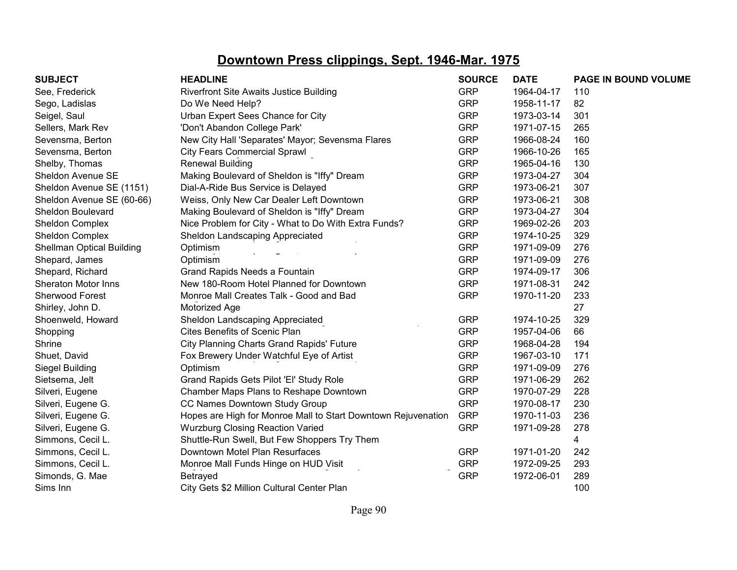# Downtown Press clippings, Sept. 1946-Mar. 1975

| SUBJECT | HEADLINE | SOURCE | DATE | PAGE IN BOUND VOLUME |
|---|---|---|---|---|
| See, Frederick | Riverfront Site Awaits Justice Building | GRP | 1964-04-17 | 110 |
| Sego, Ladislas | Do We Need Help? | GRP | 1958-11-17 | 82 |
| Seigel, Saul | Urban Expert Sees Chance for City | GRP | 1973-03-14 | 301 |
| Sellers, Mark Rev | 'Don't Abandon College Park' | GRP | 1971-07-15 | 265 |
| Sevensma, Berton | New City Hall 'Separates' Mayor; Sevensma Flares | GRP | 1966-08-24 | 160 |
| Sevensma, Berton | City Fears Commercial Sprawl | GRP | 1966-10-26 | 165 |
| Shelby, Thomas | Renewal Building | GRP | 1965-04-16 | 130 |
| Sheldon Avenue SE | Making Boulevard of Sheldon is "Iffy" Dream | GRP | 1973-04-27 | 304 |
| Sheldon Avenue SE (1151) | Dial-A-Ride Bus Service is Delayed | GRP | 1973-06-21 | 307 |
| Sheldon Avenue SE (60-66) | Weiss, Only New Car Dealer Left Downtown | GRP | 1973-06-21 | 308 |
| Sheldon Boulevard | Making Boulevard of Sheldon is "Iffy" Dream | GRP | 1973-04-27 | 304 |
| Sheldon Complex | Nice Problem for City - What to Do With Extra Funds? | GRP | 1969-02-26 | 203 |
| Sheldon Complex | Sheldon Landscaping Appreciated | GRP | 1974-10-25 | 329 |
| Shellman Optical Building | Optimism | GRP | 1971-09-09 | 276 |
| Shepard, James | Optimism | GRP | 1971-09-09 | 276 |
| Shepard, Richard | Grand Rapids Needs a Fountain | GRP | 1974-09-17 | 306 |
| Sheraton Motor Inns | New 180-Room Hotel Planned for Downtown | GRP | 1971-08-31 | 242 |
| Sherwood Forest | Monroe Mall Creates Talk - Good and Bad | GRP | 1970-11-20 | 233 |
| Shirley, John D. | Motorized Age | | | 27 |
| Shoenweld, Howard | Sheldon Landscaping Appreciated | GRP | 1974-10-25 | 329 |
| Shopping | Cites Benefits of Scenic Plan | GRP | 1957-04-06 | 66 |
| Shrine | City Planning Charts Grand Rapids' Future | GRP | 1968-04-28 | 194 |
| Shuet, David | Fox Brewery Under Watchful Eye of Artist | GRP | 1967-03-10 | 171 |
| Siegel Building | Optimism | GRP | 1971-09-09 | 276 |
| Sietsema, Jelt | Grand Rapids Gets Pilot 'El' Study Role | GRP | 1971-06-29 | 262 |
| Silveri, Eugene | Chamber Maps Plans to Reshape Downtown | GRP | 1970-07-29 | 228 |
| Silveri, Eugene G. | CC Names Downtown Study Group | GRP | 1970-08-17 | 230 |
| Silveri, Eugene G. | Hopes are High for Monroe Mall to Start Downtown Rejuvenation | GRP | 1970-11-03 | 236 |
| Silveri, Eugene G. | Wurzburg Closing Reaction Varied | GRP | 1971-09-28 | 278 |
| Simmons, Cecil L. | Shuttle-Run Swell, But Few Shoppers Try Them | | | 4 |
| Simmons, Cecil L. | Downtown Motel Plan Resurfaces | GRP | 1971-01-20 | 242 |
| Simmons, Cecil L. | Monroe Mall Funds Hinge on HUD Visit | GRP | 1972-09-25 | 293 |
| Simonds, G. Mae | Betrayed | GRP | 1972-06-01 | 289 |
| Sims Inn | City Gets $2 Million Cultural Center Plan | | | 100 |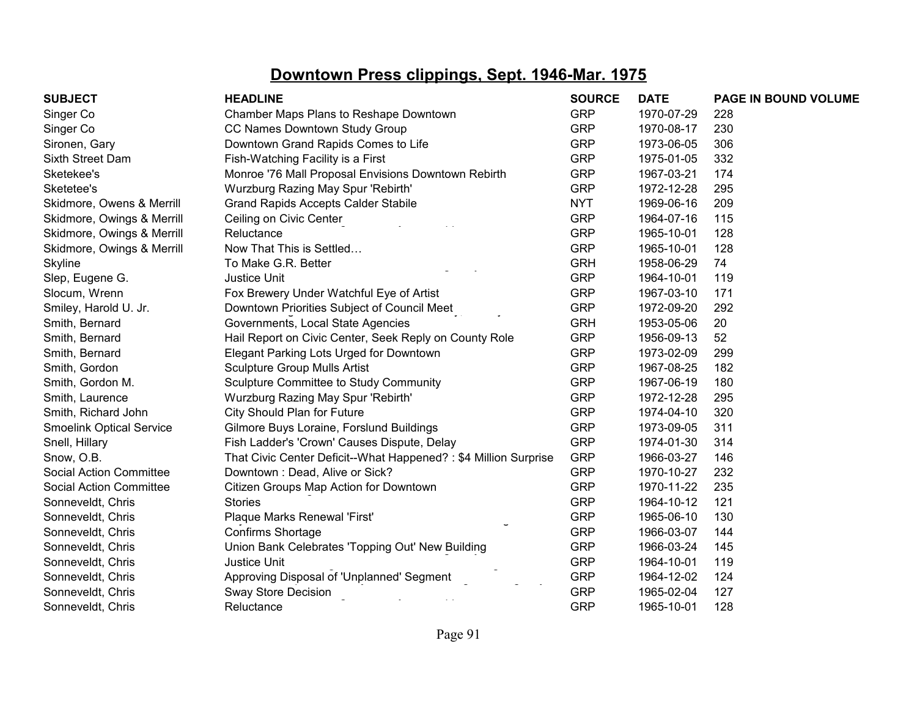# Downtown Press clippings, Sept. 1946-Mar. 1975

| SUBJECT | HEADLINE | SOURCE | DATE | PAGE IN BOUND VOLUME |
|---|---|---|---|---|
| Singer Co | Chamber Maps Plans to Reshape Downtown | GRP | 1970-07-29 | 228 |
| Singer Co | CC Names Downtown Study Group | GRP | 1970-08-17 | 230 |
| Sironen, Gary | Downtown Grand Rapids Comes to Life | GRP | 1973-06-05 | 306 |
| Sixth Street Dam | Fish-Watching Facility is a First | GRP | 1975-01-05 | 332 |
| Sketekee's | Monroe '76 Mall Proposal Envisions Downtown Rebirth | GRP | 1967-03-21 | 174 |
| Sketetee's | Wurzburg Razing May Spur 'Rebirth' | GRP | 1972-12-28 | 295 |
| Skidmore, Owens & Merrill | Grand Rapids Accepts Calder Stabile | NYT | 1969-06-16 | 209 |
| Skidmore, Owings & Merrill | Ceiling on Civic Center | GRP | 1964-07-16 | 115 |
| Skidmore, Owings & Merrill | Reluctance | GRP | 1965-10-01 | 128 |
| Skidmore, Owings & Merrill | Now That This is Settled… | GRP | 1965-10-01 | 128 |
| Skyline | To Make G.R. Better | GRH | 1958-06-29 | 74 |
| Slep, Eugene G. | Justice Unit | GRP | 1964-10-01 | 119 |
| Slocum, Wrenn | Fox Brewery Under Watchful Eye of Artist | GRP | 1967-03-10 | 171 |
| Smiley, Harold U. Jr. | Downtown Priorities Subject of Council Meet | GRP | 1972-09-20 | 292 |
| Smith, Bernard | Governments, Local State Agencies | GRH | 1953-05-06 | 20 |
| Smith, Bernard | Hail Report on Civic Center, Seek Reply on County Role | GRP | 1956-09-13 | 52 |
| Smith, Bernard | Elegant Parking Lots Urged for Downtown | GRP | 1973-02-09 | 299 |
| Smith, Gordon | Sculpture Group Mulls Artist | GRP | 1967-08-25 | 182 |
| Smith, Gordon M. | Sculpture Committee to Study Community | GRP | 1967-06-19 | 180 |
| Smith, Laurence | Wurzburg Razing May Spur 'Rebirth' | GRP | 1972-12-28 | 295 |
| Smith, Richard John | City Should Plan for Future | GRP | 1974-04-10 | 320 |
| Smoelink Optical Service | Gilmore Buys Loraine, Forslund Buildings | GRP | 1973-09-05 | 311 |
| Snell, Hillary | Fish Ladder's 'Crown' Causes Dispute, Delay | GRP | 1974-01-30 | 314 |
| Snow, O.B. | That Civic Center Deficit--What Happened? : $4 Million Surprise | GRP | 1966-03-27 | 146 |
| Social Action Committee | Downtown : Dead, Alive or Sick? | GRP | 1970-10-27 | 232 |
| Social Action Committee | Citizen Groups Map Action for Downtown | GRP | 1970-11-22 | 235 |
| Sonneveldt, Chris | Stories | GRP | 1964-10-12 | 121 |
| Sonneveldt, Chris | Plaque Marks Renewal 'First' | GRP | 1965-06-10 | 130 |
| Sonneveldt, Chris | Confirms Shortage | GRP | 1966-03-07 | 144 |
| Sonneveldt, Chris | Union Bank Celebrates 'Topping Out' New Building | GRP | 1966-03-24 | 145 |
| Sonneveldt, Chris | Justice Unit | GRP | 1964-10-01 | 119 |
| Sonneveldt, Chris | Approving Disposal of 'Unplanned' Segment | GRP | 1964-12-02 | 124 |
| Sonneveldt, Chris | Sway Store Decision | GRP | 1965-02-04 | 127 |
| Sonneveldt, Chris | Reluctance | GRP | 1965-10-01 | 128 |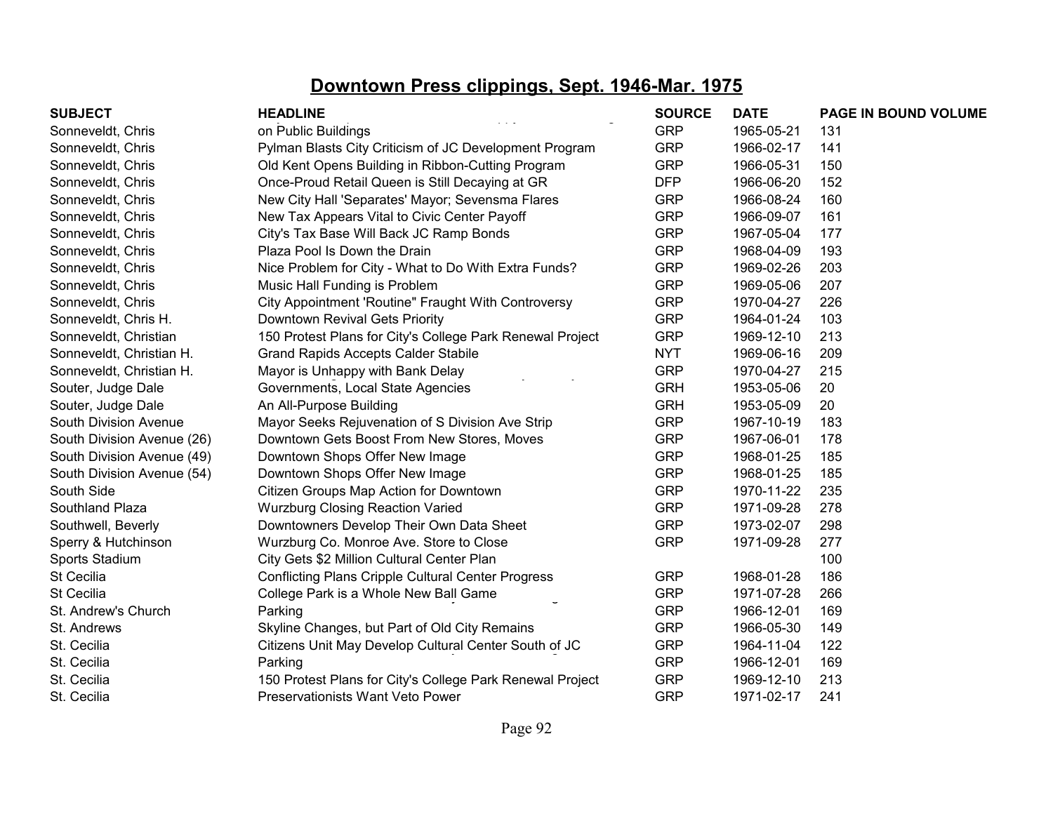# Downtown Press clippings, Sept. 1946-Mar. 1975

| SUBJECT | HEADLINE | SOURCE | DATE | PAGE IN BOUND VOLUME |
|---|---|---|---|---|
| Sonneveldt, Chris | on Public Buildings | GRP | 1965-05-21 | 131 |
| Sonneveldt, Chris | Pylman Blasts City Criticism of JC Development Program | GRP | 1966-02-17 | 141 |
| Sonneveldt, Chris | Old Kent Opens Building in Ribbon-Cutting Program | GRP | 1966-05-31 | 150 |
| Sonneveldt, Chris | Once-Proud Retail Queen is Still Decaying at GR | DFP | 1966-06-20 | 152 |
| Sonneveldt, Chris | New City Hall 'Separates' Mayor; Sevensma Flares | GRP | 1966-08-24 | 160 |
| Sonneveldt, Chris | New Tax Appears Vital to Civic Center Payoff | GRP | 1966-09-07 | 161 |
| Sonneveldt, Chris | City's Tax Base Will Back JC Ramp Bonds | GRP | 1967-05-04 | 177 |
| Sonneveldt, Chris | Plaza Pool Is Down the Drain | GRP | 1968-04-09 | 193 |
| Sonneveldt, Chris | Nice Problem for City - What to Do With Extra Funds? | GRP | 1969-02-26 | 203 |
| Sonneveldt, Chris | Music Hall Funding is Problem | GRP | 1969-05-06 | 207 |
| Sonneveldt, Chris | City Appointment 'Routine" Fraught With Controversy | GRP | 1970-04-27 | 226 |
| Sonneveldt, Chris H. | Downtown Revival Gets Priority | GRP | 1964-01-24 | 103 |
| Sonneveldt, Christian | 150 Protest Plans for City's College Park Renewal Project | GRP | 1969-12-10 | 213 |
| Sonneveldt, Christian H. | Grand Rapids Accepts Calder Stabile | NYT | 1969-06-16 | 209 |
| Sonneveldt, Christian H. | Mayor is Unhappy with Bank Delay | GRP | 1970-04-27 | 215 |
| Souter, Judge Dale | Governments, Local State Agencies | GRH | 1953-05-06 | 20 |
| Souter, Judge Dale | An All-Purpose Building | GRH | 1953-05-09 | 20 |
| South Division Avenue | Mayor Seeks Rejuvenation of S Division Ave Strip | GRP | 1967-10-19 | 183 |
| South Division Avenue (26) | Downtown Gets Boost From New Stores, Moves | GRP | 1967-06-01 | 178 |
| South Division Avenue (49) | Downtown Shops Offer New Image | GRP | 1968-01-25 | 185 |
| South Division Avenue (54) | Downtown Shops Offer New Image | GRP | 1968-01-25 | 185 |
| South Side | Citizen Groups Map Action for Downtown | GRP | 1970-11-22 | 235 |
| Southland Plaza | Wurzburg Closing Reaction Varied | GRP | 1971-09-28 | 278 |
| Southwell, Beverly | Downtowners Develop Their Own Data Sheet | GRP | 1973-02-07 | 298 |
| Sperry & Hutchinson | Wurzburg Co. Monroe Ave. Store to Close | GRP | 1971-09-28 | 277 |
| Sports Stadium | City Gets $2 Million Cultural Center Plan | | | 100 |
| St Cecilia | Conflicting Plans Cripple Cultural Center Progress | GRP | 1968-01-28 | 186 |
| St Cecilia | College Park is a Whole New Ball Game | GRP | 1971-07-28 | 266 |
| St. Andrew's Church | Parking | GRP | 1966-12-01 | 169 |
| St. Andrews | Skyline Changes, but Part of Old City Remains | GRP | 1966-05-30 | 149 |
| St. Cecilia | Citizens Unit May Develop Cultural Center South of JC | GRP | 1964-11-04 | 122 |
| St. Cecilia | Parking | GRP | 1966-12-01 | 169 |
| St. Cecilia | 150 Protest Plans for City's College Park Renewal Project | GRP | 1969-12-10 | 213 |
| St. Cecilia | Preservationists Want Veto Power | GRP | 1971-02-17 | 241 |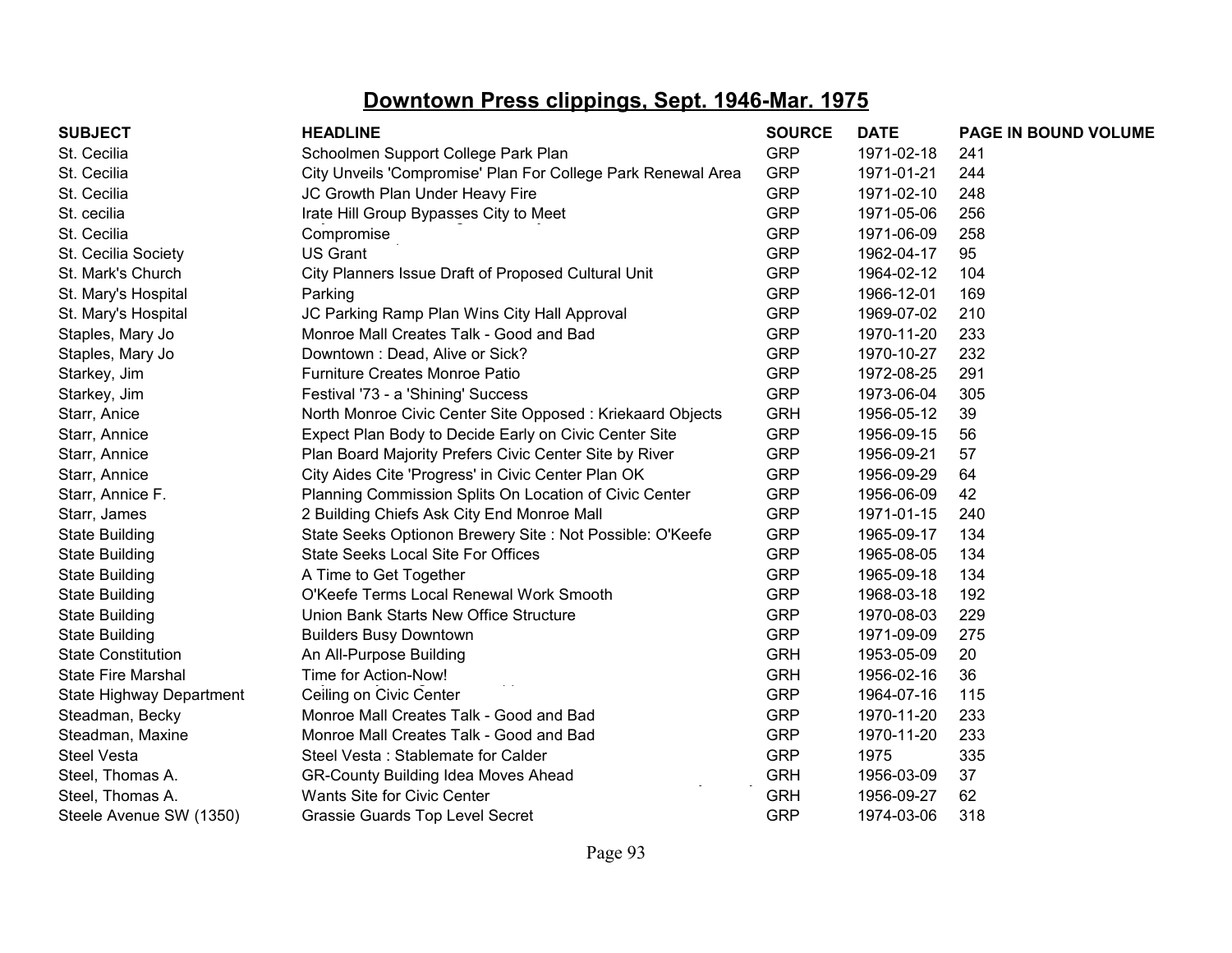## Downtown Press clippings, Sept. 1946-Mar. 1975

| SUBJECT | HEADLINE | SOURCE | DATE | PAGE IN BOUND VOLUME |
|---|---|---|---|---|
| St. Cecilia | Schoolmen Support College Park Plan | GRP | 1971-02-18 | 241 |
| St. Cecilia | City Unveils 'Compromise' Plan For College Park Renewal Area | GRP | 1971-01-21 | 244 |
| St. Cecilia | JC Growth Plan Under Heavy Fire | GRP | 1971-02-10 | 248 |
| St. cecilia | Irate Hill Group Bypasses City to Meet | GRP | 1971-05-06 | 256 |
| St. Cecilia | Compromise | GRP | 1971-06-09 | 258 |
| St. Cecilia Society | US Grant | GRP | 1962-04-17 | 95 |
| St. Mark's Church | City Planners Issue Draft of Proposed Cultural Unit | GRP | 1964-02-12 | 104 |
| St. Mary's Hospital | Parking | GRP | 1966-12-01 | 169 |
| St. Mary's Hospital | JC Parking Ramp Plan Wins City Hall Approval | GRP | 1969-07-02 | 210 |
| Staples, Mary Jo | Monroe Mall Creates Talk - Good and Bad | GRP | 1970-11-20 | 233 |
| Staples, Mary Jo | Downtown : Dead, Alive or Sick? | GRP | 1970-10-27 | 232 |
| Starkey, Jim | Furniture Creates Monroe Patio | GRP | 1972-08-25 | 291 |
| Starkey, Jim | Festival '73 - a 'Shining' Success | GRP | 1973-06-04 | 305 |
| Starr, Anice | North Monroe Civic Center Site Opposed : Kriekaard Objects | GRH | 1956-05-12 | 39 |
| Starr, Annice | Expect Plan Body to Decide Early on Civic Center Site | GRP | 1956-09-15 | 56 |
| Starr, Annice | Plan Board Majority Prefers Civic Center Site by River | GRP | 1956-09-21 | 57 |
| Starr, Annice | City Aides Cite 'Progress' in Civic Center Plan OK | GRP | 1956-09-29 | 64 |
| Starr, Annice F. | Planning Commission Splits On Location of Civic Center | GRP | 1956-06-09 | 42 |
| Starr, James | 2 Building Chiefs Ask City End Monroe Mall | GRP | 1971-01-15 | 240 |
| State Building | State Seeks Optionon Brewery Site : Not Possible: O'Keefe | GRP | 1965-09-17 | 134 |
| State Building | State Seeks Local Site For Offices | GRP | 1965-08-05 | 134 |
| State Building | A Time to Get Together | GRP | 1965-09-18 | 134 |
| State Building | O'Keefe Terms Local Renewal Work Smooth | GRP | 1968-03-18 | 192 |
| State Building | Union Bank Starts New Office Structure | GRP | 1970-08-03 | 229 |
| State Building | Builders Busy Downtown | GRP | 1971-09-09 | 275 |
| State Constitution | An All-Purpose Building | GRH | 1953-05-09 | 20 |
| State Fire Marshal | Time for Action-Now! | GRH | 1956-02-16 | 36 |
| State Highway Department | Ceiling on Civic Center | GRP | 1964-07-16 | 115 |
| Steadman, Becky | Monroe Mall Creates Talk - Good and Bad | GRP | 1970-11-20 | 233 |
| Steadman, Maxine | Monroe Mall Creates Talk - Good and Bad | GRP | 1970-11-20 | 233 |
| Steel Vesta | Steel Vesta : Stablemate for Calder | GRP | 1975 | 335 |
| Steel, Thomas A. | GR-County Building Idea Moves Ahead | GRH | 1956-03-09 | 37 |
| Steel, Thomas A. | Wants Site for Civic Center | GRH | 1956-09-27 | 62 |
| Steele Avenue SW (1350) | Grassie Guards Top Level Secret | GRP | 1974-03-06 | 318 |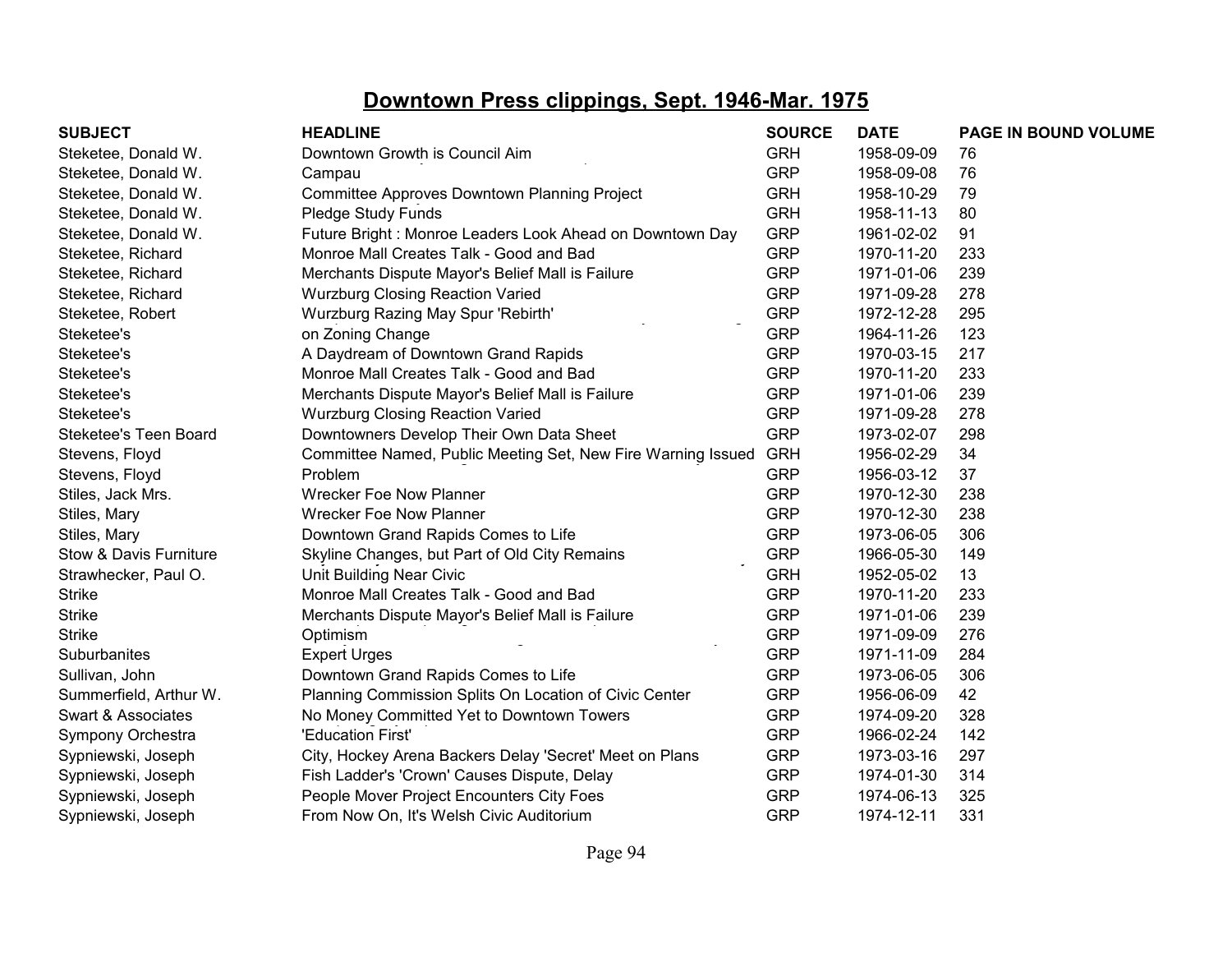# Downtown Press clippings, Sept. 1946-Mar. 1975

| SUBJECT | HEADLINE | SOURCE | DATE | PAGE IN BOUND VOLUME |
|---|---|---|---|---|
| Steketee, Donald W. | Downtown Growth is Council Aim | GRH | 1958-09-09 | 76 |
| Steketee, Donald W. | Campau | GRP | 1958-09-08 | 76 |
| Steketee, Donald W. | Committee Approves Downtown Planning Project | GRH | 1958-10-29 | 79 |
| Steketee, Donald W. | Pledge Study Funds | GRH | 1958-11-13 | 80 |
| Steketee, Donald W. | Future Bright : Monroe Leaders Look Ahead on Downtown Day | GRP | 1961-02-02 | 91 |
| Steketee, Richard | Monroe Mall Creates Talk - Good and Bad | GRP | 1970-11-20 | 233 |
| Steketee, Richard | Merchants Dispute Mayor's Belief Mall is Failure | GRP | 1971-01-06 | 239 |
| Steketee, Richard | Wurzburg Closing Reaction Varied | GRP | 1971-09-28 | 278 |
| Steketee, Robert | Wurzburg Razing May Spur 'Rebirth' | GRP | 1972-12-28 | 295 |
| Steketee's | on Zoning Change | GRP | 1964-11-26 | 123 |
| Steketee's | A Daydream of Downtown Grand Rapids | GRP | 1970-03-15 | 217 |
| Steketee's | Monroe Mall Creates Talk - Good and Bad | GRP | 1970-11-20 | 233 |
| Steketee's | Merchants Dispute Mayor's Belief Mall is Failure | GRP | 1971-01-06 | 239 |
| Steketee's | Wurzburg Closing Reaction Varied | GRP | 1971-09-28 | 278 |
| Steketee's Teen Board | Downtowners Develop Their Own Data Sheet | GRP | 1973-02-07 | 298 |
| Stevens, Floyd | Committee Named, Public Meeting Set, New Fire Warning Issued | GRH | 1956-02-29 | 34 |
| Stevens, Floyd | Problem | GRP | 1956-03-12 | 37 |
| Stiles, Jack Mrs. | Wrecker Foe Now Planner | GRP | 1970-12-30 | 238 |
| Stiles, Mary | Wrecker Foe Now Planner | GRP | 1970-12-30 | 238 |
| Stiles, Mary | Downtown Grand Rapids Comes to Life | GRP | 1973-06-05 | 306 |
| Stow & Davis Furniture | Skyline Changes, but Part of Old City Remains | GRP | 1966-05-30 | 149 |
| Strawhecker, Paul O. | Unit Building Near Civic | GRH | 1952-05-02 | 13 |
| Strike | Monroe Mall Creates Talk - Good and Bad | GRP | 1970-11-20 | 233 |
| Strike | Merchants Dispute Mayor's Belief Mall is Failure | GRP | 1971-01-06 | 239 |
| Strike | Optimism | GRP | 1971-09-09 | 276 |
| Suburbanites | Expert Urges | GRP | 1971-11-09 | 284 |
| Sullivan, John | Downtown Grand Rapids Comes to Life | GRP | 1973-06-05 | 306 |
| Summerfield, Arthur W. | Planning Commission Splits On Location of Civic Center | GRP | 1956-06-09 | 42 |
| Swart & Associates | No Money Committed Yet to Downtown Towers | GRP | 1974-09-20 | 328 |
| Sympony Orchestra | 'Education First' | GRP | 1966-02-24 | 142 |
| Sypniewski, Joseph | City, Hockey Arena Backers Delay 'Secret' Meet on Plans | GRP | 1973-03-16 | 297 |
| Sypniewski, Joseph | Fish Ladder's 'Crown' Causes Dispute, Delay | GRP | 1974-01-30 | 314 |
| Sypniewski, Joseph | People Mover Project Encounters City Foes | GRP | 1974-06-13 | 325 |
| Sypniewski, Joseph | From Now On, It's Welsh Civic Auditorium | GRP | 1974-12-11 | 331 |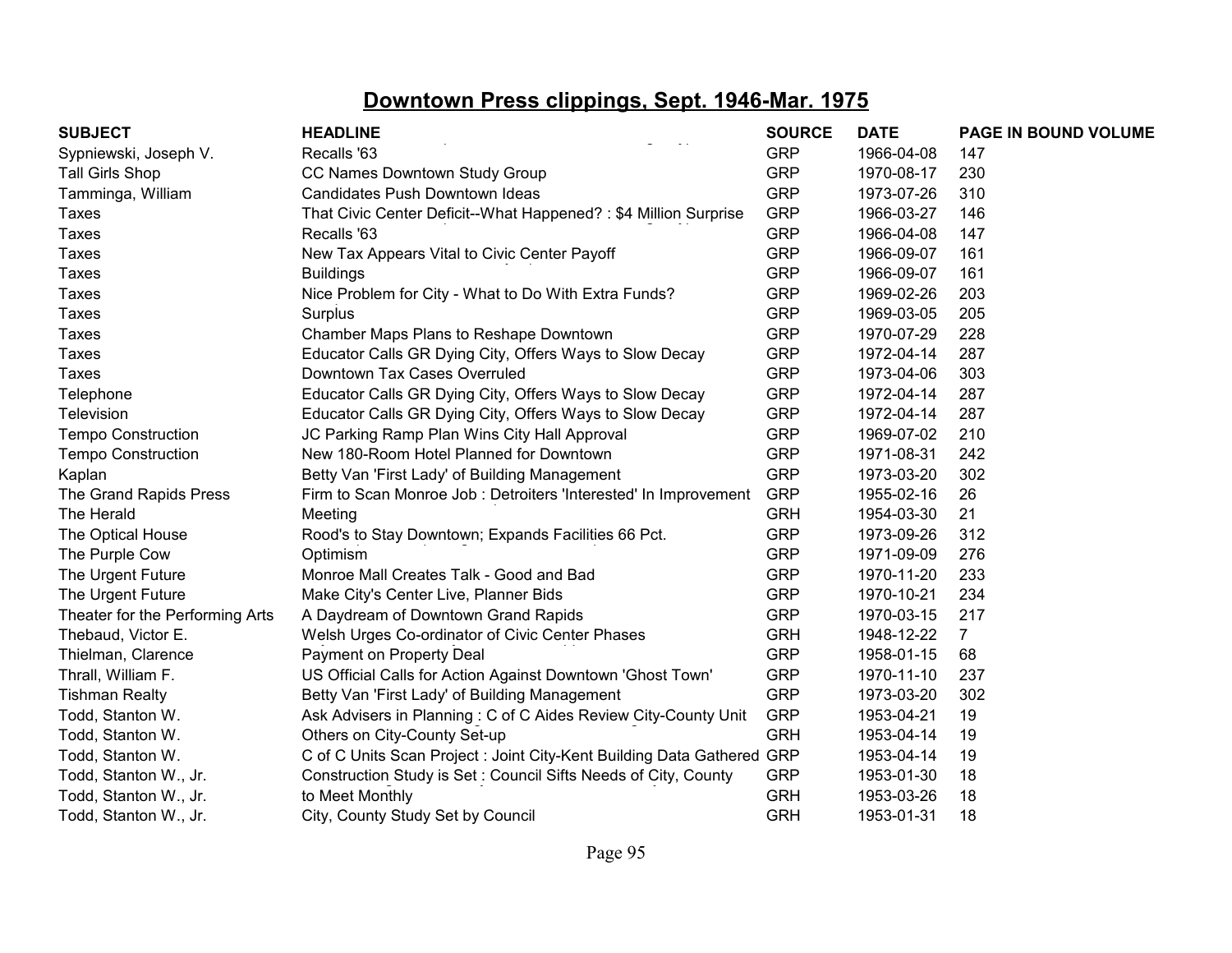# Downtown Press clippings, Sept. 1946-Mar. 1975

| SUBJECT | HEADLINE | SOURCE | DATE | PAGE IN BOUND VOLUME |
|---|---|---|---|---|
| Sypniewski, Joseph V. | Recalls '63 | GRP | 1966-04-08 | 147 |
| Tall Girls Shop | CC Names Downtown Study Group | GRP | 1970-08-17 | 230 |
| Tamminga, William | Candidates Push Downtown Ideas | GRP | 1973-07-26 | 310 |
| Taxes | That Civic Center Deficit--What Happened? : $4 Million Surprise | GRP | 1966-03-27 | 146 |
| Taxes | Recalls '63 | GRP | 1966-04-08 | 147 |
| Taxes | New Tax Appears Vital to Civic Center Payoff | GRP | 1966-09-07 | 161 |
| Taxes | Buildings | GRP | 1966-09-07 | 161 |
| Taxes | Nice Problem for City - What to Do With Extra Funds? | GRP | 1969-02-26 | 203 |
| Taxes | Surplus | GRP | 1969-03-05 | 205 |
| Taxes | Chamber Maps Plans to Reshape Downtown | GRP | 1970-07-29 | 228 |
| Taxes | Educator Calls GR Dying City, Offers Ways to Slow Decay | GRP | 1972-04-14 | 287 |
| Taxes | Downtown Tax Cases Overruled | GRP | 1973-04-06 | 303 |
| Telephone | Educator Calls GR Dying City, Offers Ways to Slow Decay | GRP | 1972-04-14 | 287 |
| Television | Educator Calls GR Dying City, Offers Ways to Slow Decay | GRP | 1972-04-14 | 287 |
| Tempo Construction | JC Parking Ramp Plan Wins City Hall Approval | GRP | 1969-07-02 | 210 |
| Tempo Construction | New 180-Room Hotel Planned for Downtown | GRP | 1971-08-31 | 242 |
| Kaplan | Betty Van 'First Lady' of Building Management | GRP | 1973-03-20 | 302 |
| The Grand Rapids Press | Firm to Scan Monroe Job : Detroiters 'Interested' In Improvement | GRP | 1955-02-16 | 26 |
| The Herald | Meeting | GRH | 1954-03-30 | 21 |
| The Optical House | Rood's to Stay Downtown; Expands Facilities 66 Pct. | GRP | 1973-09-26 | 312 |
| The Purple Cow | Optimism | GRP | 1971-09-09 | 276 |
| The Urgent Future | Monroe Mall Creates Talk - Good and Bad | GRP | 1970-11-20 | 233 |
| The Urgent Future | Make City's Center Live, Planner Bids | GRP | 1970-10-21 | 234 |
| Theater for the Performing Arts | A Daydream of Downtown Grand Rapids | GRP | 1970-03-15 | 217 |
| Thebaud, Victor E. | Welsh Urges Co-ordinator of Civic Center Phases | GRH | 1948-12-22 | 7 |
| Thielman, Clarence | Payment on Property Deal | GRP | 1958-01-15 | 68 |
| Thrall, William F. | US Official Calls for Action Against Downtown 'Ghost Town' | GRP | 1970-11-10 | 237 |
| Tishman Realty | Betty Van 'First Lady' of Building Management | GRP | 1973-03-20 | 302 |
| Todd, Stanton W. | Ask Advisers in Planning : C of C Aides Review City-County Unit | GRP | 1953-04-21 | 19 |
| Todd, Stanton W. | Others on City-County Set-up | GRH | 1953-04-14 | 19 |
| Todd, Stanton W. | C of C Units Scan Project : Joint City-Kent Building Data Gathered | GRP | 1953-04-14 | 19 |
| Todd, Stanton W., Jr. | Construction Study is Set : Council Sifts Needs of City, County | GRP | 1953-01-30 | 18 |
| Todd, Stanton W., Jr. | to Meet Monthly | GRH | 1953-03-26 | 18 |
| Todd, Stanton W., Jr. | City, County Study Set by Council | GRH | 1953-01-31 | 18 |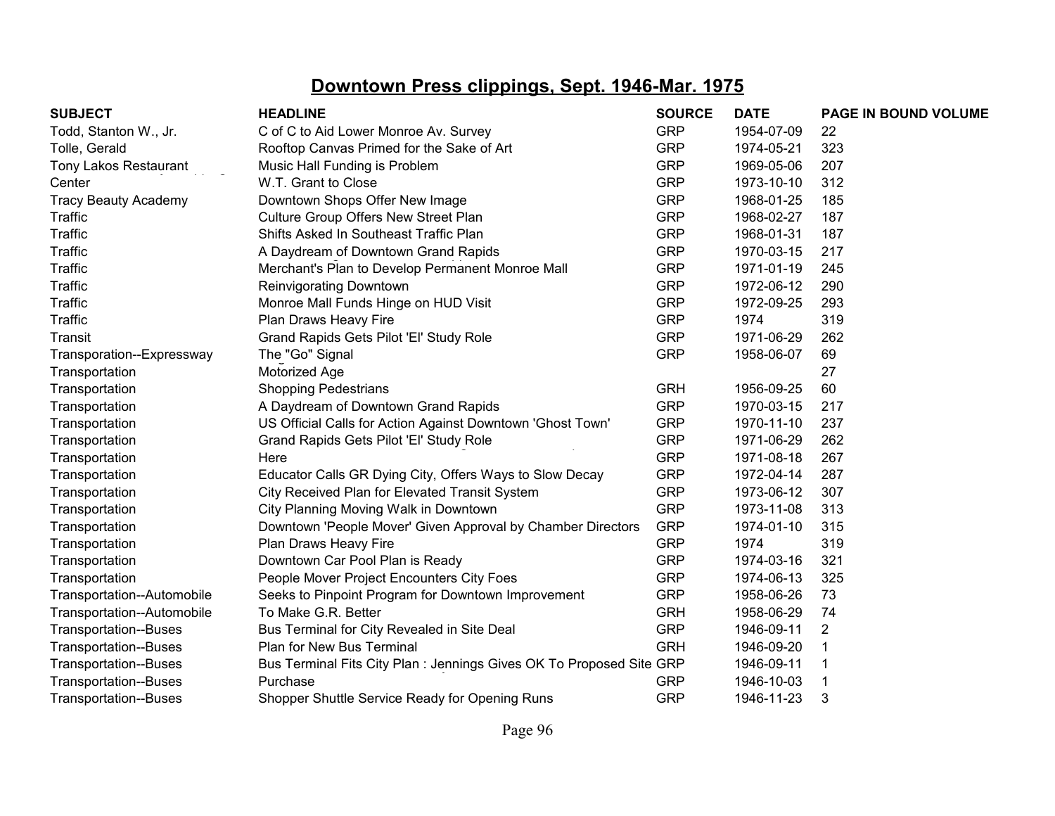# Downtown Press clippings, Sept. 1946-Mar. 1975

| SUBJECT | HEADLINE | SOURCE | DATE | PAGE IN BOUND VOLUME |
|---|---|---|---|---|
| Todd, Stanton W., Jr. | C of C to Aid Lower Monroe Av. Survey | GRP | 1954-07-09 | 22 |
| Tolle, Gerald | Rooftop Canvas Primed for the Sake of Art | GRP | 1974-05-21 | 323 |
| Tony Lakos Restaurant | Music Hall Funding is Problem | GRP | 1969-05-06 | 207 |
| Center | W.T. Grant to Close | GRP | 1973-10-10 | 312 |
| Tracy Beauty Academy | Downtown Shops Offer New Image | GRP | 1968-01-25 | 185 |
| Traffic | Culture Group Offers New Street Plan | GRP | 1968-02-27 | 187 |
| Traffic | Shifts Asked In Southeast Traffic Plan | GRP | 1968-01-31 | 187 |
| Traffic | A Daydream of Downtown Grand Rapids | GRP | 1970-03-15 | 217 |
| Traffic | Merchant's Plan to Develop Permanent Monroe Mall | GRP | 1971-01-19 | 245 |
| Traffic | Reinvigorating Downtown | GRP | 1972-06-12 | 290 |
| Traffic | Monroe Mall Funds Hinge on HUD Visit | GRP | 1972-09-25 | 293 |
| Traffic | Plan Draws Heavy Fire | GRP | 1974 | 319 |
| Transit | Grand Rapids Gets Pilot 'El' Study Role | GRP | 1971-06-29 | 262 |
| Transporation--Expressway | The "Go" Signal | GRP | 1958-06-07 | 69 |
| Transportation | Motorized Age | | | 27 |
| Transportation | Shopping Pedestrians | GRH | 1956-09-25 | 60 |
| Transportation | A Daydream of Downtown Grand Rapids | GRP | 1970-03-15 | 217 |
| Transportation | US Official Calls for Action Against Downtown 'Ghost Town' | GRP | 1970-11-10 | 237 |
| Transportation | Grand Rapids Gets Pilot 'El' Study Role | GRP | 1971-06-29 | 262 |
| Transportation | Here | GRP | 1971-08-18 | 267 |
| Transportation | Educator Calls GR Dying City, Offers Ways to Slow Decay | GRP | 1972-04-14 | 287 |
| Transportation | City Received Plan for Elevated Transit System | GRP | 1973-06-12 | 307 |
| Transportation | City Planning Moving Walk in Downtown | GRP | 1973-11-08 | 313 |
| Transportation | Downtown 'People Mover' Given Approval by Chamber Directors | GRP | 1974-01-10 | 315 |
| Transportation | Plan Draws Heavy Fire | GRP | 1974 | 319 |
| Transportation | Downtown Car Pool Plan is Ready | GRP | 1974-03-16 | 321 |
| Transportation | People Mover Project Encounters City Foes | GRP | 1974-06-13 | 325 |
| Transportation--Automobile | Seeks to Pinpoint Program for Downtown Improvement | GRP | 1958-06-26 | 73 |
| Transportation--Automobile | To Make G.R. Better | GRH | 1958-06-29 | 74 |
| Transportation--Buses | Bus Terminal for City Revealed in Site Deal | GRP | 1946-09-11 | 2 |
| Transportation--Buses | Plan for New Bus Terminal | GRH | 1946-09-20 | 1 |
| Transportation--Buses | Bus Terminal Fits City Plan : Jennings Gives OK To Proposed Site | GRP | 1946-09-11 | 1 |
| Transportation--Buses | Purchase | GRP | 1946-10-03 | 1 |
| Transportation--Buses | Shopper Shuttle Service Ready for Opening Runs | GRP | 1946-11-23 | 3 |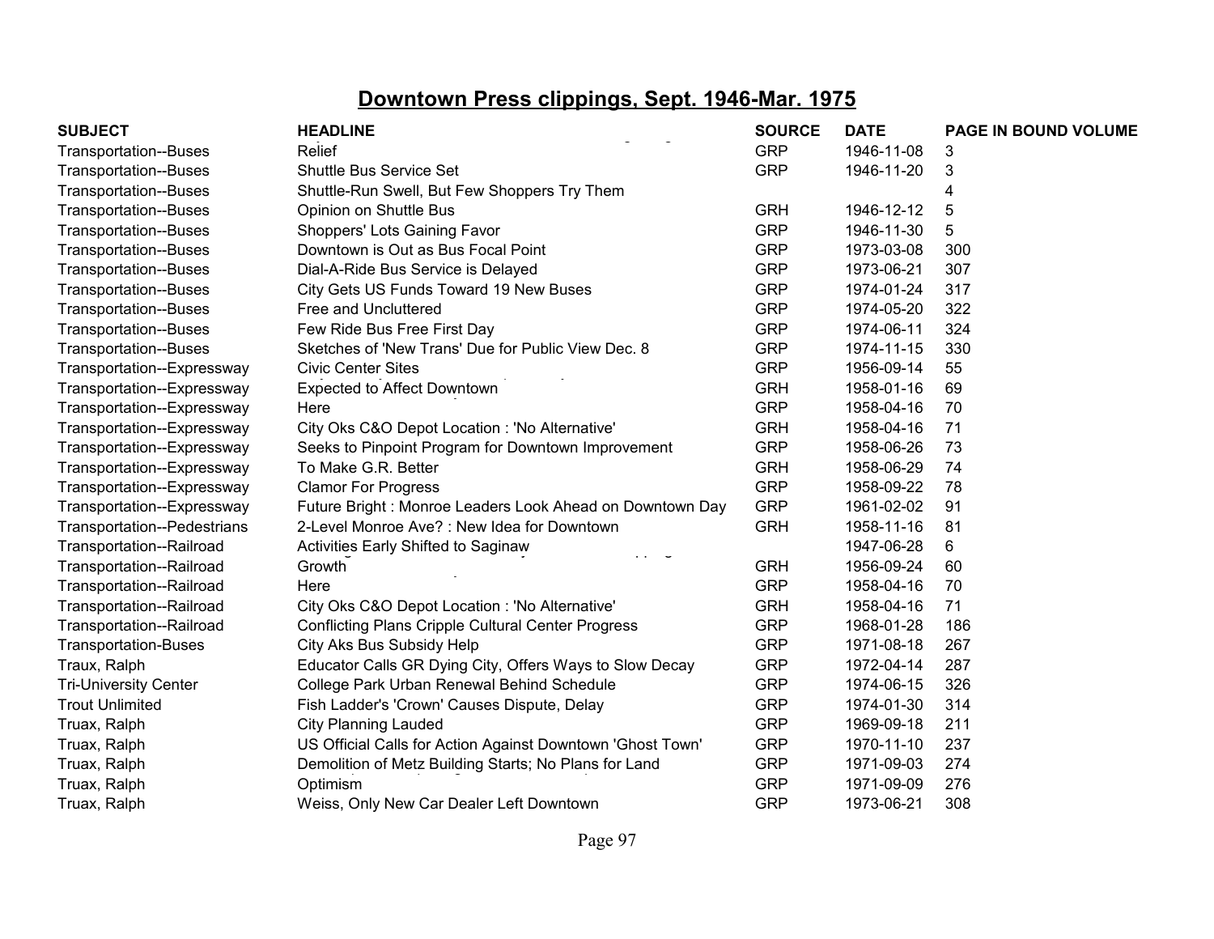# Downtown Press clippings, Sept. 1946-Mar. 1975

| SUBJECT | HEADLINE | SOURCE | DATE | PAGE IN BOUND VOLUME |
|---|---|---|---|---|
| Transportation--Buses | Relief | GRP | 1946-11-08 | 3 |
| Transportation--Buses | Shuttle Bus Service Set | GRP | 1946-11-20 | 3 |
| Transportation--Buses | Shuttle-Run Swell, But Few Shoppers Try Them | | | 4 |
| Transportation--Buses | Opinion on Shuttle Bus | GRH | 1946-12-12 | 5 |
| Transportation--Buses | Shoppers' Lots Gaining Favor | GRP | 1946-11-30 | 5 |
| Transportation--Buses | Downtown is Out as Bus Focal Point | GRP | 1973-03-08 | 300 |
| Transportation--Buses | Dial-A-Ride Bus Service is Delayed | GRP | 1973-06-21 | 307 |
| Transportation--Buses | City Gets US Funds Toward 19 New Buses | GRP | 1974-01-24 | 317 |
| Transportation--Buses | Free and Uncluttered | GRP | 1974-05-20 | 322 |
| Transportation--Buses | Few Ride Bus Free First Day | GRP | 1974-06-11 | 324 |
| Transportation--Buses | Sketches of 'New Trans' Due for Public View Dec. 8 | GRP | 1974-11-15 | 330 |
| Transportation--Expressway | Civic Center Sites | GRP | 1956-09-14 | 55 |
| Transportation--Expressway | Expected to Affect Downtown | GRH | 1958-01-16 | 69 |
| Transportation--Expressway | Here | GRP | 1958-04-16 | 70 |
| Transportation--Expressway | City Oks C&O Depot Location : 'No Alternative' | GRH | 1958-04-16 | 71 |
| Transportation--Expressway | Seeks to Pinpoint Program for Downtown Improvement | GRP | 1958-06-26 | 73 |
| Transportation--Expressway | To Make G.R. Better | GRH | 1958-06-29 | 74 |
| Transportation--Expressway | Clamor For Progress | GRP | 1958-09-22 | 78 |
| Transportation--Expressway | Future Bright : Monroe Leaders Look Ahead on Downtown Day | GRP | 1961-02-02 | 91 |
| Transportation--Pedestrians | 2-Level Monroe Ave? : New Idea for Downtown | GRH | 1958-11-16 | 81 |
| Transportation--Railroad | Activities Early Shifted to Saginaw | | 1947-06-28 | 6 |
| Transportation--Railroad | Growth | GRH | 1956-09-24 | 60 |
| Transportation--Railroad | Here | GRP | 1958-04-16 | 70 |
| Transportation--Railroad | City Oks C&O Depot Location : 'No Alternative' | GRH | 1958-04-16 | 71 |
| Transportation--Railroad | Conflicting Plans Cripple Cultural Center Progress | GRP | 1968-01-28 | 186 |
| Transportation-Buses | City Aks Bus Subsidy Help | GRP | 1971-08-18 | 267 |
| Traux, Ralph | Educator Calls GR Dying City, Offers Ways to Slow Decay | GRP | 1972-04-14 | 287 |
| Tri-University Center | College Park Urban Renewal Behind Schedule | GRP | 1974-06-15 | 326 |
| Trout Unlimited | Fish Ladder's 'Crown' Causes Dispute, Delay | GRP | 1974-01-30 | 314 |
| Truax, Ralph | City Planning Lauded | GRP | 1969-09-18 | 211 |
| Truax, Ralph | US Official Calls for Action Against Downtown 'Ghost Town' | GRP | 1970-11-10 | 237 |
| Truax, Ralph | Demolition of Metz Building Starts; No Plans for Land | GRP | 1971-09-03 | 274 |
| Truax, Ralph | Optimism | GRP | 1971-09-09 | 276 |
| Truax, Ralph | Weiss, Only New Car Dealer Left Downtown | GRP | 1973-06-21 | 308 |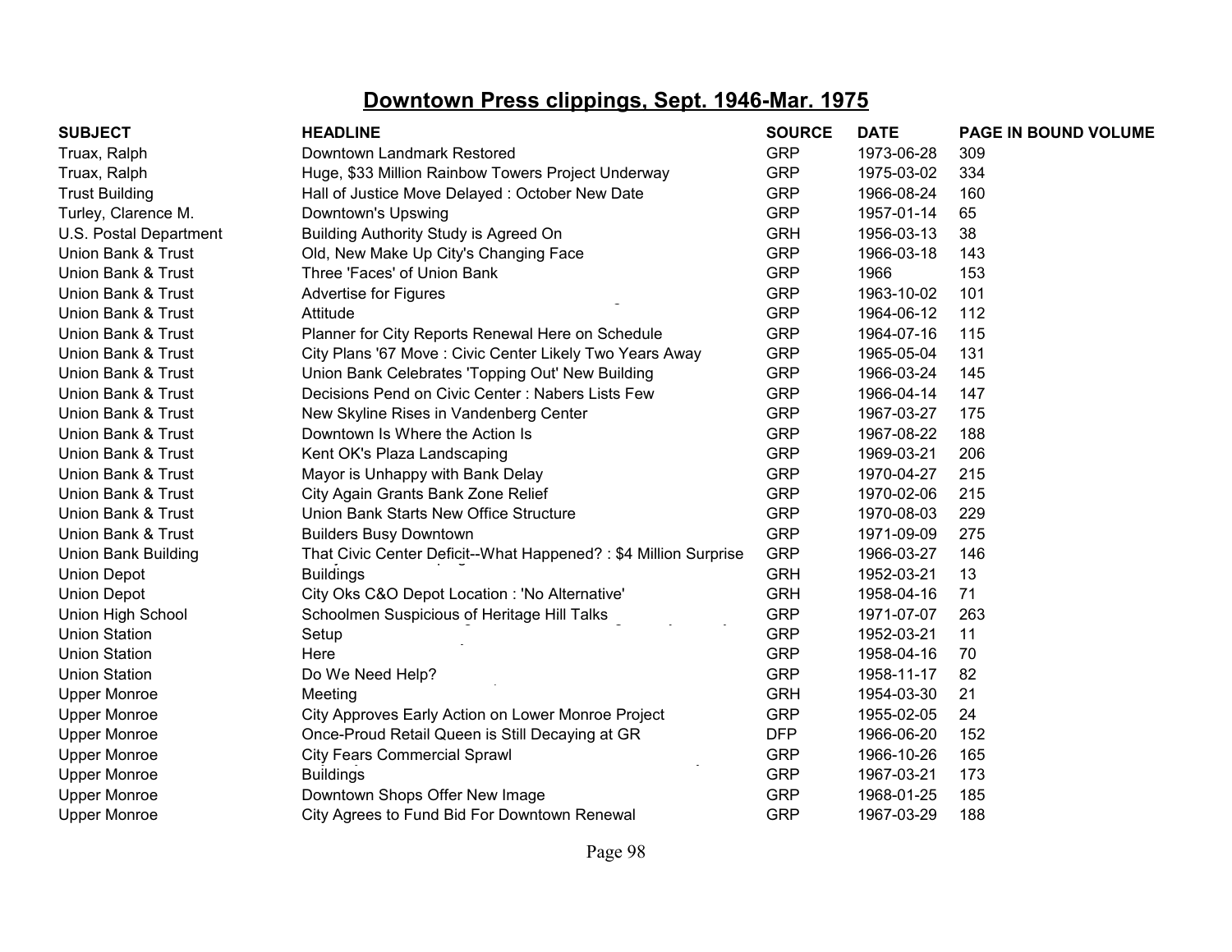## Downtown Press clippings, Sept. 1946-Mar. 1975

| SUBJECT | HEADLINE | SOURCE | DATE | PAGE IN BOUND VOLUME |
|---|---|---|---|---|
| Truax, Ralph | Downtown Landmark Restored | GRP | 1973-06-28 | 309 |
| Truax, Ralph | Huge, $33 Million Rainbow Towers Project Underway | GRP | 1975-03-02 | 334 |
| Trust Building | Hall of Justice Move Delayed : October New Date | GRP | 1966-08-24 | 160 |
| Turley, Clarence M. | Downtown's Upswing | GRP | 1957-01-14 | 65 |
| U.S. Postal Department | Building Authority Study is Agreed On | GRH | 1956-03-13 | 38 |
| Union Bank & Trust | Old, New Make Up City's Changing Face | GRP | 1966-03-18 | 143 |
| Union Bank & Trust | Three 'Faces' of Union Bank | GRP | 1966 | 153 |
| Union Bank & Trust | Advertise for Figures | GRP | 1963-10-02 | 101 |
| Union Bank & Trust | Attitude | GRP | 1964-06-12 | 112 |
| Union Bank & Trust | Planner for City Reports Renewal Here on Schedule | GRP | 1964-07-16 | 115 |
| Union Bank & Trust | City Plans '67 Move : Civic Center Likely Two Years Away | GRP | 1965-05-04 | 131 |
| Union Bank & Trust | Union Bank Celebrates 'Topping Out' New Building | GRP | 1966-03-24 | 145 |
| Union Bank & Trust | Decisions Pend on Civic Center : Nabers Lists Few | GRP | 1966-04-14 | 147 |
| Union Bank & Trust | New Skyline Rises in Vandenberg Center | GRP | 1967-03-27 | 175 |
| Union Bank & Trust | Downtown Is Where the Action Is | GRP | 1967-08-22 | 188 |
| Union Bank & Trust | Kent OK's Plaza Landscaping | GRP | 1969-03-21 | 206 |
| Union Bank & Trust | Mayor is Unhappy with Bank Delay | GRP | 1970-04-27 | 215 |
| Union Bank & Trust | City Again Grants Bank Zone Relief | GRP | 1970-02-06 | 215 |
| Union Bank & Trust | Union Bank Starts New Office Structure | GRP | 1970-08-03 | 229 |
| Union Bank & Trust | Builders Busy Downtown | GRP | 1971-09-09 | 275 |
| Union Bank Building | That Civic Center Deficit--What Happened? : $4 Million Surprise | GRP | 1966-03-27 | 146 |
| Union Depot | Buildings | GRH | 1952-03-21 | 13 |
| Union Depot | City Oks C&O Depot Location : 'No Alternative' | GRH | 1958-04-16 | 71 |
| Union High School | Schoolmen Suspicious of Heritage Hill Talks | GRP | 1971-07-07 | 263 |
| Union Station | Setup | GRP | 1952-03-21 | 11 |
| Union Station | Here | GRP | 1958-04-16 | 70 |
| Union Station | Do We Need Help? | GRP | 1958-11-17 | 82 |
| Upper Monroe | Meeting | GRH | 1954-03-30 | 21 |
| Upper Monroe | City Approves Early Action on Lower Monroe Project | GRP | 1955-02-05 | 24 |
| Upper Monroe | Once-Proud Retail Queen is Still Decaying at GR | DFP | 1966-06-20 | 152 |
| Upper Monroe | City Fears Commercial Sprawl | GRP | 1966-10-26 | 165 |
| Upper Monroe | Buildings | GRP | 1967-03-21 | 173 |
| Upper Monroe | Downtown Shops Offer New Image | GRP | 1968-01-25 | 185 |
| Upper Monroe | City Agrees to Fund Bid For Downtown Renewal | GRP | 1967-03-29 | 188 |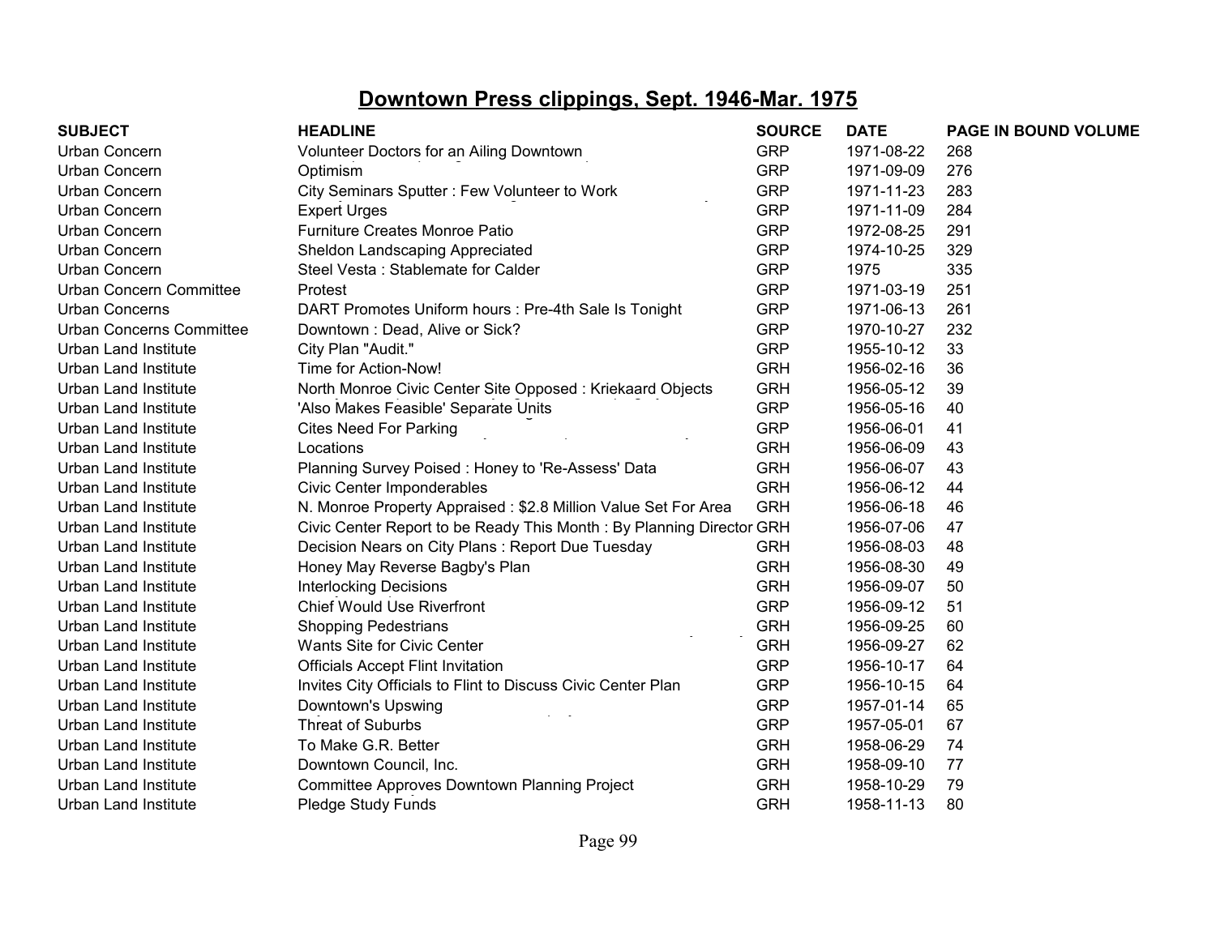# Downtown Press clippings, Sept. 1946-Mar. 1975

| SUBJECT | HEADLINE | SOURCE | DATE | PAGE IN BOUND VOLUME |
|---|---|---|---|---|
| Urban Concern | Volunteer Doctors for an Ailing Downtown | GRP | 1971-08-22 | 268 |
| Urban Concern | Optimism | GRP | 1971-09-09 | 276 |
| Urban Concern | City Seminars Sputter : Few Volunteer to Work | GRP | 1971-11-23 | 283 |
| Urban Concern | Expert Urges | GRP | 1971-11-09 | 284 |
| Urban Concern | Furniture Creates Monroe Patio | GRP | 1972-08-25 | 291 |
| Urban Concern | Sheldon Landscaping Appreciated | GRP | 1974-10-25 | 329 |
| Urban Concern | Steel Vesta : Stablemate for Calder | GRP | 1975 | 335 |
| Urban Concern Committee | Protest | GRP | 1971-03-19 | 251 |
| Urban Concerns | DART Promotes Uniform hours : Pre-4th Sale Is Tonight | GRP | 1971-06-13 | 261 |
| Urban Concerns Committee | Downtown : Dead, Alive or Sick? | GRP | 1970-10-27 | 232 |
| Urban Land Institute | City Plan "Audit." | GRP | 1955-10-12 | 33 |
| Urban Land Institute | Time for Action-Now! | GRH | 1956-02-16 | 36 |
| Urban Land Institute | North Monroe Civic Center Site Opposed : Kriekaard Objects | GRH | 1956-05-12 | 39 |
| Urban Land Institute | 'Also Makes Feasible' Separate Units | GRP | 1956-05-16 | 40 |
| Urban Land Institute | Cites Need For Parking | GRP | 1956-06-01 | 41 |
| Urban Land Institute | Locations | GRH | 1956-06-09 | 43 |
| Urban Land Institute | Planning Survey Poised : Honey to 'Re-Assess' Data | GRH | 1956-06-07 | 43 |
| Urban Land Institute | Civic Center Imponderables | GRH | 1956-06-12 | 44 |
| Urban Land Institute | N. Monroe Property Appraised : $2.8 Million Value Set For Area | GRH | 1956-06-18 | 46 |
| Urban Land Institute | Civic Center Report to be Ready This Month : By Planning Director | GRH | 1956-07-06 | 47 |
| Urban Land Institute | Decision Nears on City Plans : Report Due Tuesday | GRH | 1956-08-03 | 48 |
| Urban Land Institute | Honey May Reverse Bagby's Plan | GRH | 1956-08-30 | 49 |
| Urban Land Institute | Interlocking Decisions | GRH | 1956-09-07 | 50 |
| Urban Land Institute | Chief Would Use Riverfront | GRP | 1956-09-12 | 51 |
| Urban Land Institute | Shopping Pedestrians | GRH | 1956-09-25 | 60 |
| Urban Land Institute | Wants Site for Civic Center | GRH | 1956-09-27 | 62 |
| Urban Land Institute | Officials Accept Flint Invitation | GRP | 1956-10-17 | 64 |
| Urban Land Institute | Invites City Officials to Flint to Discuss Civic Center Plan | GRP | 1956-10-15 | 64 |
| Urban Land Institute | Downtown's Upswing | GRP | 1957-01-14 | 65 |
| Urban Land Institute | Threat of Suburbs | GRP | 1957-05-01 | 67 |
| Urban Land Institute | To Make G.R. Better | GRH | 1958-06-29 | 74 |
| Urban Land Institute | Downtown Council, Inc. | GRH | 1958-09-10 | 77 |
| Urban Land Institute | Committee Approves Downtown Planning Project | GRH | 1958-10-29 | 79 |
| Urban Land Institute | Pledge Study Funds | GRH | 1958-11-13 | 80 |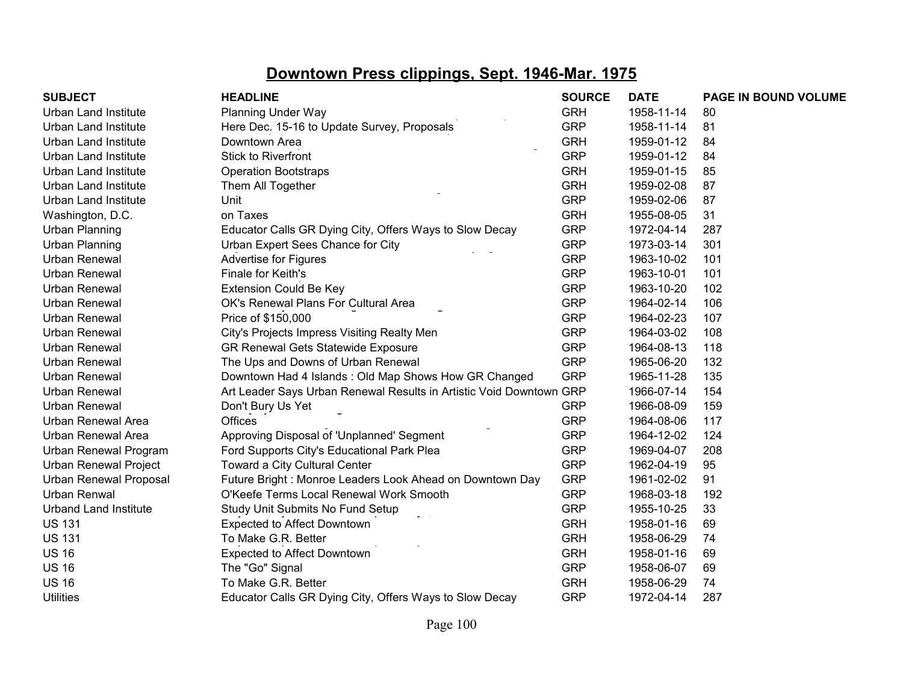# Downtown Press clippings, Sept. 1946-Mar. 1975

| SUBJECT | HEADLINE | SOURCE | DATE | PAGE IN BOUND VOLUME |
|---|---|---|---|---|
| Urban Land Institute | Planning Under Way | GRH | 1958-11-14 | 80 |
| Urban Land Institute | Here Dec. 15-16 to Update Survey, Proposals | GRP | 1958-11-14 | 81 |
| Urban Land Institute | Downtown Area | GRH | 1959-01-12 | 84 |
| Urban Land Institute | Stick to Riverfront | GRP | 1959-01-12 | 84 |
| Urban Land Institute | Operation Bootstraps | GRH | 1959-01-15 | 85 |
| Urban Land Institute | Them All Together | GRH | 1959-02-08 | 87 |
| Urban Land Institute | Unit | GRP | 1959-02-06 | 87 |
| Washington, D.C. | on Taxes | GRH | 1955-08-05 | 31 |
| Urban Planning | Educator Calls GR Dying City, Offers Ways to Slow Decay | GRP | 1972-04-14 | 287 |
| Urban Planning | Urban Expert Sees Chance for City | GRP | 1973-03-14 | 301 |
| Urban Renewal | Advertise for Figures | GRP | 1963-10-02 | 101 |
| Urban Renewal | Finale for Keith's | GRP | 1963-10-01 | 101 |
| Urban Renewal | Extension Could Be Key | GRP | 1963-10-20 | 102 |
| Urban Renewal | OK's Renewal Plans For Cultural Area | GRP | 1964-02-14 | 106 |
| Urban Renewal | Price of $150,000 | GRP | 1964-02-23 | 107 |
| Urban Renewal | City's Projects Impress Visiting Realty Men | GRP | 1964-03-02 | 108 |
| Urban Renewal | GR Renewal Gets Statewide Exposure | GRP | 1964-08-13 | 118 |
| Urban Renewal | The Ups and Downs of Urban Renewal | GRP | 1965-06-20 | 132 |
| Urban Renewal | Downtown Had 4 Islands : Old Map Shows How GR Changed | GRP | 1965-11-28 | 135 |
| Urban Renewal | Art Leader Says Urban Renewal Results in Artistic Void Downtown | GRP | 1966-07-14 | 154 |
| Urban Renewal | Don't Bury Us Yet | GRP | 1966-08-09 | 159 |
| Urban Renewal Area | Offices | GRP | 1964-08-06 | 117 |
| Urban Renewal Area | Approving Disposal of 'Unplanned' Segment | GRP | 1964-12-02 | 124 |
| Urban Renewal Program | Ford Supports City's Educational Park Plea | GRP | 1969-04-07 | 208 |
| Urban Renewal Project | Toward a City Cultural Center | GRP | 1962-04-19 | 95 |
| Urban Renewal Proposal | Future Bright : Monroe Leaders Look Ahead on Downtown Day | GRP | 1961-02-02 | 91 |
| Urban Renwal | O'Keefe Terms Local Renewal Work Smooth | GRP | 1968-03-18 | 192 |
| Urband Land Institute | Study Unit Submits No Fund Setup | GRP | 1955-10-25 | 33 |
| US 131 | Expected to Affect Downtown | GRH | 1958-01-16 | 69 |
| US 131 | To Make G.R. Better | GRH | 1958-06-29 | 74 |
| US 16 | Expected to Affect Downtown | GRH | 1958-01-16 | 69 |
| US 16 | The "Go" Signal | GRP | 1958-06-07 | 69 |
| US 16 | To Make G.R. Better | GRH | 1958-06-29 | 74 |
| Utilities | Educator Calls GR Dying City, Offers Ways to Slow Decay | GRP | 1972-04-14 | 287 |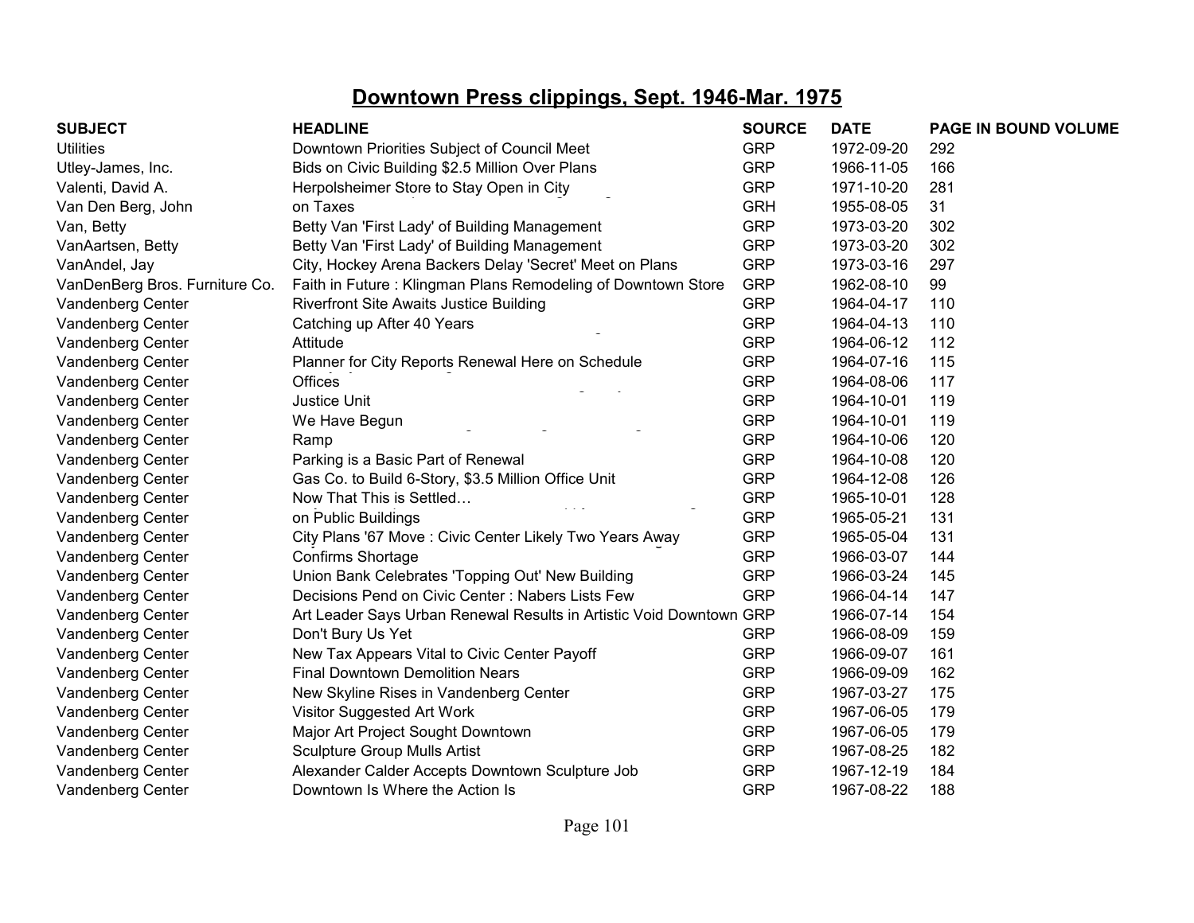# Downtown Press clippings, Sept. 1946-Mar. 1975

| SUBJECT | HEADLINE | SOURCE | DATE | PAGE IN BOUND VOLUME |
|---|---|---|---|---|
| Utilities | Downtown Priorities Subject of Council Meet | GRP | 1972-09-20 | 292 |
| Utley-James, Inc. | Bids on Civic Building $2.5 Million Over Plans | GRP | 1966-11-05 | 166 |
| Valenti, David A. | Herpolsheimer Store to Stay Open in City | GRP | 1971-10-20 | 281 |
| Van Den Berg, John | on Taxes | GRH | 1955-08-05 | 31 |
| Van, Betty | Betty Van 'First Lady' of Building Management | GRP | 1973-03-20 | 302 |
| VanAartsen, Betty | Betty Van 'First Lady' of Building Management | GRP | 1973-03-20 | 302 |
| VanAndel, Jay | City, Hockey Arena Backers Delay 'Secret' Meet on Plans | GRP | 1973-03-16 | 297 |
| VanDenBerg Bros. Furniture Co. | Faith in Future : Klingman Plans Remodeling of Downtown Store | GRP | 1962-08-10 | 99 |
| Vandenberg Center | Riverfront Site Awaits Justice Building | GRP | 1964-04-17 | 110 |
| Vandenberg Center | Catching up After 40 Years | GRP | 1964-04-13 | 110 |
| Vandenberg Center | Attitude | GRP | 1964-06-12 | 112 |
| Vandenberg Center | Planner for City Reports Renewal Here on Schedule | GRP | 1964-07-16 | 115 |
| Vandenberg Center | Offices | GRP | 1964-08-06 | 117 |
| Vandenberg Center | Justice Unit | GRP | 1964-10-01 | 119 |
| Vandenberg Center | We Have Begun | GRP | 1964-10-01 | 119 |
| Vandenberg Center | Ramp | GRP | 1964-10-06 | 120 |
| Vandenberg Center | Parking is a Basic Part of Renewal | GRP | 1964-10-08 | 120 |
| Vandenberg Center | Gas Co. to Build 6-Story, $3.5 Million Office Unit | GRP | 1964-12-08 | 126 |
| Vandenberg Center | Now That This is Settled… | GRP | 1965-10-01 | 128 |
| Vandenberg Center | on Public Buildings | GRP | 1965-05-21 | 131 |
| Vandenberg Center | City Plans '67 Move : Civic Center Likely Two Years Away | GRP | 1965-05-04 | 131 |
| Vandenberg Center | Confirms Shortage | GRP | 1966-03-07 | 144 |
| Vandenberg Center | Union Bank Celebrates 'Topping Out' New Building | GRP | 1966-03-24 | 145 |
| Vandenberg Center | Decisions Pend on Civic Center : Nabers Lists Few | GRP | 1966-04-14 | 147 |
| Vandenberg Center | Art Leader Says Urban Renewal Results in Artistic Void Downtown | GRP | 1966-07-14 | 154 |
| Vandenberg Center | Don't Bury Us Yet | GRP | 1966-08-09 | 159 |
| Vandenberg Center | New Tax Appears Vital to Civic Center Payoff | GRP | 1966-09-07 | 161 |
| Vandenberg Center | Final Downtown Demolition Nears | GRP | 1966-09-09 | 162 |
| Vandenberg Center | New Skyline Rises in Vandenberg Center | GRP | 1967-03-27 | 175 |
| Vandenberg Center | Visitor Suggested Art Work | GRP | 1967-06-05 | 179 |
| Vandenberg Center | Major Art Project Sought Downtown | GRP | 1967-06-05 | 179 |
| Vandenberg Center | Sculpture Group Mulls Artist | GRP | 1967-08-25 | 182 |
| Vandenberg Center | Alexander Calder Accepts Downtown Sculpture Job | GRP | 1967-12-19 | 184 |
| Vandenberg Center | Downtown Is Where the Action Is | GRP | 1967-08-22 | 188 |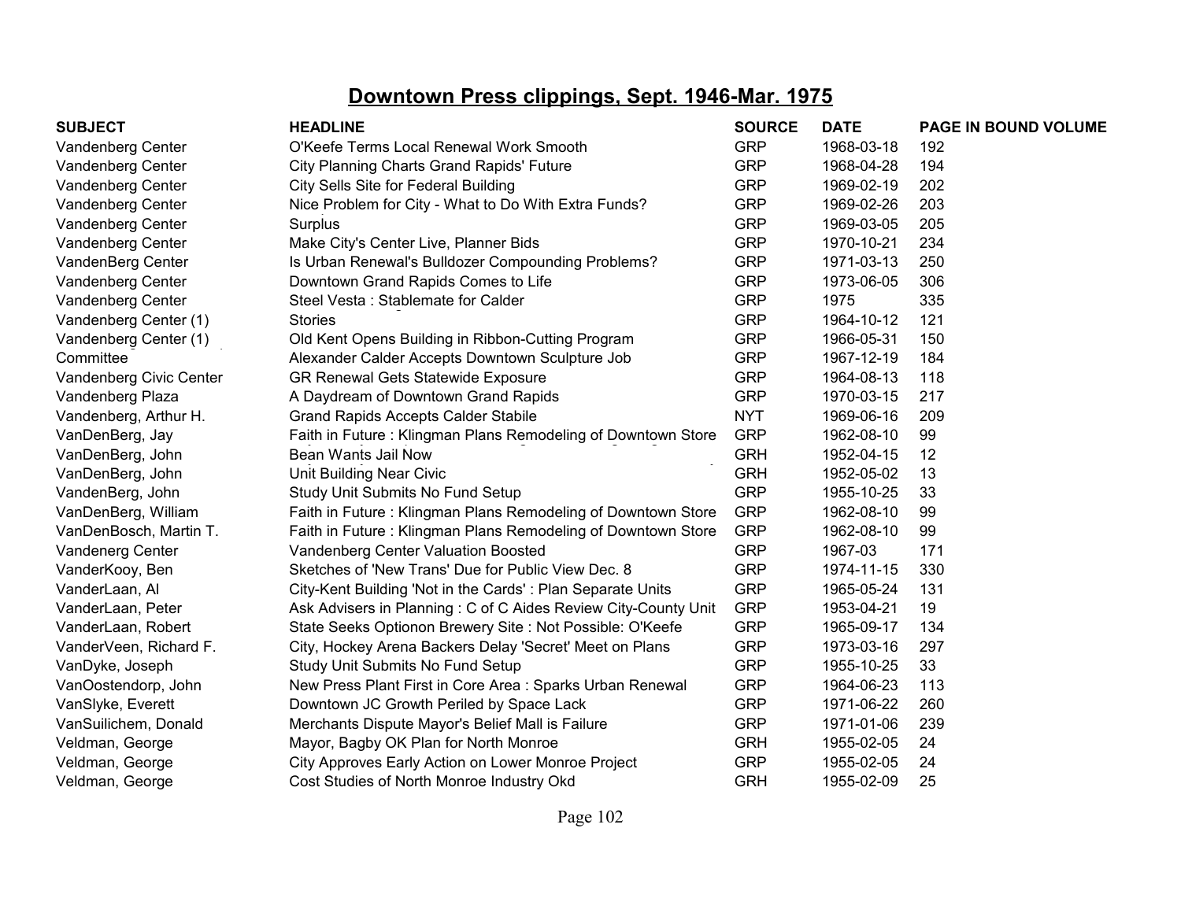# Downtown Press clippings, Sept. 1946-Mar. 1975

| SUBJECT | HEADLINE | SOURCE | DATE | PAGE IN BOUND VOLUME |
|---|---|---|---|---|
| Vandenberg Center | O'Keefe Terms Local Renewal Work Smooth | GRP | 1968-03-18 | 192 |
| Vandenberg Center | City Planning Charts Grand Rapids' Future | GRP | 1968-04-28 | 194 |
| Vandenberg Center | City Sells Site for Federal Building | GRP | 1969-02-19 | 202 |
| Vandenberg Center | Nice Problem for City - What to Do With Extra Funds? | GRP | 1969-02-26 | 203 |
| Vandenberg Center | Surplus | GRP | 1969-03-05 | 205 |
| Vandenberg Center | Make City's Center Live, Planner Bids | GRP | 1970-10-21 | 234 |
| VandenBerg Center | Is Urban Renewal's Bulldozer Compounding Problems? | GRP | 1971-03-13 | 250 |
| Vandenberg Center | Downtown Grand Rapids Comes to Life | GRP | 1973-06-05 | 306 |
| Vandenberg Center | Steel Vesta : Stablemate for Calder | GRP | 1975 | 335 |
| Vandenberg Center (1) | Stories | GRP | 1964-10-12 | 121 |
| Vandenberg Center (1) | Old Kent Opens Building in Ribbon-Cutting Program | GRP | 1966-05-31 | 150 |
| Committee | Alexander Calder Accepts Downtown Sculpture Job | GRP | 1967-12-19 | 184 |
| Vandenberg Civic Center | GR Renewal Gets Statewide Exposure | GRP | 1964-08-13 | 118 |
| Vandenberg Plaza | A Daydream of Downtown Grand Rapids | GRP | 1970-03-15 | 217 |
| Vandenberg, Arthur H. | Grand Rapids Accepts Calder Stabile | NYT | 1969-06-16 | 209 |
| VanDenBerg, Jay | Faith in Future : Klingman Plans Remodeling of Downtown Store | GRP | 1962-08-10 | 99 |
| VanDenBerg, John | Bean Wants Jail Now | GRH | 1952-04-15 | 12 |
| VanDenBerg, John | Unit Building Near Civic | GRH | 1952-05-02 | 13 |
| VandenBerg, John | Study Unit Submits No Fund Setup | GRP | 1955-10-25 | 33 |
| VanDenBerg, William | Faith in Future : Klingman Plans Remodeling of Downtown Store | GRP | 1962-08-10 | 99 |
| VanDenBosch, Martin T. | Faith in Future : Klingman Plans Remodeling of Downtown Store | GRP | 1962-08-10 | 99 |
| Vandenerg Center | Vandenberg Center Valuation Boosted | GRP | 1967-03 | 171 |
| VanderKooy, Ben | Sketches of 'New Trans' Due for Public View Dec. 8 | GRP | 1974-11-15 | 330 |
| VanderLaan, Al | City-Kent Building 'Not in the Cards' : Plan Separate Units | GRP | 1965-05-24 | 131 |
| VanderLaan, Peter | Ask Advisers in Planning : C of C Aides Review City-County Unit | GRP | 1953-04-21 | 19 |
| VanderLaan, Robert | State Seeks Optionon Brewery Site : Not Possible: O'Keefe | GRP | 1965-09-17 | 134 |
| VanderVeen, Richard F. | City, Hockey Arena Backers Delay 'Secret' Meet on Plans | GRP | 1973-03-16 | 297 |
| VanDyke, Joseph | Study Unit Submits No Fund Setup | GRP | 1955-10-25 | 33 |
| VanOostendorp, John | New Press Plant First in Core Area : Sparks Urban Renewal | GRP | 1964-06-23 | 113 |
| VanSlyke, Everett | Downtown JC Growth Periled by Space Lack | GRP | 1971-06-22 | 260 |
| VanSuilichem, Donald | Merchants Dispute Mayor's Belief Mall is Failure | GRP | 1971-01-06 | 239 |
| Veldman, George | Mayor, Bagby OK Plan for North Monroe | GRH | 1955-02-05 | 24 |
| Veldman, George | City Approves Early Action on Lower Monroe Project | GRP | 1955-02-05 | 24 |
| Veldman, George | Cost Studies of North Monroe Industry Okd | GRH | 1955-02-09 | 25 |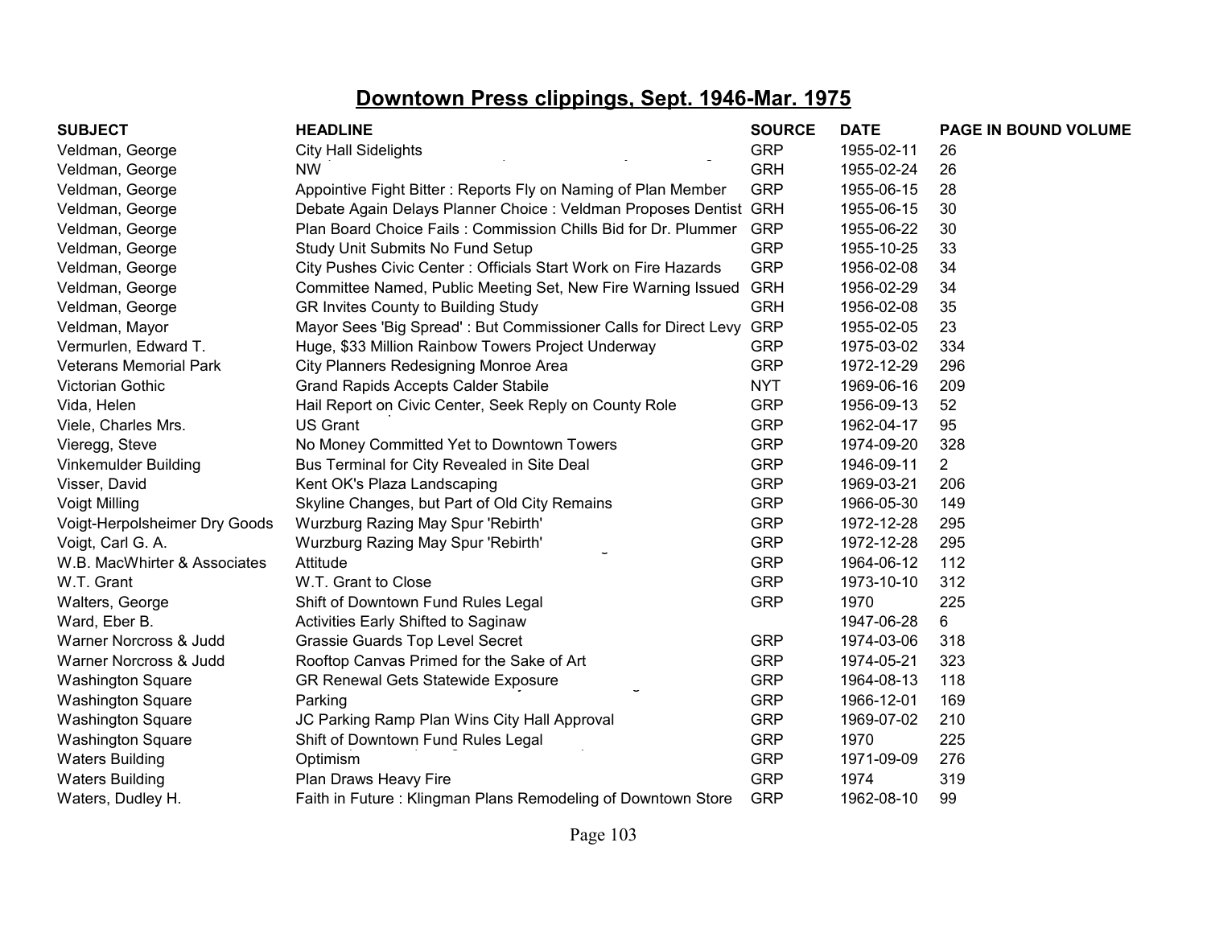# Downtown Press clippings, Sept. 1946-Mar. 1975

| SUBJECT | HEADLINE | SOURCE | DATE | PAGE IN BOUND VOLUME |
|---|---|---|---|---|
| Veldman, George | City Hall Sidelights | GRP | 1955-02-11 | 26 |
| Veldman, George | NW | GRH | 1955-02-24 | 26 |
| Veldman, George | Appointive Fight Bitter : Reports Fly on Naming of Plan Member | GRP | 1955-06-15 | 28 |
| Veldman, George | Debate Again Delays Planner Choice : Veldman Proposes Dentist | GRH | 1955-06-15 | 30 |
| Veldman, George | Plan Board Choice Fails : Commission Chills Bid for Dr. Plummer | GRP | 1955-06-22 | 30 |
| Veldman, George | Study Unit Submits No Fund Setup | GRP | 1955-10-25 | 33 |
| Veldman, George | City Pushes Civic Center : Officials Start Work on Fire Hazards | GRP | 1956-02-08 | 34 |
| Veldman, George | Committee Named, Public Meeting Set, New Fire Warning Issued | GRH | 1956-02-29 | 34 |
| Veldman, George | GR Invites County to Building Study | GRH | 1956-02-08 | 35 |
| Veldman, Mayor | Mayor Sees 'Big Spread' : But Commissioner Calls for Direct Levy | GRP | 1955-02-05 | 23 |
| Vermurlen, Edward T. | Huge, $33 Million Rainbow Towers Project Underway | GRP | 1975-03-02 | 334 |
| Veterans Memorial Park | City Planners Redesigning Monroe Area | GRP | 1972-12-29 | 296 |
| Victorian Gothic | Grand Rapids Accepts Calder Stabile | NYT | 1969-06-16 | 209 |
| Vida, Helen | Hail Report on Civic Center, Seek Reply on County Role | GRP | 1956-09-13 | 52 |
| Viele, Charles Mrs. | US Grant | GRP | 1962-04-17 | 95 |
| Vieregg, Steve | No Money Committed Yet to Downtown Towers | GRP | 1974-09-20 | 328 |
| Vinkemulder Building | Bus Terminal for City Revealed in Site Deal | GRP | 1946-09-11 | 2 |
| Visser, David | Kent OK's Plaza Landscaping | GRP | 1969-03-21 | 206 |
| Voigt Milling | Skyline Changes, but Part of Old City Remains | GRP | 1966-05-30 | 149 |
| Voigt-Herpolsheimer Dry Goods | Wurzburg Razing May Spur 'Rebirth' | GRP | 1972-12-28 | 295 |
| Voigt, Carl G. A. | Wurzburg Razing May Spur 'Rebirth' | GRP | 1972-12-28 | 295 |
| W.B. MacWhirter & Associates | Attitude | GRP | 1964-06-12 | 112 |
| W.T. Grant | W.T. Grant to Close | GRP | 1973-10-10 | 312 |
| Walters, George | Shift of Downtown Fund Rules Legal | GRP | 1970 | 225 |
| Ward, Eber B. | Activities Early Shifted to Saginaw | | 1947-06-28 | 6 |
| Warner Norcross & Judd | Grassie Guards Top Level Secret | GRP | 1974-03-06 | 318 |
| Warner Norcross & Judd | Rooftop Canvas Primed for the Sake of Art | GRP | 1974-05-21 | 323 |
| Washington Square | GR Renewal Gets Statewide Exposure | GRP | 1964-08-13 | 118 |
| Washington Square | Parking | GRP | 1966-12-01 | 169 |
| Washington Square | JC Parking Ramp Plan Wins City Hall Approval | GRP | 1969-07-02 | 210 |
| Washington Square | Shift of Downtown Fund Rules Legal | GRP | 1970 | 225 |
| Waters Building | Optimism | GRP | 1971-09-09 | 276 |
| Waters Building | Plan Draws Heavy Fire | GRP | 1974 | 319 |
| Waters, Dudley H. | Faith in Future : Klingman Plans Remodeling of Downtown Store | GRP | 1962-08-10 | 99 |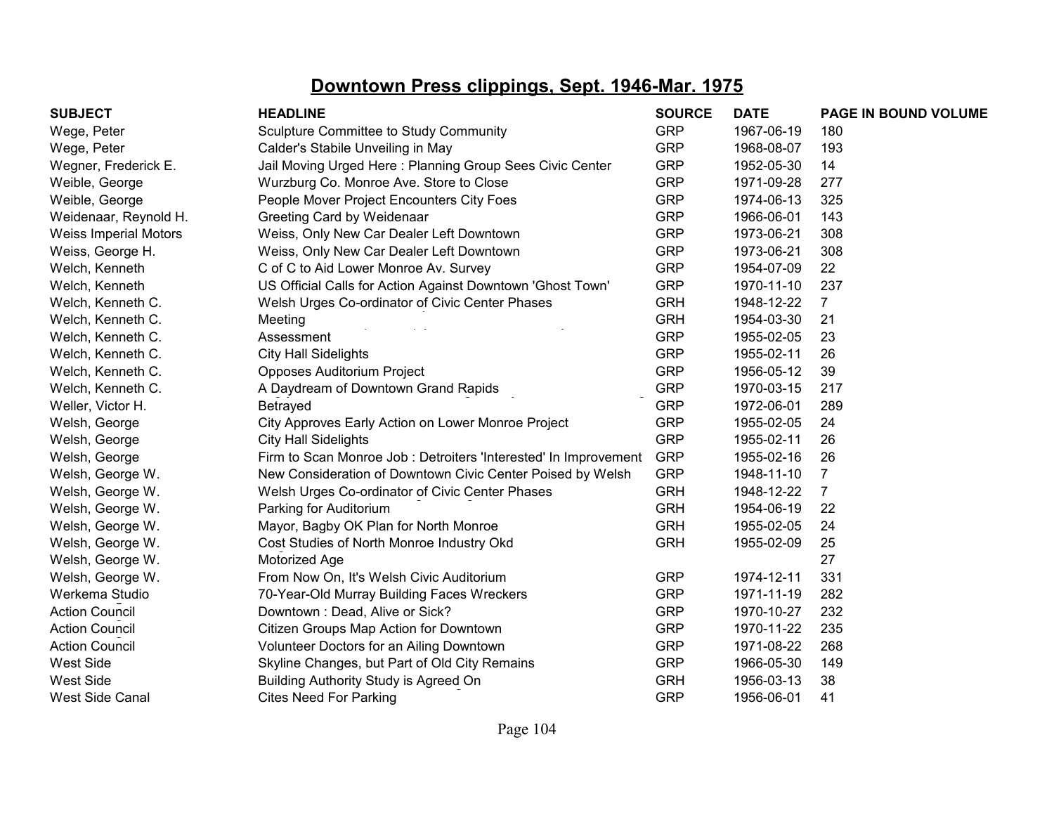## Downtown Press clippings, Sept. 1946-Mar. 1975

| SUBJECT | HEADLINE | SOURCE | DATE | PAGE IN BOUND VOLUME |
|---|---|---|---|---|
| Wege, Peter | Sculpture Committee to Study Community | GRP | 1967-06-19 | 180 |
| Wege, Peter | Calder's Stabile Unveiling in May | GRP | 1968-08-07 | 193 |
| Wegner, Frederick E. | Jail Moving Urged Here : Planning Group Sees Civic Center | GRP | 1952-05-30 | 14 |
| Weible, George | Wurzburg Co. Monroe Ave. Store to Close | GRP | 1971-09-28 | 277 |
| Weible, George | People Mover Project Encounters City Foes | GRP | 1974-06-13 | 325 |
| Weidenaar, Reynold H. | Greeting Card by Weidenaar | GRP | 1966-06-01 | 143 |
| Weiss Imperial Motors | Weiss, Only New Car Dealer Left Downtown | GRP | 1973-06-21 | 308 |
| Weiss, George H. | Weiss, Only New Car Dealer Left Downtown | GRP | 1973-06-21 | 308 |
| Welch, Kenneth | C of C to Aid Lower Monroe Av. Survey | GRP | 1954-07-09 | 22 |
| Welch, Kenneth | US Official Calls for Action Against Downtown 'Ghost Town' | GRP | 1970-11-10 | 237 |
| Welch, Kenneth C. | Welsh Urges Co-ordinator of Civic Center Phases | GRH | 1948-12-22 | 7 |
| Welch, Kenneth C. | Meeting | GRH | 1954-03-30 | 21 |
| Welch, Kenneth C. | Assessment | GRP | 1955-02-05 | 23 |
| Welch, Kenneth C. | City Hall Sidelights | GRP | 1955-02-11 | 26 |
| Welch, Kenneth C. | Opposes Auditorium Project | GRP | 1956-05-12 | 39 |
| Welch, Kenneth C. | A Daydream of Downtown Grand Rapids | GRP | 1970-03-15 | 217 |
| Weller, Victor H. | Betrayed | GRP | 1972-06-01 | 289 |
| Welsh, George | City Approves Early Action on Lower Monroe Project | GRP | 1955-02-05 | 24 |
| Welsh, George | City Hall Sidelights | GRP | 1955-02-11 | 26 |
| Welsh, George | Firm to Scan Monroe Job : Detroiters 'Interested' In Improvement | GRP | 1955-02-16 | 26 |
| Welsh, George W. | New Consideration of Downtown Civic Center Poised by Welsh | GRP | 1948-11-10 | 7 |
| Welsh, George W. | Welsh Urges Co-ordinator of Civic Center Phases | GRH | 1948-12-22 | 7 |
| Welsh, George W. | Parking for Auditorium | GRH | 1954-06-19 | 22 |
| Welsh, George W. | Mayor, Bagby OK Plan for North Monroe | GRH | 1955-02-05 | 24 |
| Welsh, George W. | Cost Studies of North Monroe Industry Okd | GRH | 1955-02-09 | 25 |
| Welsh, George W. | Motorized Age | | | 27 |
| Welsh, George W. | From Now On, It's Welsh Civic Auditorium | GRP | 1974-12-11 | 331 |
| Werkema Studio | 70-Year-Old Murray Building Faces Wreckers | GRP | 1971-11-19 | 282 |
| Action Council | Downtown : Dead, Alive or Sick? | GRP | 1970-10-27 | 232 |
| Action Council | Citizen Groups Map Action for Downtown | GRP | 1970-11-22 | 235 |
| Action Council | Volunteer Doctors for an Ailing Downtown | GRP | 1971-08-22 | 268 |
| West Side | Skyline Changes, but Part of Old City Remains | GRP | 1966-05-30 | 149 |
| West Side | Building Authority Study is Agreed On | GRH | 1956-03-13 | 38 |
| West Side Canal | Cites Need For Parking | GRP | 1956-06-01 | 41 |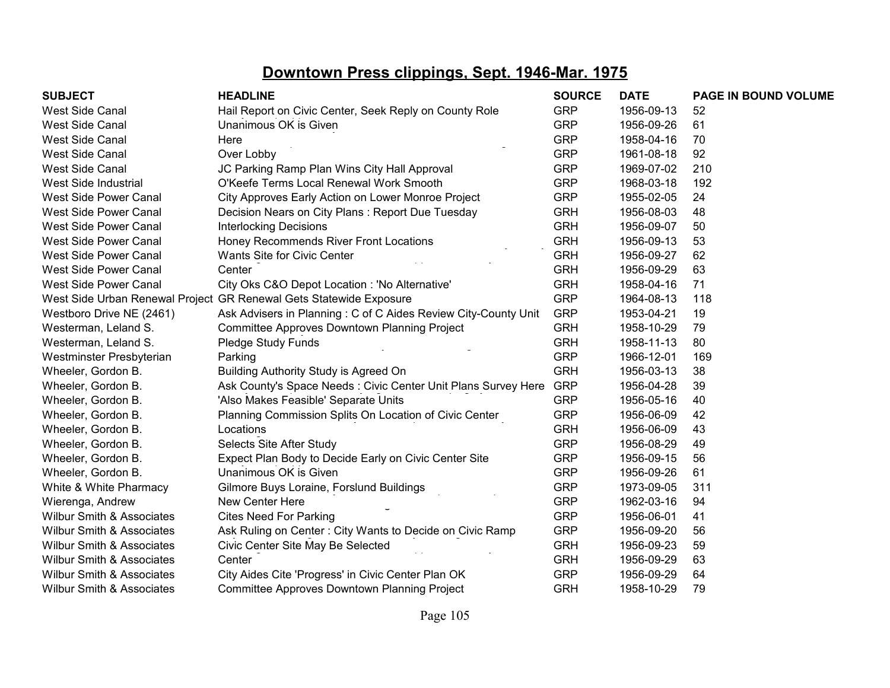# Downtown Press clippings, Sept. 1946-Mar. 1975

| SUBJECT | HEADLINE | SOURCE | DATE | PAGE IN BOUND VOLUME |
|---|---|---|---|---|
| West Side Canal | Hail Report on Civic Center, Seek Reply on County Role | GRP | 1956-09-13 | 52 |
| West Side Canal | Unanimous OK is Given | GRP | 1956-09-26 | 61 |
| West Side Canal | Here | GRP | 1958-04-16 | 70 |
| West Side Canal | Over Lobby | GRP | 1961-08-18 | 92 |
| West Side Canal | JC Parking Ramp Plan Wins City Hall Approval | GRP | 1969-07-02 | 210 |
| West Side Industrial | O'Keefe Terms Local Renewal Work Smooth | GRP | 1968-03-18 | 192 |
| West Side Power Canal | City Approves Early Action on Lower Monroe Project | GRP | 1955-02-05 | 24 |
| West Side Power Canal | Decision Nears on City Plans : Report Due Tuesday | GRH | 1956-08-03 | 48 |
| West Side Power Canal | Interlocking Decisions | GRH | 1956-09-07 | 50 |
| West Side Power Canal | Honey Recommends River Front Locations | GRH | 1956-09-13 | 53 |
| West Side Power Canal | Wants Site for Civic Center | GRH | 1956-09-27 | 62 |
| West Side Power Canal | Center | GRH | 1956-09-29 | 63 |
| West Side Power Canal | City Oks C&O Depot Location : 'No Alternative' | GRH | 1958-04-16 | 71 |
| West Side Urban Renewal Project | GR Renewal Gets Statewide Exposure | GRP | 1964-08-13 | 118 |
| Westboro Drive NE (2461) | Ask Advisers in Planning : C of C Aides Review City-County Unit | GRP | 1953-04-21 | 19 |
| Westerman, Leland S. | Committee Approves Downtown Planning Project | GRH | 1958-10-29 | 79 |
| Westerman, Leland S. | Pledge Study Funds | GRH | 1958-11-13 | 80 |
| Westminster Presbyterian | Parking | GRP | 1966-12-01 | 169 |
| Wheeler, Gordon B. | Building Authority Study is Agreed On | GRH | 1956-03-13 | 38 |
| Wheeler, Gordon B. | Ask County's Space Needs : Civic Center Unit Plans Survey Here | GRP | 1956-04-28 | 39 |
| Wheeler, Gordon B. | 'Also Makes Feasible' Separate Units | GRP | 1956-05-16 | 40 |
| Wheeler, Gordon B. | Planning Commission Splits On Location of Civic Center | GRP | 1956-06-09 | 42 |
| Wheeler, Gordon B. | Locations | GRH | 1956-06-09 | 43 |
| Wheeler, Gordon B. | Selects Site After Study | GRP | 1956-08-29 | 49 |
| Wheeler, Gordon B. | Expect Plan Body to Decide Early on Civic Center Site | GRP | 1956-09-15 | 56 |
| Wheeler, Gordon B. | Unanimous OK is Given | GRP | 1956-09-26 | 61 |
| White & White Pharmacy | Gilmore Buys Loraine, Forslund Buildings | GRP | 1973-09-05 | 311 |
| Wierenga, Andrew | New Center Here | GRP | 1962-03-16 | 94 |
| Wilbur Smith & Associates | Cites Need For Parking | GRP | 1956-06-01 | 41 |
| Wilbur Smith & Associates | Ask Ruling on Center : City Wants to Decide on Civic Ramp | GRP | 1956-09-20 | 56 |
| Wilbur Smith & Associates | Civic Center Site May Be Selected | GRH | 1956-09-23 | 59 |
| Wilbur Smith & Associates | Center | GRH | 1956-09-29 | 63 |
| Wilbur Smith & Associates | City Aides Cite 'Progress' in Civic Center Plan OK | GRP | 1956-09-29 | 64 |
| Wilbur Smith & Associates | Committee Approves Downtown Planning Project | GRH | 1958-10-29 | 79 |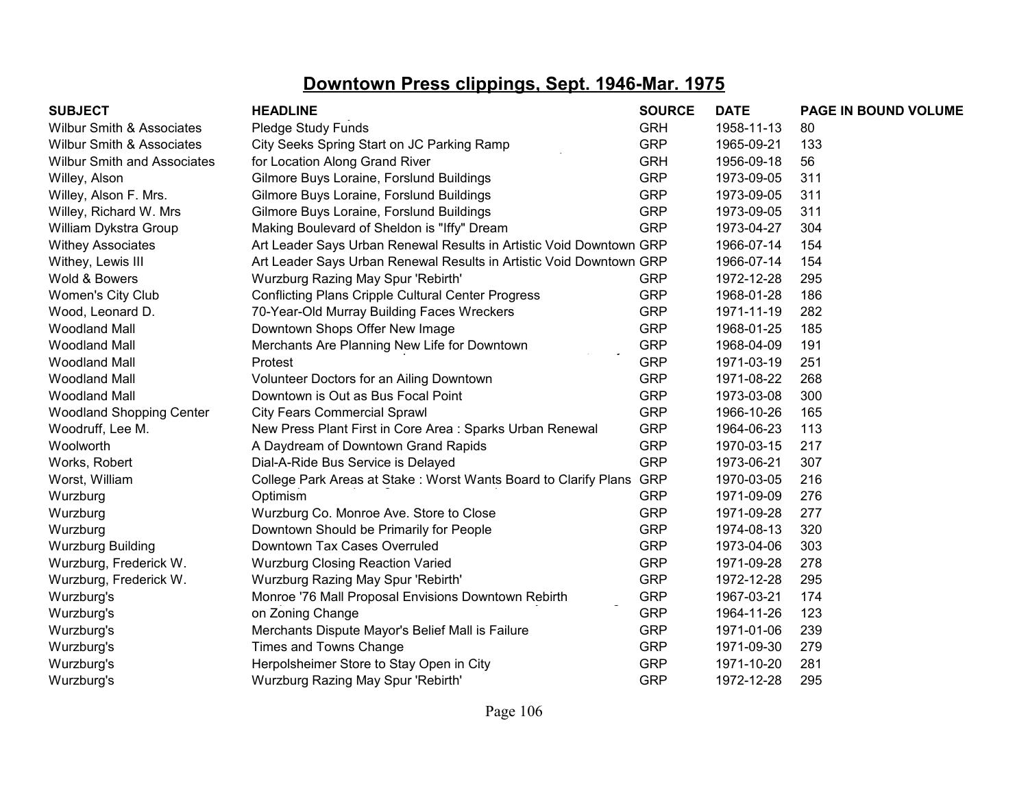# Downtown Press clippings, Sept. 1946-Mar. 1975

| SUBJECT | HEADLINE | SOURCE | DATE | PAGE IN BOUND VOLUME |
|---|---|---|---|---|
| Wilbur Smith & Associates | Pledge Study Funds | GRH | 1958-11-13 | 80 |
| Wilbur Smith & Associates | City Seeks Spring Start on JC Parking Ramp | GRP | 1965-09-21 | 133 |
| Wilbur Smith and Associates | for Location Along Grand River | GRH | 1956-09-18 | 56 |
| Willey, Alson | Gilmore Buys Loraine, Forslund Buildings | GRP | 1973-09-05 | 311 |
| Willey, Alson F. Mrs. | Gilmore Buys Loraine, Forslund Buildings | GRP | 1973-09-05 | 311 |
| Willey, Richard W. Mrs | Gilmore Buys Loraine, Forslund Buildings | GRP | 1973-09-05 | 311 |
| William Dykstra Group | Making Boulevard of Sheldon is "Iffy" Dream | GRP | 1973-04-27 | 304 |
| Withey Associates | Art Leader Says Urban Renewal Results in Artistic Void Downtown | GRP | 1966-07-14 | 154 |
| Withey, Lewis III | Art Leader Says Urban Renewal Results in Artistic Void Downtown | GRP | 1966-07-14 | 154 |
| Wold & Bowers | Wurzburg Razing May Spur 'Rebirth' | GRP | 1972-12-28 | 295 |
| Women's City Club | Conflicting Plans Cripple Cultural Center Progress | GRP | 1968-01-28 | 186 |
| Wood, Leonard D. | 70-Year-Old Murray Building Faces Wreckers | GRP | 1971-11-19 | 282 |
| Woodland Mall | Downtown Shops Offer New Image | GRP | 1968-01-25 | 185 |
| Woodland Mall | Merchants Are Planning New Life for Downtown | GRP | 1968-04-09 | 191 |
| Woodland Mall | Protest | GRP | 1971-03-19 | 251 |
| Woodland Mall | Volunteer Doctors for an Ailing Downtown | GRP | 1971-08-22 | 268 |
| Woodland Mall | Downtown is Out as Bus Focal Point | GRP | 1973-03-08 | 300 |
| Woodland Shopping Center | City Fears Commercial Sprawl | GRP | 1966-10-26 | 165 |
| Woodruff, Lee M. | New Press Plant First in Core Area : Sparks Urban Renewal | GRP | 1964-06-23 | 113 |
| Woolworth | A Daydream of Downtown Grand Rapids | GRP | 1970-03-15 | 217 |
| Works, Robert | Dial-A-Ride Bus Service is Delayed | GRP | 1973-06-21 | 307 |
| Worst, William | College Park Areas at Stake : Worst Wants Board to Clarify Plans | GRP | 1970-03-05 | 216 |
| Wurzburg | Optimism | GRP | 1971-09-09 | 276 |
| Wurzburg | Wurzburg Co. Monroe Ave. Store to Close | GRP | 1971-09-28 | 277 |
| Wurzburg | Downtown Should be Primarily for People | GRP | 1974-08-13 | 320 |
| Wurzburg Building | Downtown Tax Cases Overruled | GRP | 1973-04-06 | 303 |
| Wurzburg, Frederick W. | Wurzburg Closing Reaction Varied | GRP | 1971-09-28 | 278 |
| Wurzburg, Frederick W. | Wurzburg Razing May Spur 'Rebirth' | GRP | 1972-12-28 | 295 |
| Wurzburg's | Monroe '76 Mall Proposal Envisions Downtown Rebirth | GRP | 1967-03-21 | 174 |
| Wurzburg's | on Zoning Change | GRP | 1964-11-26 | 123 |
| Wurzburg's | Merchants Dispute Mayor's Belief Mall is Failure | GRP | 1971-01-06 | 239 |
| Wurzburg's | Times and Towns Change | GRP | 1971-09-30 | 279 |
| Wurzburg's | Herpolsheimer Store to Stay Open in City | GRP | 1971-10-20 | 281 |
| Wurzburg's | Wurzburg Razing May Spur 'Rebirth' | GRP | 1972-12-28 | 295 |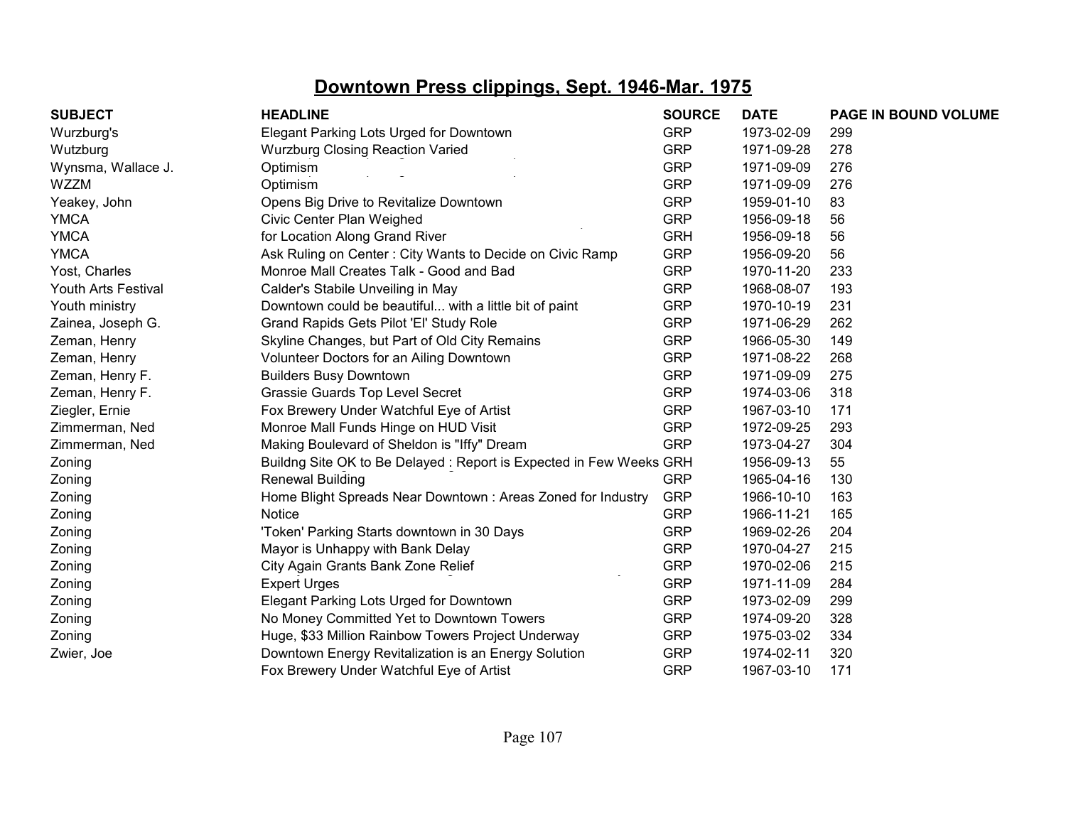## Downtown Press clippings, Sept. 1946-Mar. 1975

| SUBJECT | HEADLINE | SOURCE | DATE | PAGE IN BOUND VOLUME |
|---|---|---|---|---|
| Wurzburg's | Elegant Parking Lots Urged for Downtown | GRP | 1973-02-09 | 299 |
| Wutzburg | Wurzburg Closing Reaction Varied | GRP | 1971-09-28 | 278 |
| Wynsma, Wallace J. | Optimism | GRP | 1971-09-09 | 276 |
| WZZM | Optimism | GRP | 1971-09-09 | 276 |
| Yeakey, John | Opens Big Drive to Revitalize Downtown | GRP | 1959-01-10 | 83 |
| YMCA | Civic Center Plan Weighed | GRP | 1956-09-18 | 56 |
| YMCA | for Location Along Grand River | GRH | 1956-09-18 | 56 |
| YMCA | Ask Ruling on Center : City Wants to Decide on Civic Ramp | GRP | 1956-09-20 | 56 |
| Yost, Charles | Monroe Mall Creates Talk - Good and Bad | GRP | 1970-11-20 | 233 |
| Youth Arts Festival | Calder's Stabile Unveiling in May | GRP | 1968-08-07 | 193 |
| Youth ministry | Downtown could be beautiful... with a little bit of paint | GRP | 1970-10-19 | 231 |
| Zainea, Joseph G. | Grand Rapids Gets Pilot 'El' Study Role | GRP | 1971-06-29 | 262 |
| Zeman, Henry | Skyline Changes, but Part of Old City Remains | GRP | 1966-05-30 | 149 |
| Zeman, Henry | Volunteer Doctors for an Ailing Downtown | GRP | 1971-08-22 | 268 |
| Zeman, Henry F. | Builders Busy Downtown | GRP | 1971-09-09 | 275 |
| Zeman, Henry F. | Grassie Guards Top Level Secret | GRP | 1974-03-06 | 318 |
| Ziegler, Ernie | Fox Brewery Under Watchful Eye of Artist | GRP | 1967-03-10 | 171 |
| Zimmerman, Ned | Monroe Mall Funds Hinge on HUD Visit | GRP | 1972-09-25 | 293 |
| Zimmerman, Ned | Making Boulevard of Sheldon is "Iffy" Dream | GRP | 1973-04-27 | 304 |
| Zoning | Buildng Site OK to Be Delayed : Report is Expected in Few Weeks | GRH | 1956-09-13 | 55 |
| Zoning | Renewal Building | GRP | 1965-04-16 | 130 |
| Zoning | Home Blight Spreads Near Downtown : Areas Zoned for Industry | GRP | 1966-10-10 | 163 |
| Zoning | Notice | GRP | 1966-11-21 | 165 |
| Zoning | 'Token' Parking Starts downtown in 30 Days | GRP | 1969-02-26 | 204 |
| Zoning | Mayor is Unhappy with Bank Delay | GRP | 1970-04-27 | 215 |
| Zoning | City Again Grants Bank Zone Relief | GRP | 1970-02-06 | 215 |
| Zoning | Expert Urges | GRP | 1971-11-09 | 284 |
| Zoning | Elegant Parking Lots Urged for Downtown | GRP | 1973-02-09 | 299 |
| Zoning | No Money Committed Yet to Downtown Towers | GRP | 1974-09-20 | 328 |
| Zoning | Huge, $33 Million Rainbow Towers Project Underway | GRP | 1975-03-02 | 334 |
| Zwier, Joe | Downtown Energy Revitalization is an Energy Solution | GRP | 1974-02-11 | 320 |
| | Fox Brewery Under Watchful Eye of Artist | GRP | 1967-03-10 | 171 |